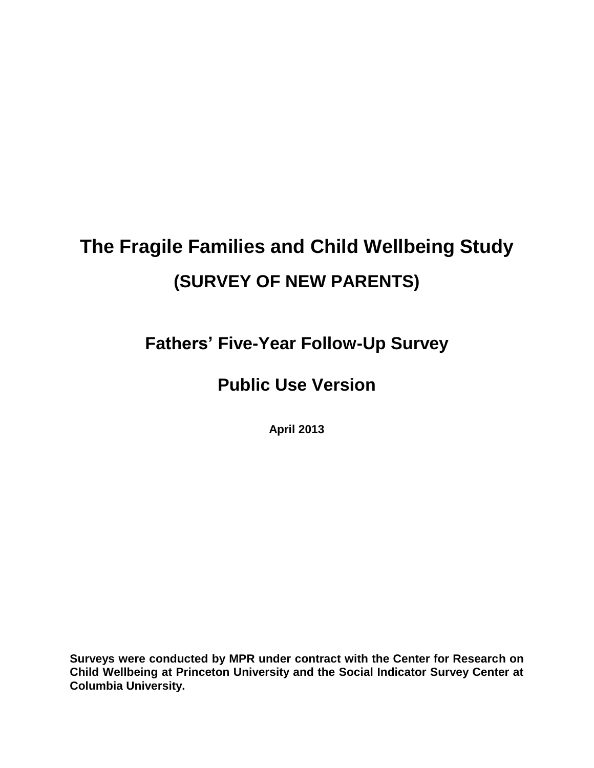# The Fragile Families and Child Wellbeing Study

## (SURVEY OF NEW PARENTS)

## Fathers' Five-Year Follow-Up Survey

## Public Use Version

**April 2013**

**Surveys were conducted by MPR under contract with the Center for Research on Child Wellbeing at Princeton University and the Social Indicator Survey Center at Columbia University.**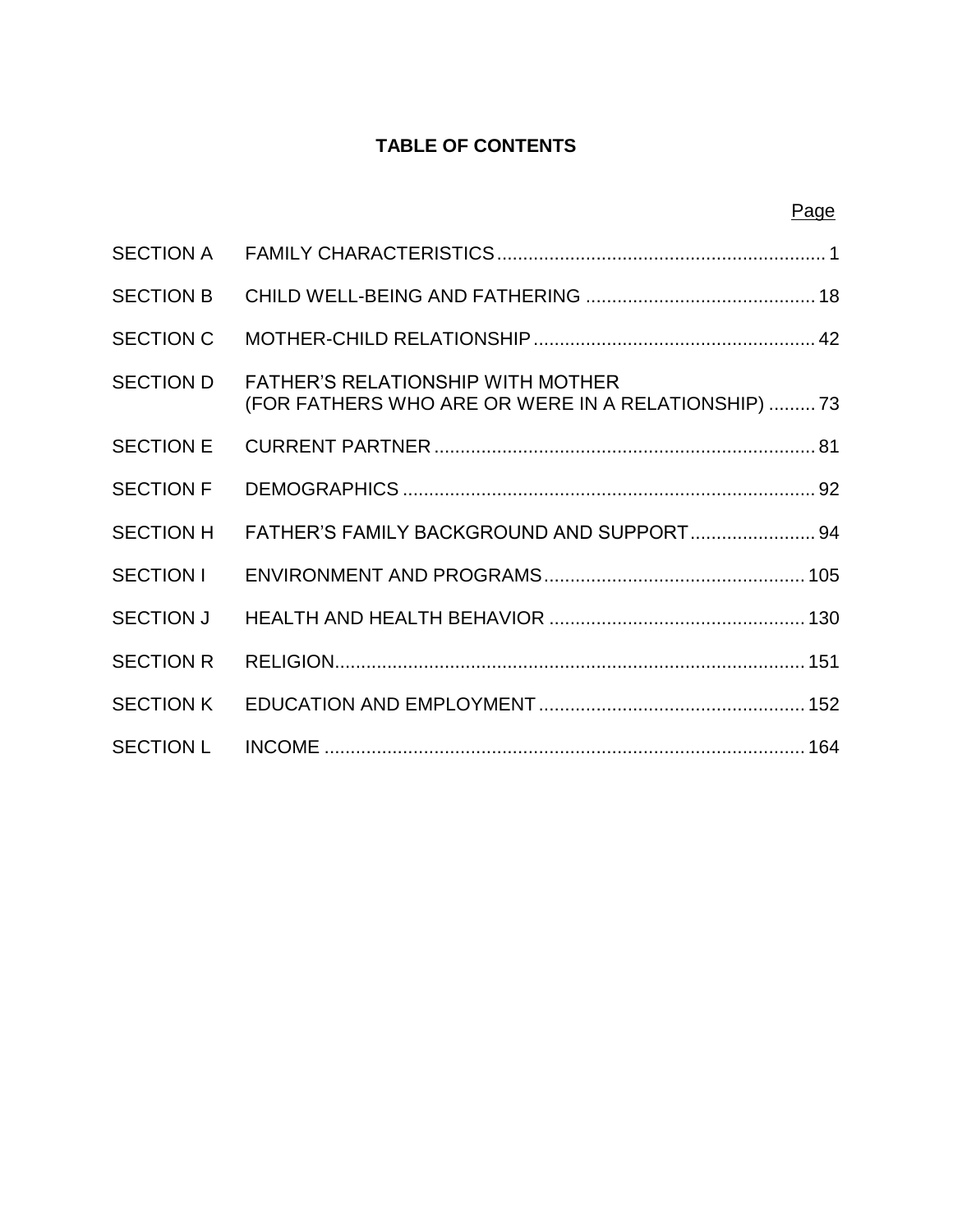# TABLE OF CONTENTS

| | | Page |
|---|---|---|
| SECTION A | FAMILY CHARACTERISTICS | 1 |
| SECTION B | CHILD WELL-BEING AND FATHERING | 18 |
| SECTION C | MOTHER-CHILD RELATIONSHIP | 42 |
| SECTION D | FATHER'S RELATIONSHIP WITH MOTHER (FOR FATHERS WHO ARE OR WERE IN A RELATIONSHIP) | 73 |
| SECTION E | CURRENT PARTNER | 81 |
| SECTION F | DEMOGRAPHICS | 92 |
| SECTION H | FATHER'S FAMILY BACKGROUND AND SUPPORT | 94 |
| SECTION I | ENVIRONMENT AND PROGRAMS | 105 |
| SECTION J | HEALTH AND HEALTH BEHAVIOR | 130 |
| SECTION R | RELIGION | 151 |
| SECTION K | EDUCATION AND EMPLOYMENT | 152 |
| SECTION L | INCOME | 164 |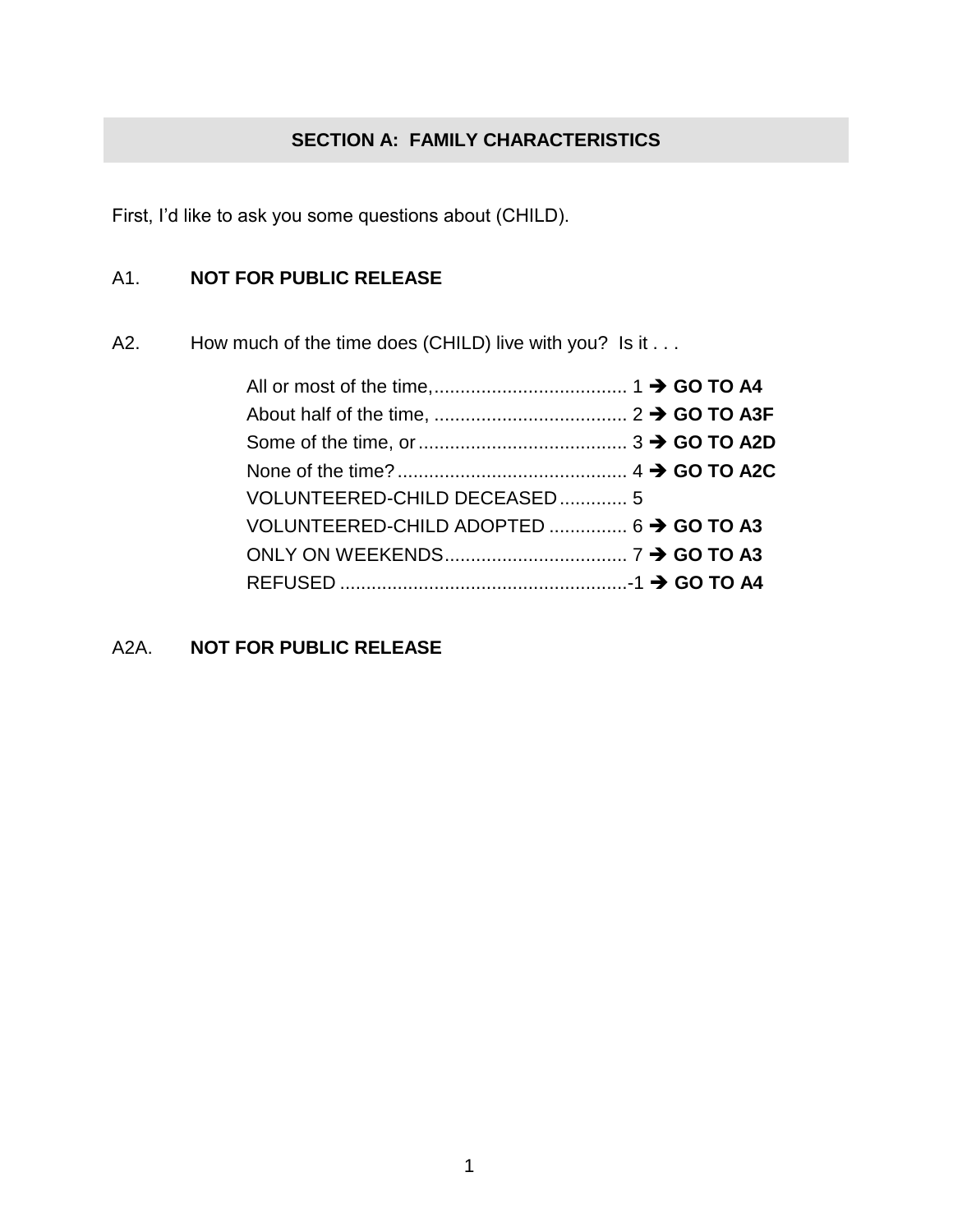## SECTION A: FAMILY CHARACTERISTICS

First, I'd like to ask you some questions about (CHILD).

A1. **NOT FOR PUBLIC RELEASE**

A2. How much of the time does (CHILD) live with you? Is it . . .

All or most of the time,..................................... 1 ➔ **GO TO A4**
About half of the time, ..................................... 2 ➔ **GO TO A3F**
Some of the time, or........................................ 3 ➔ **GO TO A2D**
None of the time?............................................ 4 ➔ **GO TO A2C**
VOLUNTEERED-CHILD DECEASED............. 5
VOLUNTEERED-CHILD ADOPTED ............... 6 ➔ **GO TO A3**
ONLY ON WEEKENDS................................... 7 ➔ **GO TO A3**
REFUSED .......................................................-1 ➔ **GO TO A4**

A2A. **NOT FOR PUBLIC RELEASE**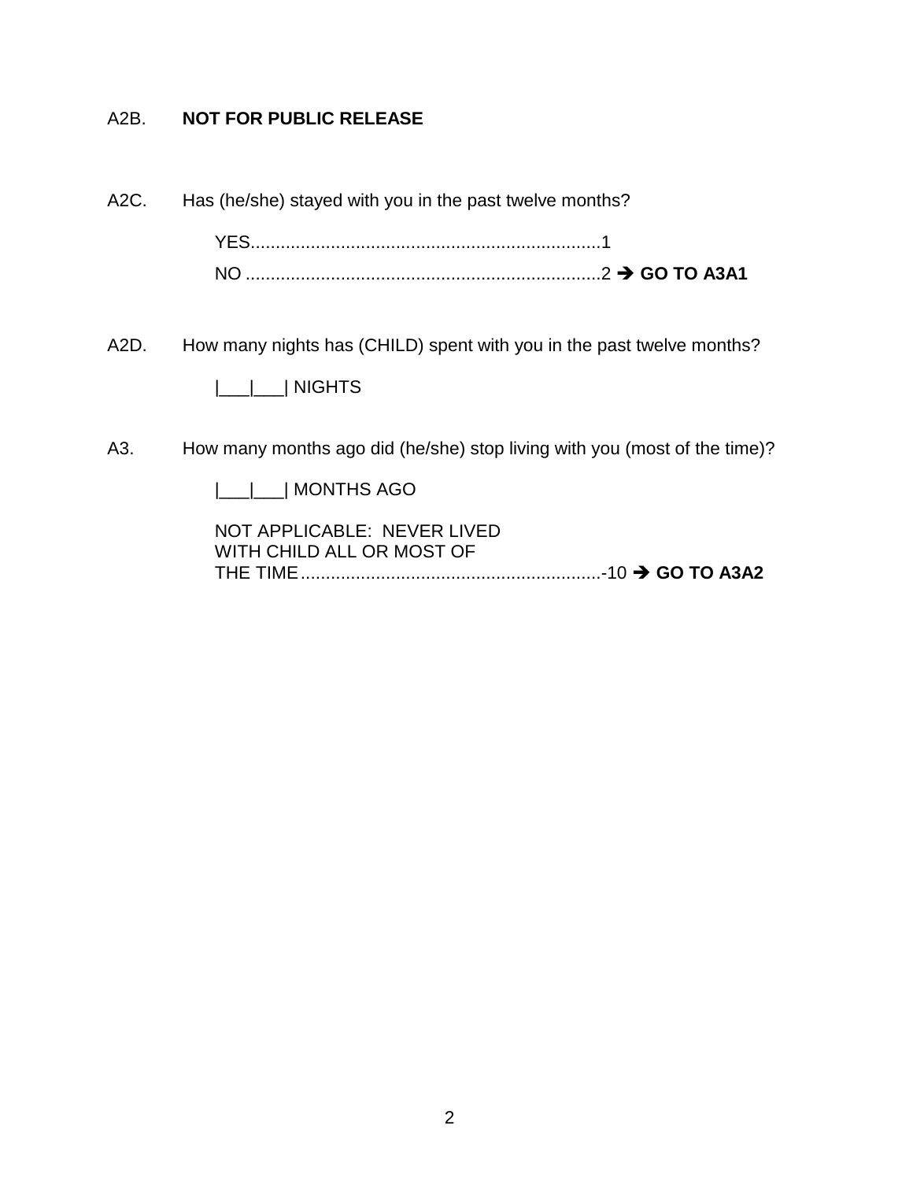A2B. **NOT FOR PUBLIC RELEASE**

A2C. Has (he/she) stayed with you in the past twelve months?

YES......................................................................1
NO .......................................................................2 ➔ **GO TO A3A1**

A2D. How many nights has (CHILD) spent with you in the past twelve months?

|___|___| NIGHTS

A3. How many months ago did (he/she) stop living with you (most of the time)?

|___|___| MONTHS AGO

NOT APPLICABLE: NEVER LIVED WITH CHILD ALL OR MOST OF THE TIME............................................................-10 ➔ **GO TO A3A2**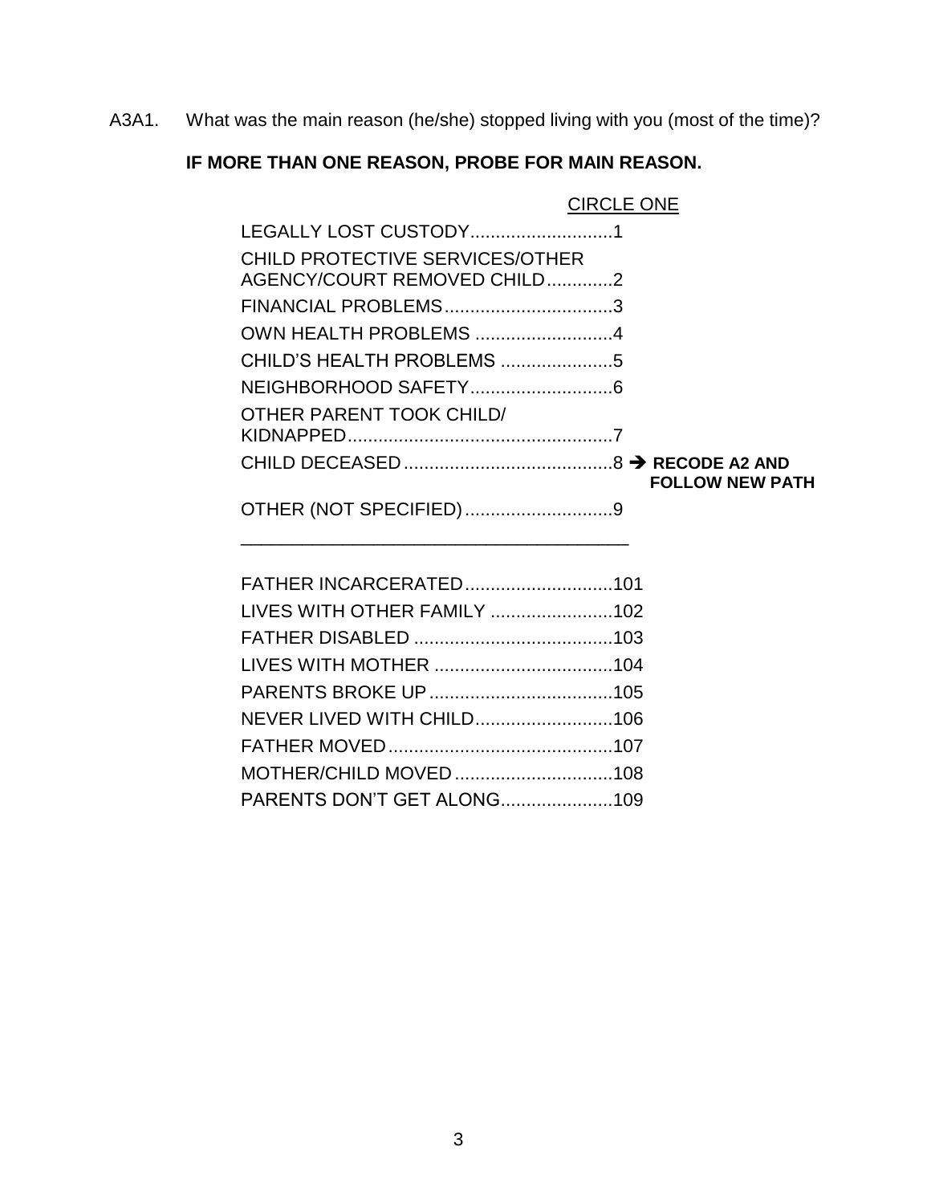A3A1. What was the main reason (he/she) stopped living with you (most of the time)?

**IF MORE THAN ONE REASON, PROBE FOR MAIN REASON.**

CIRCLE ONE

| | | |
|---|---|---|
| LEGALLY LOST CUSTODY | 1 | |
| CHILD PROTECTIVE SERVICES/OTHER AGENCY/COURT REMOVED CHILD | 2 | |
| FINANCIAL PROBLEMS | 3 | |
| OWN HEALTH PROBLEMS | 4 | |
| CHILD'S HEALTH PROBLEMS | 5 | |
| NEIGHBORHOOD SAFETY | 6 | |
| OTHER PARENT TOOK CHILD/ KIDNAPPED | 7 | |
| CHILD DECEASED | 8 | ➔ **RECODE A2 AND FOLLOW NEW PATH** |
| OTHER (NOT SPECIFIED) | 9 | |

______________________________________

| | |
|---|---|
| FATHER INCARCERATED | 101 |
| LIVES WITH OTHER FAMILY | 102 |
| FATHER DISABLED | 103 |
| LIVES WITH MOTHER | 104 |
| PARENTS BROKE UP | 105 |
| NEVER LIVED WITH CHILD | 106 |
| FATHER MOVED | 107 |
| MOTHER/CHILD MOVED | 108 |
| PARENTS DON'T GET ALONG | 109 |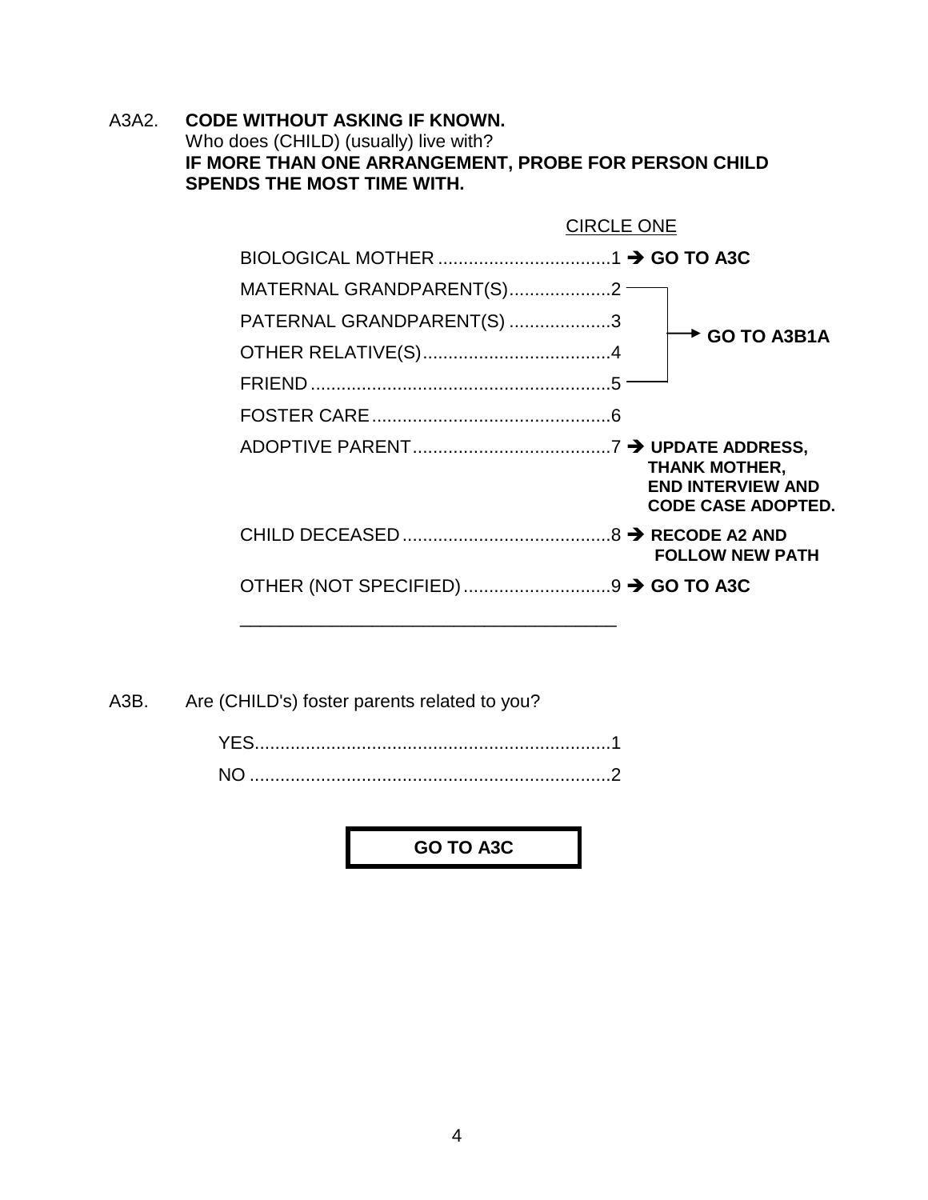A3A2. **CODE WITHOUT ASKING IF KNOWN.**
Who does (CHILD) (usually) live with?
**IF MORE THAN ONE ARRANGEMENT, PROBE FOR PERSON CHILD SPENDS THE MOST TIME WITH.**

CIRCLE ONE

| | | |
|---|---|---|
| BIOLOGICAL MOTHER | 1 | ➔ **GO TO A3C** |
| MATERNAL GRANDPARENT(S) | 2 | **GO TO A3B1A** |
| PATERNAL GRANDPARENT(S) | 3 | **GO TO A3B1A** |
| OTHER RELATIVE(S) | 4 | **GO TO A3B1A** |
| FRIEND | 5 | **GO TO A3B1A** |
| FOSTER CARE | 6 | |
| ADOPTIVE PARENT | 7 | ➔ **UPDATE ADDRESS, THANK MOTHER, END INTERVIEW AND CODE CASE ADOPTED.** |
| CHILD DECEASED | 8 | ➔ **RECODE A2 AND FOLLOW NEW PATH** |
| OTHER (NOT SPECIFIED) | 9 | ➔ **GO TO A3C** |

\_\_\_\_\_\_\_\_\_\_\_\_\_\_\_\_\_\_\_\_\_\_\_\_\_\_\_\_\_\_\_\_\_\_\_\_

A3B. Are (CHILD's) foster parents related to you?

| | |
|---|---|
| YES | 1 |
| NO | 2 |

**GO TO A3C**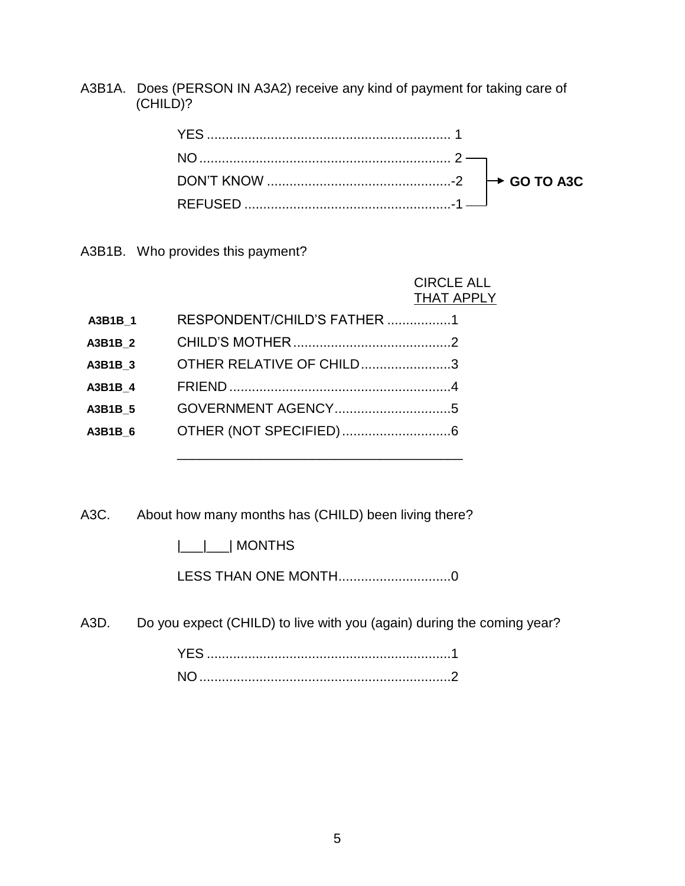A3B1A. Does (PERSON IN A3A2) receive any kind of payment for taking care of (CHILD)?

| | | |
|---|---|---|
| YES | 1 | |
| NO | 2 | **GO TO A3C** |
| DON'T KNOW | -2 | **GO TO A3C** |
| REFUSED | -1 | **GO TO A3C** |

A3B1B. Who provides this payment?

CIRCLE ALL THAT APPLY

| | | |
|---|---|---|
| **A3B1B_1** | RESPONDENT/CHILD'S FATHER | 1 |
| **A3B1B_2** | CHILD'S MOTHER | 2 |
| **A3B1B_3** | OTHER RELATIVE OF CHILD | 3 |
| **A3B1B_4** | FRIEND | 4 |
| **A3B1B_5** | GOVERNMENT AGENCY | 5 |
| **A3B1B_6** | OTHER (NOT SPECIFIED) | 6 |

______________________________________

A3C. About how many months has (CHILD) been living there?

|___|___| MONTHS

LESS THAN ONE MONTH..............................0

A3D. Do you expect (CHILD) to live with you (again) during the coming year?

| | |
|---|---|
| YES | 1 |
| NO | 2 |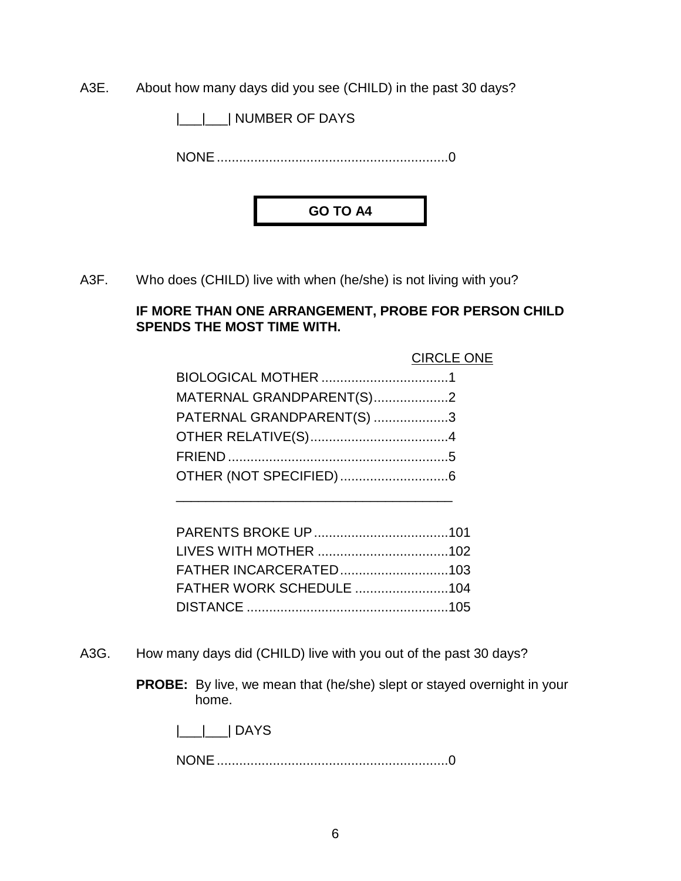A3E. About how many days did you see (CHILD) in the past 30 days?

|___|___| NUMBER OF DAYS

NONE............................................................0

**GO TO A4**

A3F. Who does (CHILD) live with when (he/she) is not living with you?

**IF MORE THAN ONE ARRANGEMENT, PROBE FOR PERSON CHILD SPENDS THE MOST TIME WITH.**

CIRCLE ONE

BIOLOGICAL MOTHER ..................................1
MATERNAL GRANDPARENT(S)....................2
PATERNAL GRANDPARENT(S) ....................3
OTHER RELATIVE(S).....................................4
FRIEND...........................................................5
OTHER (NOT SPECIFIED).............................6

_____________________________________

PARENTS BROKE UP....................................101
LIVES WITH MOTHER ...................................102
FATHER INCARCERATED.............................103
FATHER WORK SCHEDULE .........................104
DISTANCE ......................................................105

A3G. How many days did (CHILD) live with you out of the past 30 days?

**PROBE:** By live, we mean that (he/she) slept or stayed overnight in your home.

|___|___| DAYS

NONE............................................................0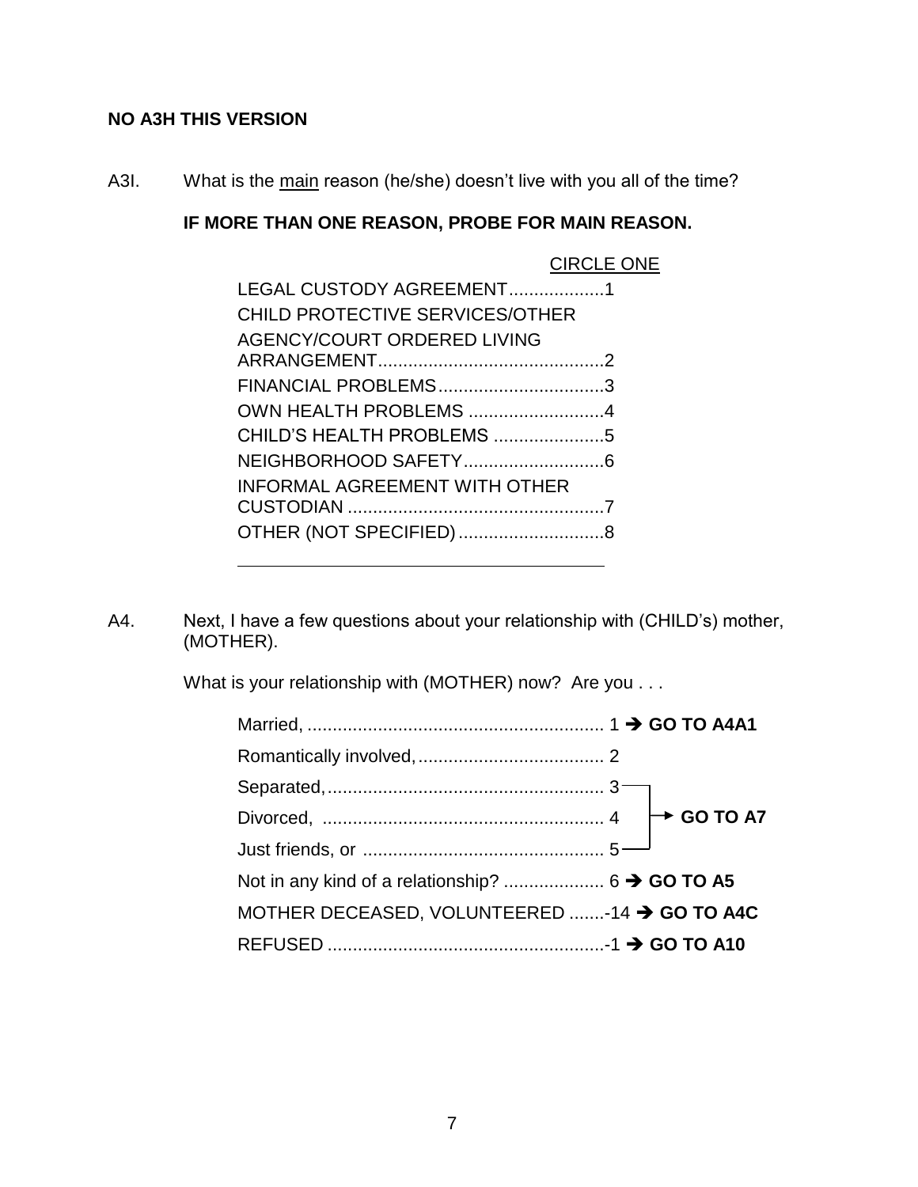**NO A3H THIS VERSION**

A3I. What is the main reason (he/she) doesn't live with you all of the time?

**IF MORE THAN ONE REASON, PROBE FOR MAIN REASON.**

| | CIRCLE ONE |
|---|---|
| LEGAL CUSTODY AGREEMENT | 1 |
| CHILD PROTECTIVE SERVICES/OTHER AGENCY/COURT ORDERED LIVING ARRANGEMENT | 2 |
| FINANCIAL PROBLEMS | 3 |
| OWN HEALTH PROBLEMS | 4 |
| CHILD'S HEALTH PROBLEMS | 5 |
| NEIGHBORHOOD SAFETY | 6 |
| INFORMAL AGREEMENT WITH OTHER CUSTODIAN | 7 |
| OTHER (NOT SPECIFIED) | 8 |

_______________________________________

A4. Next, I have a few questions about your relationship with (CHILD's) mother, (MOTHER).

What is your relationship with (MOTHER) now? Are you . . .

| | | |
|---|---|---|
| Married, | 1 | → **GO TO A4A1** |
| Romantically involved, | 2 | |
| Separated, | 3 | → **GO TO A7** |
| Divorced, | 4 | → **GO TO A7** |
| Just friends, or | 5 | → **GO TO A7** |
| Not in any kind of a relationship? | 6 | → **GO TO A5** |
| MOTHER DECEASED, VOLUNTEERED | -14 | → **GO TO A4C** |
| REFUSED | -1 | → **GO TO A10** |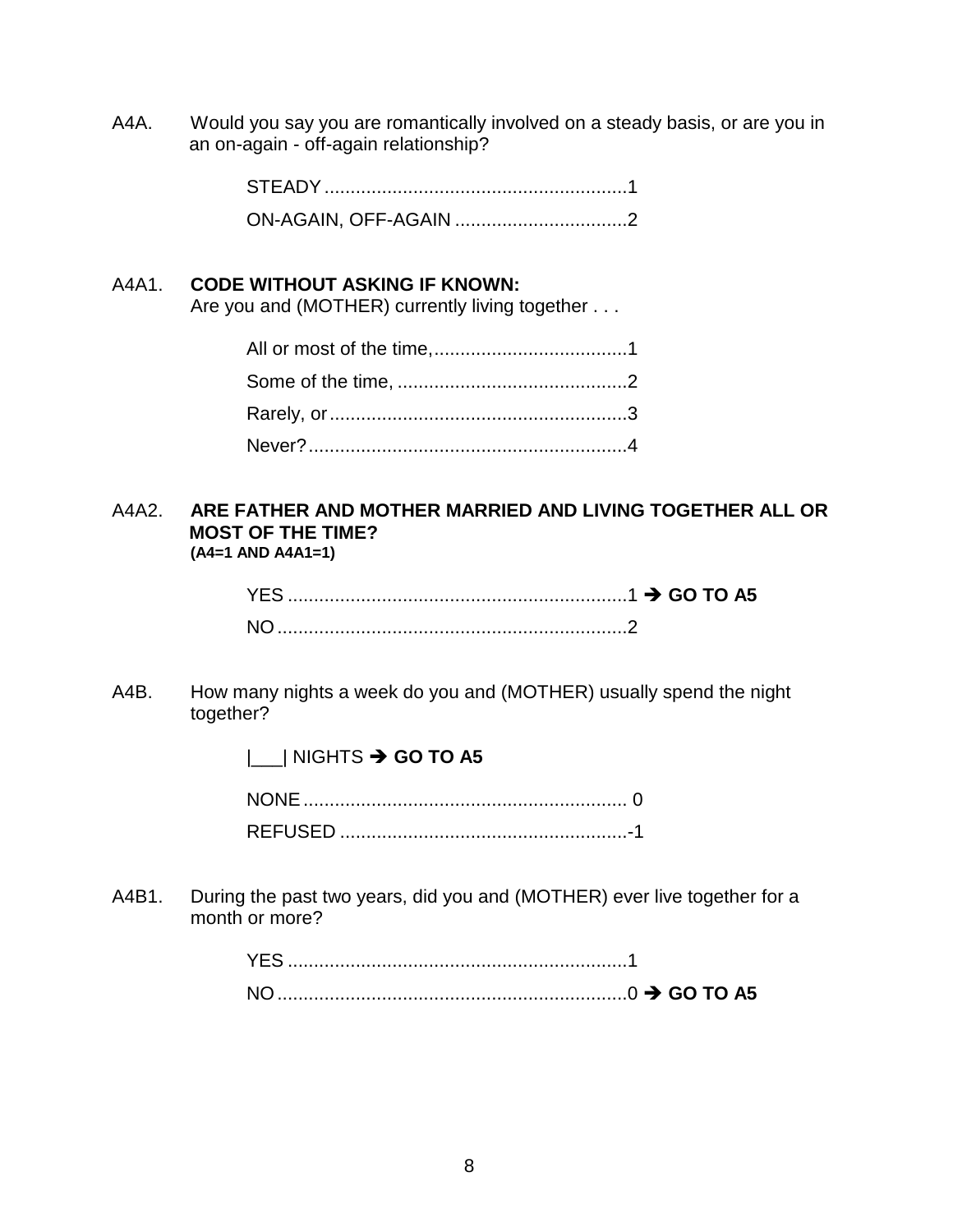A4A. Would you say you are romantically involved on a steady basis, or are you in an on-again - off-again relationship?

STEADY ..........................................................1
ON-AGAIN, OFF-AGAIN .................................2

A4A1. **CODE WITHOUT ASKING IF KNOWN:**
Are you and (MOTHER) currently living together . . .

All or most of the time,.....................................1
Some of the time, ............................................2
Rarely, or.........................................................3
Never?.............................................................4

A4A2. **ARE FATHER AND MOTHER MARRIED AND LIVING TOGETHER ALL OR MOST OF THE TIME?**
**(A4=1 AND A4A1=1)**

YES .................................................................1 ➔ **GO TO A5**
NO ...................................................................2

A4B. How many nights a week do you and (MOTHER) usually spend the night together?

|___| NIGHTS ➔ **GO TO A5**

NONE .............................................................. 0
REFUSED .......................................................-1

A4B1. During the past two years, did you and (MOTHER) ever live together for a month or more?

YES .................................................................1
NO ...................................................................0 ➔ **GO TO A5**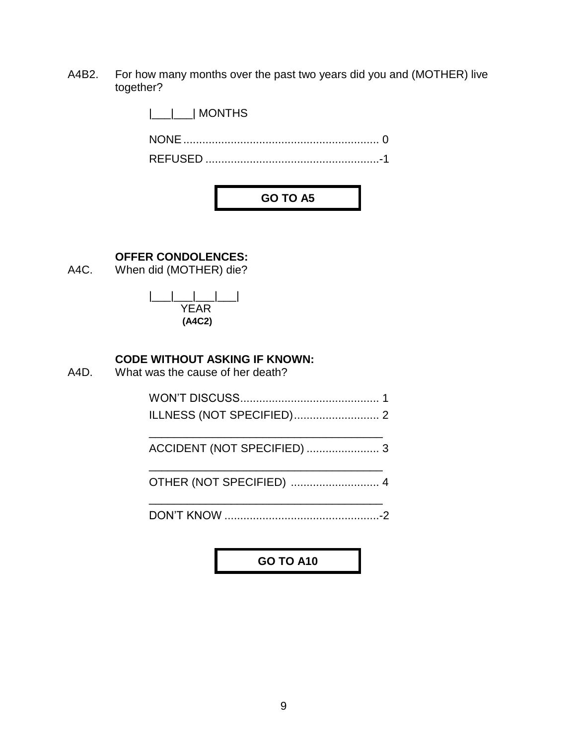A4B2. For how many months over the past two years did you and (MOTHER) live together?

|___|___| MONTHS

NONE ............................................................. 0

REFUSED .......................................................-1

**GO TO A5**

**OFFER CONDOLENCES:**

A4C. When did (MOTHER) die?

|___|___|___|___|
YEAR
**(A4C2)**

**CODE WITHOUT ASKING IF KNOWN:**

A4D. What was the cause of her death?

WON'T DISCUSS ........................................... 1

ILLNESS (NOT SPECIFIED) ........................... 2

______________________________________

ACCIDENT (NOT SPECIFIED) ....................... 3

______________________________________

OTHER (NOT SPECIFIED) ............................ 4

______________________________________

DON'T KNOW .................................................-2

**GO TO A10**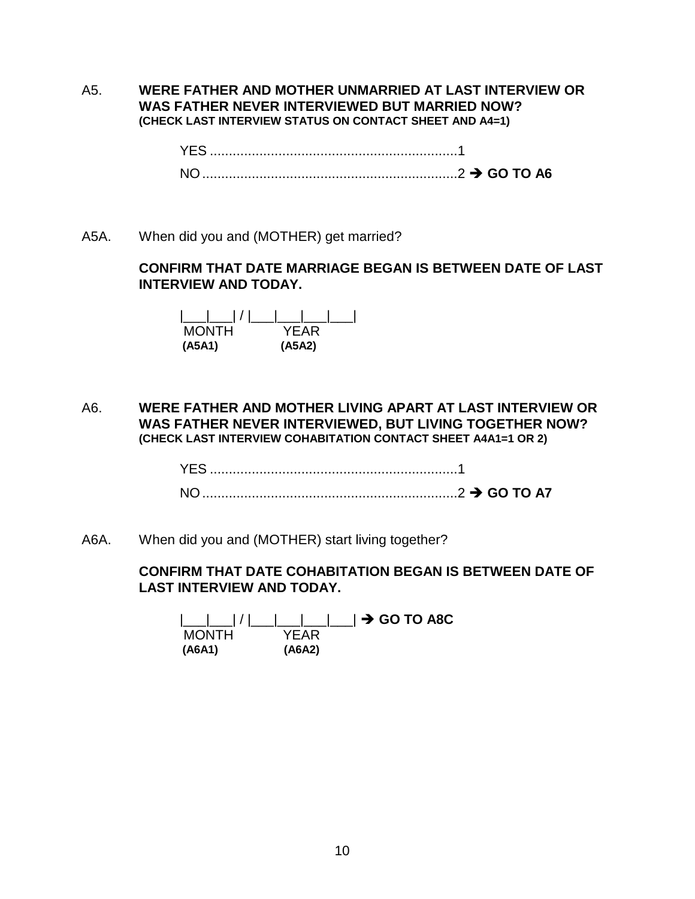A5. **WERE FATHER AND MOTHER UNMARRIED AT LAST INTERVIEW OR WAS FATHER NEVER INTERVIEWED BUT MARRIED NOW?**
**(CHECK LAST INTERVIEW STATUS ON CONTACT SHEET AND A4=1)**

YES ...................................................................1
NO.....................................................................2 ➔ **GO TO A6**

A5A. When did you and (MOTHER) get married?

**CONFIRM THAT DATE MARRIAGE BEGAN IS BETWEEN DATE OF LAST INTERVIEW AND TODAY.**

|___|___| / |___|___|___|___|
MONTH YEAR
**(A5A1)** **(A5A2)**

A6. **WERE FATHER AND MOTHER LIVING APART AT LAST INTERVIEW OR WAS FATHER NEVER INTERVIEWED, BUT LIVING TOGETHER NOW?**
**(CHECK LAST INTERVIEW COHABITATION CONTACT SHEET A4A1=1 OR 2)**

YES ...................................................................1
NO.....................................................................2 ➔ **GO TO A7**

A6A. When did you and (MOTHER) start living together?

**CONFIRM THAT DATE COHABITATION BEGAN IS BETWEEN DATE OF LAST INTERVIEW AND TODAY.**

|___|___| / |___|___|___|___| ➔ **GO TO A8C**
MONTH YEAR
**(A6A1)** **(A6A2)**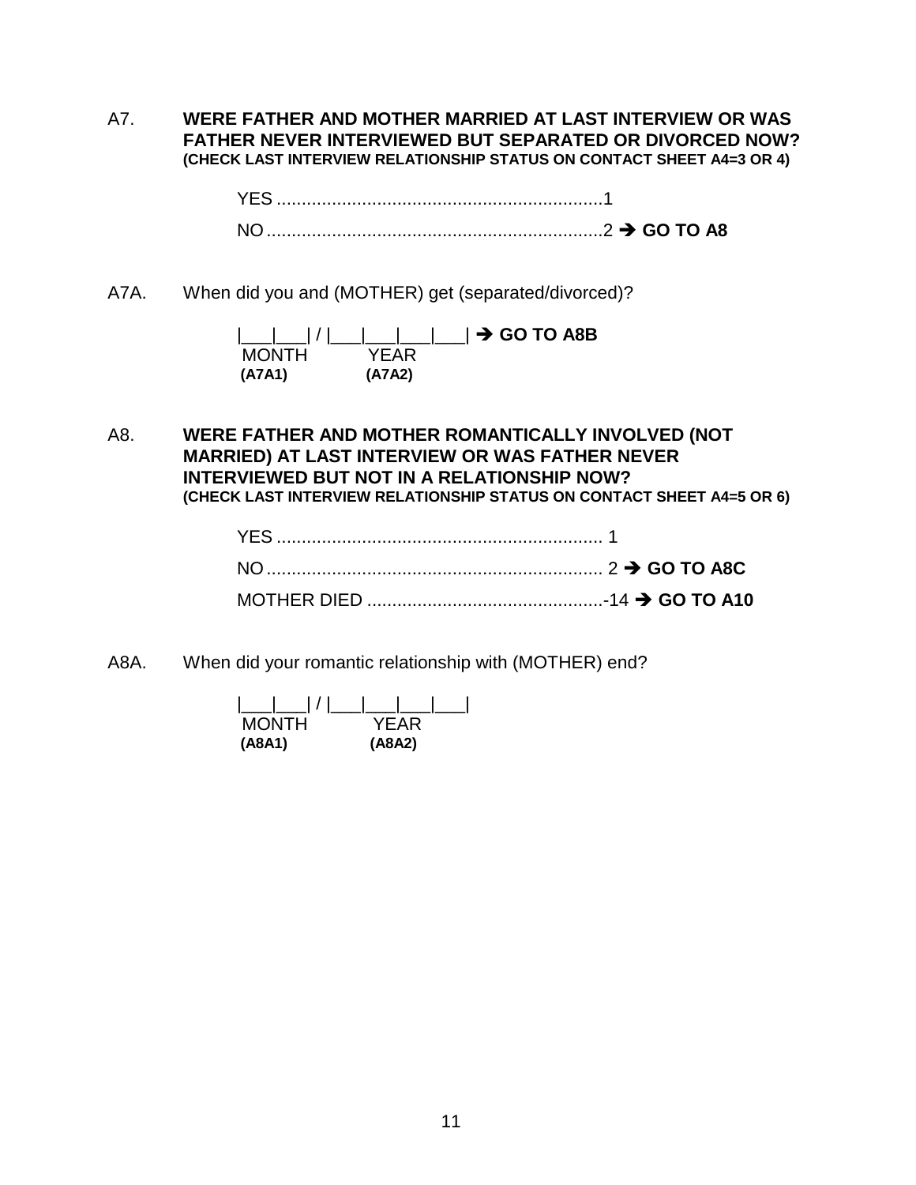A7. **WERE FATHER AND MOTHER MARRIED AT LAST INTERVIEW OR WAS FATHER NEVER INTERVIEWED BUT SEPARATED OR DIVORCED NOW? (CHECK LAST INTERVIEW RELATIONSHIP STATUS ON CONTACT SHEET A4=3 OR 4)**

YES ................................................................1

NO ..................................................................2 ➔ **GO TO A8**

A7A. When did you and (MOTHER) get (separated/divorced)?

|___|___| / |___|___|___|___| ➔ **GO TO A8B**
MONTH YEAR
**(A7A1)** **(A7A2)**

A8. **WERE FATHER AND MOTHER ROMANTICALLY INVOLVED (NOT MARRIED) AT LAST INTERVIEW OR WAS FATHER NEVER INTERVIEWED BUT NOT IN A RELATIONSHIP NOW? (CHECK LAST INTERVIEW RELATIONSHIP STATUS ON CONTACT SHEET A4=5 OR 6)**

YES ................................................................ 1

NO .................................................................. 2 ➔ **GO TO A8C**

MOTHER DIED ...............................................-14 ➔ **GO TO A10**

A8A. When did your romantic relationship with (MOTHER) end?

|___|___| / |___|___|___|___|
MONTH YEAR
**(A8A1)** **(A8A2)**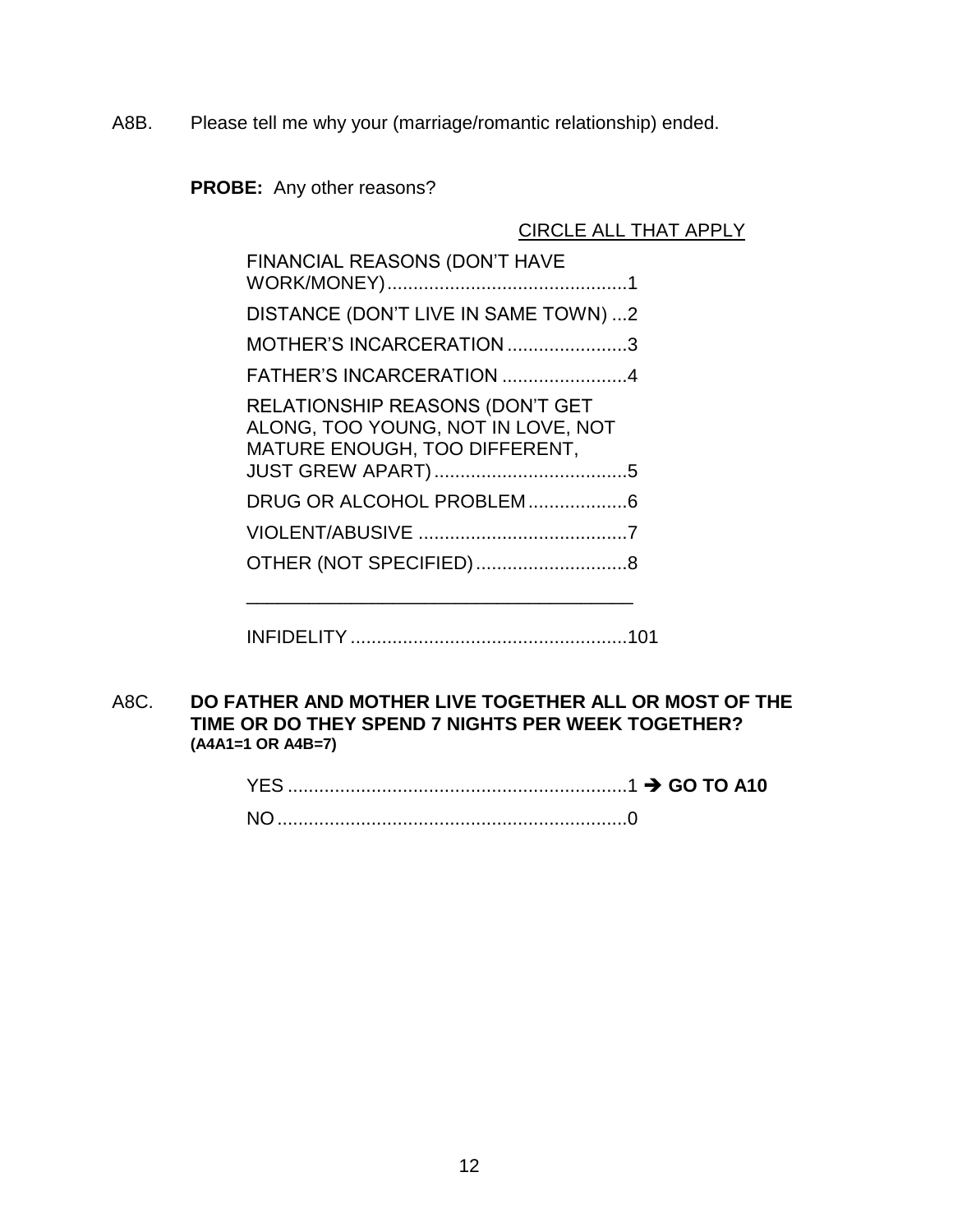A8B. Please tell me why your (marriage/romantic relationship) ended.

**PROBE:** Any other reasons?

CIRCLE ALL THAT APPLY

FINANCIAL REASONS (DON'T HAVE WORK/MONEY)..............................................1

DISTANCE (DON'T LIVE IN SAME TOWN) ...2

MOTHER'S INCARCERATION .......................3

FATHER'S INCARCERATION ........................4

RELATIONSHIP REASONS (DON'T GET ALONG, TOO YOUNG, NOT IN LOVE, NOT MATURE ENOUGH, TOO DIFFERENT, JUST GREW APART) .....................................5

DRUG OR ALCOHOL PROBLEM ...................6

VIOLENT/ABUSIVE ........................................7

OTHER (NOT SPECIFIED) .............................8

_____________________________________

INFIDELITY .....................................................101

A8C. **DO FATHER AND MOTHER LIVE TOGETHER ALL OR MOST OF THE TIME OR DO THEY SPEND 7 NIGHTS PER WEEK TOGETHER?**
**(A4A1=1 OR A4B=7)**

YES .................................................................1 ➔ **GO TO A10**

NO ...................................................................0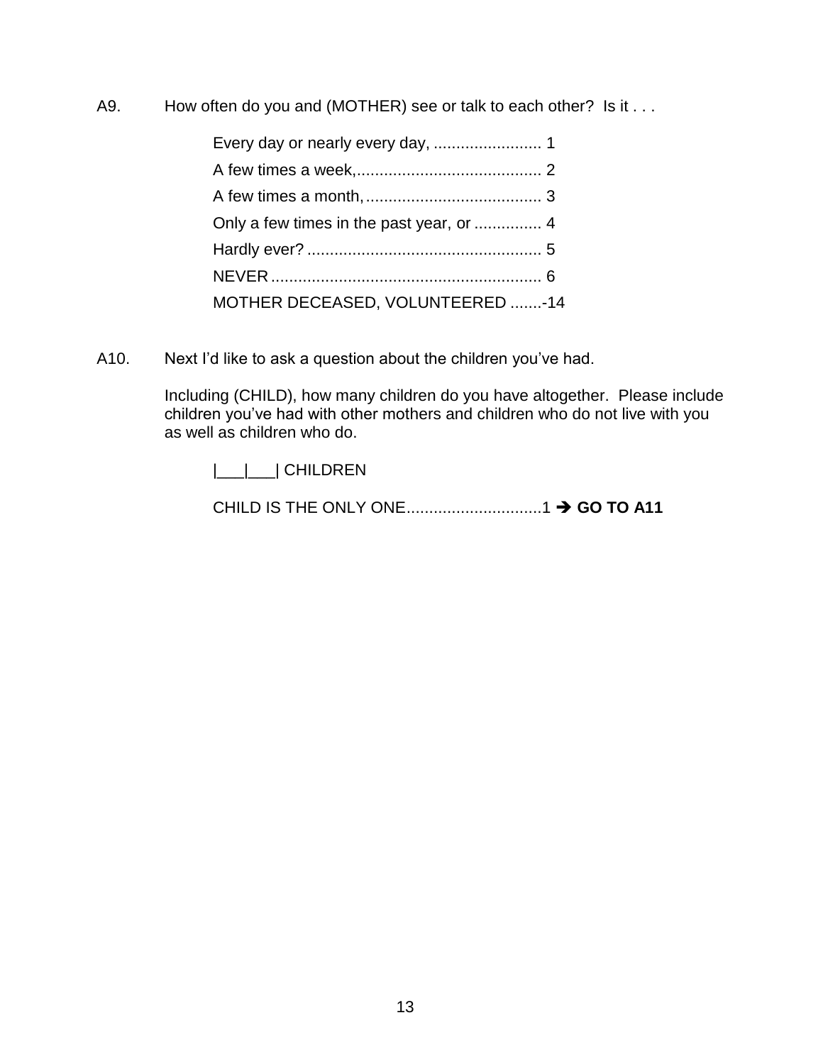A9. How often do you and (MOTHER) see or talk to each other? Is it . . .

Every day or nearly every day, ........................ 1
A few times a week,......................................... 2
A few times a month,....................................... 3
Only a few times in the past year, or ............... 4
Hardly ever? .................................................... 5
NEVER ............................................................ 6
MOTHER DECEASED, VOLUNTEERED .......-14

A10. Next I'd like to ask a question about the children you've had.

Including (CHILD), how many children do you have altogether. Please include children you've had with other mothers and children who do not live with you as well as children who do.

|___|___| CHILDREN

CHILD IS THE ONLY ONE.............................1 ➔ **GO TO A11**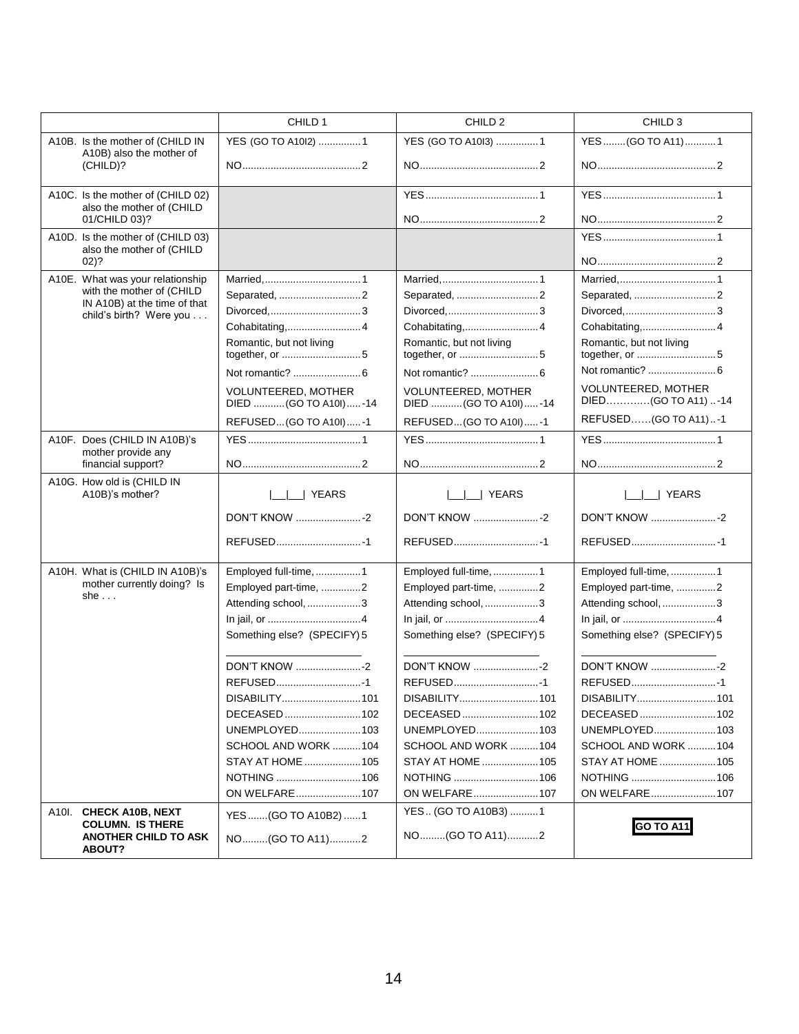| | CHILD 1 | CHILD 2 | CHILD 3 |
|---|---|---|---|
| A10B. Is the mother of (CHILD IN A10B) also the mother of (CHILD)? | YES (GO TO A10I2) ............... 1<br>NO.......................................... 2 | YES (GO TO A10I3) ............... 1<br>NO.......................................... 2 | YES........(GO TO A11)........... 1<br>NO.......................................... 2 |
| A10C. Is the mother of (CHILD 02) also the mother of (CHILD 01/CHILD 03)? | | YES........................................ 1<br>NO.......................................... 2 | YES........................................ 1<br>NO.......................................... 2 |
| A10D. Is the mother of (CHILD 03) also the mother of (CHILD 02)? | | | YES........................................ 1<br>NO.......................................... 2 |
| A10E. What was your relationship with the mother of (CHILD IN A10B) at the time of that child's birth? Were you . . . | Married,.................................. 1<br>Separated, ............................. 2<br>Divorced,................................ 3<br>Cohabitating,.......................... 4<br>Romantic, but not living together, or ............................ 5<br>Not romantic? ........................ 6<br>VOLUNTEERED, MOTHER DIED ...........(GO TO A10I)......-14<br>REFUSED...(GO TO A10I)......-1 | Married,.................................. 1<br>Separated, ............................. 2<br>Divorced,................................ 3<br>Cohabitating,.......................... 4<br>Romantic, but not living together, or ............................ 5<br>Not romantic? ........................ 6<br>VOLUNTEERED, MOTHER DIED ...........(GO TO A10I)......-14<br>REFUSED...(GO TO A10I)......-1 | Married,.................................. 1<br>Separated, ............................. 2<br>Divorced,................................ 3<br>Cohabitating,.......................... 4<br>Romantic, but not living together, or ............................ 5<br>Not romantic? ........................ 6<br>VOLUNTEERED, MOTHER DIED…………(GO TO A11) ..-14<br>REFUSED……(GO TO A11)..-1 |
| A10F. Does (CHILD IN A10B)'s mother provide any financial support? | YES........................................ 1<br>NO.......................................... 2 | YES........................................ 1<br>NO.......................................... 2 | YES........................................ 1<br>NO.......................................... 2 |
| A10G. How old is (CHILD IN A10B)'s mother? | \|\_\_\|\_\_\| YEARS<br>DON'T KNOW .......................-2<br>REFUSED..............................-1 | \|\_\_\|\_\_\| YEARS<br>DON'T KNOW .......................-2<br>REFUSED..............................-1 | \|\_\_\|\_\_\| YEARS<br>DON'T KNOW .......................-2<br>REFUSED..............................-1 |
| A10H. What is (CHILD IN A10B)'s mother currently doing? Is she . . . | Employed full-time, ................1<br>Employed part-time, ..............2<br>Attending school, ...................3<br>In jail, or .................................4<br>Something else? (SPECIFY) 5<br>\_\_\_\_\_\_\_\_\_\_\_\_\_\_\_\_\_\_\_\_<br>DON'T KNOW .......................-2<br>REFUSED..............................-1<br>DISABILITY............................101<br>DECEASED ...........................102<br>UNEMPLOYED......................103<br>SCHOOL AND WORK ..........104<br>STAY AT HOME ....................105<br>NOTHING ..............................106<br>ON WELFARE.......................107 | Employed full-time, ................1<br>Employed part-time, ..............2<br>Attending school, ...................3<br>In jail, or .................................4<br>Something else? (SPECIFY) 5<br>\_\_\_\_\_\_\_\_\_\_\_\_\_\_\_\_\_\_\_\_<br>DON'T KNOW .......................-2<br>REFUSED..............................-1<br>DISABILITY............................101<br>DECEASED ...........................102<br>UNEMPLOYED......................103<br>SCHOOL AND WORK ..........104<br>STAY AT HOME ....................105<br>NOTHING ..............................106<br>ON WELFARE.......................107 | Employed full-time, ................1<br>Employed part-time, ..............2<br>Attending school, ...................3<br>In jail, or .................................4<br>Something else? (SPECIFY) 5<br>\_\_\_\_\_\_\_\_\_\_\_\_\_\_\_\_\_\_\_\_<br>DON'T KNOW .......................-2<br>REFUSED..............................-1<br>DISABILITY............................101<br>DECEASED ...........................102<br>UNEMPLOYED......................103<br>SCHOOL AND WORK ..........104<br>STAY AT HOME ....................105<br>NOTHING ..............................106<br>ON WELFARE.......................107 |
| A10I. **CHECK A10B, NEXT COLUMN. IS THERE ANOTHER CHILD TO ASK ABOUT?** | YES.......(GO TO A10B2) ......1<br>NO.........(GO TO A11)...........2 | YES.. (GO TO A10B3) ..........1<br>NO.........(GO TO A11)...........2 | **GO TO A11** |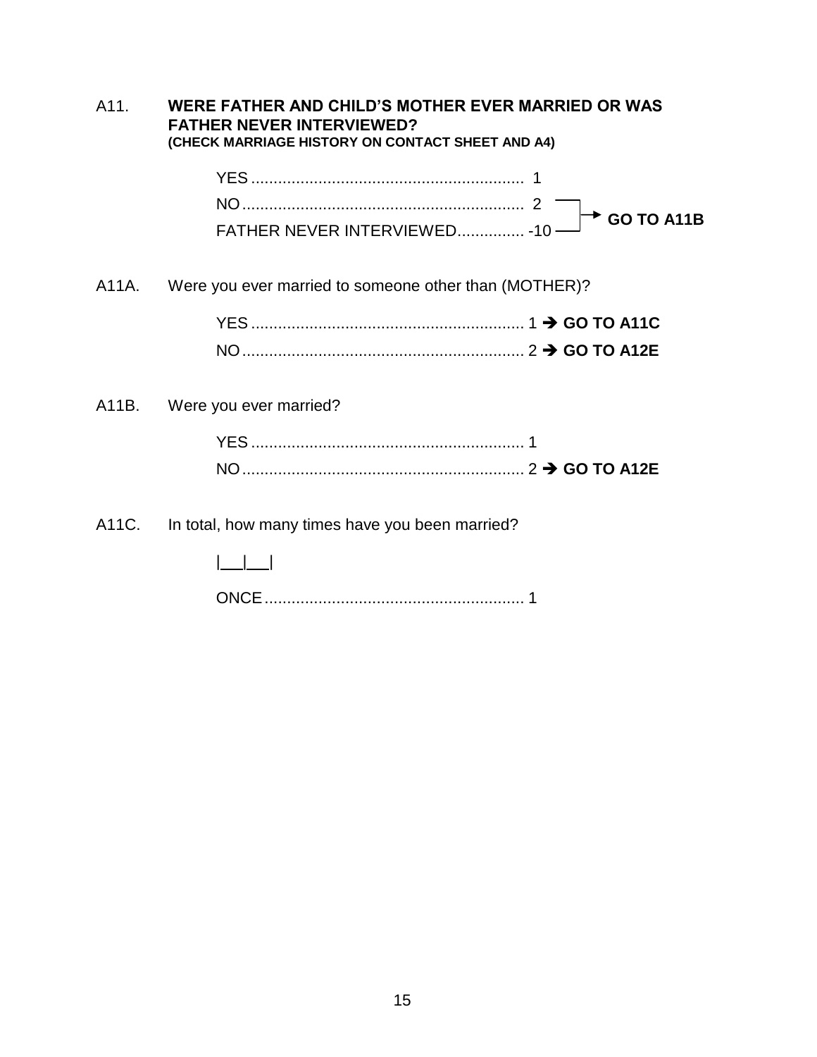A11. **WERE FATHER AND CHILD'S MOTHER EVER MARRIED OR WAS FATHER NEVER INTERVIEWED?**
**(CHECK MARRIAGE HISTORY ON CONTACT SHEET AND A4)**

YES ............................................................. 1
NO ............................................................... 2 → **GO TO A11B**
FATHER NEVER INTERVIEWED............... -10 → **GO TO A11B**

A11A. Were you ever married to someone other than (MOTHER)?

YES ............................................................. 1 → **GO TO A11C**
NO ............................................................... 2 → **GO TO A12E**

A11B. Were you ever married?

YES ............................................................. 1
NO ............................................................... 2 → **GO TO A12E**

A11C. In total, how many times have you been married?

|___|___|

ONCE .......................................................... 1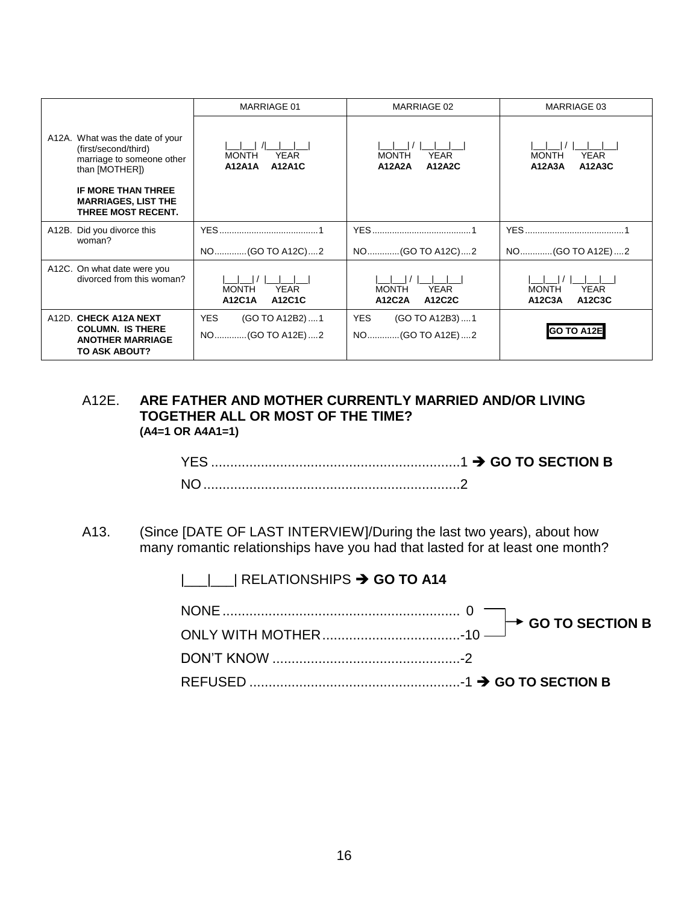| | MARRIAGE 01 | MARRIAGE 02 | MARRIAGE 03 |
|---|---|---|---|
| A12A. What was the date of your (first/second/third) marriage to someone other than [MOTHER])<br><br>**IF MORE THAN THREE MARRIAGES, LIST THE THREE MOST RECENT.** | \|\_\_\|\_\_\| /\|\_\_\|\_\_\|\_\_\|<br>MONTH YEAR<br>**A12A1A A12A1C** | \|\_\_\|\_\_\| / \|\_\_\|\_\_\|\_\_\|<br>MONTH YEAR<br>**A12A2A A12A2C** | \|\_\_\|\_\_\| / \|\_\_\|\_\_\|\_\_\|<br>MONTH YEAR<br>**A12A3A A12A3C** |
| A12B. Did you divorce this woman? | YES ....................................... 1<br>NO............(GO TO A12C) .... 2 | YES ....................................... 1<br>NO............(GO TO A12C) .... 2 | YES ....................................... 1<br>NO............(GO TO A12E) .... 2 |
| A12C. On what date were you divorced from this woman? | \|\_\_\|\_\_\| / \|\_\_\|\_\_\|\_\_\|<br>MONTH YEAR<br>**A12C1A A12C1C** | \|\_\_\|\_\_\| / \|\_\_\|\_\_\|\_\_\|<br>MONTH YEAR<br>**A12C2A A12C2C** | \|\_\_\|\_\_\| / \|\_\_\|\_\_\|\_\_\|<br>MONTH YEAR<br>**A12C3A A12C3C** |
| A12D. **CHECK A12A NEXT COLUMN. IS THERE ANOTHER MARRIAGE TO ASK ABOUT?** | YES (GO TO A12B2) .... 1<br>NO............(GO TO A12E) .... 2 | YES (GO TO A12B3) .... 1<br>NO............(GO TO A12E) .... 2 | **GO TO A12E** |

A12E. **ARE FATHER AND MOTHER CURRENTLY MARRIED AND/OR LIVING TOGETHER ALL OR MOST OF THE TIME?**
**(A4=1 OR A4A1=1)**

YES ................................................................1 ➔ **GO TO SECTION B**
NO ...................................................................2

A13. (Since [DATE OF LAST INTERVIEW]/During the last two years), about how many romantic relationships have you had that lasted for at least one month?

|\_\_\_|\_\_\_| RELATIONSHIPS ➔ **GO TO A14**

NONE .............................................................. 0 → **GO TO SECTION B**
ONLY WITH MOTHER....................................-10 → **GO TO SECTION B**
DON'T KNOW .................................................-2
REFUSED .......................................................-1 ➔ **GO TO SECTION B**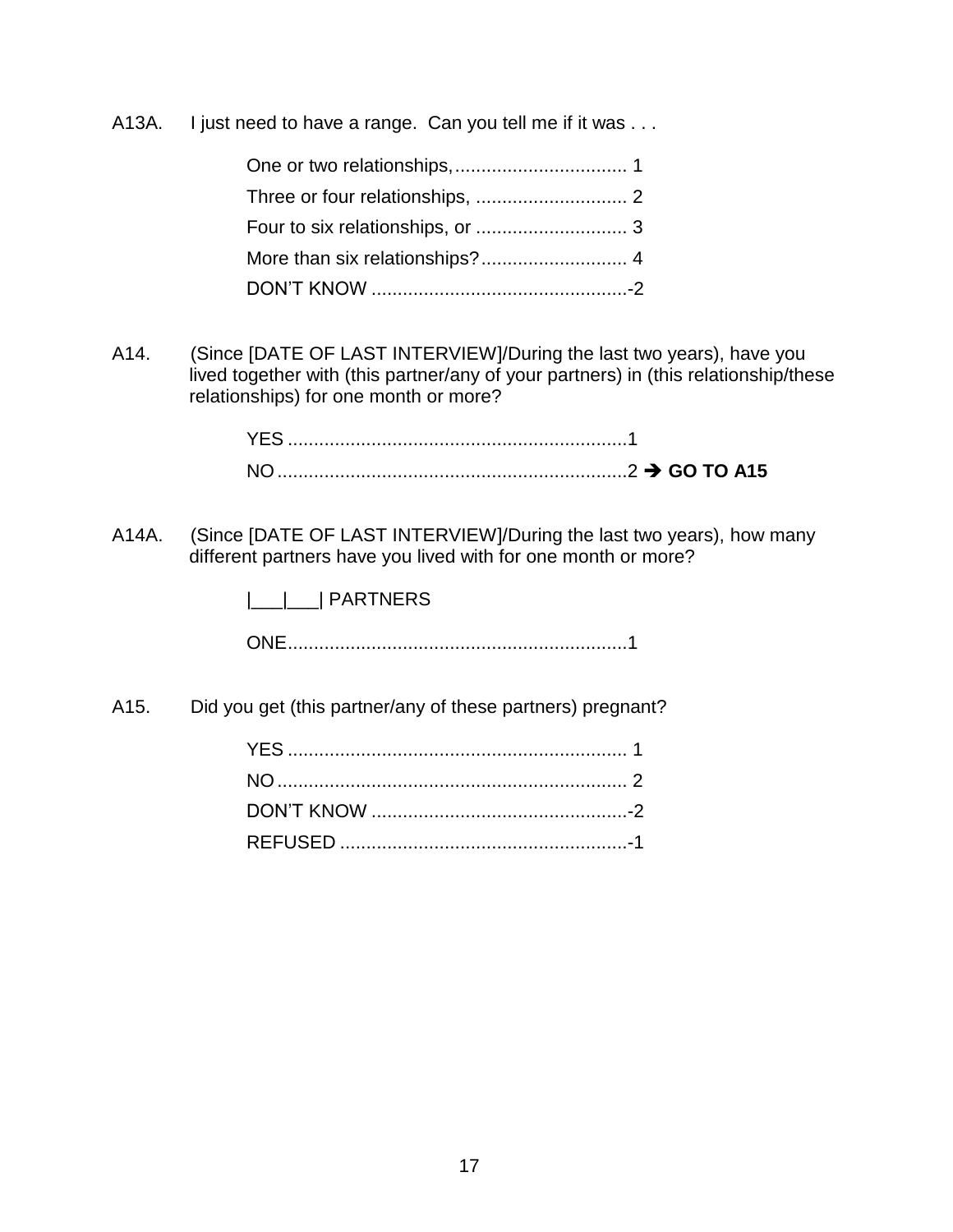A13A. I just need to have a range. Can you tell me if it was . . .

One or two relationships, ................................. 1
Three or four relationships, ............................. 2
Four to six relationships, or ............................. 3
More than six relationships? ............................ 4
DON'T KNOW .................................................-2

A14. (Since [DATE OF LAST INTERVIEW]/During the last two years), have you lived together with (this partner/any of your partners) in (this relationship/these relationships) for one month or more?

YES .................................................................1
NO ...................................................................2 ➔ **GO TO A15**

A14A. (Since [DATE OF LAST INTERVIEW]/During the last two years), how many different partners have you lived with for one month or more?

|___|___| PARTNERS

ONE.................................................................1

A15. Did you get (this partner/any of these partners) pregnant?

YES ................................................................. 1
NO ................................................................... 2
DON'T KNOW .................................................-2
REFUSED .......................................................-1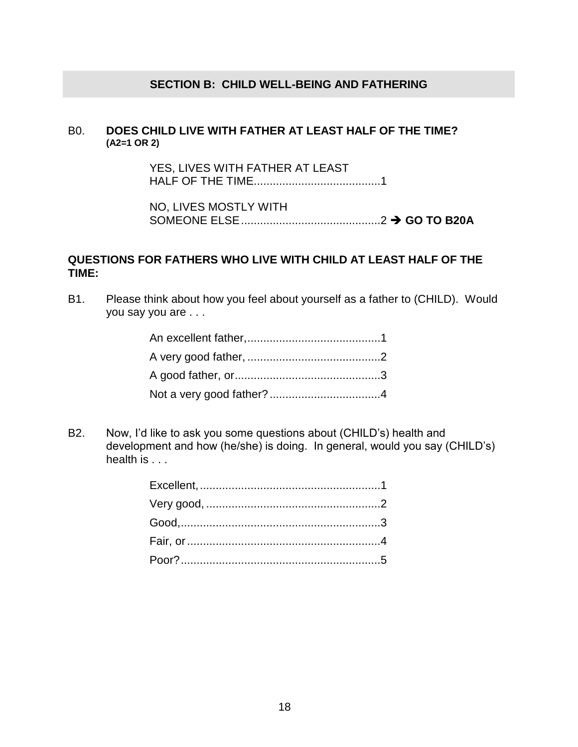## SECTION B: CHILD WELL-BEING AND FATHERING

B0. **DOES CHILD LIVE WITH FATHER AT LEAST HALF OF THE TIME? (A2=1 OR 2)**

YES, LIVES WITH FATHER AT LEAST HALF OF THE TIME........................................1

NO, LIVES MOSTLY WITH SOMEONE ELSE............................................2 ➔ **GO TO B20A**

**QUESTIONS FOR FATHERS WHO LIVE WITH CHILD AT LEAST HALF OF THE TIME:**

B1. Please think about how you feel about yourself as a father to (CHILD). Would you say you are . . .

An excellent father,..........................................1
A very good father, ..........................................2
A good father, or.............................................3
Not a very good father?...................................4

B2. Now, I'd like to ask you some questions about (CHILD's) health and development and how (he/she) is doing. In general, would you say (CHILD's) health is . . .

Excellent,.........................................................1
Very good, .......................................................2
Good,...............................................................3
Fair, or.............................................................4
Poor?...............................................................5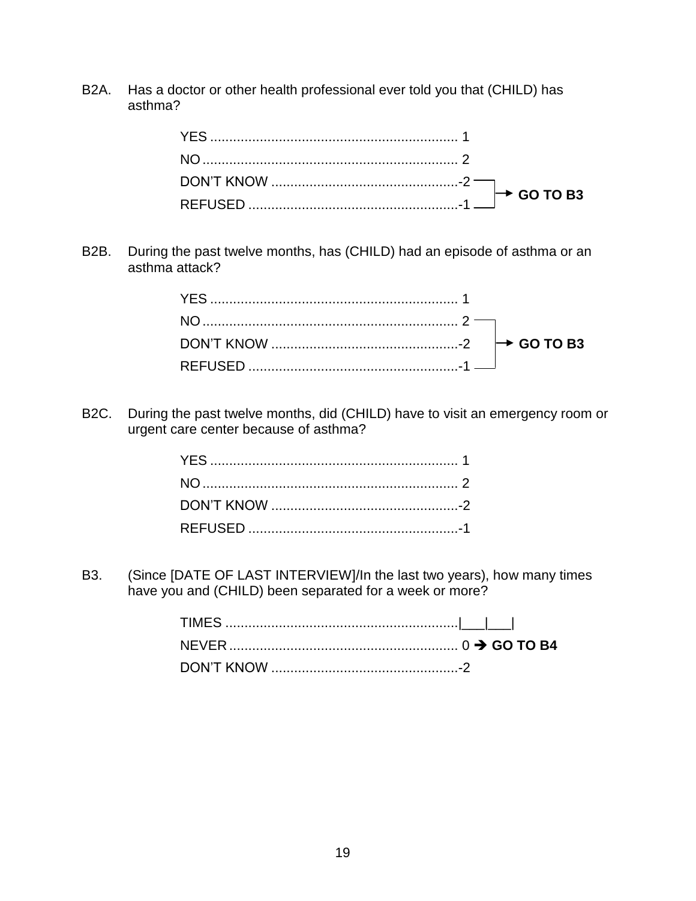B2A. Has a doctor or other health professional ever told you that (CHILD) has asthma?

| | | |
|---|---|---|
| YES | 1 | |
| NO | 2 | |
| DON'T KNOW | -2 | → **GO TO B3** |
| REFUSED | -1 | → **GO TO B3** |

B2B. During the past twelve months, has (CHILD) had an episode of asthma or an asthma attack?

| | | |
|---|---|---|
| YES | 1 | |
| NO | 2 | → **GO TO B3** |
| DON'T KNOW | -2 | → **GO TO B3** |
| REFUSED | -1 | → **GO TO B3** |

B2C. During the past twelve months, did (CHILD) have to visit an emergency room or urgent care center because of asthma?

| | |
|---|---|
| YES | 1 |
| NO | 2 |
| DON'T KNOW | -2 |
| REFUSED | -1 |

B3. (Since [DATE OF LAST INTERVIEW]/In the last two years), how many times have you and (CHILD) been separated for a week or more?

| | | |
|---|---|---|
| TIMES | \|___\|___\| | |
| NEVER | 0 | → **GO TO B4** |
| DON'T KNOW | -2 | |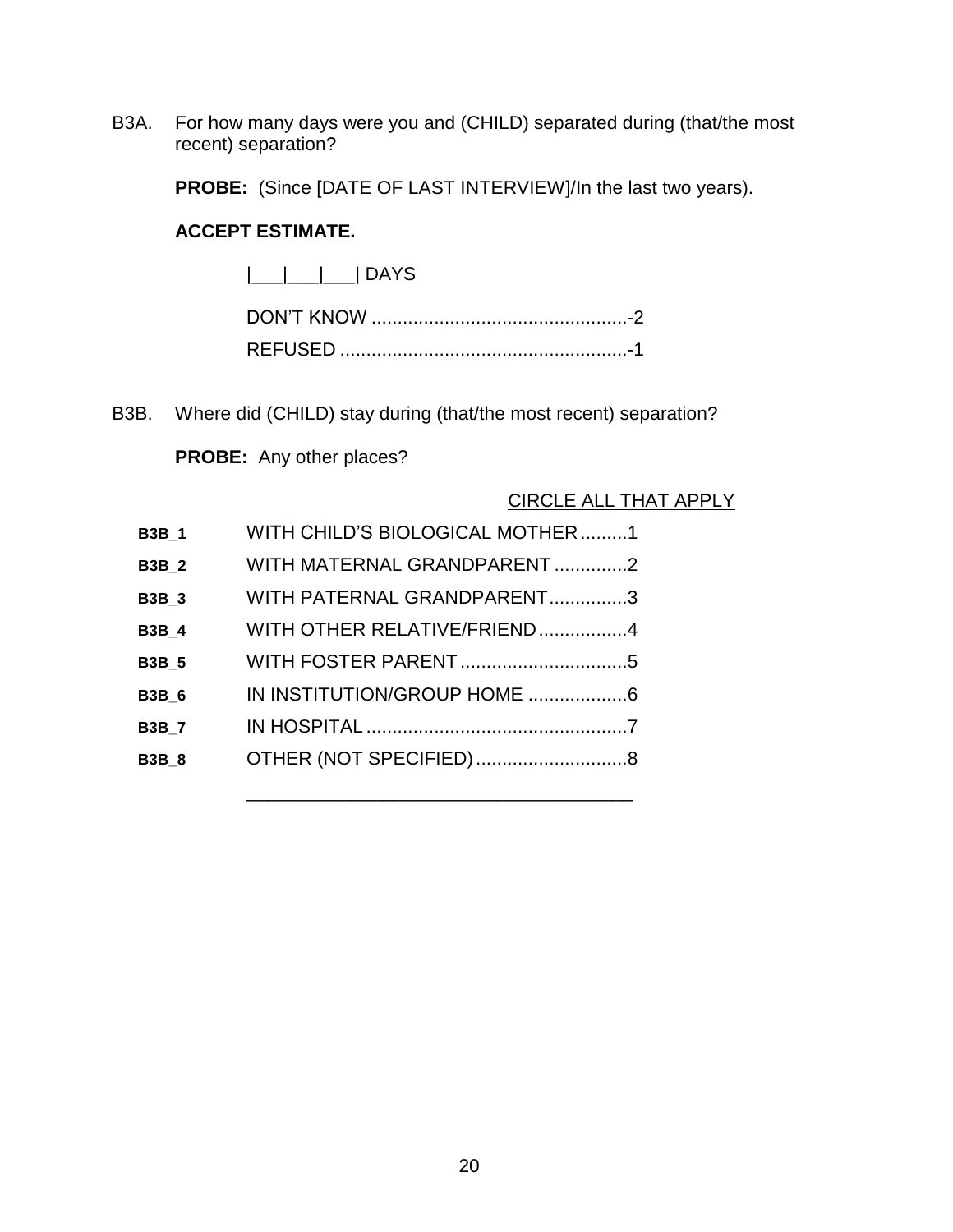B3A. For how many days were you and (CHILD) separated during (that/the most recent) separation?

**PROBE:** (Since [DATE OF LAST INTERVIEW]/In the last two years).

**ACCEPT ESTIMATE.**

|___|___|___| DAYS

DON'T KNOW ................................................-2

REFUSED ......................................................-1

B3B. Where did (CHILD) stay during (that/the most recent) separation?

**PROBE:** Any other places?

CIRCLE ALL THAT APPLY

**B3B_1** WITH CHILD'S BIOLOGICAL MOTHER.........1

**B3B_2** WITH MATERNAL GRANDPARENT ..............2

**B3B_3** WITH PATERNAL GRANDPARENT...............3

**B3B_4** WITH OTHER RELATIVE/FRIEND.................4

**B3B_5** WITH FOSTER PARENT ................................5

**B3B_6** IN INSTITUTION/GROUP HOME ...................6

**B3B_7** IN HOSPITAL ..................................................7

**B3B_8** OTHER (NOT SPECIFIED).............................8

_____________________________________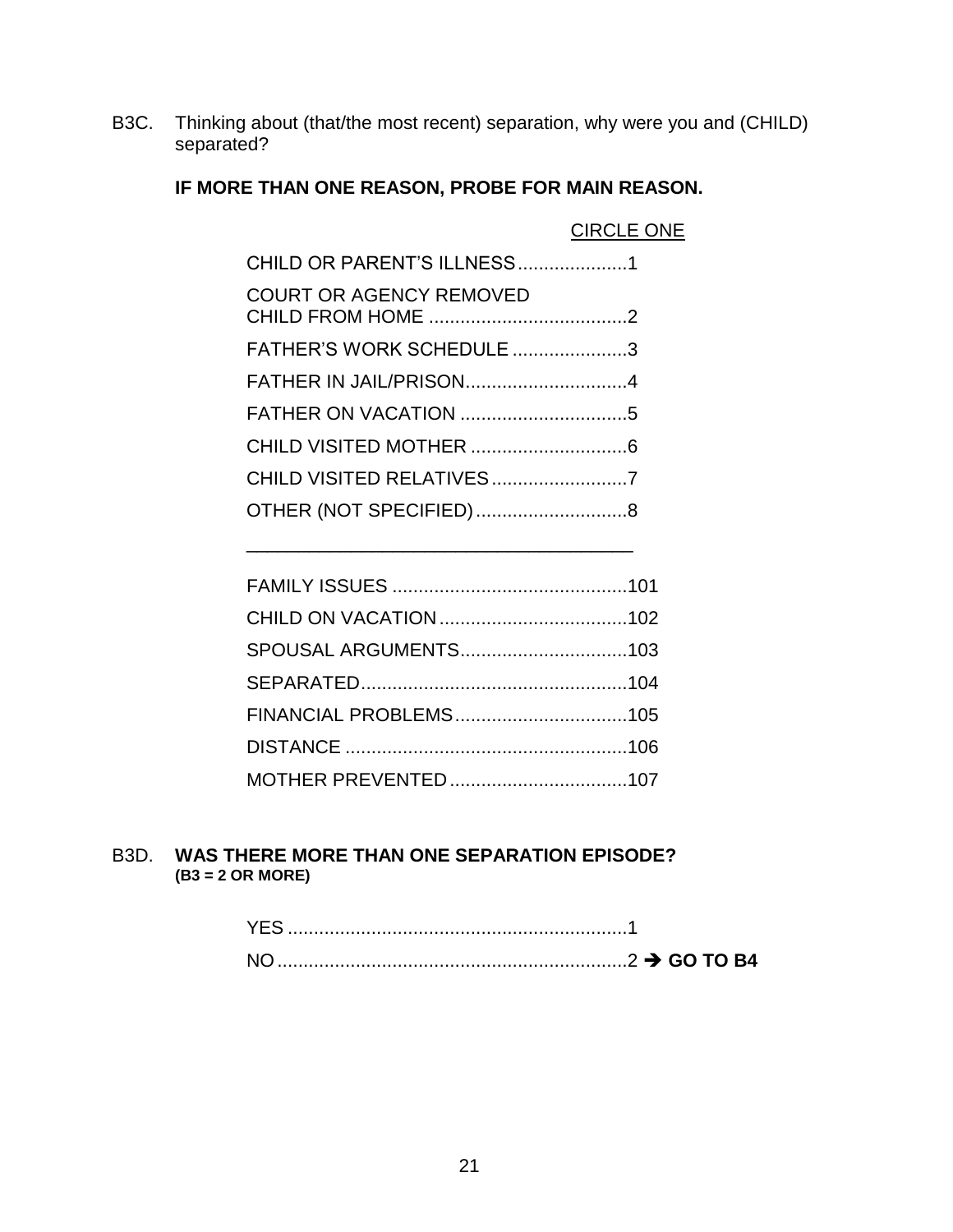B3C. Thinking about (that/the most recent) separation, why were you and (CHILD) separated?

**IF MORE THAN ONE REASON, PROBE FOR MAIN REASON.**

CIRCLE ONE

CHILD OR PARENT'S ILLNESS....................1

COURT OR AGENCY REMOVED CHILD FROM HOME .....................................2

FATHER'S WORK SCHEDULE .....................3

FATHER IN JAIL/PRISON..............................4

FATHER ON VACATION ...............................5

CHILD VISITED MOTHER .............................6

CHILD VISITED RELATIVES..........................7

OTHER (NOT SPECIFIED).............................8

_____________________________________

FAMILY ISSUES ............................................101

CHILD ON VACATION....................................102

SPOUSAL ARGUMENTS................................103

SEPARATED...................................................104

FINANCIAL PROBLEMS.................................105

DISTANCE ......................................................106

MOTHER PREVENTED..................................107

B3D. **WAS THERE MORE THAN ONE SEPARATION EPISODE?**
**(B3 = 2 OR MORE)**

YES .................................................................1

NO...................................................................2 → **GO TO B4**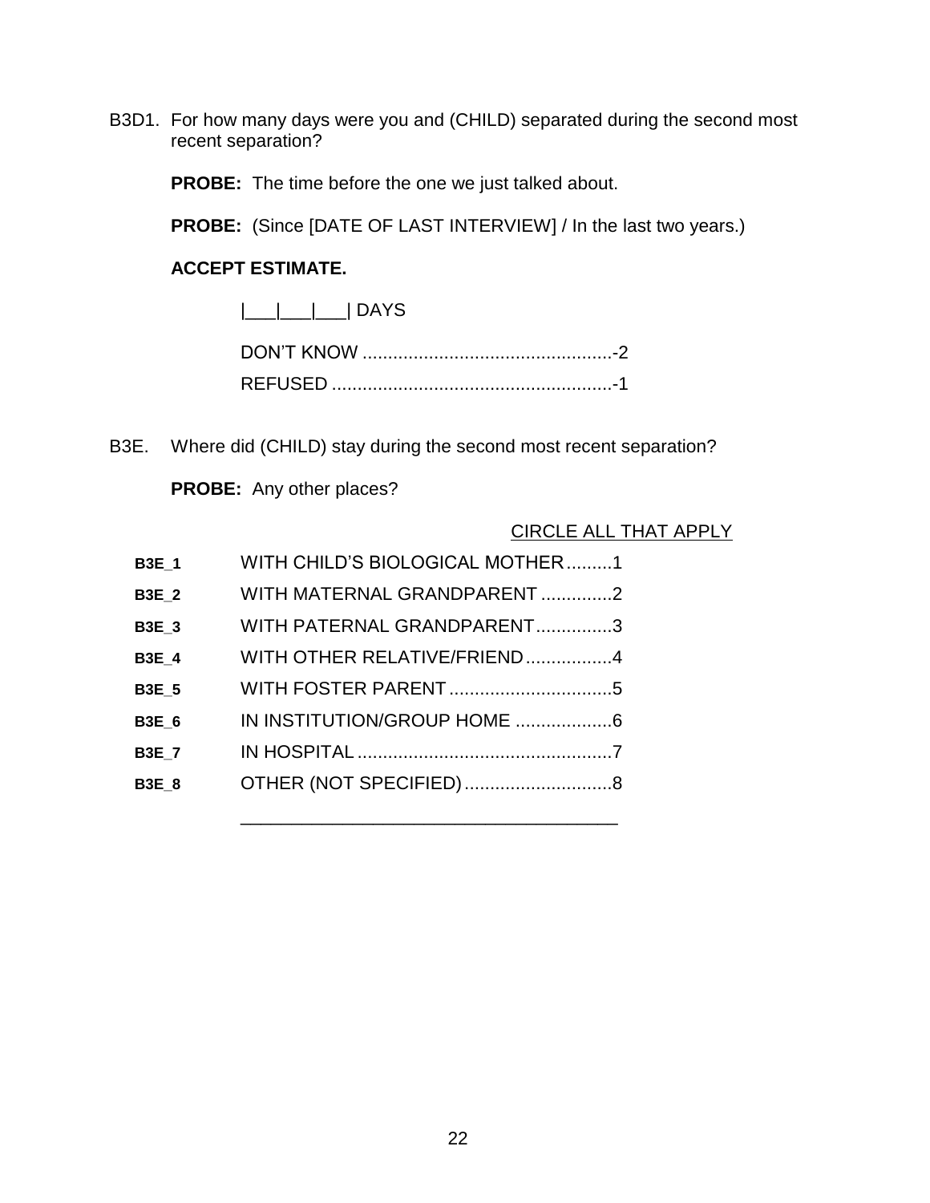B3D1. For how many days were you and (CHILD) separated during the second most recent separation?

**PROBE:** The time before the one we just talked about.

**PROBE:** (Since [DATE OF LAST INTERVIEW] / In the last two years.)

**ACCEPT ESTIMATE.**

|___|___|___| DAYS

DON'T KNOW .................................................-2

REFUSED .......................................................-1

B3E. Where did (CHILD) stay during the second most recent separation?

**PROBE:** Any other places?

<u>CIRCLE ALL THAT APPLY</u>

| | | |
|---|---|---|
| **B3E_1** | WITH CHILD'S BIOLOGICAL MOTHER | 1 |
| **B3E_2** | WITH MATERNAL GRANDPARENT | 2 |
| **B3E_3** | WITH PATERNAL GRANDPARENT | 3 |
| **B3E_4** | WITH OTHER RELATIVE/FRIEND | 4 |
| **B3E_5** | WITH FOSTER PARENT | 5 |
| **B3E_6** | IN INSTITUTION/GROUP HOME | 6 |
| **B3E_7** | IN HOSPITAL | 7 |
| **B3E_8** | OTHER (NOT SPECIFIED) | 8 |

_____________________________________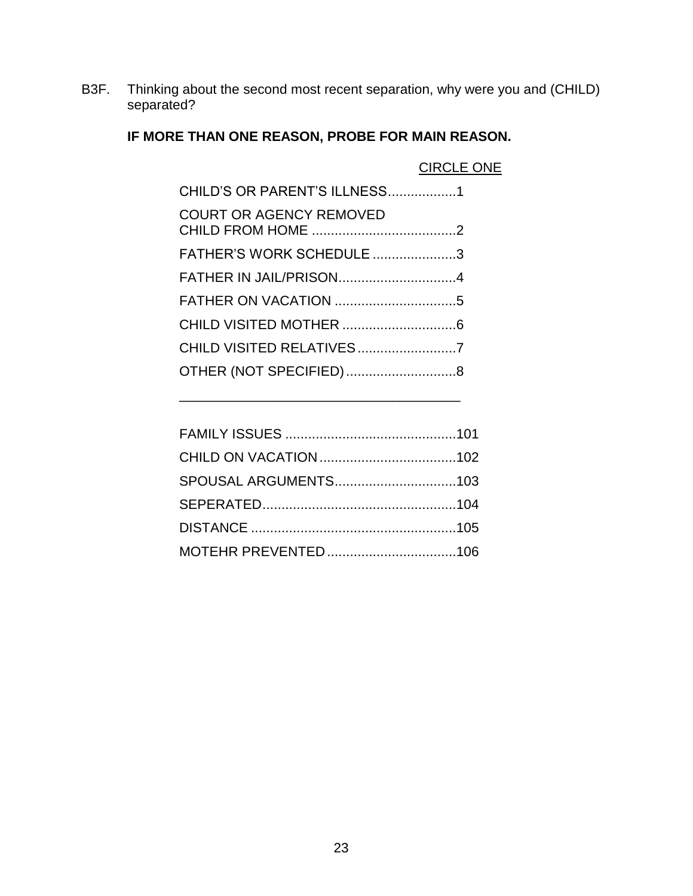B3F. Thinking about the second most recent separation, why were you and (CHILD) separated?

**IF MORE THAN ONE REASON, PROBE FOR MAIN REASON.**

CIRCLE ONE

CHILD'S OR PARENT'S ILLNESS..................1

COURT OR AGENCY REMOVED CHILD FROM HOME ......................................2

FATHER'S WORK SCHEDULE ......................3

FATHER IN JAIL/PRISON...............................4

FATHER ON VACATION ................................5

CHILD VISITED MOTHER ..............................6

CHILD VISITED RELATIVES..........................7

OTHER (NOT SPECIFIED).............................8

_____________________________________

FAMILY ISSUES .............................................101

CHILD ON VACATION....................................102

SPOUSAL ARGUMENTS................................103

SEPERATED...................................................104

DISTANCE ......................................................105

MOTEHR PREVENTED..................................106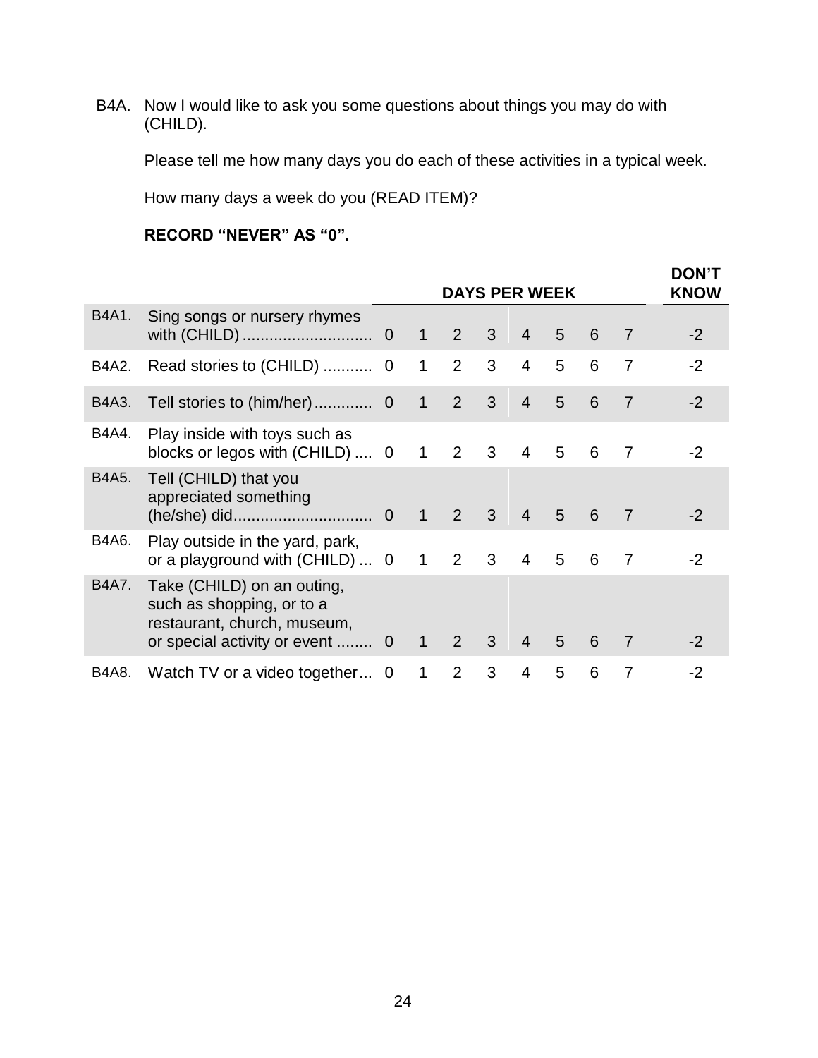B4A. Now I would like to ask you some questions about things you may do with (CHILD).

Please tell me how many days you do each of these activities in a typical week.

How many days a week do you (READ ITEM)?

**RECORD "NEVER" AS "0".**

| | | DAYS PER WEEK | | | | | | | | DON'T KNOW |
|---|---|---|---|---|---|---|---|---|---|---|
| B4A1. | Sing songs or nursery rhymes with (CHILD) ............................ | 0 | 1 | 2 | 3 | 4 | 5 | 6 | 7 | -2 |
| B4A2. | Read stories to (CHILD) ........... | 0 | 1 | 2 | 3 | 4 | 5 | 6 | 7 | -2 |
| B4A3. | Tell stories to (him/her) ............. | 0 | 1 | 2 | 3 | 4 | 5 | 6 | 7 | -2 |
| B4A4. | Play inside with toys such as blocks or legos with (CHILD) .... | 0 | 1 | 2 | 3 | 4 | 5 | 6 | 7 | -2 |
| B4A5. | Tell (CHILD) that you appreciated something (he/she) did.............................. | 0 | 1 | 2 | 3 | 4 | 5 | 6 | 7 | -2 |
| B4A6. | Play outside in the yard, park, or a playground with (CHILD) ... | 0 | 1 | 2 | 3 | 4 | 5 | 6 | 7 | -2 |
| B4A7. | Take (CHILD) on an outing, such as shopping, or to a restaurant, church, museum, or special activity or event ........ | 0 | 1 | 2 | 3 | 4 | 5 | 6 | 7 | -2 |
| B4A8. | Watch TV or a video together... | 0 | 1 | 2 | 3 | 4 | 5 | 6 | 7 | -2 |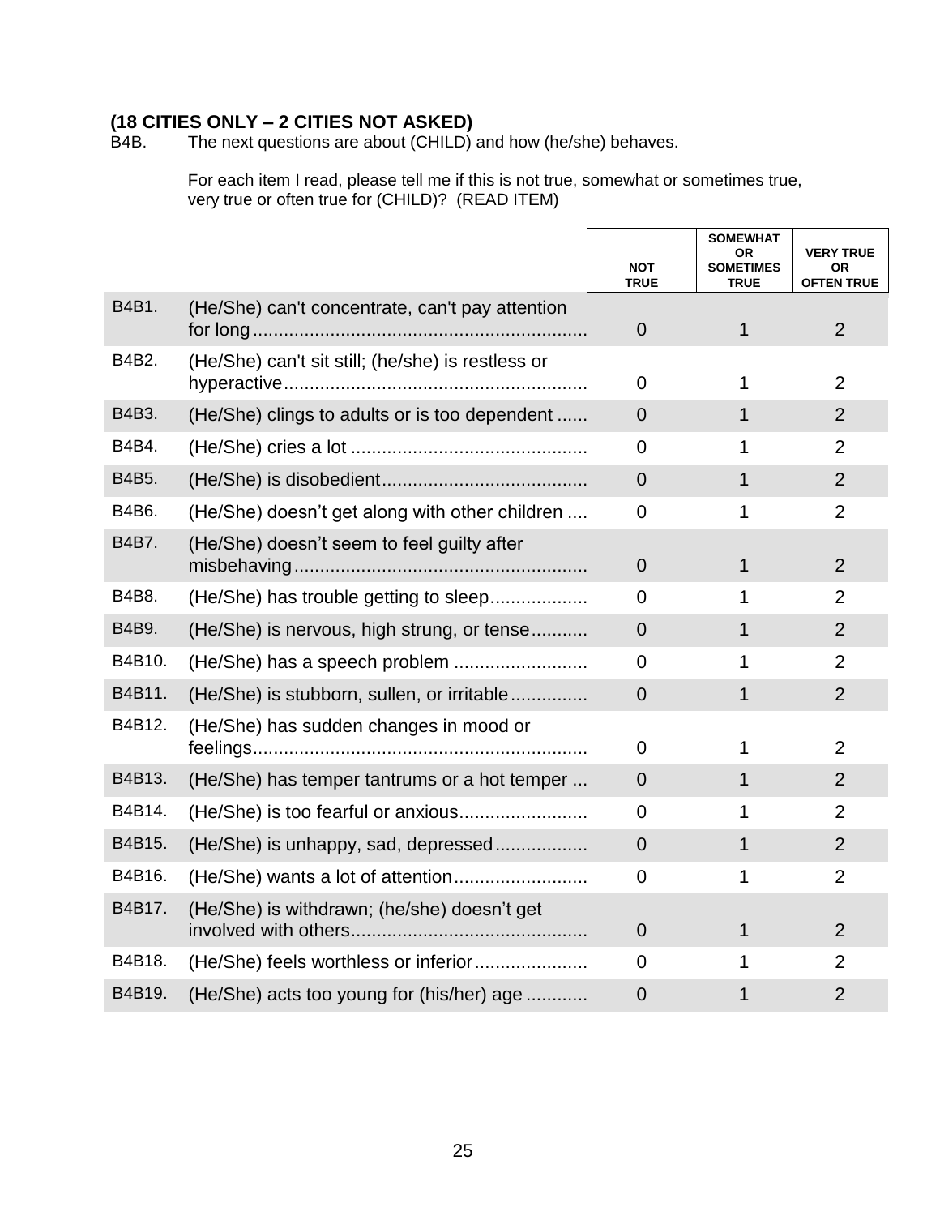**(18 CITIES ONLY – 2 CITIES NOT ASKED)**

B4B. The next questions are about (CHILD) and how (he/she) behaves.

For each item I read, please tell me if this is not true, somewhat or sometimes true, very true or often true for (CHILD)? (READ ITEM)

| | | NOT TRUE | SOMEWHAT OR SOMETIMES TRUE | VERY TRUE OR OFTEN TRUE |
|---|---|---|---|---|
| B4B1. | (He/She) can't concentrate, can't pay attention for long | 0 | 1 | 2 |
| B4B2. | (He/She) can't sit still; (he/she) is restless or hyperactive | 0 | 1 | 2 |
| B4B3. | (He/She) clings to adults or is too dependent | 0 | 1 | 2 |
| B4B4. | (He/She) cries a lot | 0 | 1 | 2 |
| B4B5. | (He/She) is disobedient | 0 | 1 | 2 |
| B4B6. | (He/She) doesn't get along with other children | 0 | 1 | 2 |
| B4B7. | (He/She) doesn't seem to feel guilty after misbehaving | 0 | 1 | 2 |
| B4B8. | (He/She) has trouble getting to sleep | 0 | 1 | 2 |
| B4B9. | (He/She) is nervous, high strung, or tense | 0 | 1 | 2 |
| B4B10. | (He/She) has a speech problem | 0 | 1 | 2 |
| B4B11. | (He/She) is stubborn, sullen, or irritable | 0 | 1 | 2 |
| B4B12. | (He/She) has sudden changes in mood or feelings | 0 | 1 | 2 |
| B4B13. | (He/She) has temper tantrums or a hot temper | 0 | 1 | 2 |
| B4B14. | (He/She) is too fearful or anxious | 0 | 1 | 2 |
| B4B15. | (He/She) is unhappy, sad, depressed | 0 | 1 | 2 |
| B4B16. | (He/She) wants a lot of attention | 0 | 1 | 2 |
| B4B17. | (He/She) is withdrawn; (he/she) doesn't get involved with others | 0 | 1 | 2 |
| B4B18. | (He/She) feels worthless or inferior | 0 | 1 | 2 |
| B4B19. | (He/She) acts too young for (his/her) age | 0 | 1 | 2 |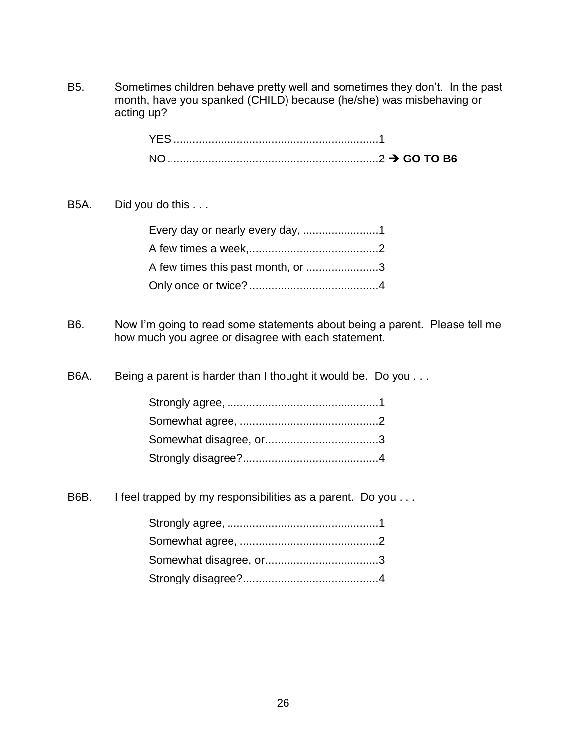B5. Sometimes children behave pretty well and sometimes they don't. In the past month, have you spanked (CHILD) because (he/she) was misbehaving or acting up?

YES ..................................................................1
NO ...................................................................2 ➔ **GO TO B6**

B5A. Did you do this . . .

Every day or nearly every day, ........................1
A few times a week,.........................................2
A few times this past month, or .......................3
Only once or twice? .........................................4

B6. Now I'm going to read some statements about being a parent. Please tell me how much you agree or disagree with each statement.

B6A. Being a parent is harder than I thought it would be. Do you . . .

Strongly agree, ................................................1
Somewhat agree, ............................................2
Somewhat disagree, or....................................3
Strongly disagree?...........................................4

B6B. I feel trapped by my responsibilities as a parent. Do you . . .

Strongly agree, ................................................1
Somewhat agree, ............................................2
Somewhat disagree, or....................................3
Strongly disagree?...........................................4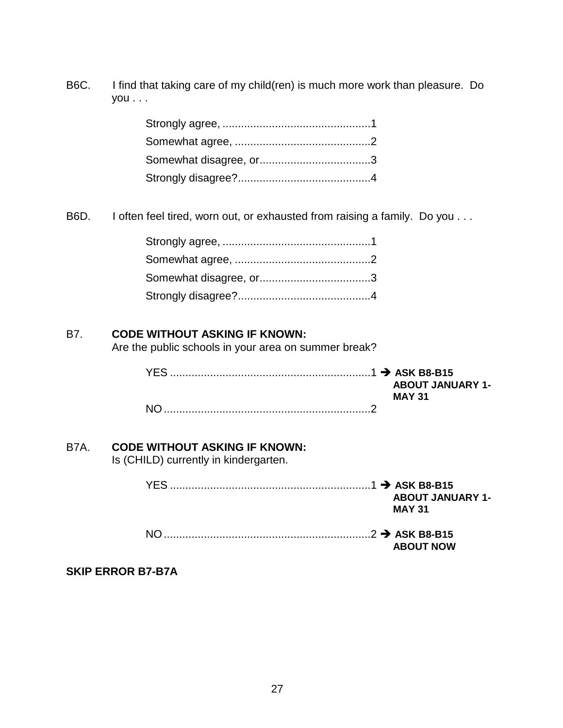B6C. I find that taking care of my child(ren) is much more work than pleasure. Do you . . .

Strongly agree, ................................................1
Somewhat agree, ............................................2
Somewhat disagree, or....................................3
Strongly disagree?...........................................4

B6D. I often feel tired, worn out, or exhausted from raising a family. Do you . . .

Strongly agree, ................................................1
Somewhat agree, ............................................2
Somewhat disagree, or....................................3
Strongly disagree?...........................................4

B7. **CODE WITHOUT ASKING IF KNOWN:**
Are the public schools in your area on summer break?

YES .................................................................1 ➔ **ASK B8-B15 ABOUT JANUARY 1-MAY 31**
NO ...................................................................2

B7A. **CODE WITHOUT ASKING IF KNOWN:**
Is (CHILD) currently in kindergarten.

YES .................................................................1 ➔ **ASK B8-B15 ABOUT JANUARY 1-MAY 31**

NO ...................................................................2 ➔ **ASK B8-B15 ABOUT NOW**

**SKIP ERROR B7-B7A**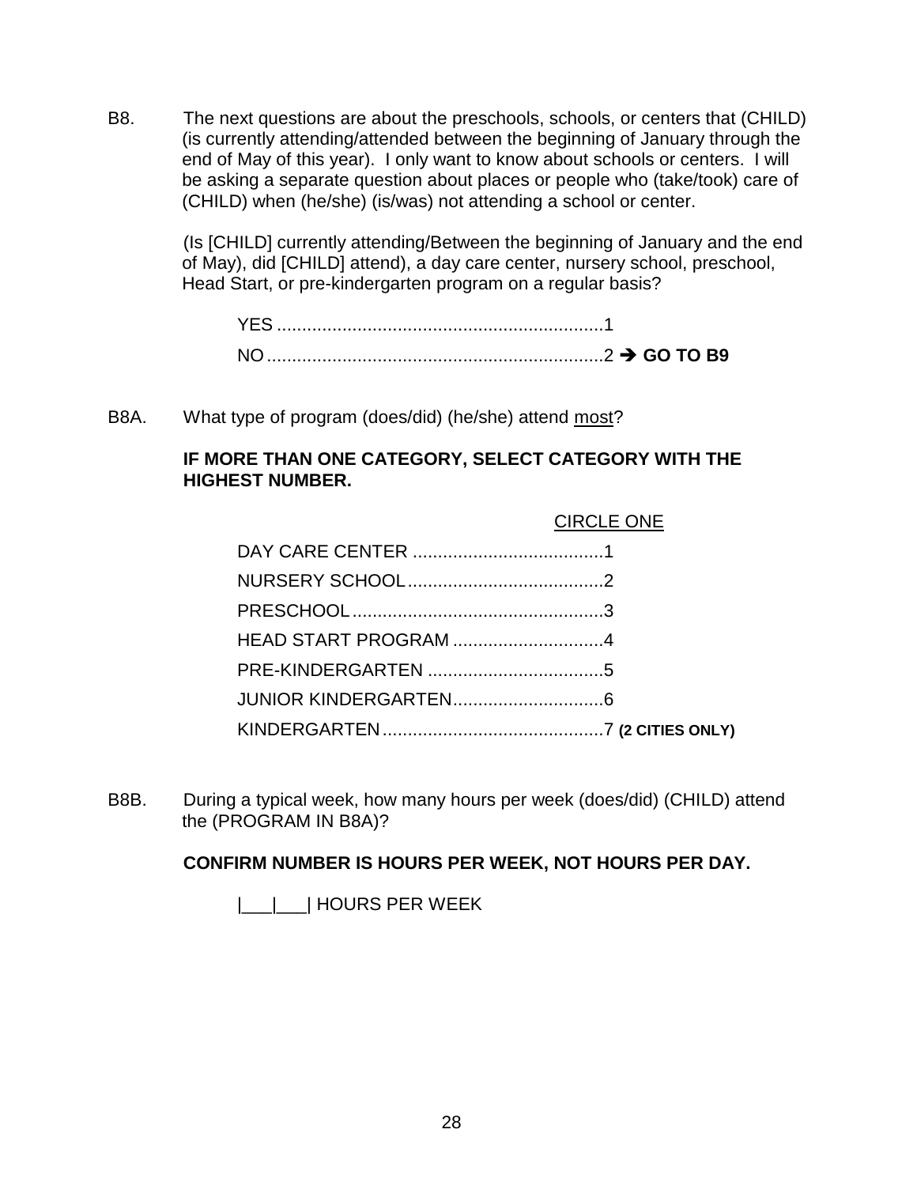B8. The next questions are about the preschools, schools, or centers that (CHILD) (is currently attending/attended between the beginning of January through the end of May of this year). I only want to know about schools or centers. I will be asking a separate question about places or people who (take/took) care of (CHILD) when (he/she) (is/was) not attending a school or center.

(Is [CHILD] currently attending/Between the beginning of January and the end of May), did [CHILD] attend), a day care center, nursery school, preschool, Head Start, or pre-kindergarten program on a regular basis?

YES ................................................................1
NO ..................................................................2 ➔ **GO TO B9**

B8A. What type of program (does/did) (he/she) attend <u>most</u>?

**IF MORE THAN ONE CATEGORY, SELECT CATEGORY WITH THE HIGHEST NUMBER.**

<u>CIRCLE ONE</u>

DAY CARE CENTER ......................................1
NURSERY SCHOOL .......................................2
PRESCHOOL ..................................................3
HEAD START PROGRAM ..............................4
PRE-KINDERGARTEN ...................................5
JUNIOR KINDERGARTEN ..............................6
KINDERGARTEN ............................................7 **(2 CITIES ONLY)**

B8B. During a typical week, how many hours per week (does/did) (CHILD) attend the (PROGRAM IN B8A)?

**CONFIRM NUMBER IS HOURS PER WEEK, NOT HOURS PER DAY.**

|___|___| HOURS PER WEEK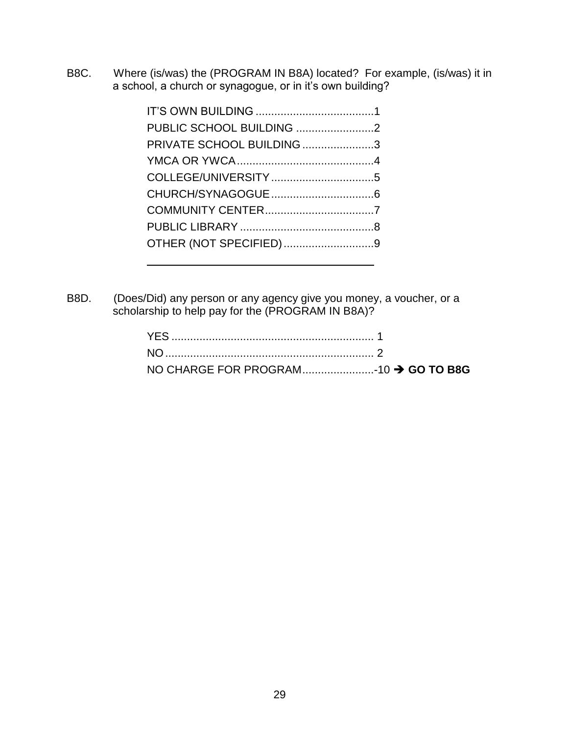B8C. Where (is/was) the (PROGRAM IN B8A) located? For example, (is/was) it in a school, a church or synagogue, or in it's own building?

IT'S OWN BUILDING ......................................1
PUBLIC SCHOOL BUILDING .........................2
PRIVATE SCHOOL BUILDING .......................3
YMCA OR YWCA............................................4
COLLEGE/UNIVERSITY.................................5
CHURCH/SYNAGOGUE.................................6
COMMUNITY CENTER...................................7
PUBLIC LIBRARY ...........................................8
OTHER (NOT SPECIFIED).............................9

_______________________________________

B8D. (Does/Did) any person or any agency give you money, a voucher, or a scholarship to help pay for the (PROGRAM IN B8A)?

YES ................................................................. 1
NO ................................................................... 2
NO CHARGE FOR PROGRAM.......................-10 → **GO TO B8G**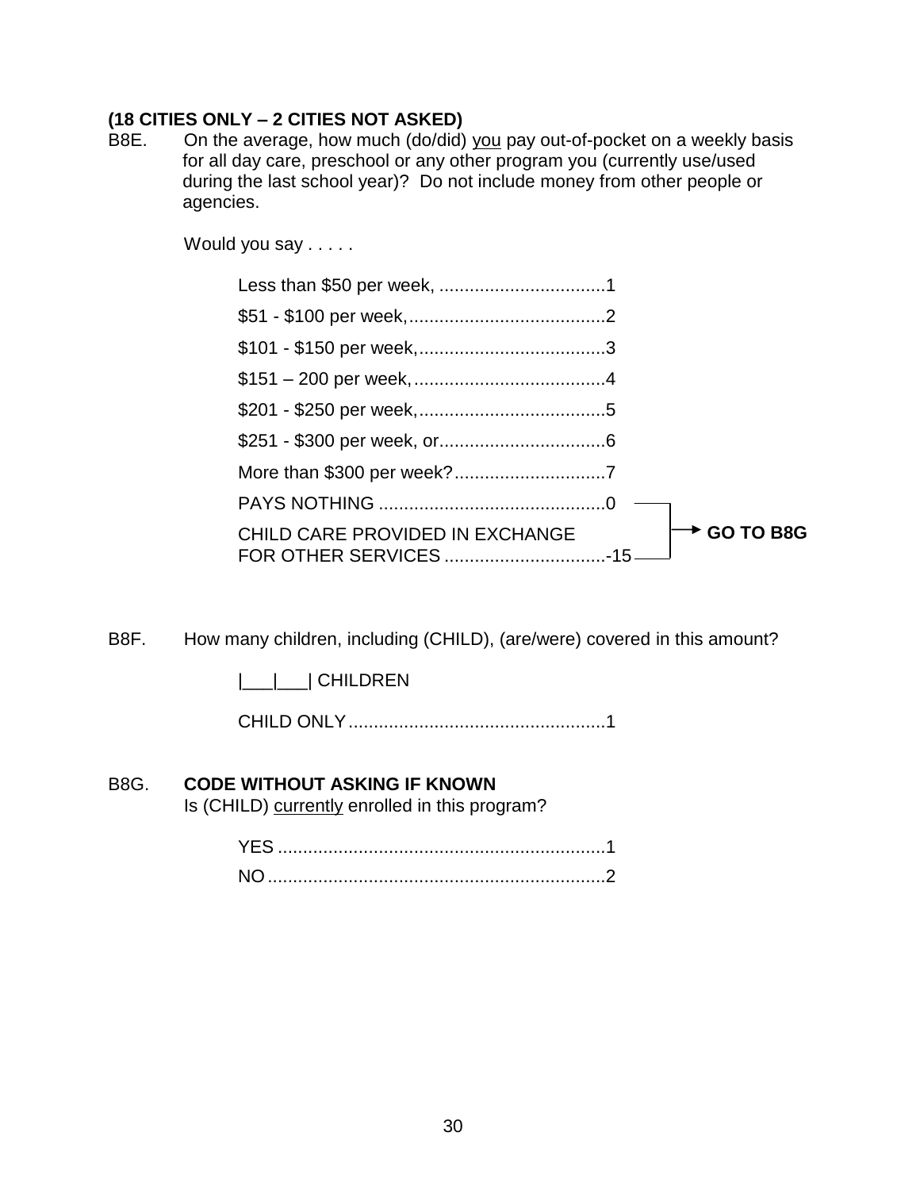**(18 CITIES ONLY – 2 CITIES NOT ASKED)**

B8E. On the average, how much (do/did) <u>you</u> pay out-of-pocket on a weekly basis for all day care, preschool or any other program you (currently use/used during the last school year)? Do not include money from other people or agencies.

Would you say . . . . .

| | | |
|---|---|---|
| Less than $50 per week, | 1 | |
| $51 - $100 per week, | 2 | |
| $101 - $150 per week, | 3 | |
| $151 – 200 per week, | 4 | |
| $201 - $250 per week, | 5 | |
| $251 - $300 per week, or | 6 | |
| More than $300 per week? | 7 | |
| PAYS NOTHING | 0 | → **GO TO B8G** |
| CHILD CARE PROVIDED IN EXCHANGE FOR OTHER SERVICES | -15 | → **GO TO B8G** |

B8F. How many children, including (CHILD), (are/were) covered in this amount?

|___|___| CHILDREN

CHILD ONLY....................................................1

B8G. **CODE WITHOUT ASKING IF KNOWN**
Is (CHILD) <u>currently</u> enrolled in this program?

| | |
|---|---|
| YES | 1 |
| NO | 2 |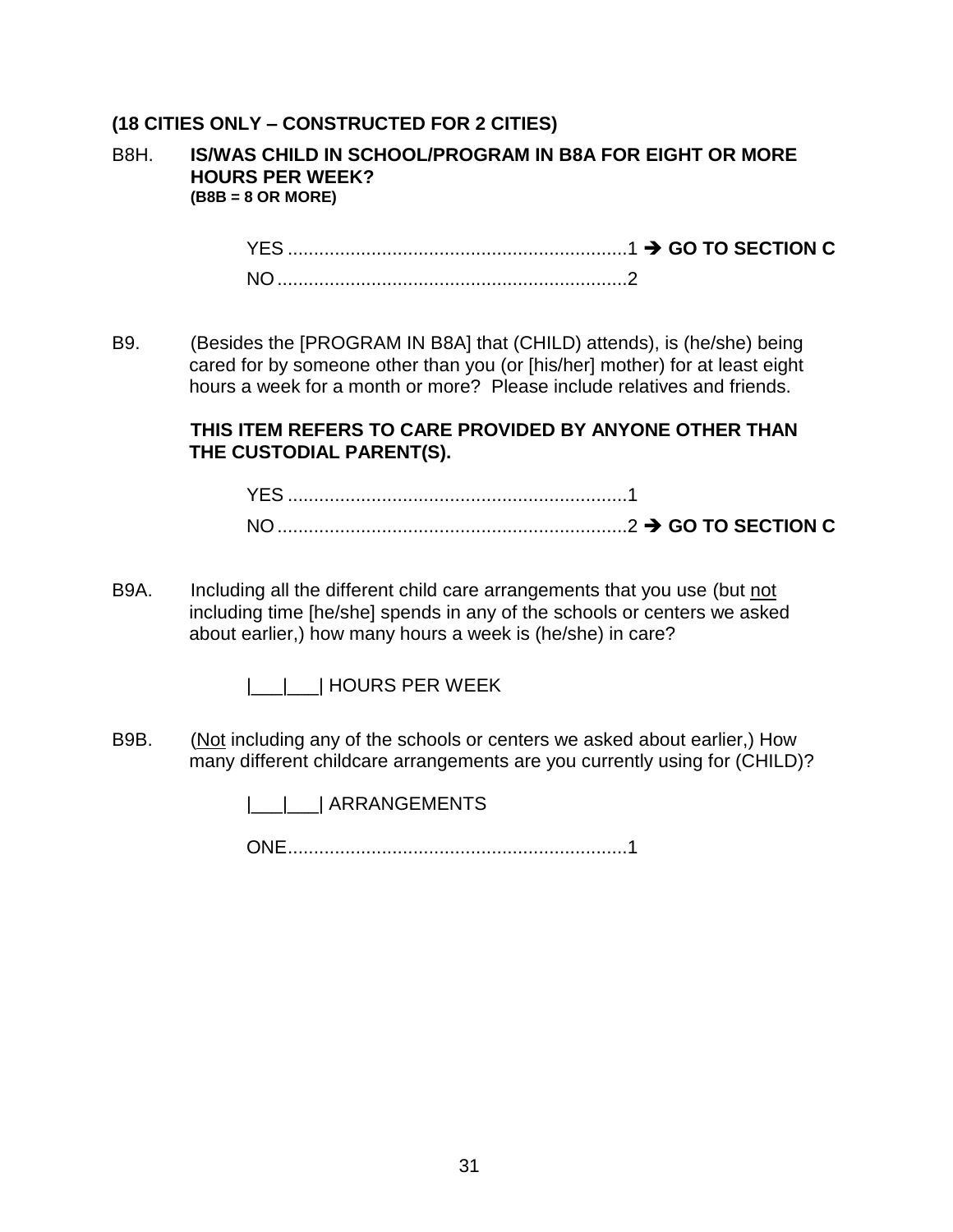**(18 CITIES ONLY – CONSTRUCTED FOR 2 CITIES)**

B8H. **IS/WAS CHILD IN SCHOOL/PROGRAM IN B8A FOR EIGHT OR MORE HOURS PER WEEK?**
**(B8B = 8 OR MORE)**

YES ................................................................1 ➔ **GO TO SECTION C**
NO ..................................................................2

B9. (Besides the [PROGRAM IN B8A] that (CHILD) attends), is (he/she) being cared for by someone other than you (or [his/her] mother) for at least eight hours a week for a month or more? Please include relatives and friends.

**THIS ITEM REFERS TO CARE PROVIDED BY ANYONE OTHER THAN THE CUSTODIAL PARENT(S).**

YES ................................................................1
NO ..................................................................2 ➔ **GO TO SECTION C**

B9A. Including all the different child care arrangements that you use (but <u>not</u> including time [he/she] spends in any of the schools or centers we asked about earlier,) how many hours a week is (he/she) in care?

|___|___| HOURS PER WEEK

B9B. (<u>Not</u> including any of the schools or centers we asked about earlier,) How many different childcare arrangements are you currently using for (CHILD)?

|___|___| ARRANGEMENTS

ONE................................................................1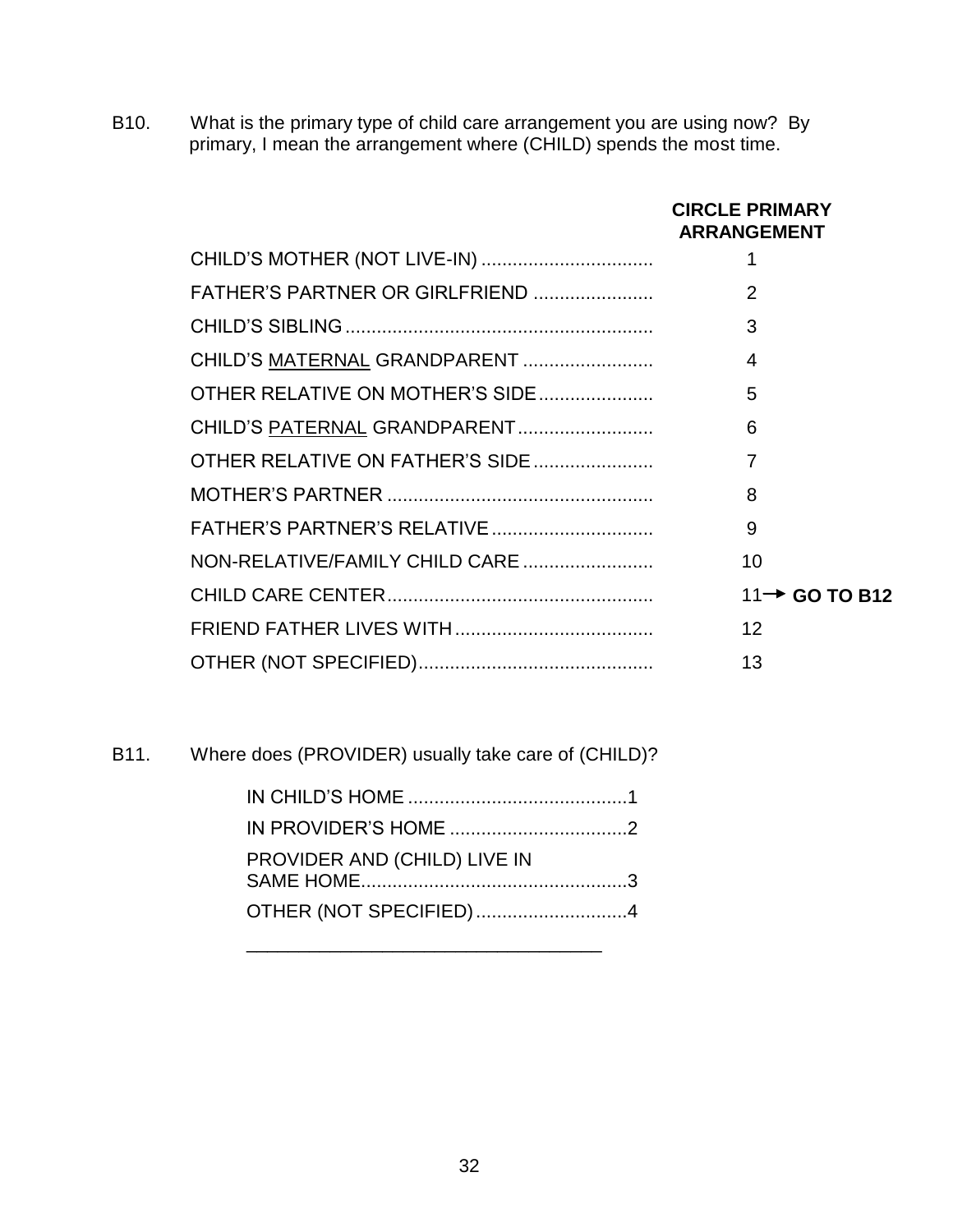B10. What is the primary type of child care arrangement you are using now? By primary, I mean the arrangement where (CHILD) spends the most time.

| | **CIRCLE PRIMARY ARRANGEMENT** |
|---|---|
| CHILD'S MOTHER (NOT LIVE-IN) | 1 |
| FATHER'S PARTNER OR GIRLFRIEND | 2 |
| CHILD'S SIBLING | 3 |
| CHILD'S MATERNAL GRANDPARENT | 4 |
| OTHER RELATIVE ON MOTHER'S SIDE | 5 |
| CHILD'S PATERNAL GRANDPARENT | 6 |
| OTHER RELATIVE ON FATHER'S SIDE | 7 |
| MOTHER'S PARTNER | 8 |
| FATHER'S PARTNER'S RELATIVE | 9 |
| NON-RELATIVE/FAMILY CHILD CARE | 10 |
| CHILD CARE CENTER | 11 → **GO TO B12** |
| FRIEND FATHER LIVES WITH | 12 |
| OTHER (NOT SPECIFIED) | 13 |

B11. Where does (PROVIDER) usually take care of (CHILD)?

- IN CHILD'S HOME .......... 1
- IN PROVIDER'S HOME .......... 2
- PROVIDER AND (CHILD) LIVE IN SAME HOME .......... 3
- OTHER (NOT SPECIFIED) .......... 4

\_\_\_\_\_\_\_\_\_\_\_\_\_\_\_\_\_\_\_\_\_\_\_\_\_\_\_\_\_\_\_\_\_\_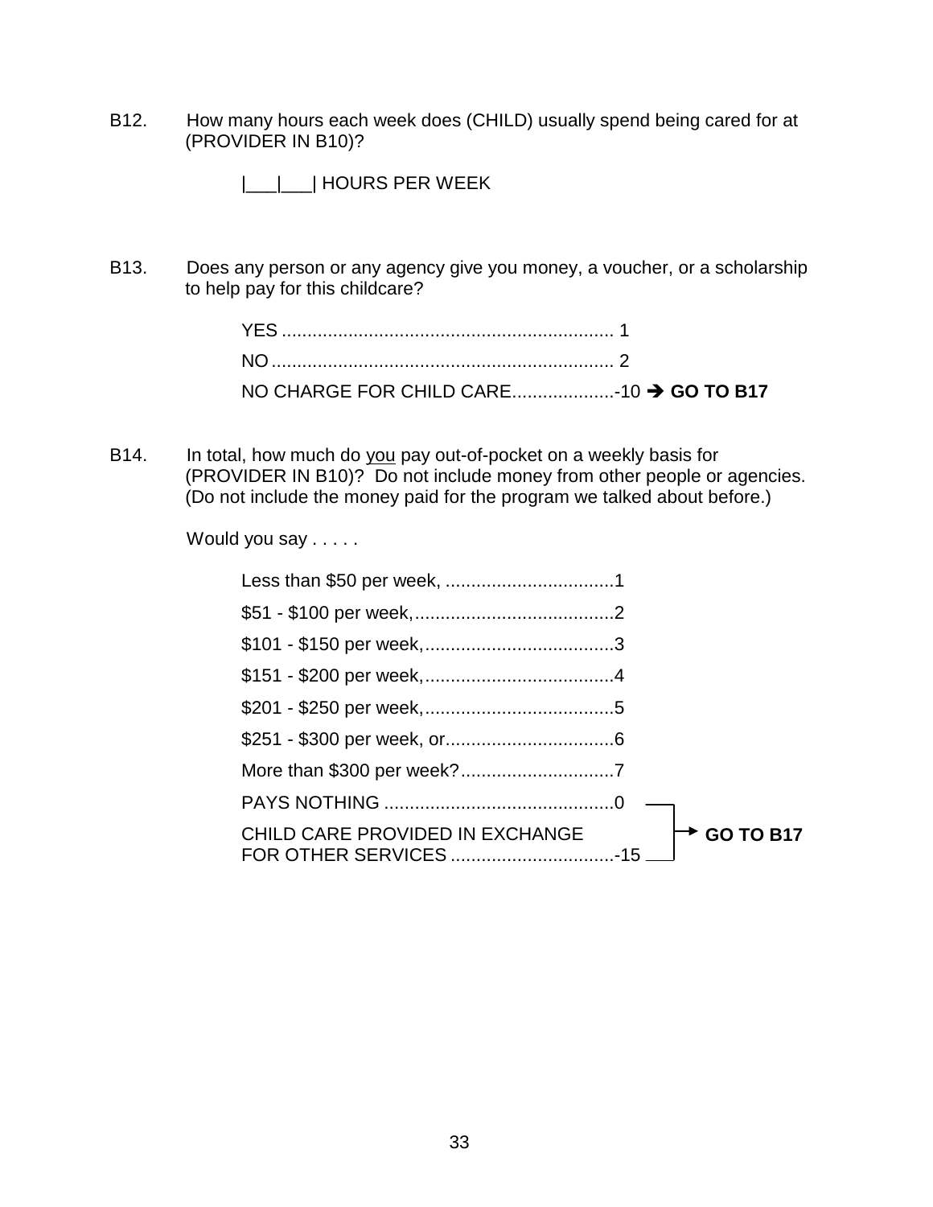B12. How many hours each week does (CHILD) usually spend being cared for at (PROVIDER IN B10)?

|___|___| HOURS PER WEEK

B13. Does any person or any agency give you money, a voucher, or a scholarship to help pay for this childcare?

YES ................................................................ 1
NO .................................................................. 2
NO CHARGE FOR CHILD CARE....................-10 ➔ **GO TO B17**

B14. In total, how much do <u>you</u> pay out-of-pocket on a weekly basis for (PROVIDER IN B10)? Do not include money from other people or agencies. (Do not include the money paid for the program we talked about before.)

Would you say . . . . .

Less than $50 per week, .................................1
$51 - $100 per week,.......................................2
$101 - $150 per week,.....................................3
$151 - $200 per week,.....................................4
$201 - $250 per week,.....................................5
$251 - $300 per week, or.................................6
More than $300 per week?..............................7
PAYS NOTHING .............................................0 → **GO TO B17**
CHILD CARE PROVIDED IN EXCHANGE FOR OTHER SERVICES ................................-15 → **GO TO B17**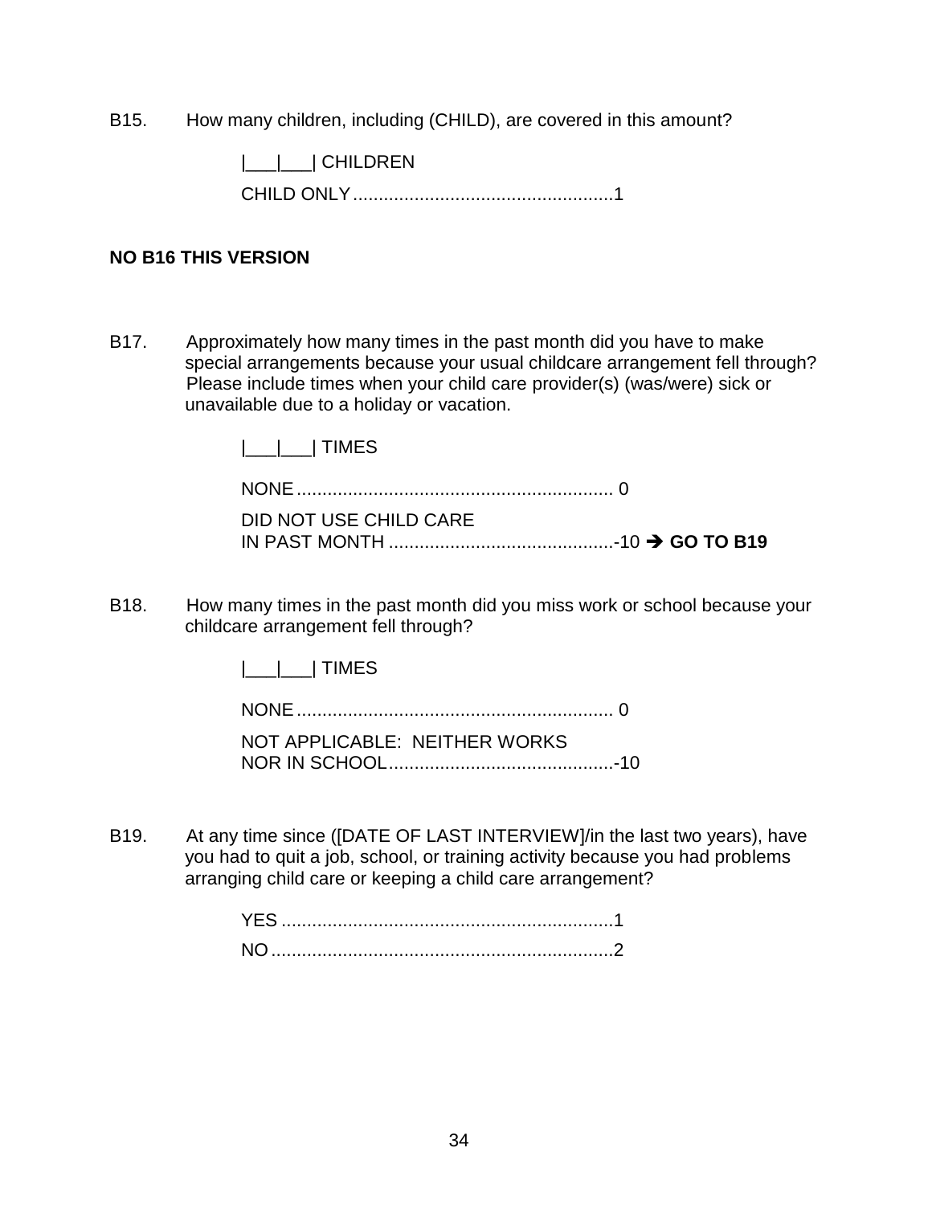B15. How many children, including (CHILD), are covered in this amount?

|___|___| CHILDREN

CHILD ONLY....................................................1

**NO B16 THIS VERSION**

B17. Approximately how many times in the past month did you have to make special arrangements because your usual childcare arrangement fell through? Please include times when your child care provider(s) (was/were) sick or unavailable due to a holiday or vacation.

|___|___| TIMES

NONE.............................................................. 0

DID NOT USE CHILD CARE IN PAST MONTH ............................................-10 ➔ **GO TO B19**

B18. How many times in the past month did you miss work or school because your childcare arrangement fell through?

|___|___| TIMES

NONE.............................................................. 0

NOT APPLICABLE: NEITHER WORKS NOR IN SCHOOL............................................-10

B19. At any time since ([DATE OF LAST INTERVIEW]/in the last two years), have you had to quit a job, school, or training activity because you had problems arranging child care or keeping a child care arrangement?

YES .................................................................1

NO...................................................................2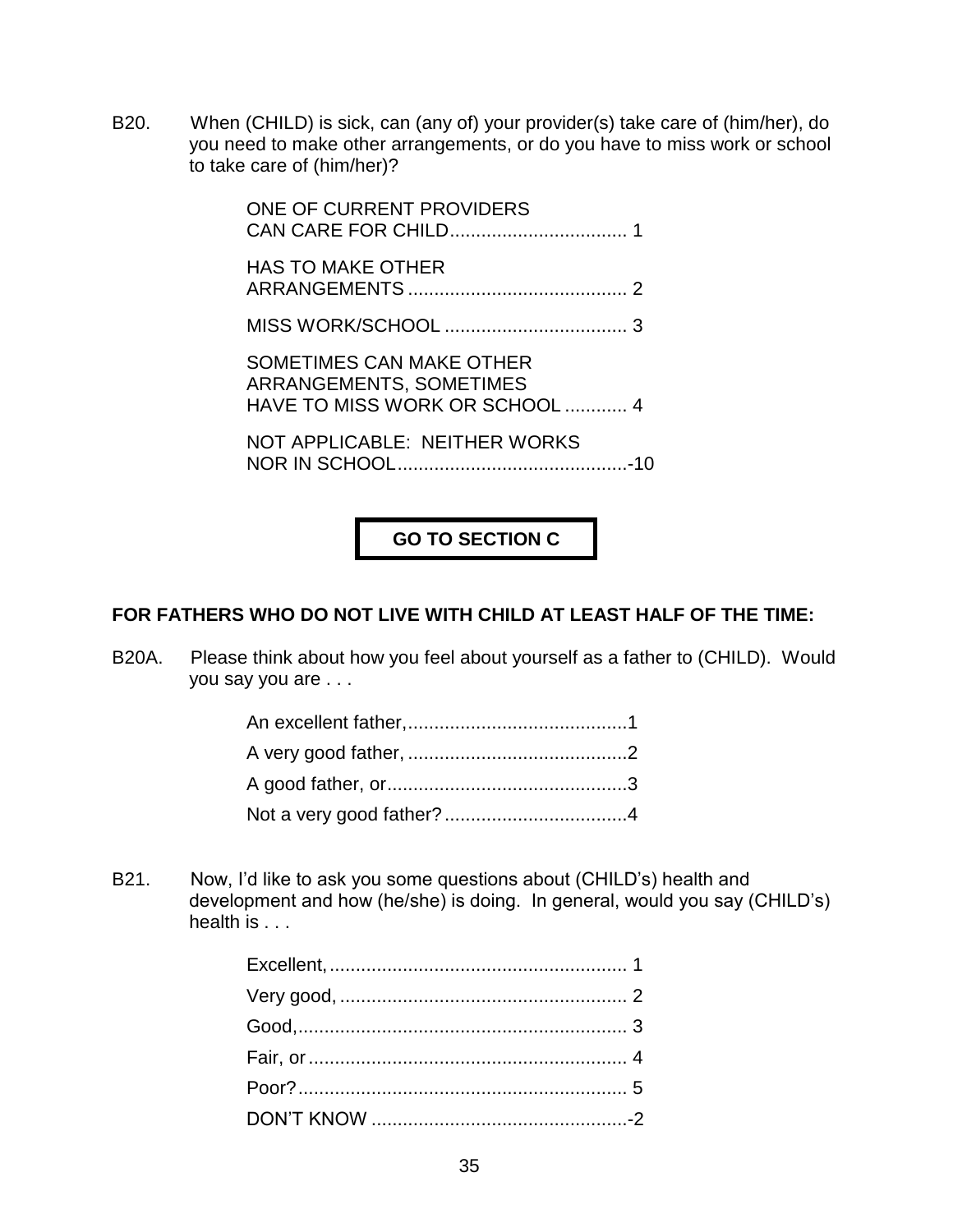B20. When (CHILD) is sick, can (any of) your provider(s) take care of (him/her), do you need to make other arrangements, or do you have to miss work or school to take care of (him/her)?

ONE OF CURRENT PROVIDERS CAN CARE FOR CHILD.................................. 1

HAS TO MAKE OTHER ARRANGEMENTS .......................................... 2

MISS WORK/SCHOOL ................................... 3

SOMETIMES CAN MAKE OTHER ARRANGEMENTS, SOMETIMES HAVE TO MISS WORK OR SCHOOL ............ 4

NOT APPLICABLE: NEITHER WORKS NOR IN SCHOOL............................................-10

**GO TO SECTION C**

**FOR FATHERS WHO DO NOT LIVE WITH CHILD AT LEAST HALF OF THE TIME:**

B20A. Please think about how you feel about yourself as a father to (CHILD). Would you say you are . . .

An excellent father,..........................................1
A very good father, ..........................................2
A good father, or..............................................3
Not a very good father? ...................................4

B21. Now, I'd like to ask you some questions about (CHILD's) health and development and how (he/she) is doing. In general, would you say (CHILD's) health is . . .

Excellent, ......................................................... 1
Very good, ....................................................... 2
Good,............................................................... 3
Fair, or ............................................................. 4
Poor?............................................................... 5
DON'T KNOW .................................................-2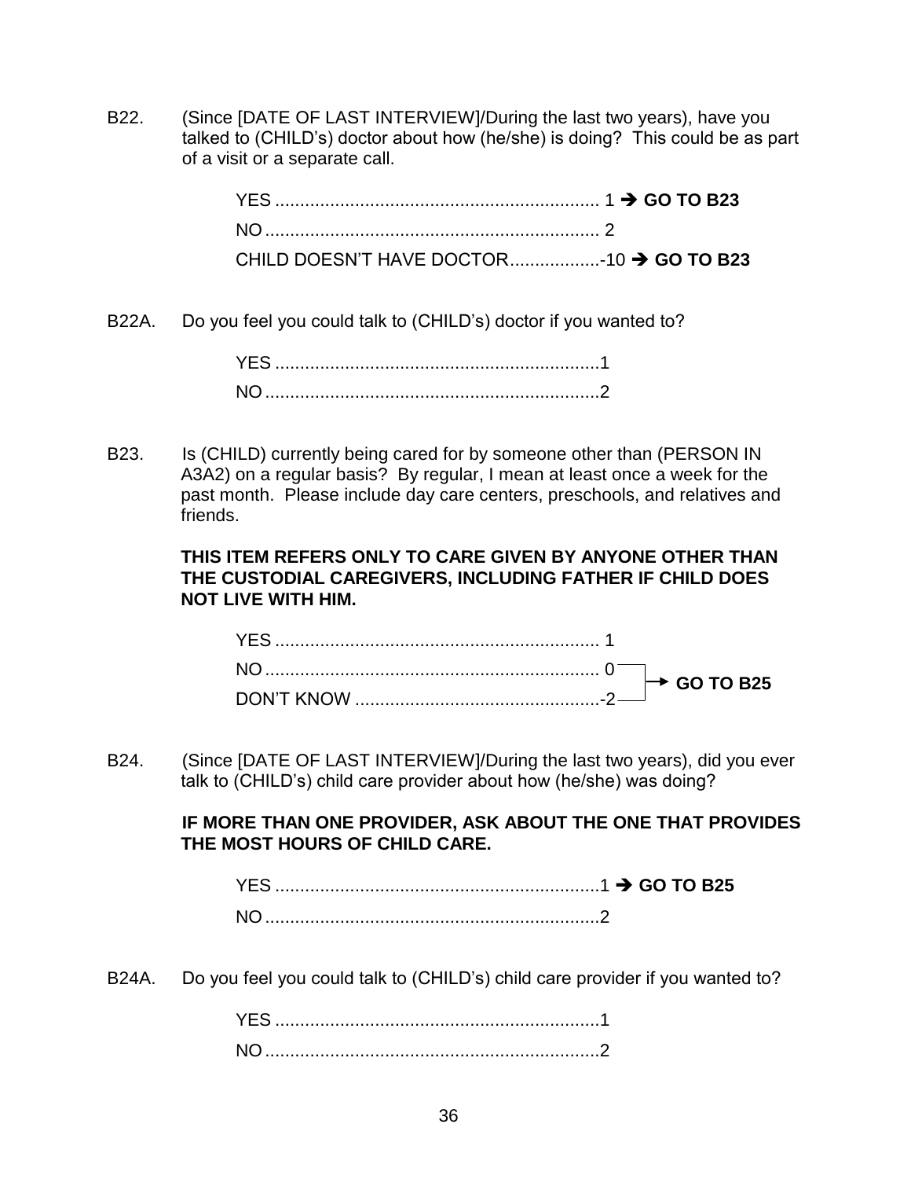B22. (Since [DATE OF LAST INTERVIEW]/During the last two years), have you talked to (CHILD's) doctor about how (he/she) is doing? This could be as part of a visit or a separate call.

YES .................................................................. 1 ➔ **GO TO B23**
NO .................................................................. 2
CHILD DOESN'T HAVE DOCTOR..................-10 ➔ **GO TO B23**

B22A. Do you feel you could talk to (CHILD's) doctor if you wanted to?

YES ..................................................................1
NO ..................................................................2

B23. Is (CHILD) currently being cared for by someone other than (PERSON IN A3A2) on a regular basis? By regular, I mean at least once a week for the past month. Please include day care centers, preschools, and relatives and friends.

**THIS ITEM REFERS ONLY TO CARE GIVEN BY ANYONE OTHER THAN THE CUSTODIAL CAREGIVERS, INCLUDING FATHER IF CHILD DOES NOT LIVE WITH HIM.**

YES .................................................................. 1
NO .................................................................. 0 → **GO TO B25**
DON'T KNOW ..................................................-2 → **GO TO B25**

B24. (Since [DATE OF LAST INTERVIEW]/During the last two years), did you ever talk to (CHILD's) child care provider about how (he/she) was doing?

**IF MORE THAN ONE PROVIDER, ASK ABOUT THE ONE THAT PROVIDES THE MOST HOURS OF CHILD CARE.**

YES ..................................................................1 ➔ **GO TO B25**
NO ..................................................................2

B24A. Do you feel you could talk to (CHILD's) child care provider if you wanted to?

YES ..................................................................1
NO ..................................................................2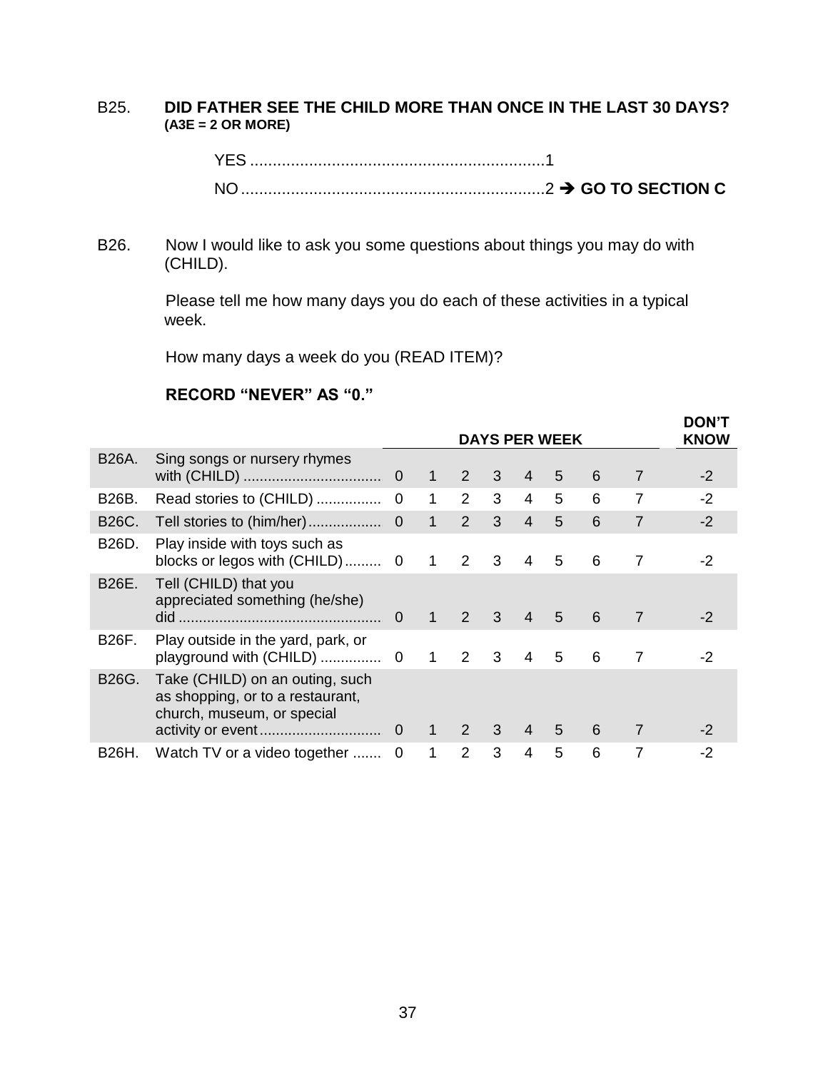B25. **DID FATHER SEE THE CHILD MORE THAN ONCE IN THE LAST 30 DAYS? (A3E = 2 OR MORE)**

YES ................................................................1

NO..................................................................2 ➔ **GO TO SECTION C**

B26. Now I would like to ask you some questions about things you may do with (CHILD).

Please tell me how many days you do each of these activities in a typical week.

How many days a week do you (READ ITEM)?

**RECORD "NEVER" AS "0."**

| | | **DAYS PER WEEK** | | | | | | | | **DON'T KNOW** |
|---|---|---|---|---|---|---|---|---|---|---|
| B26A. | Sing songs or nursery rhymes with (CHILD) .................................. | 0 | 1 | 2 | 3 | 4 | 5 | 6 | 7 | -2 |
| B26B. | Read stories to (CHILD) ................ | 0 | 1 | 2 | 3 | 4 | 5 | 6 | 7 | -2 |
| B26C. | Tell stories to (him/her).................. | 0 | 1 | 2 | 3 | 4 | 5 | 6 | 7 | -2 |
| B26D. | Play inside with toys such as blocks or legos with (CHILD)......... | 0 | 1 | 2 | 3 | 4 | 5 | 6 | 7 | -2 |
| B26E. | Tell (CHILD) that you appreciated something (he/she) did ................................................. | 0 | 1 | 2 | 3 | 4 | 5 | 6 | 7 | -2 |
| B26F. | Play outside in the yard, park, or playground with (CHILD) ............... | 0 | 1 | 2 | 3 | 4 | 5 | 6 | 7 | -2 |
| B26G. | Take (CHILD) on an outing, such as shopping, or to a restaurant, church, museum, or special activity or event............................. | 0 | 1 | 2 | 3 | 4 | 5 | 6 | 7 | -2 |
| B26H. | Watch TV or a video together ....... | 0 | 1 | 2 | 3 | 4 | 5 | 6 | 7 | -2 |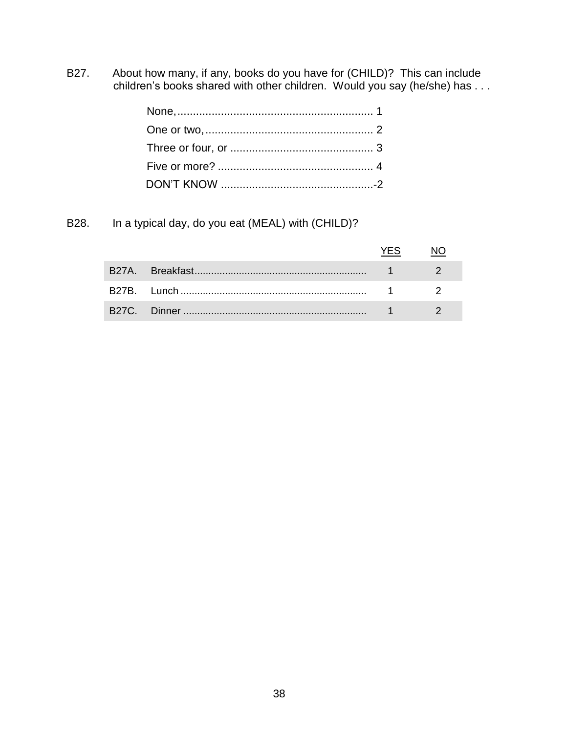B27. About how many, if any, books do you have for (CHILD)? This can include children's books shared with other children. Would you say (he/she) has . . .

| | |
|---|---|
| None, | 1 |
| One or two, | 2 |
| Three or four, or | 3 |
| Five or more? | 4 |
| DON'T KNOW | -2 |

B28. In a typical day, do you eat (MEAL) with (CHILD)?

| | | YES | NO |
|---|---|---|---|
| B27A. | Breakfast | 1 | 2 |
| B27B. | Lunch | 1 | 2 |
| B27C. | Dinner | 1 | 2 |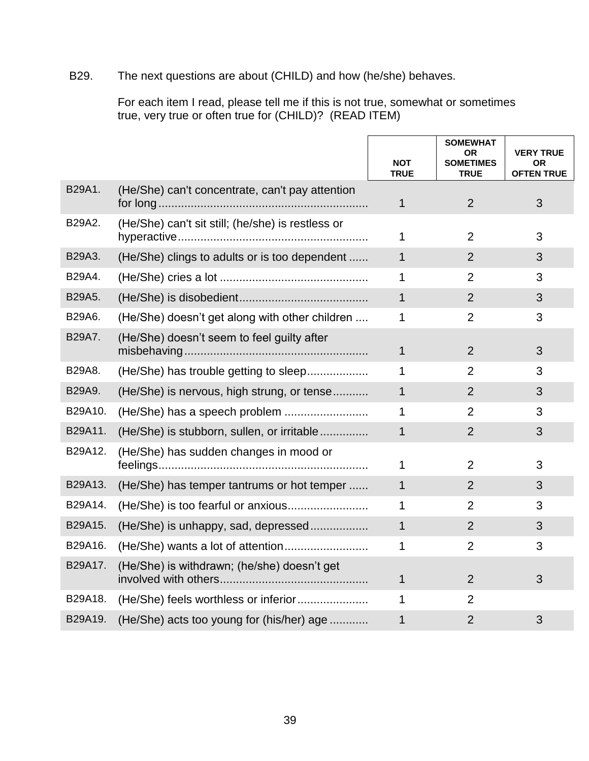B29. The next questions are about (CHILD) and how (he/she) behaves.

For each item I read, please tell me if this is not true, somewhat or sometimes true, very true or often true for (CHILD)? (READ ITEM)

| | | NOT TRUE | SOMEWHAT OR SOMETIMES TRUE | VERY TRUE OR OFTEN TRUE |
|---|---|---|---|---|
| B29A1. | (He/She) can't concentrate, can't pay attention for long | 1 | 2 | 3 |
| B29A2. | (He/She) can't sit still; (he/she) is restless or hyperactive | 1 | 2 | 3 |
| B29A3. | (He/She) clings to adults or is too dependent | 1 | 2 | 3 |
| B29A4. | (He/She) cries a lot | 1 | 2 | 3 |
| B29A5. | (He/She) is disobedient | 1 | 2 | 3 |
| B29A6. | (He/She) doesn't get along with other children | 1 | 2 | 3 |
| B29A7. | (He/She) doesn't seem to feel guilty after misbehaving | 1 | 2 | 3 |
| B29A8. | (He/She) has trouble getting to sleep | 1 | 2 | 3 |
| B29A9. | (He/She) is nervous, high strung, or tense | 1 | 2 | 3 |
| B29A10. | (He/She) has a speech problem | 1 | 2 | 3 |
| B29A11. | (He/She) is stubborn, sullen, or irritable | 1 | 2 | 3 |
| B29A12. | (He/She) has sudden changes in mood or feelings | 1 | 2 | 3 |
| B29A13. | (He/She) has temper tantrums or hot temper | 1 | 2 | 3 |
| B29A14. | (He/She) is too fearful or anxious | 1 | 2 | 3 |
| B29A15. | (He/She) is unhappy, sad, depressed | 1 | 2 | 3 |
| B29A16. | (He/She) wants a lot of attention | 1 | 2 | 3 |
| B29A17. | (He/She) is withdrawn; (he/she) doesn't get involved with others | 1 | 2 | 3 |
| B29A18. | (He/She) feels worthless or inferior | 1 | 2 | |
| B29A19. | (He/She) acts too young for (his/her) age | 1 | 2 | 3 |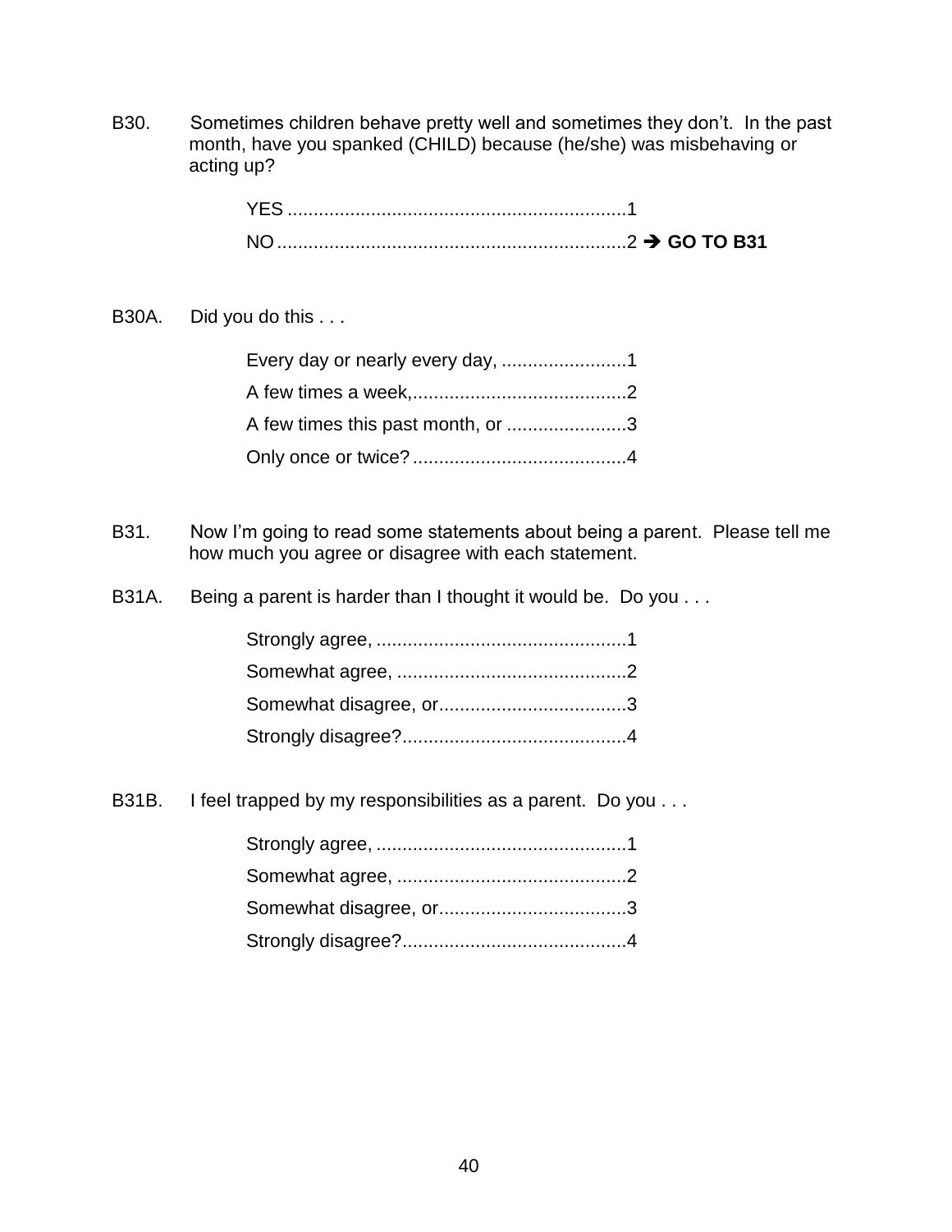B30. Sometimes children behave pretty well and sometimes they don't. In the past month, have you spanked (CHILD) because (he/she) was misbehaving or acting up?

YES ................................................................1
NO ..................................................................2 → **GO TO B31**

B30A. Did you do this . . .

Every day or nearly every day, ........................1
A few times a week,.........................................2
A few times this past month, or .......................3
Only once or twice?.........................................4

B31. Now I'm going to read some statements about being a parent. Please tell me how much you agree or disagree with each statement.

B31A. Being a parent is harder than I thought it would be. Do you . . .

Strongly agree, ................................................1
Somewhat agree, ............................................2
Somewhat disagree, or....................................3
Strongly disagree?...........................................4

B31B. I feel trapped by my responsibilities as a parent. Do you . . .

Strongly agree, ................................................1
Somewhat agree, ............................................2
Somewhat disagree, or....................................3
Strongly disagree?...........................................4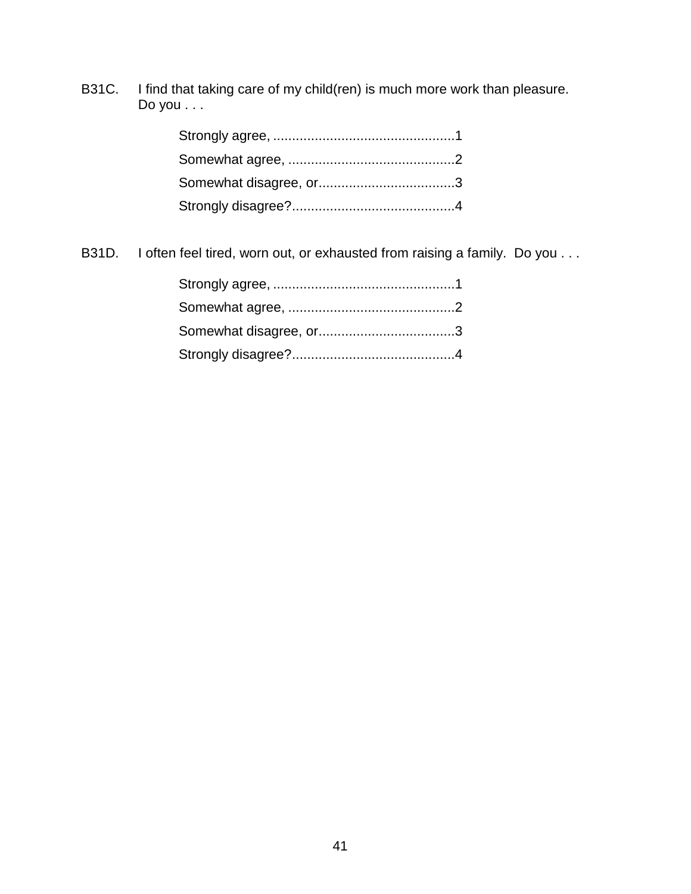B31C. I find that taking care of my child(ren) is much more work than pleasure. Do you . . .

Strongly agree, ................................................1
Somewhat agree, ............................................2
Somewhat disagree, or....................................3
Strongly disagree?...........................................4

B31D. I often feel tired, worn out, or exhausted from raising a family. Do you . . .

Strongly agree, ................................................1
Somewhat agree, ............................................2
Somewhat disagree, or....................................3
Strongly disagree?...........................................4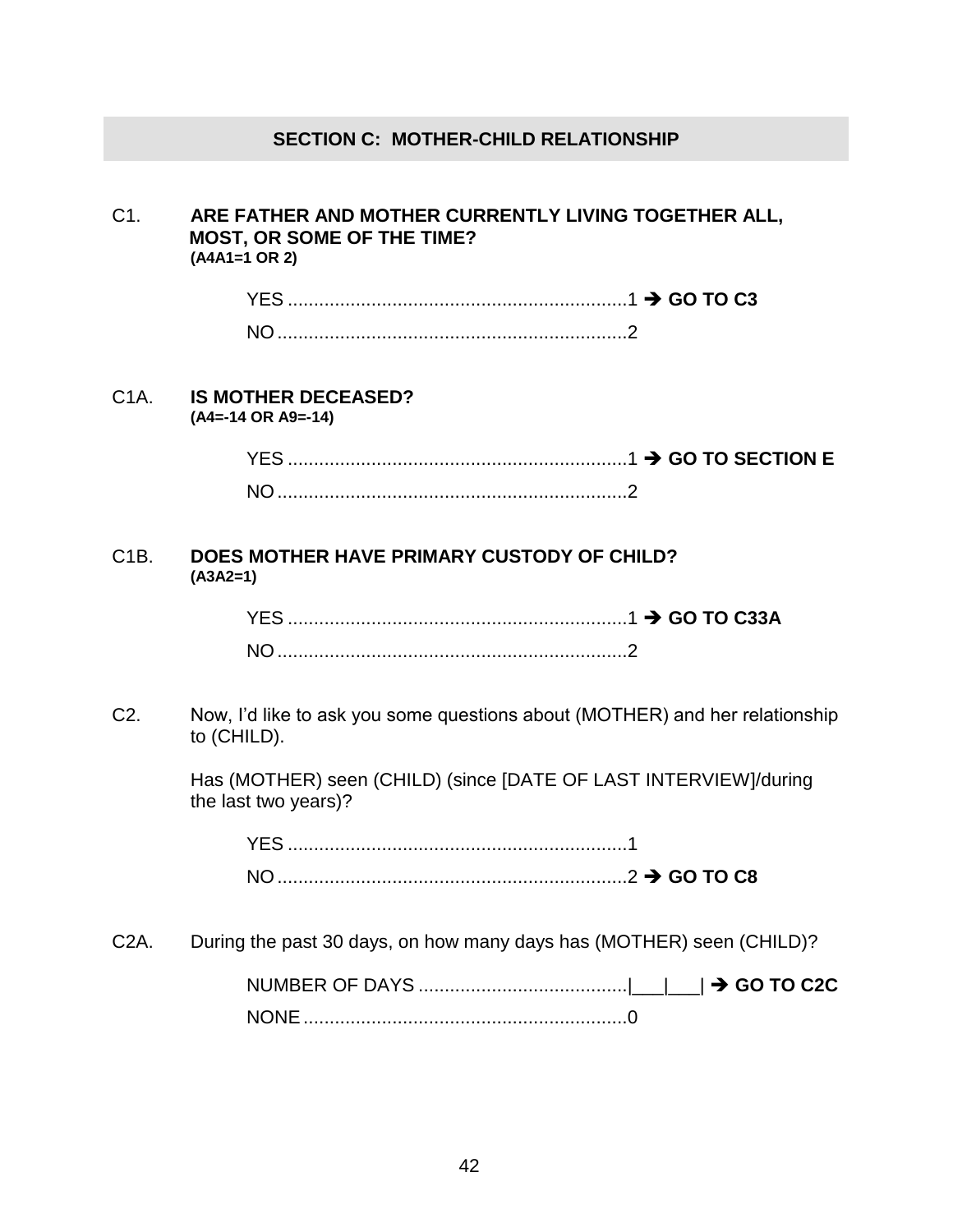## SECTION C: MOTHER-CHILD RELATIONSHIP

C1. **ARE FATHER AND MOTHER CURRENTLY LIVING TOGETHER ALL, MOST, OR SOME OF THE TIME?**
**(A4A1=1 OR 2)**

YES ................................................................1 ➔ **GO TO C3**
NO ..................................................................2

C1A. **IS MOTHER DECEASED?**
**(A4=-14 OR A9=-14)**

YES ................................................................1 ➔ **GO TO SECTION E**
NO ..................................................................2

C1B. **DOES MOTHER HAVE PRIMARY CUSTODY OF CHILD?**
**(A3A2=1)**

YES ................................................................1 ➔ **GO TO C33A**
NO ..................................................................2

C2. Now, I'd like to ask you some questions about (MOTHER) and her relationship to (CHILD).

Has (MOTHER) seen (CHILD) (since [DATE OF LAST INTERVIEW]/during the last two years)?

YES ................................................................1
NO ..................................................................2 ➔ **GO TO C8**

C2A. During the past 30 days, on how many days has (MOTHER) seen (CHILD)?

NUMBER OF DAYS .......................................|___|___| ➔ **GO TO C2C**
NONE .............................................................0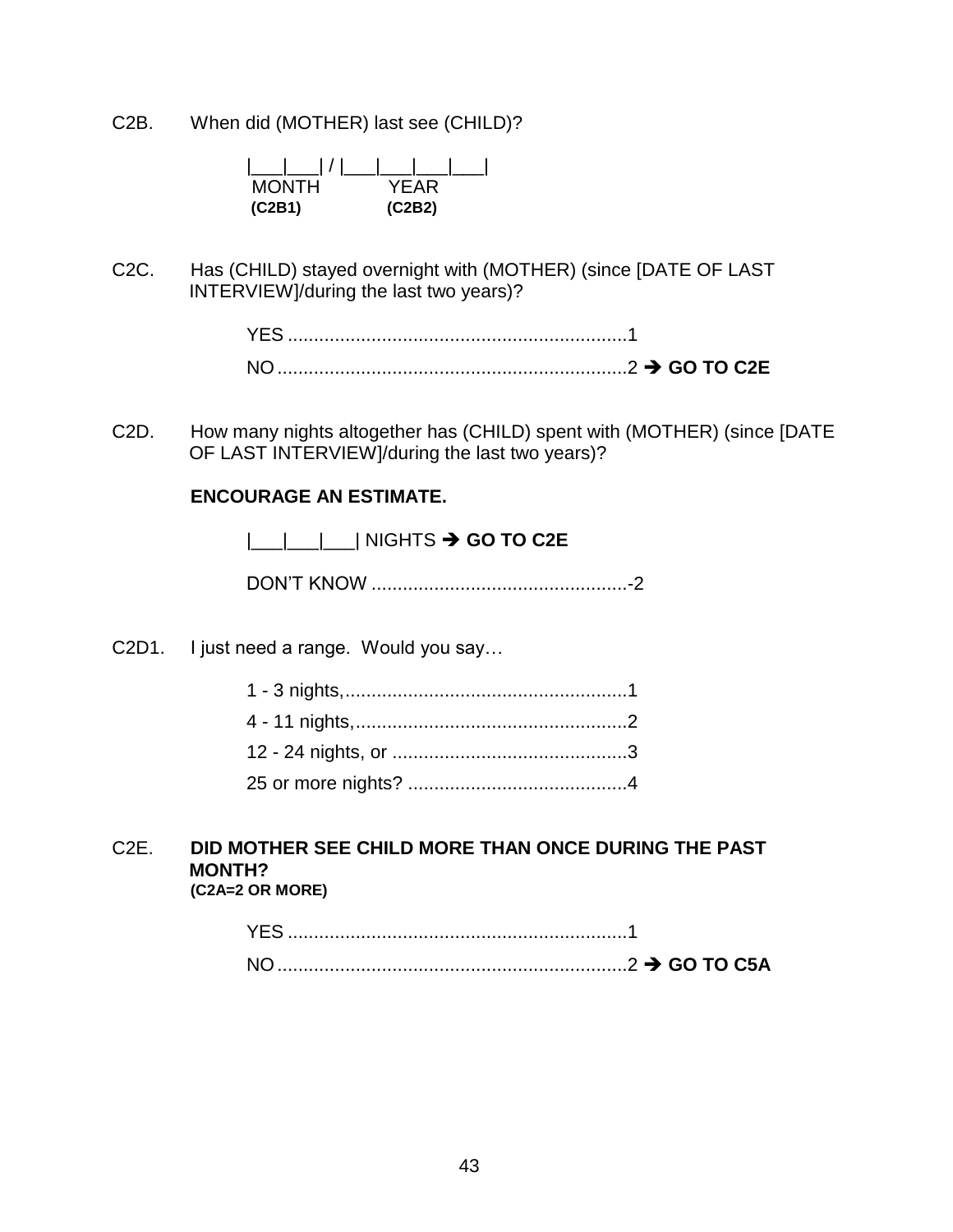C2B. When did (MOTHER) last see (CHILD)?

|___|___| / |___|___|___|___|
MONTH YEAR
**(C2B1)** **(C2B2)**

C2C. Has (CHILD) stayed overnight with (MOTHER) (since [DATE OF LAST INTERVIEW]/during the last two years)?

YES ................................................................1
NO ..................................................................2 ➔ **GO TO C2E**

C2D. How many nights altogether has (CHILD) spent with (MOTHER) (since [DATE OF LAST INTERVIEW]/during the last two years)?

**ENCOURAGE AN ESTIMATE.**

|___|___|___| NIGHTS ➔ **GO TO C2E**

DON'T KNOW .................................................-2

C2D1. I just need a range. Would you say…

1 - 3 nights,......................................................1
4 - 11 nights,....................................................2
12 - 24 nights, or .............................................3
25 or more nights? ..........................................4

C2E. **DID MOTHER SEE CHILD MORE THAN ONCE DURING THE PAST MONTH?**
**(C2A=2 OR MORE)**

YES ................................................................1
NO ..................................................................2 ➔ **GO TO C5A**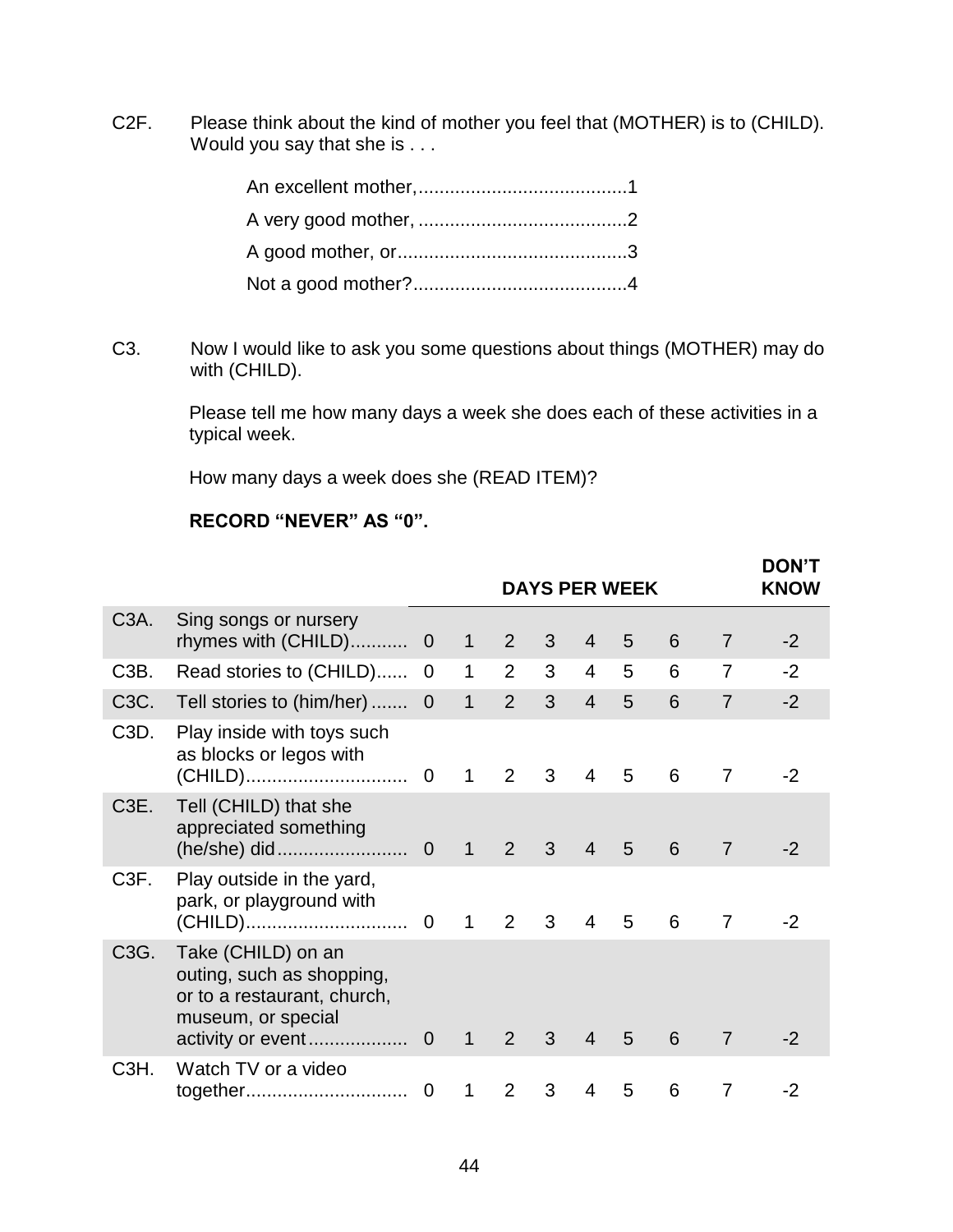C2F. Please think about the kind of mother you feel that (MOTHER) is to (CHILD). Would you say that she is . . .

An excellent mother,........................................1

A very good mother, ........................................2

A good mother, or............................................3

Not a good mother?.........................................4

C3. Now I would like to ask you some questions about things (MOTHER) may do with (CHILD).

Please tell me how many days a week she does each of these activities in a typical week.

How many days a week does she (READ ITEM)?

**RECORD "NEVER" AS "0".**

| | | DAYS PER WEEK | | | | | | | | DON'T KNOW |
|---|---|---|---|---|---|---|---|---|---|---|
| C3A. | Sing songs or nursery rhymes with (CHILD)........... | 0 | 1 | 2 | 3 | 4 | 5 | 6 | 7 | -2 |
| C3B. | Read stories to (CHILD)...... | 0 | 1 | 2 | 3 | 4 | 5 | 6 | 7 | -2 |
| C3C. | Tell stories to (him/her) ....... | 0 | 1 | 2 | 3 | 4 | 5 | 6 | 7 | -2 |
| C3D. | Play inside with toys such as blocks or legos with (CHILD)............................... | 0 | 1 | 2 | 3 | 4 | 5 | 6 | 7 | -2 |
| C3E. | Tell (CHILD) that she appreciated something (he/she) did......................... | 0 | 1 | 2 | 3 | 4 | 5 | 6 | 7 | -2 |
| C3F. | Play outside in the yard, park, or playground with (CHILD)............................... | 0 | 1 | 2 | 3 | 4 | 5 | 6 | 7 | -2 |
| C3G. | Take (CHILD) on an outing, such as shopping, or to a restaurant, church, museum, or special activity or event................... | 0 | 1 | 2 | 3 | 4 | 5 | 6 | 7 | -2 |
| C3H. | Watch TV or a video together............................... | 0 | 1 | 2 | 3 | 4 | 5 | 6 | 7 | -2 |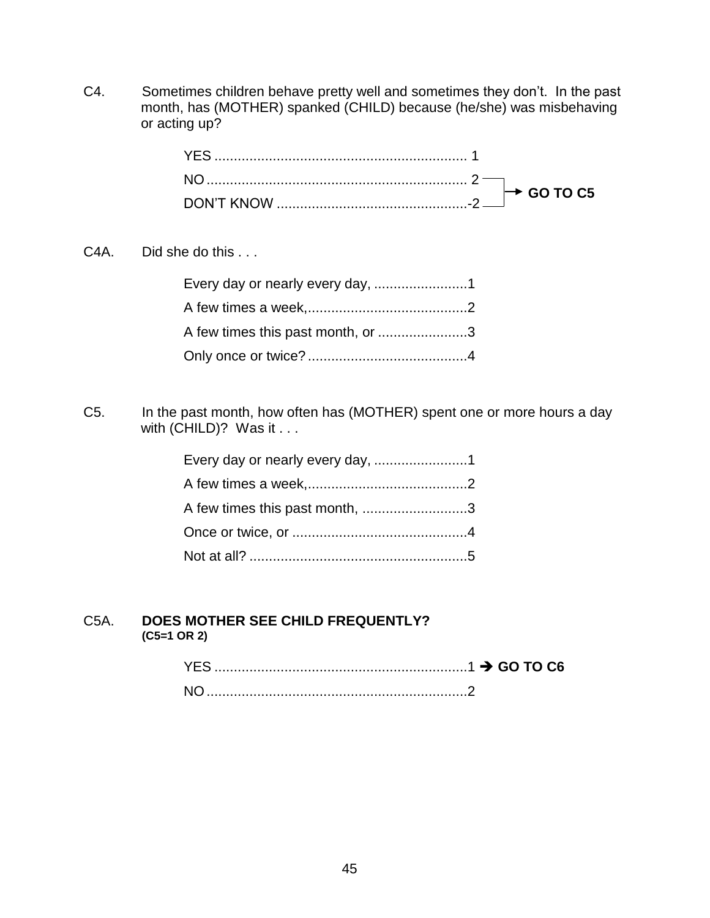C4. Sometimes children behave pretty well and sometimes they don't. In the past month, has (MOTHER) spanked (CHILD) because (he/she) was misbehaving or acting up?

YES .................................................................. 1
NO ................................................................... 2 → **GO TO C5**
DON'T KNOW ..................................................-2 → **GO TO C5**

C4A. Did she do this . . .

Every day or nearly every day, ........................1
A few times a week,.........................................2
A few times this past month, or .......................3
Only once or twice? .........................................4

C5. In the past month, how often has (MOTHER) spent one or more hours a day with (CHILD)? Was it . . .

Every day or nearly every day, ........................1
A few times a week,.........................................2
A few times this past month, ...........................3
Once or twice, or .............................................4
Not at all? ........................................................5

C5A. **DOES MOTHER SEE CHILD FREQUENTLY?**
**(C5=1 OR 2)**

YES .................................................................1 → **GO TO C6**
NO ...................................................................2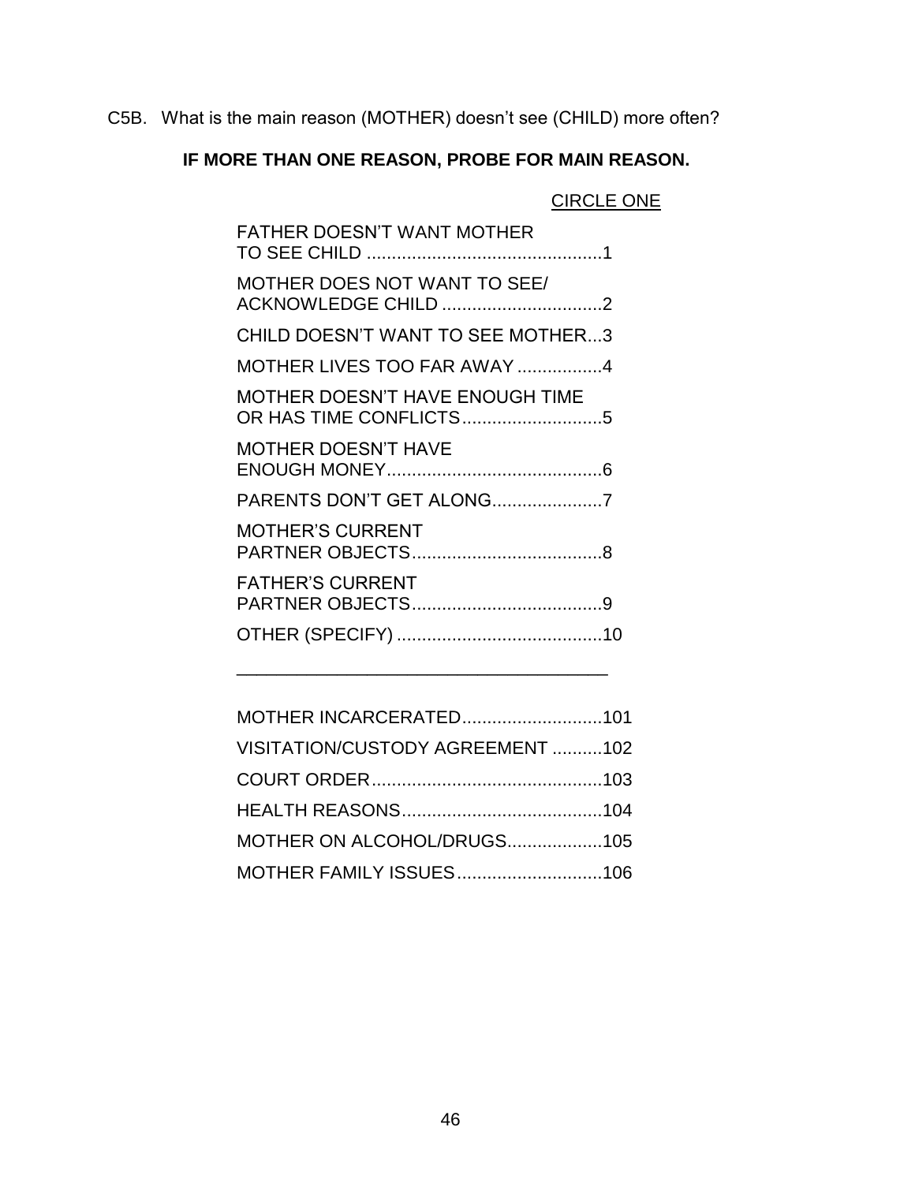C5B. What is the main reason (MOTHER) doesn't see (CHILD) more often?

**IF MORE THAN ONE REASON, PROBE FOR MAIN REASON.**

| | CIRCLE ONE |
|---|---|
| FATHER DOESN'T WANT MOTHER TO SEE CHILD | 1 |
| MOTHER DOES NOT WANT TO SEE/ ACKNOWLEDGE CHILD | 2 |
| CHILD DOESN'T WANT TO SEE MOTHER | 3 |
| MOTHER LIVES TOO FAR AWAY | 4 |
| MOTHER DOESN'T HAVE ENOUGH TIME OR HAS TIME CONFLICTS | 5 |
| MOTHER DOESN'T HAVE ENOUGH MONEY | 6 |
| PARENTS DON'T GET ALONG | 7 |
| MOTHER'S CURRENT PARTNER OBJECTS | 8 |
| FATHER'S CURRENT PARTNER OBJECTS | 9 |
| OTHER (SPECIFY) ______________________________ | 10 |
| MOTHER INCARCERATED | 101 |
| VISITATION/CUSTODY AGREEMENT | 102 |
| COURT ORDER | 103 |
| HEALTH REASONS | 104 |
| MOTHER ON ALCOHOL/DRUGS | 105 |
| MOTHER FAMILY ISSUES | 106 |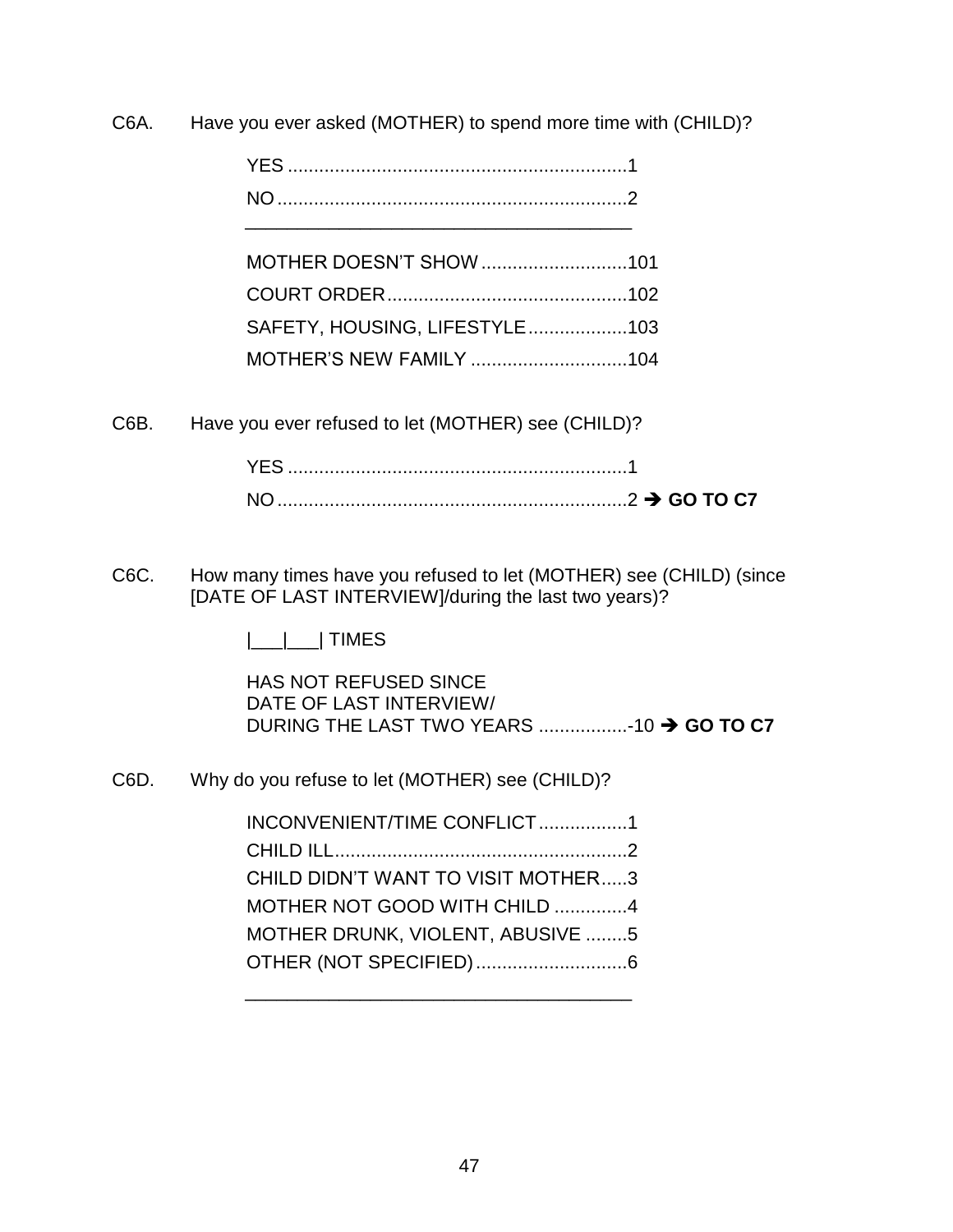C6A. Have you ever asked (MOTHER) to spend more time with (CHILD)?

YES ................................................................1
NO ..................................................................2

---

MOTHER DOESN'T SHOW ...........................101
COURT ORDER.............................................102
SAFETY, HOUSING, LIFESTYLE...................103
MOTHER'S NEW FAMILY .............................104

C6B. Have you ever refused to let (MOTHER) see (CHILD)?

YES ................................................................1
NO ..................................................................2 ➔ **GO TO C7**

C6C. How many times have you refused to let (MOTHER) see (CHILD) (since [DATE OF LAST INTERVIEW]/during the last two years)?

|___|___| TIMES

HAS NOT REFUSED SINCE
DATE OF LAST INTERVIEW/
DURING THE LAST TWO YEARS .................-10 ➔ **GO TO C7**

C6D. Why do you refuse to let (MOTHER) see (CHILD)?

INCONVENIENT/TIME CONFLICT.................1
CHILD ILL.......................................................2
CHILD DIDN'T WANT TO VISIT MOTHER.....3
MOTHER NOT GOOD WITH CHILD ..............4
MOTHER DRUNK, VIOLENT, ABUSIVE ........5
OTHER (NOT SPECIFIED).............................6

---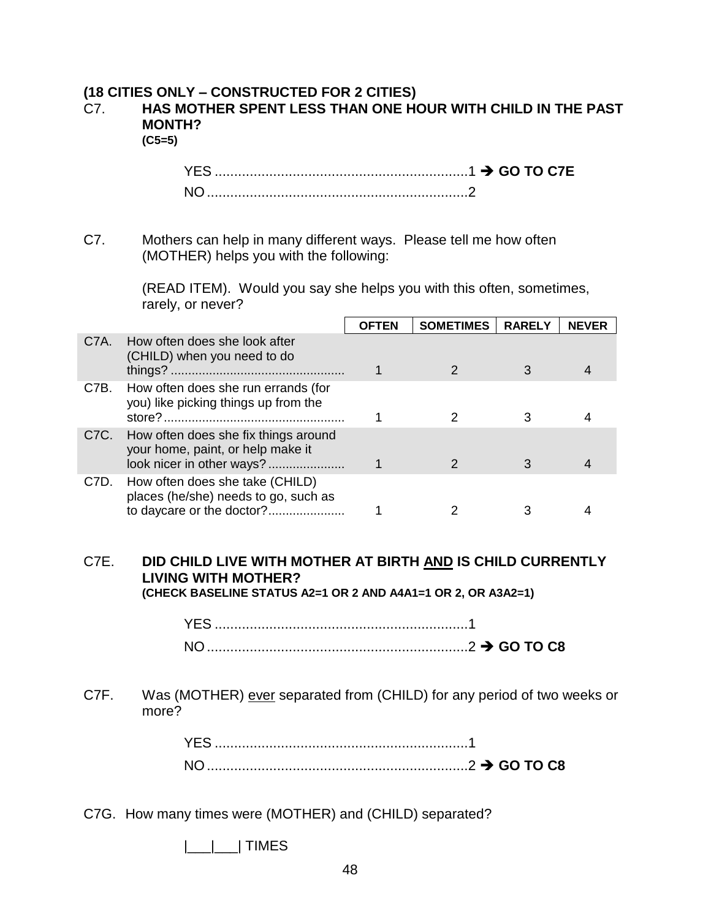**(18 CITIES ONLY – CONSTRUCTED FOR 2 CITIES)**

C7. **HAS MOTHER SPENT LESS THAN ONE HOUR WITH CHILD IN THE PAST MONTH?**
**(C5=5)**

YES ..................................................................1 ➔ **GO TO C7E**
NO ....................................................................2

C7. Mothers can help in many different ways. Please tell me how often (MOTHER) helps you with the following:

(READ ITEM). Would you say she helps you with this often, sometimes, rarely, or never?

| | | OFTEN | SOMETIMES | RARELY | NEVER |
|---|---|---|---|---|---|
| C7A. | How often does she look after (CHILD) when you need to do things? ................................................. | 1 | 2 | 3 | 4 |
| C7B. | How often does she run errands (for you) like picking things up from the store? .................................................. | 1 | 2 | 3 | 4 |
| C7C. | How often does she fix things around your home, paint, or help make it look nicer in other ways? ..................... | 1 | 2 | 3 | 4 |
| C7D. | How often does she take (CHILD) places (he/she) needs to go, such as to daycare or the doctor? ..................... | 1 | 2 | 3 | 4 |

C7E. **DID CHILD LIVE WITH MOTHER AT BIRTH AND IS CHILD CURRENTLY LIVING WITH MOTHER?**
**(CHECK BASELINE STATUS A2=1 OR 2 AND A4A1=1 OR 2, OR A3A2=1)**

YES ..................................................................1
NO ....................................................................2 ➔ **GO TO C8**

C7F. Was (MOTHER) ever separated from (CHILD) for any period of two weeks or more?

YES ..................................................................1
NO ....................................................................2 ➔ **GO TO C8**

C7G. How many times were (MOTHER) and (CHILD) separated?

|___|___| TIMES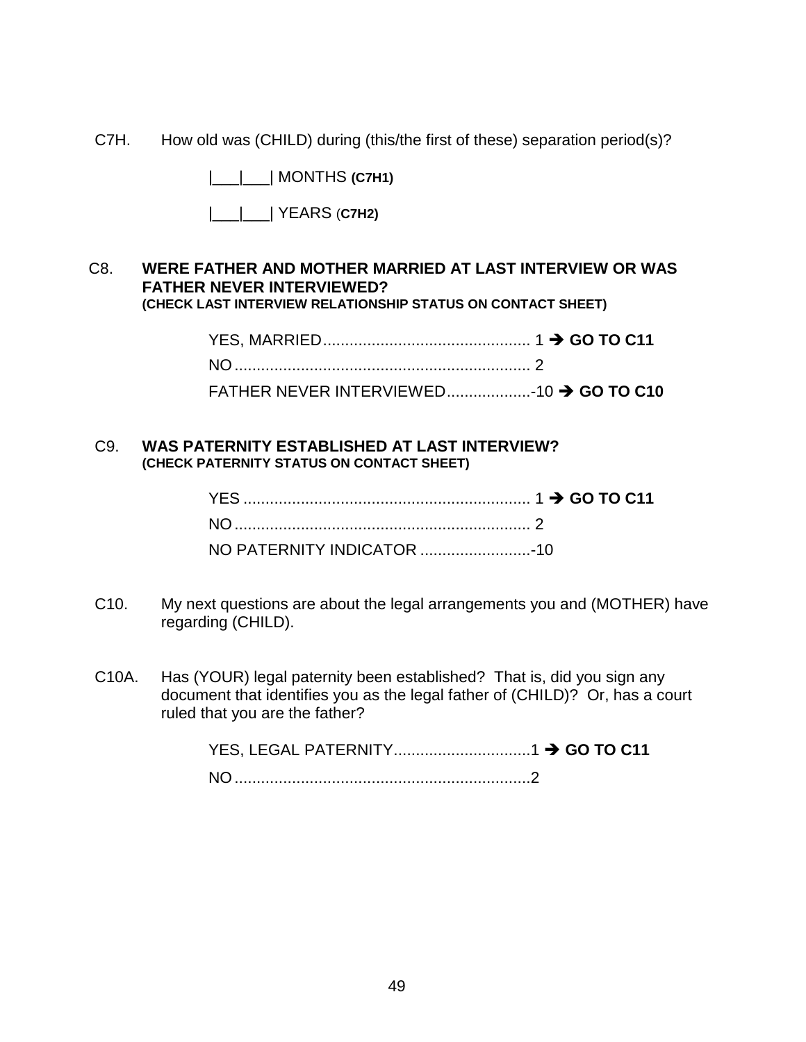C7H. How old was (CHILD) during (this/the first of these) separation period(s)?

|___|___| MONTHS **(C7H1)**

|___|___| YEARS (**C7H2)**

C8. **WERE FATHER AND MOTHER MARRIED AT LAST INTERVIEW OR WAS FATHER NEVER INTERVIEWED?**
**(CHECK LAST INTERVIEW RELATIONSHIP STATUS ON CONTACT SHEET)**

YES, MARRIED................................................ 1 ➔ **GO TO C11**
NO.................................................................... 2
FATHER NEVER INTERVIEWED...................-10 ➔ **GO TO C10**

C9. **WAS PATERNITY ESTABLISHED AT LAST INTERVIEW?**
**(CHECK PATERNITY STATUS ON CONTACT SHEET)**

YES .................................................................. 1 ➔ **GO TO C11**
NO.................................................................... 2
NO PATERNITY INDICATOR .........................-10

C10. My next questions are about the legal arrangements you and (MOTHER) have regarding (CHILD).

C10A. Has (YOUR) legal paternity been established? That is, did you sign any document that identifies you as the legal father of (CHILD)? Or, has a court ruled that you are the father?

YES, LEGAL PATERNITY...............................1 ➔ **GO TO C11**
NO...................................................................2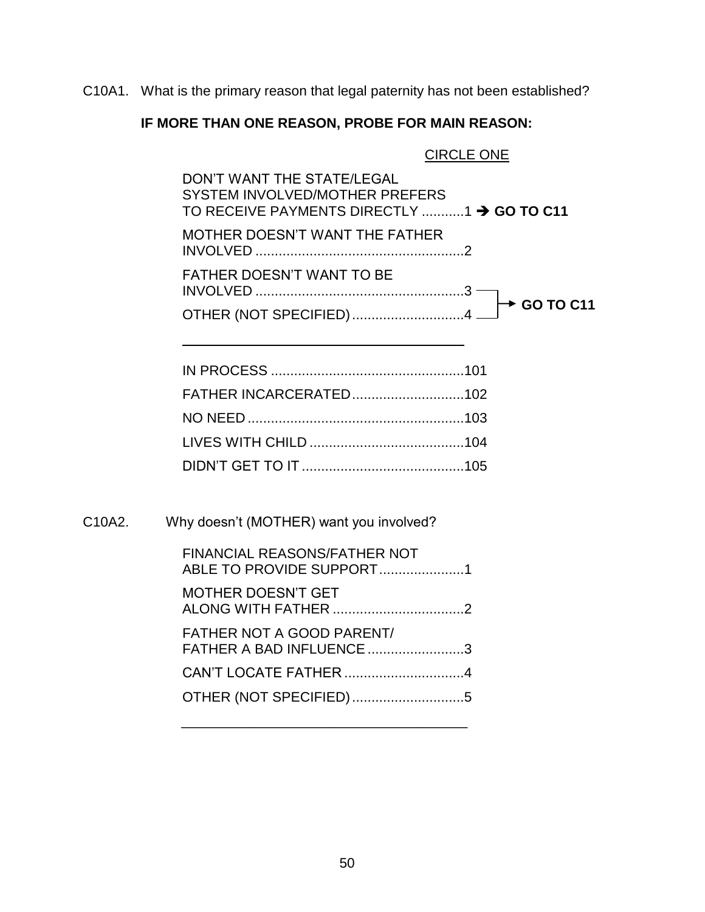C10A1. What is the primary reason that legal paternity has not been established?

**IF MORE THAN ONE REASON, PROBE FOR MAIN REASON:**

CIRCLE ONE

DON'T WANT THE STATE/LEGAL SYSTEM INVOLVED/MOTHER PREFERS TO RECEIVE PAYMENTS DIRECTLY ..........1 ➔ **GO TO C11**

MOTHER DOESN'T WANT THE FATHER INVOLVED ......................................................2

FATHER DOESN'T WANT TO BE INVOLVED ......................................................3 ➔ **GO TO C11**

OTHER (NOT SPECIFIED) .............................4 ➔ **GO TO C11**

_______________________________________

IN PROCESS ..................................................101

FATHER INCARCERATED .............................102

NO NEED ........................................................103

LIVES WITH CHILD ........................................104

DIDN'T GET TO IT ..........................................105

C10A2. Why doesn't (MOTHER) want you involved?

FINANCIAL REASONS/FATHER NOT ABLE TO PROVIDE SUPPORT......................1

MOTHER DOESN'T GET ALONG WITH FATHER ..................................2

FATHER NOT A GOOD PARENT/ FATHER A BAD INFLUENCE .........................3

CAN'T LOCATE FATHER ...............................4

OTHER (NOT SPECIFIED) .............................5

_______________________________________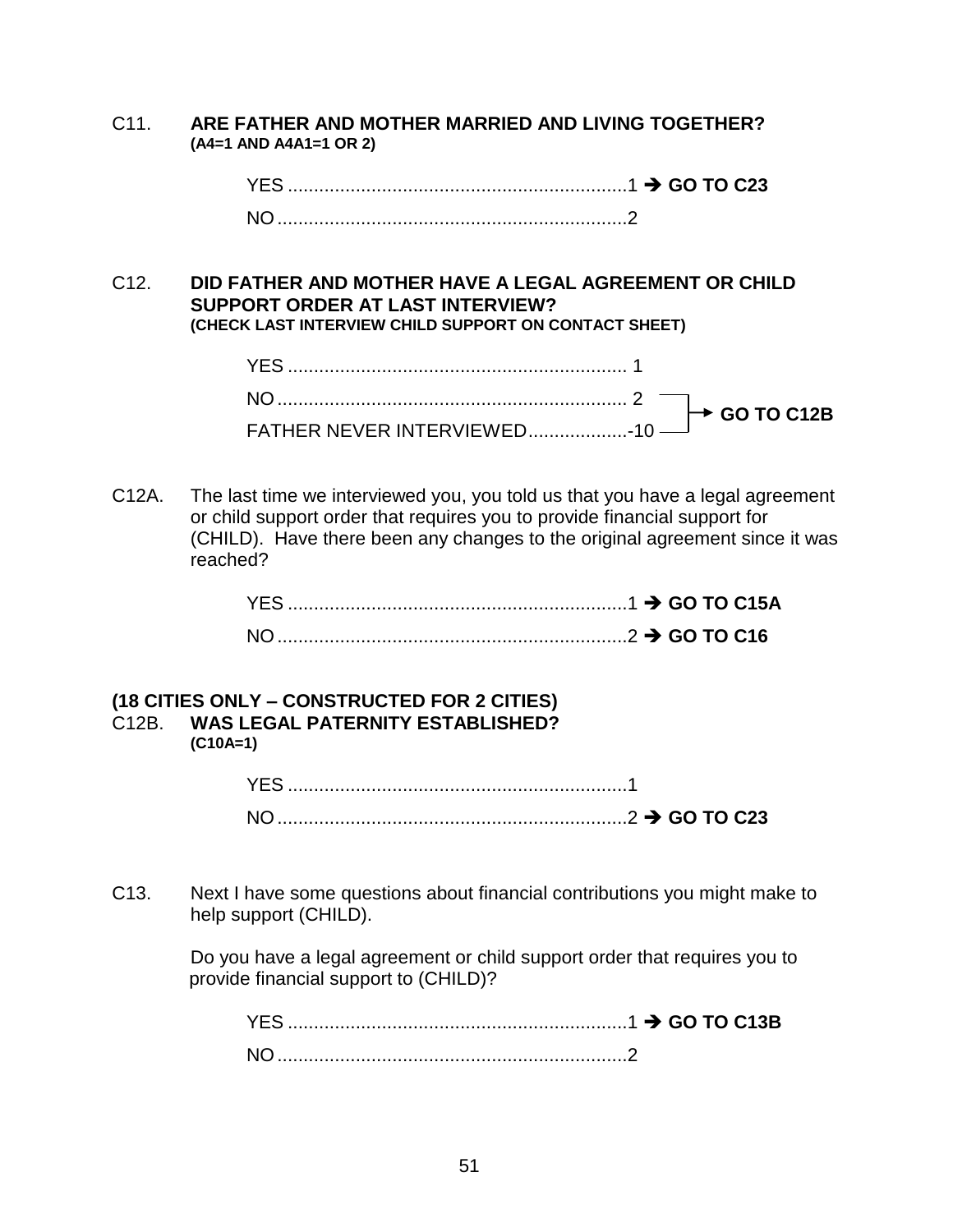C11. **ARE FATHER AND MOTHER MARRIED AND LIVING TOGETHER?**
**(A4=1 AND A4A1=1 OR 2)**

YES ....................................................................1 ➔ **GO TO C23**
NO ......................................................................2

C12. **DID FATHER AND MOTHER HAVE A LEGAL AGREEMENT OR CHILD SUPPORT ORDER AT LAST INTERVIEW?**
**(CHECK LAST INTERVIEW CHILD SUPPORT ON CONTACT SHEET)**

YES .................................................................... 1
NO ...................................................................... 2 ┐
FATHER NEVER INTERVIEWED...................-10 ┘→ **GO TO C12B**

C12A. The last time we interviewed you, you told us that you have a legal agreement or child support order that requires you to provide financial support for (CHILD). Have there been any changes to the original agreement since it was reached?

YES ....................................................................1 ➔ **GO TO C15A**
NO ......................................................................2 ➔ **GO TO C16**

**(18 CITIES ONLY – CONSTRUCTED FOR 2 CITIES)**
C12B. **WAS LEGAL PATERNITY ESTABLISHED?**
**(C10A=1)**

YES ....................................................................1
NO ......................................................................2 ➔ **GO TO C23**

C13. Next I have some questions about financial contributions you might make to help support (CHILD).

Do you have a legal agreement or child support order that requires you to provide financial support to (CHILD)?

YES ....................................................................1 ➔ **GO TO C13B**
NO ......................................................................2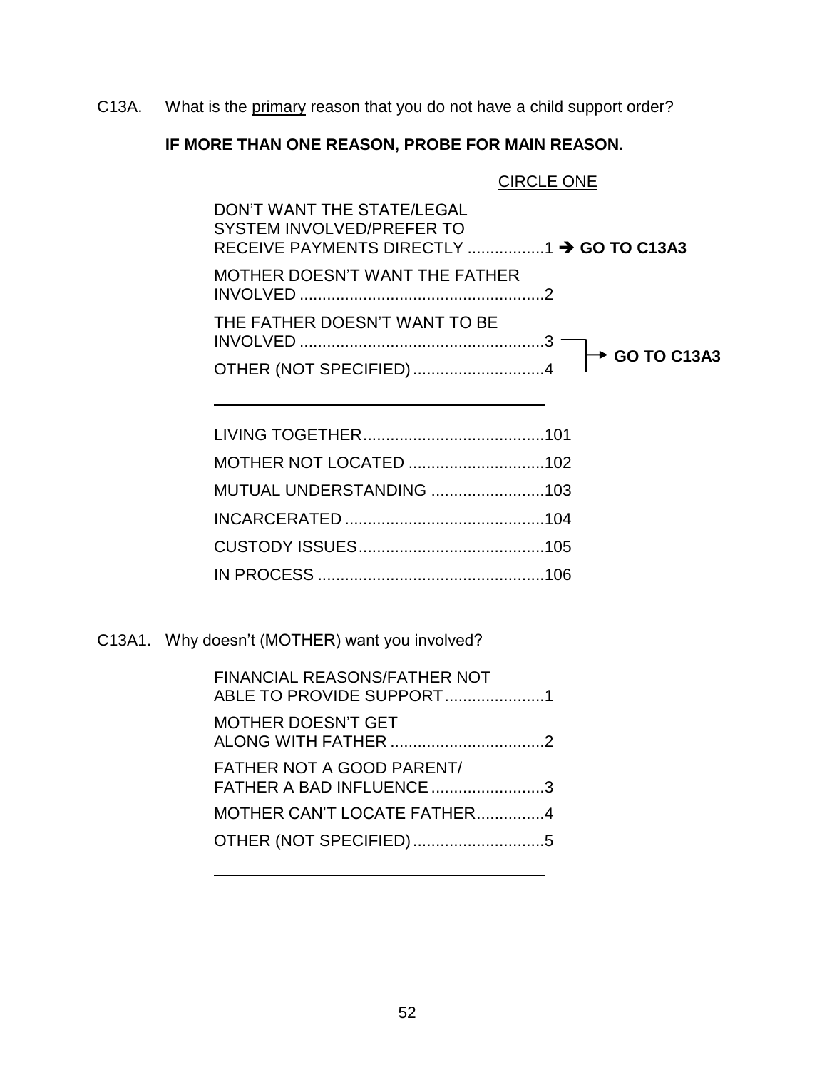C13A. What is the primary reason that you do not have a child support order?

**IF MORE THAN ONE REASON, PROBE FOR MAIN REASON.**

CIRCLE ONE

DON'T WANT THE STATE/LEGAL SYSTEM INVOLVED/PREFER TO RECEIVE PAYMENTS DIRECTLY ................1 ➔ **GO TO C13A3**

MOTHER DOESN'T WANT THE FATHER INVOLVED ......................................................2

THE FATHER DOESN'T WANT TO BE INVOLVED ......................................................3 → **GO TO C13A3**

OTHER (NOT SPECIFIED).............................4 → **GO TO C13A3**

\_\_\_\_\_\_\_\_\_\_\_\_\_\_\_\_\_\_\_\_\_\_\_\_\_\_\_\_\_\_\_\_\_\_\_\_\_\_\_\_

LIVING TOGETHER........................................101

MOTHER NOT LOCATED ..............................102

MUTUAL UNDERSTANDING .........................103

INCARCERATED ............................................104

CUSTODY ISSUES.........................................105

IN PROCESS ..................................................106

C13A1. Why doesn't (MOTHER) want you involved?

FINANCIAL REASONS/FATHER NOT ABLE TO PROVIDE SUPPORT......................1

MOTHER DOESN'T GET ALONG WITH FATHER ..................................2

FATHER NOT A GOOD PARENT/ FATHER A BAD INFLUENCE .........................3

MOTHER CAN'T LOCATE FATHER...............4

OTHER (NOT SPECIFIED).............................5

\_\_\_\_\_\_\_\_\_\_\_\_\_\_\_\_\_\_\_\_\_\_\_\_\_\_\_\_\_\_\_\_\_\_\_\_\_\_\_\_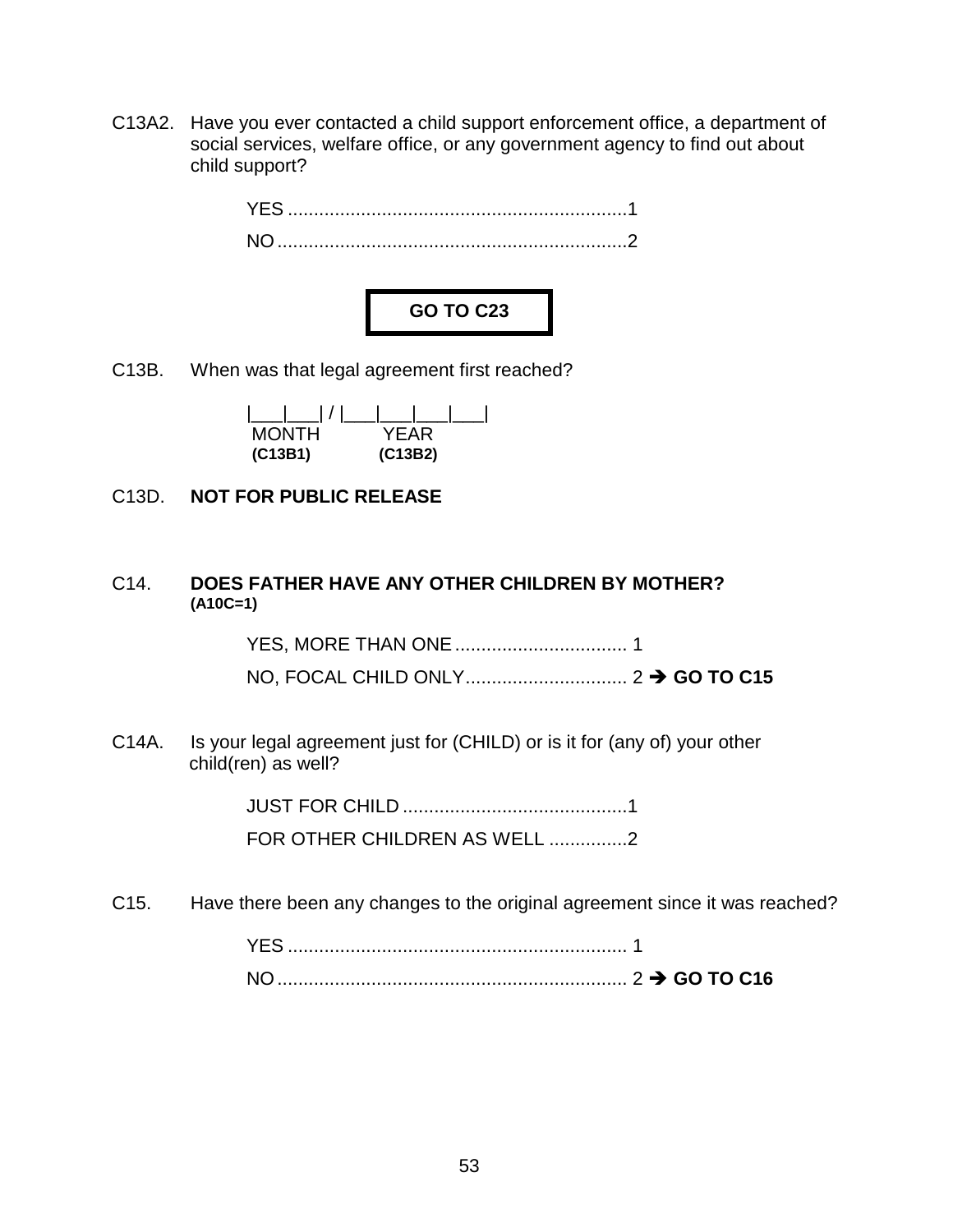C13A2. Have you ever contacted a child support enforcement office, a department of social services, welfare office, or any government agency to find out about child support?

YES ...................................................................1
NO .....................................................................2

**GO TO C23**

C13B. When was that legal agreement first reached?

|___|___| / |___|___|___|___|
MONTH YEAR
**(C13B1)** **(C13B2)**

C13D. **NOT FOR PUBLIC RELEASE**

C14. **DOES FATHER HAVE ANY OTHER CHILDREN BY MOTHER?**
**(A10C=1)**

YES, MORE THAN ONE ................................. 1
NO, FOCAL CHILD ONLY ............................... 2 → **GO TO C15**

C14A. Is your legal agreement just for (CHILD) or is it for (any of) your other child(ren) as well?

JUST FOR CHILD ..........................................1
FOR OTHER CHILDREN AS WELL ...............2

C15. Have there been any changes to the original agreement since it was reached?

YES ................................................................. 1
NO ................................................................... 2 → **GO TO C16**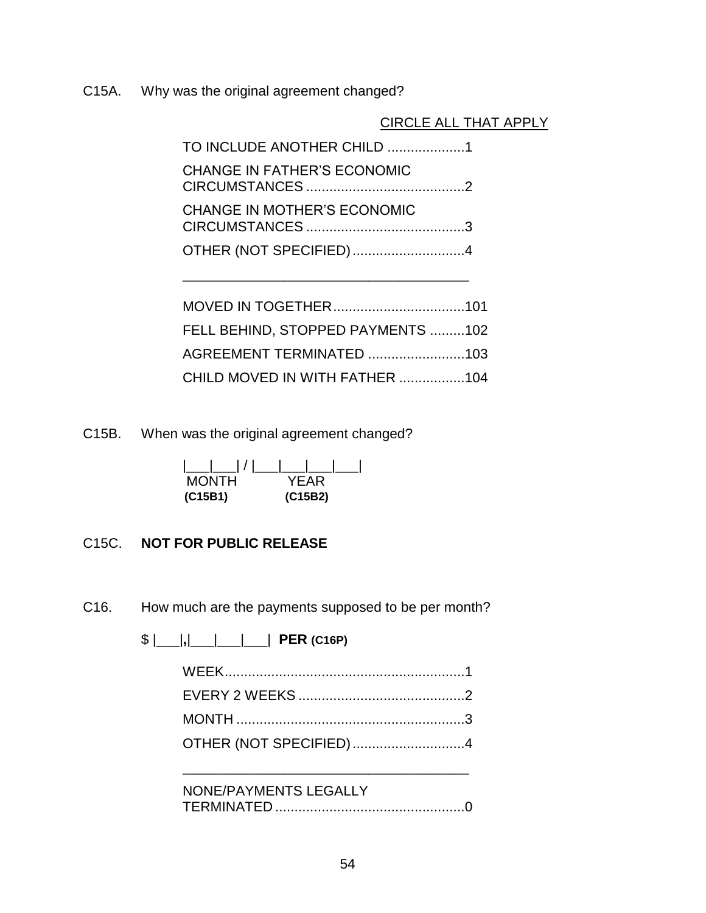C15A. Why was the original agreement changed?

CIRCLE ALL THAT APPLY

TO INCLUDE ANOTHER CHILD ....................1

CHANGE IN FATHER'S ECONOMIC CIRCUMSTANCES .........................................2

CHANGE IN MOTHER'S ECONOMIC CIRCUMSTANCES .........................................3

OTHER (NOT SPECIFIED).............................4

_____________________________________

MOVED IN TOGETHER..................................101

FELL BEHIND, STOPPED PAYMENTS .........102

AGREEMENT TERMINATED .........................103

CHILD MOVED IN WITH FATHER .................104

C15B. When was the original agreement changed?

|___|___| / |___|___|___|___|
MONTH (C15B1) YEAR (C15B2)

C15C. **NOT FOR PUBLIC RELEASE**

C16. How much are the payments supposed to be per month?

$ |___|,|___|___|___| **PER (C16P)**

WEEK..............................................................1

EVERY 2 WEEKS ...........................................2

MONTH ...........................................................3

OTHER (NOT SPECIFIED).............................4

_____________________________________

NONE/PAYMENTS LEGALLY TERMINATED.................................................0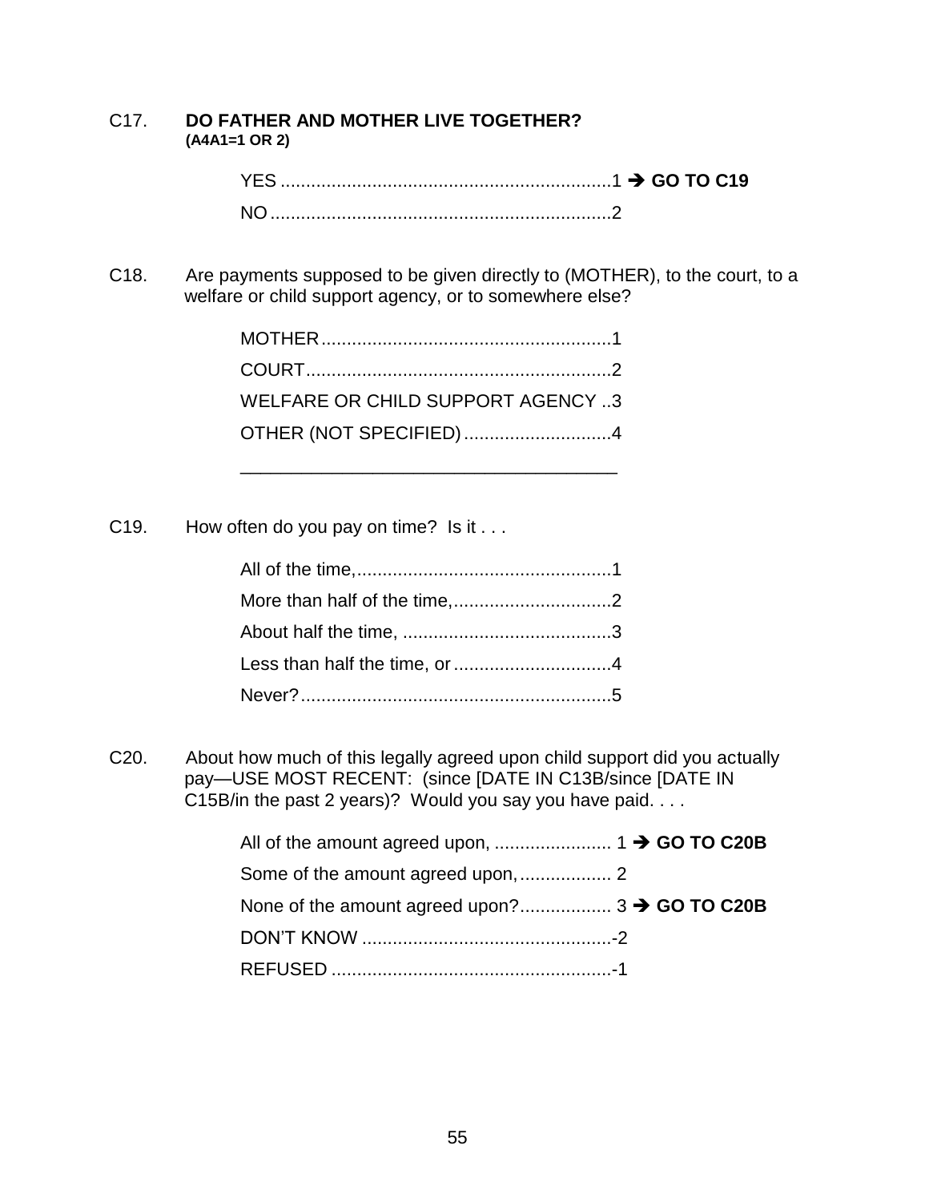C17. **DO FATHER AND MOTHER LIVE TOGETHER?**
**(A4A1=1 OR 2)**

YES ................................................................1 ➔ **GO TO C19**
NO ..................................................................2

C18. Are payments supposed to be given directly to (MOTHER), to the court, to a welfare or child support agency, or to somewhere else?

MOTHER.........................................................1
COURT...........................................................2
WELFARE OR CHILD SUPPORT AGENCY ..3
OTHER (NOT SPECIFIED).............................4

_____________________________________

C19. How often do you pay on time? Is it . . .

All of the time,..................................................1
More than half of the time,...............................2
About half the time, .........................................3
Less than half the time, or...............................4
Never?.............................................................5

C20. About how much of this legally agreed upon child support did you actually pay—USE MOST RECENT: (since [DATE IN C13B/since [DATE IN C15B/in the past 2 years)? Would you say you have paid. . . .

All of the amount agreed upon, ....................... 1 ➔ **GO TO C20B**
Some of the amount agreed upon,.................. 2
None of the amount agreed upon?.................. 3 ➔ **GO TO C20B**
DON'T KNOW .................................................-2
REFUSED .......................................................-1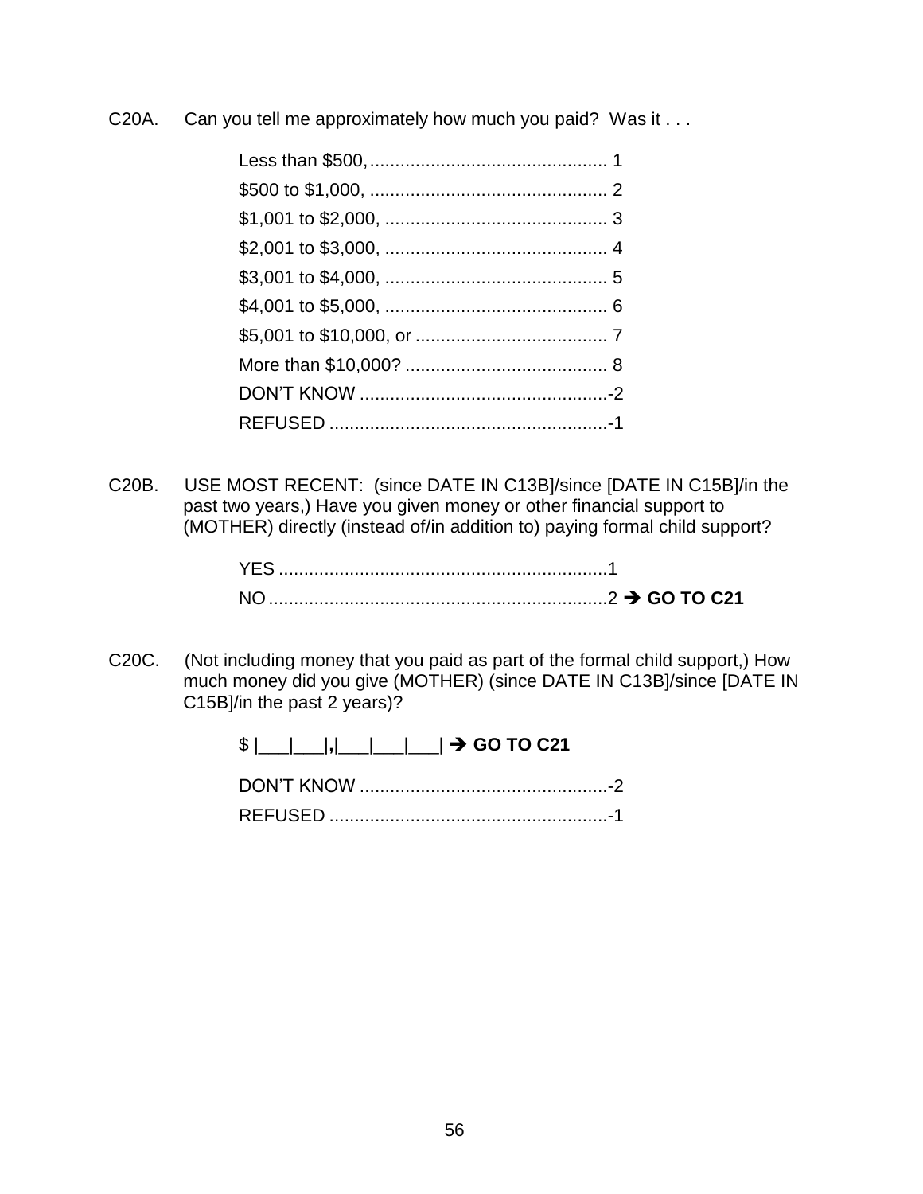C20A. Can you tell me approximately how much you paid? Was it . . .

Less than $500, ............................................... 1
$500 to $1,000, ............................................... 2
$1,001 to $2,000, ............................................ 3
$2,001 to $3,000, ............................................ 4
$3,001 to $4,000, ............................................ 5
$4,001 to $5,000, ............................................ 6
$5,001 to $10,000, or ...................................... 7
More than $10,000? ........................................ 8
DON'T KNOW .................................................-2
REFUSED .......................................................-1

C20B. USE MOST RECENT: (since DATE IN C13B]/since [DATE IN C15B]/in the past two years,) Have you given money or other financial support to (MOTHER) directly (instead of/in addition to) paying formal child support?

YES .................................................................1
NO ...................................................................2 ➔ **GO TO C21**

C20C. (Not including money that you paid as part of the formal child support,) How much money did you give (MOTHER) (since DATE IN C13B]/since [DATE IN C15B]/in the past 2 years)?

$ |___|___|,|___|___|___| ➔ **GO TO C21**

DON'T KNOW .................................................-2
REFUSED .......................................................-1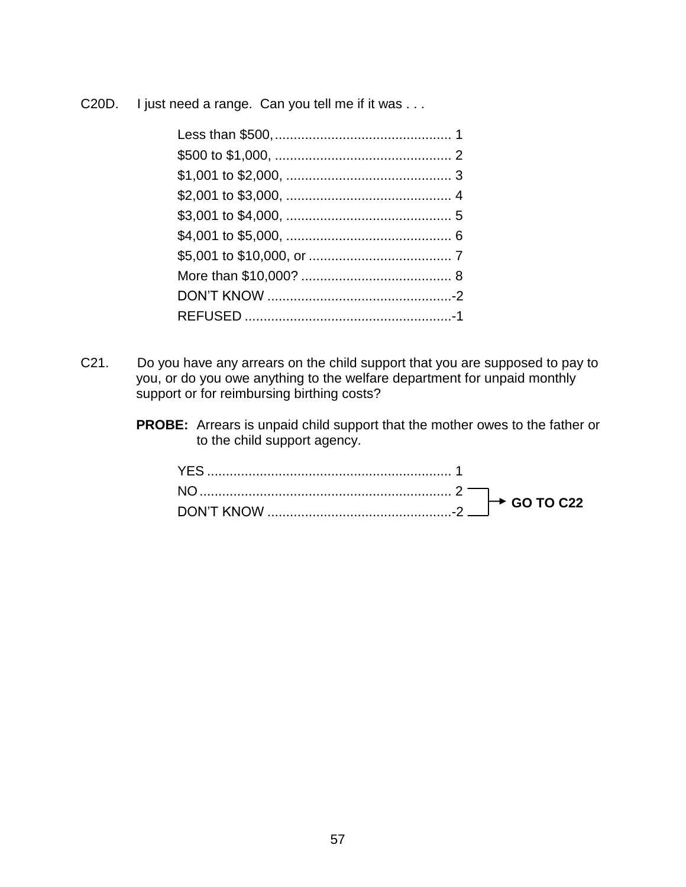C20D. I just need a range. Can you tell me if it was . . .

- Less than $500, ............................................... 1
- $500 to $1,000, ............................................... 2
- $1,001 to $2,000, ............................................ 3
- $2,001 to $3,000, ............................................ 4
- $3,001 to $4,000, ............................................ 5
- $4,001 to $5,000, ............................................ 6
- $5,001 to $10,000, or ...................................... 7
- More than $10,000? ........................................ 8
- DON'T KNOW .................................................-2
- REFUSED .......................................................-1

C21. Do you have any arrears on the child support that you are supposed to pay to you, or do you owe anything to the welfare department for unpaid monthly support or for reimbursing birthing costs?

**PROBE:** Arrears is unpaid child support that the mother owes to the father or to the child support agency.

- YES ................................................................ 1
- NO .................................................................. 2 → **GO TO C22**
- DON'T KNOW .................................................-2 → **GO TO C22**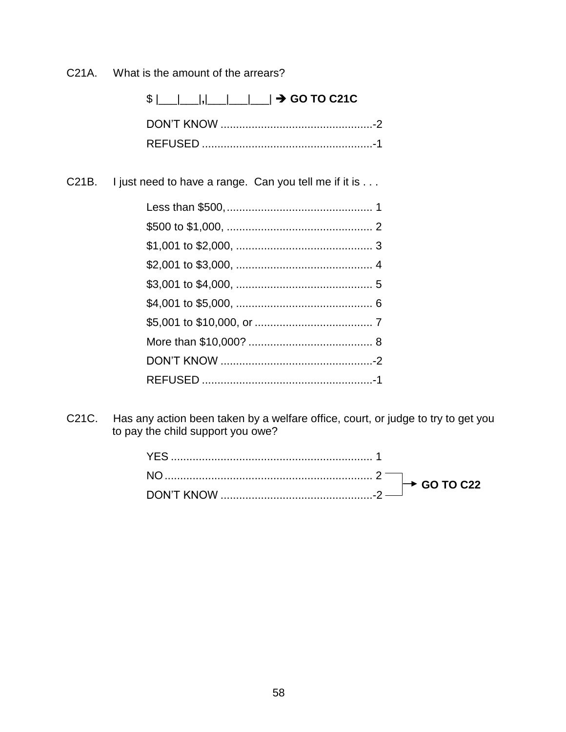C21A. What is the amount of the arrears?

$ |___|___|,|___|___|___| ➔ **GO TO C21C**

DON'T KNOW ................................................-2

REFUSED ......................................................-1

C21B. I just need to have a range. Can you tell me if it is . . .

Less than $500, .............................................. 1

$500 to $1,000, .............................................. 2

$1,001 to $2,000, ........................................... 3

$2,001 to $3,000, ........................................... 4

$3,001 to $4,000, ........................................... 5

$4,001 to $5,000, ........................................... 6

$5,001 to $10,000, or ..................................... 7

More than $10,000? ....................................... 8

DON'T KNOW ................................................-2

REFUSED ......................................................-1

C21C. Has any action been taken by a welfare office, court, or judge to try to get you to pay the child support you owe?

YES ............................................................... 1

NO ................................................................. 2 → **GO TO C22**

DON'T KNOW ................................................-2 → **GO TO C22**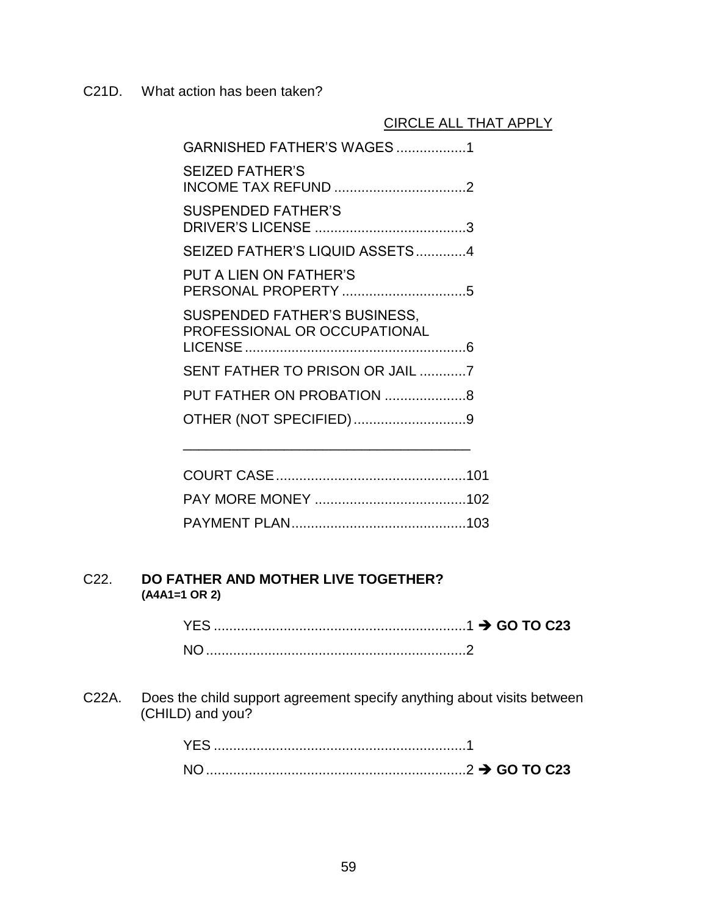C21D. What action has been taken?

CIRCLE ALL THAT APPLY

GARNISHED FATHER'S WAGES ..................1

SEIZED FATHER'S INCOME TAX REFUND ..................................2

SUSPENDED FATHER'S DRIVER'S LICENSE .......................................3

SEIZED FATHER'S LIQUID ASSETS.............4

PUT A LIEN ON FATHER'S PERSONAL PROPERTY ................................5

SUSPENDED FATHER'S BUSINESS, PROFESSIONAL OR OCCUPATIONAL LICENSE..........................................................6

SENT FATHER TO PRISON OR JAIL ............7

PUT FATHER ON PROBATION .....................8

OTHER (NOT SPECIFIED).............................9

_______________________________________

COURT CASE.................................................101

PAY MORE MONEY .......................................102

PAYMENT PLAN.............................................103

C22. **DO FATHER AND MOTHER LIVE TOGETHER?**
**(A4A1=1 OR 2)**

YES .................................................................1 ➔ **GO TO C23**

NO...................................................................2

C22A. Does the child support agreement specify anything about visits between (CHILD) and you?

YES .................................................................1

NO...................................................................2 ➔ **GO TO C23**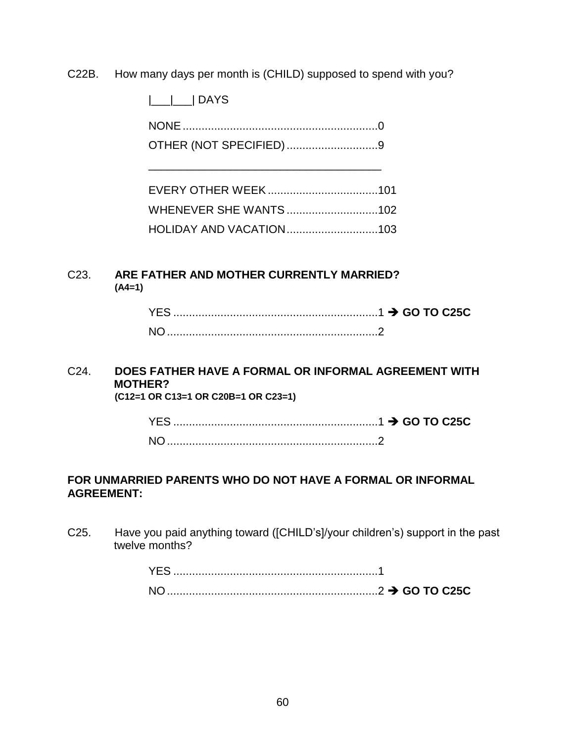C22B. How many days per month is (CHILD) supposed to spend with you?

|___|___| DAYS

NONE..............................................................0
OTHER (NOT SPECIFIED)............................9

_____________________________________

EVERY OTHER WEEK...................................101
WHENEVER SHE WANTS.............................102
HOLIDAY AND VACATION.............................103

C23. **ARE FATHER AND MOTHER CURRENTLY MARRIED?**
**(A4=1)**

YES .................................................................1 ➔ **GO TO C25C**
NO...................................................................2

C24. **DOES FATHER HAVE A FORMAL OR INFORMAL AGREEMENT WITH MOTHER?**
**(C12=1 OR C13=1 OR C20B=1 OR C23=1)**

YES .................................................................1 ➔ **GO TO C25C**
NO...................................................................2

**FOR UNMARRIED PARENTS WHO DO NOT HAVE A FORMAL OR INFORMAL AGREEMENT:**

C25. Have you paid anything toward ([CHILD's]/your children's) support in the past twelve months?

YES .................................................................1
NO...................................................................2 ➔ **GO TO C25C**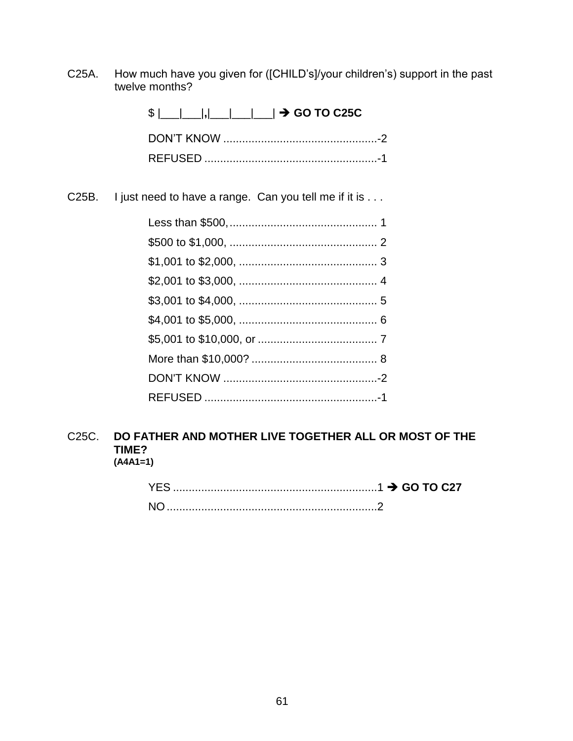C25A. How much have you given for ([CHILD's]/your children's) support in the past twelve months?

$ |___|___|,|___|___|___| ➔ **GO TO C25C**

DON'T KNOW .................................................-2

REFUSED .......................................................-1

C25B. I just need to have a range. Can you tell me if it is . . .

Less than $500, ............................................... 1

$500 to $1,000, ............................................... 2

$1,001 to $2,000, ............................................ 3

$2,001 to $3,000, ............................................ 4

$3,001 to $4,000, ............................................ 5

$4,001 to $5,000, ............................................ 6

$5,001 to $10,000, or ...................................... 7

More than $10,000? ........................................ 8

DON'T KNOW .................................................-2

REFUSED .......................................................-1

C25C. **DO FATHER AND MOTHER LIVE TOGETHER ALL OR MOST OF THE TIME?**
**(A4A1=1)**

YES .................................................................1 ➔ **GO TO C27**

NO ...................................................................2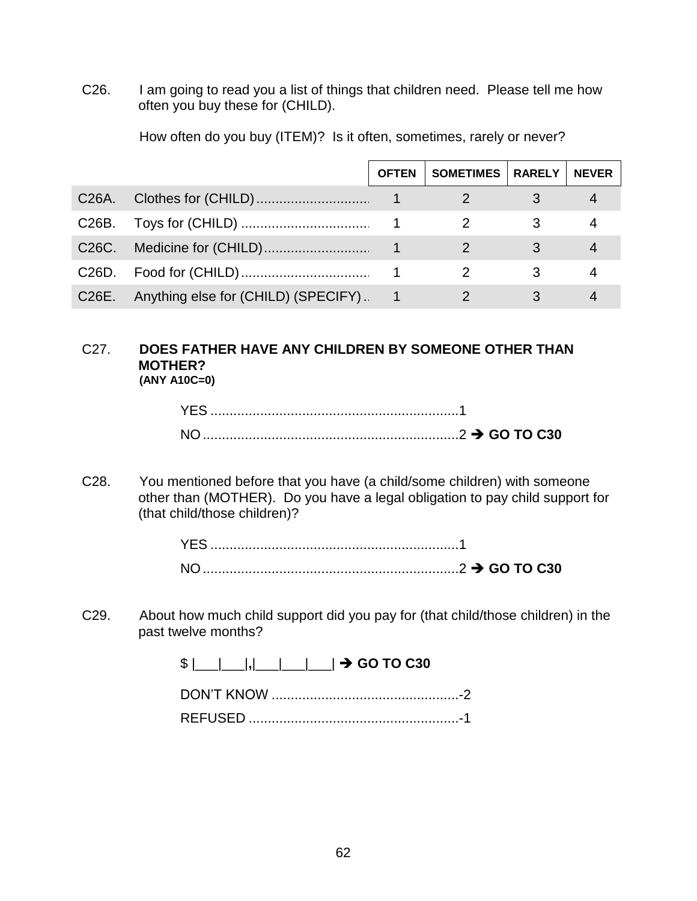C26. I am going to read you a list of things that children need. Please tell me how often you buy these for (CHILD).

How often do you buy (ITEM)? Is it often, sometimes, rarely or never?

| | | OFTEN | SOMETIMES | RARELY | NEVER |
|---|---|---|---|---|---|
| C26A. | Clothes for (CHILD) | 1 | 2 | 3 | 4 |
| C26B. | Toys for (CHILD) | 1 | 2 | 3 | 4 |
| C26C. | Medicine for (CHILD) | 1 | 2 | 3 | 4 |
| C26D. | Food for (CHILD) | 1 | 2 | 3 | 4 |
| C26E. | Anything else for (CHILD) (SPECIFY) | 1 | 2 | 3 | 4 |

C27. **DOES FATHER HAVE ANY CHILDREN BY SOMEONE OTHER THAN MOTHER?**
**(ANY A10C=0)**

YES ........................................................................1
NO ..........................................................................2 ➔ **GO TO C30**

C28. You mentioned before that you have (a child/some children) with someone other than (MOTHER). Do you have a legal obligation to pay child support for (that child/those children)?

YES ........................................................................1
NO ..........................................................................2 ➔ **GO TO C30**

C29. About how much child support did you pay for (that child/those children) in the past twelve months?

$ |___|___|,|___|___|___| ➔ **GO TO C30**

DON'T KNOW ..................................................-2
REFUSED ........................................................-1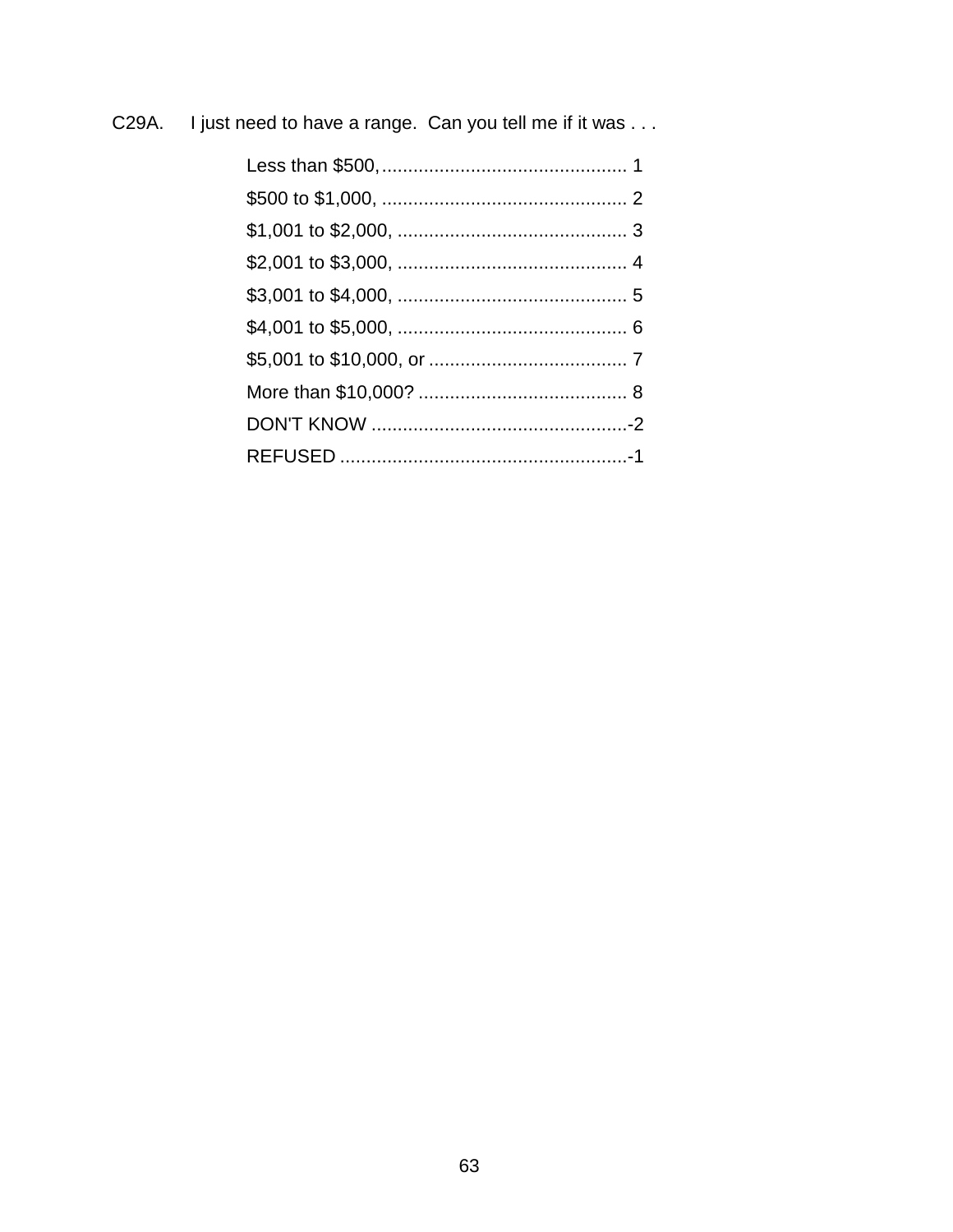C29A. I just need to have a range. Can you tell me if it was . . .

| | |
|---|---|
| Less than $500, | 1 |
| $500 to $1,000, | 2 |
| $1,001 to $2,000, | 3 |
| $2,001 to $3,000, | 4 |
| $3,001 to $4,000, | 5 |
| $4,001 to $5,000, | 6 |
| $5,001 to $10,000, or | 7 |
| More than $10,000? | 8 |
| DON'T KNOW | -2 |
| REFUSED | -1 |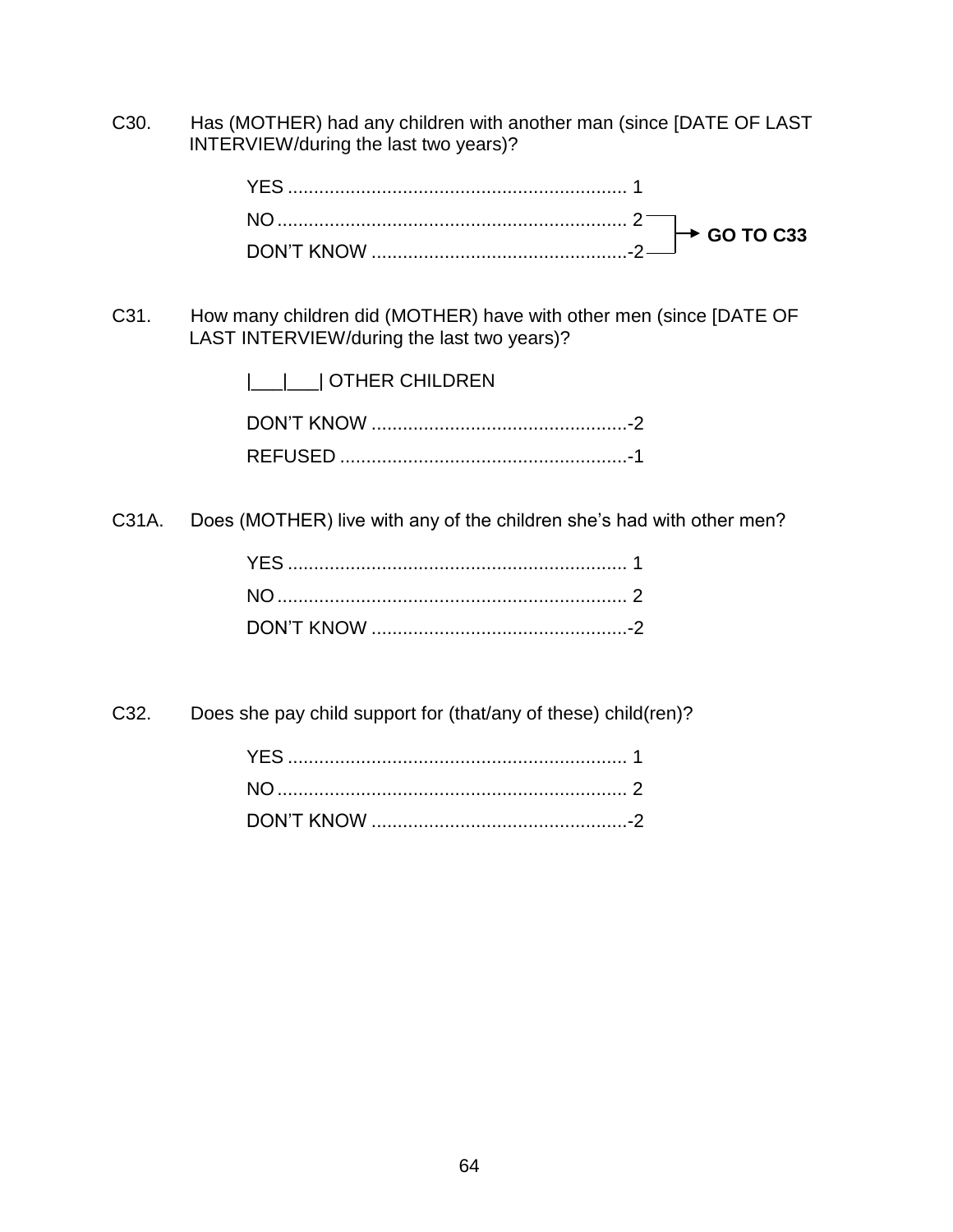C30. Has (MOTHER) had any children with another man (since [DATE OF LAST INTERVIEW/during the last two years)?

YES ................................................................ 1
NO .................................................................. 2 → **GO TO C33**
DON'T KNOW .................................................-2 → **GO TO C33**

C31. How many children did (MOTHER) have with other men (since [DATE OF LAST INTERVIEW/during the last two years)?

|___|___| OTHER CHILDREN

DON'T KNOW .................................................-2
REFUSED .......................................................-1

C31A. Does (MOTHER) live with any of the children she's had with other men?

YES ................................................................ 1
NO .................................................................. 2
DON'T KNOW .................................................-2

C32. Does she pay child support for (that/any of these) child(ren)?

YES ................................................................ 1
NO .................................................................. 2
DON'T KNOW .................................................-2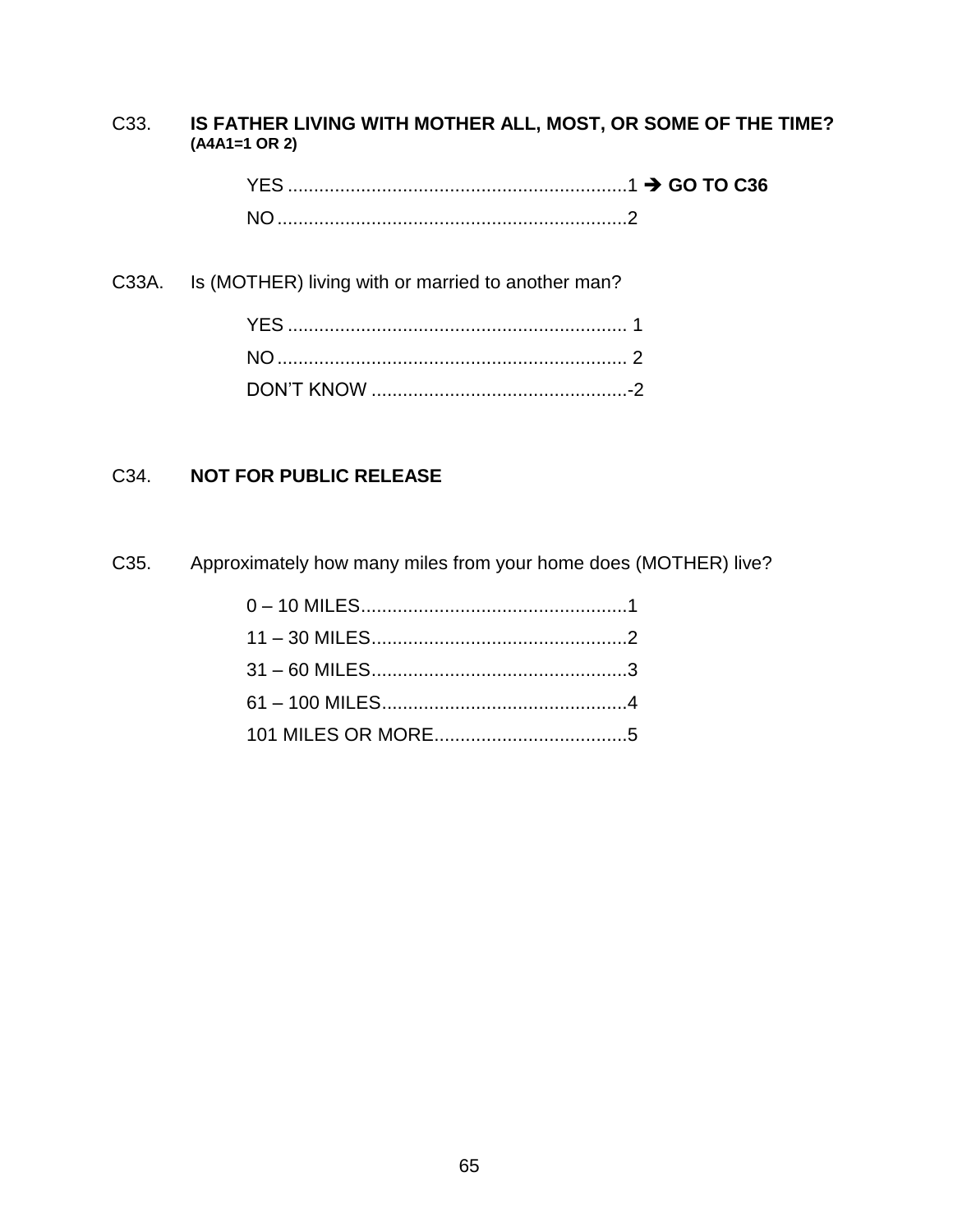C33. **IS FATHER LIVING WITH MOTHER ALL, MOST, OR SOME OF THE TIME?**
**(A4A1=1 OR 2)**

YES ................................................................1 ➔ **GO TO C36**
NO ..................................................................2

C33A. Is (MOTHER) living with or married to another man?

YES ................................................................ 1
NO .................................................................. 2
DON'T KNOW .................................................-2

C34. **NOT FOR PUBLIC RELEASE**

C35. Approximately how many miles from your home does (MOTHER) live?

0 – 10 MILES..................................................1
11 – 30 MILES................................................2
31 – 60 MILES................................................3
61 – 100 MILES..............................................4
101 MILES OR MORE....................................5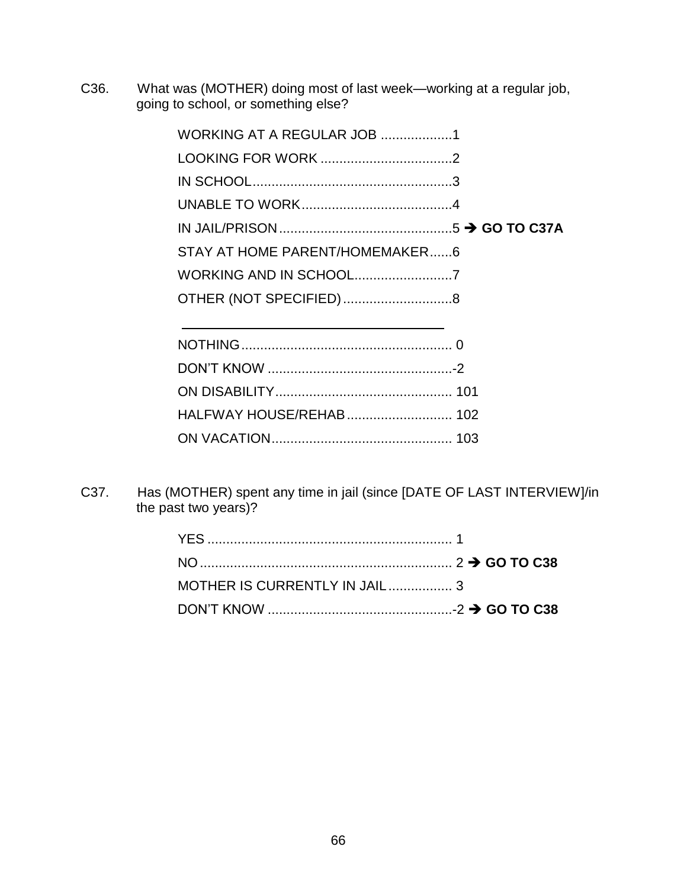C36. What was (MOTHER) doing most of last week—working at a regular job, going to school, or something else?

WORKING AT A REGULAR JOB ..................1
LOOKING FOR WORK ..................................2
IN SCHOOL....................................................3
UNABLE TO WORK.......................................4
IN JAIL/PRISON.............................................5 ➔ **GO TO C37A**
STAY AT HOME PARENT/HOMEMAKER......6
WORKING AND IN SCHOOL.........................7
OTHER (NOT SPECIFIED)............................8

\_\_\_\_\_\_\_\_\_\_\_\_\_\_\_\_\_\_\_\_\_\_\_\_\_\_\_\_\_\_\_\_\_\_\_\_\_\_

NOTHING....................................................... 0
DON'T KNOW ................................................-2
ON DISABILITY.............................................. 101
HALFWAY HOUSE/REHAB........................... 102
ON VACATION............................................... 103

C37. Has (MOTHER) spent any time in jail (since [DATE OF LAST INTERVIEW]/in the past two years)?

YES ............................................................... 1
NO ................................................................. 2 ➔ **GO TO C38**
MOTHER IS CURRENTLY IN JAIL................. 3
DON'T KNOW ................................................-2 ➔ **GO TO C38**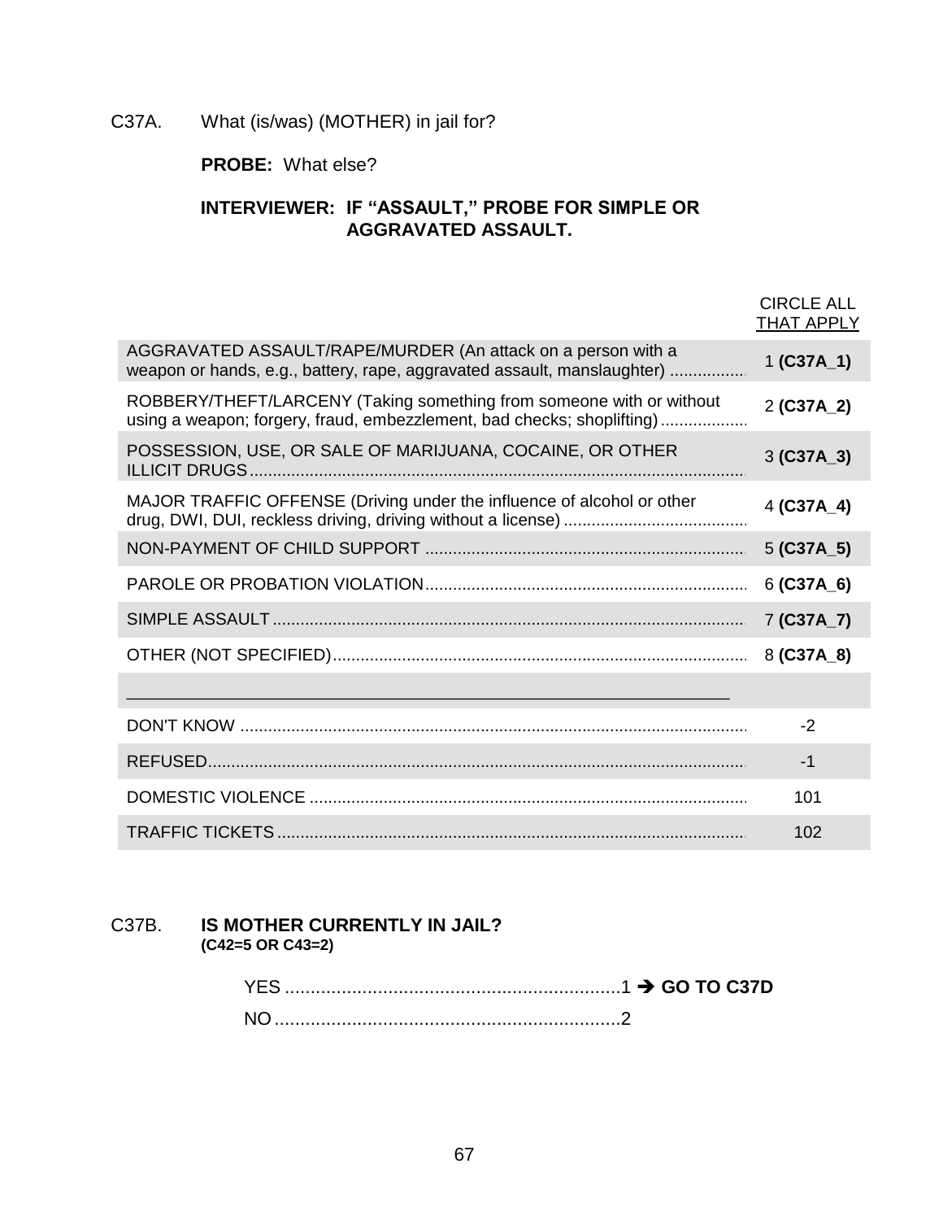C37A. What (is/was) (MOTHER) in jail for?

**PROBE:** What else?

**INTERVIEWER: IF "ASSAULT," PROBE FOR SIMPLE OR AGGRAVATED ASSAULT.**

| | CIRCLE ALL THAT APPLY |
|---|---|
| AGGRAVATED ASSAULT/RAPE/MURDER (An attack on a person with a weapon or hands, e.g., battery, rape, aggravated assault, manslaughter) | 1 **(C37A_1)** |
| ROBBERY/THEFT/LARCENY (Taking something from someone with or without using a weapon; forgery, fraud, embezzlement, bad checks; shoplifting) | 2 **(C37A_2)** |
| POSSESSION, USE, OR SALE OF MARIJUANA, COCAINE, OR OTHER ILLICIT DRUGS | 3 **(C37A_3)** |
| MAJOR TRAFFIC OFFENSE (Driving under the influence of alcohol or other drug, DWI, DUI, reckless driving, driving without a license) | 4 **(C37A_4)** |
| NON-PAYMENT OF CHILD SUPPORT | 5 **(C37A_5)** |
| PAROLE OR PROBATION VIOLATION | 6 **(C37A_6)** |
| SIMPLE ASSAULT | 7 **(C37A_7)** |
| OTHER (NOT SPECIFIED) | 8 **(C37A_8)** |
| ________________________________________________ | |
| DON'T KNOW | -2 |
| REFUSED | -1 |
| DOMESTIC VIOLENCE | 101 |
| TRAFFIC TICKETS | 102 |

C37B. **IS MOTHER CURRENTLY IN JAIL?**
**(C42=5 OR C43=2)**

YES ....1 ➔ **GO TO C37D**
NO ....2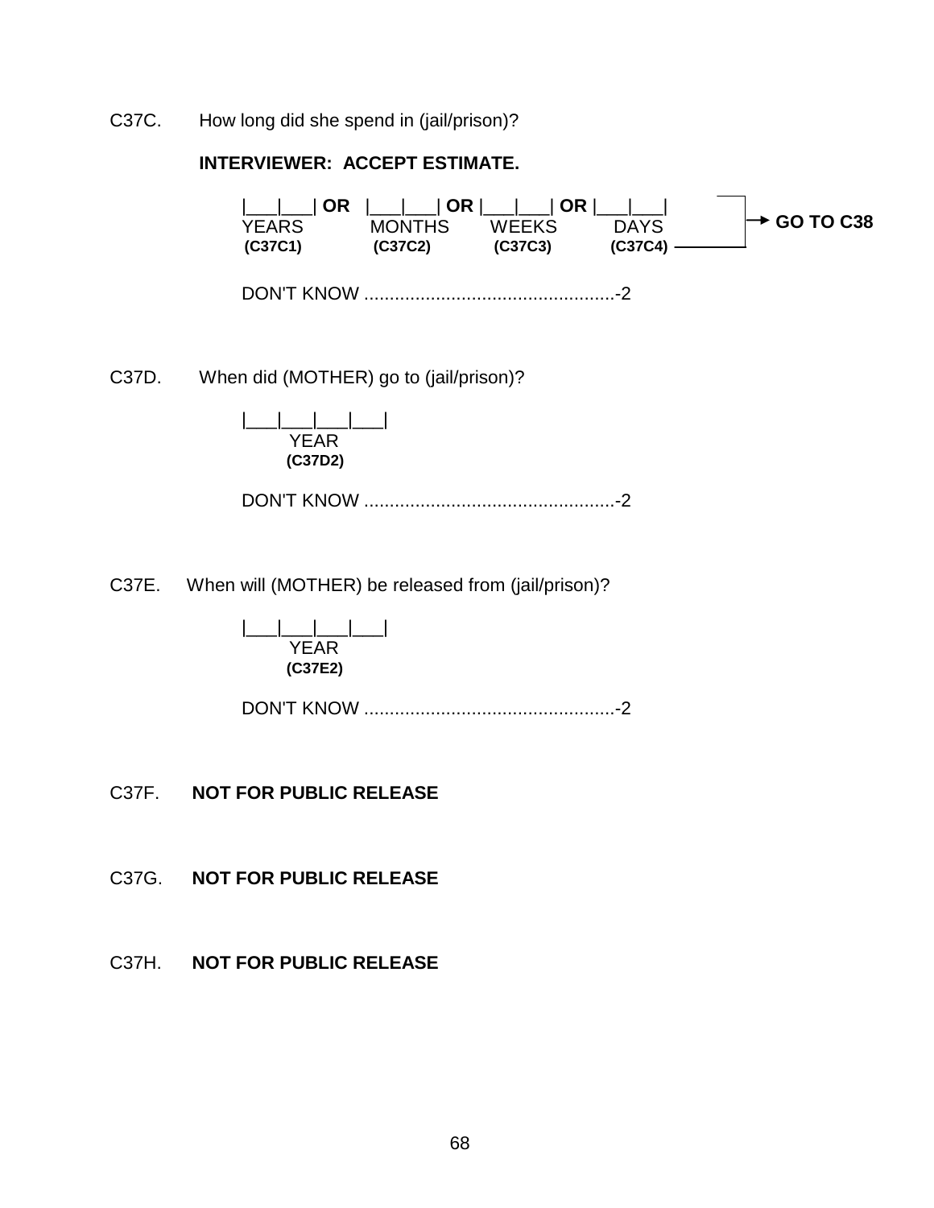C37C. How long did she spend in (jail/prison)?

**INTERVIEWER: ACCEPT ESTIMATE.**

|___|___| **OR** |___|___| **OR** |___|___| **OR** |___|___| → **GO TO C38**

| YEARS | MONTHS | WEEKS | DAYS |
|---|---|---|---|
| **(C37C1)** | **(C37C2)** | **(C37C3)** | **(C37C4)** |

DON'T KNOW ..................................................-2

C37D. When did (MOTHER) go to (jail/prison)?

|___|___|___|___|
YEAR
**(C37D2)**

DON'T KNOW ..................................................-2

C37E. When will (MOTHER) be released from (jail/prison)?

|___|___|___|___|
YEAR
**(C37E2)**

DON'T KNOW ..................................................-2

C37F. **NOT FOR PUBLIC RELEASE**

C37G. **NOT FOR PUBLIC RELEASE**

C37H. **NOT FOR PUBLIC RELEASE**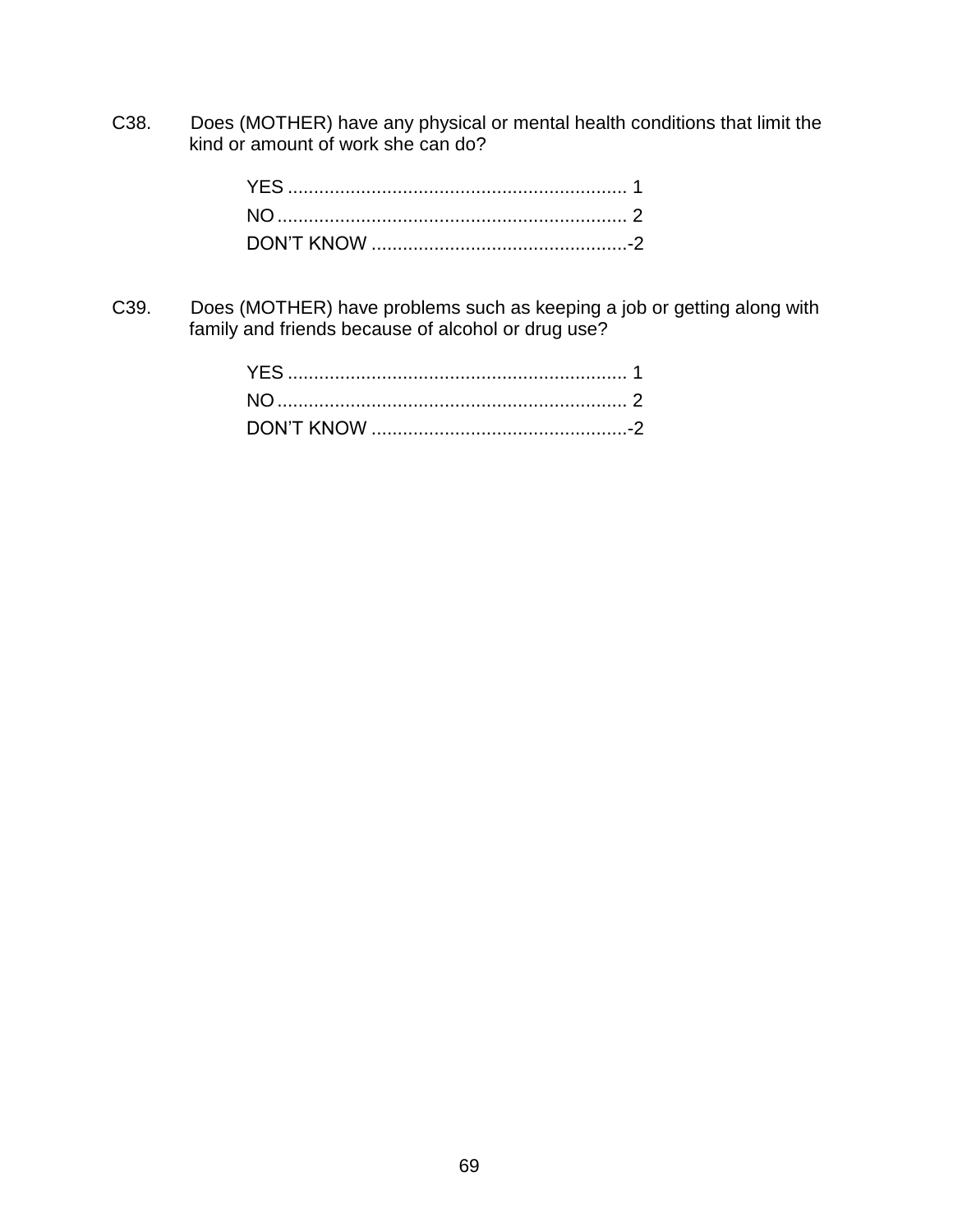C38. Does (MOTHER) have any physical or mental health conditions that limit the kind or amount of work she can do?

YES ................................................................ 1
NO .................................................................. 2
DON'T KNOW .................................................-2

C39. Does (MOTHER) have problems such as keeping a job or getting along with family and friends because of alcohol or drug use?

YES ................................................................ 1
NO .................................................................. 2
DON'T KNOW .................................................-2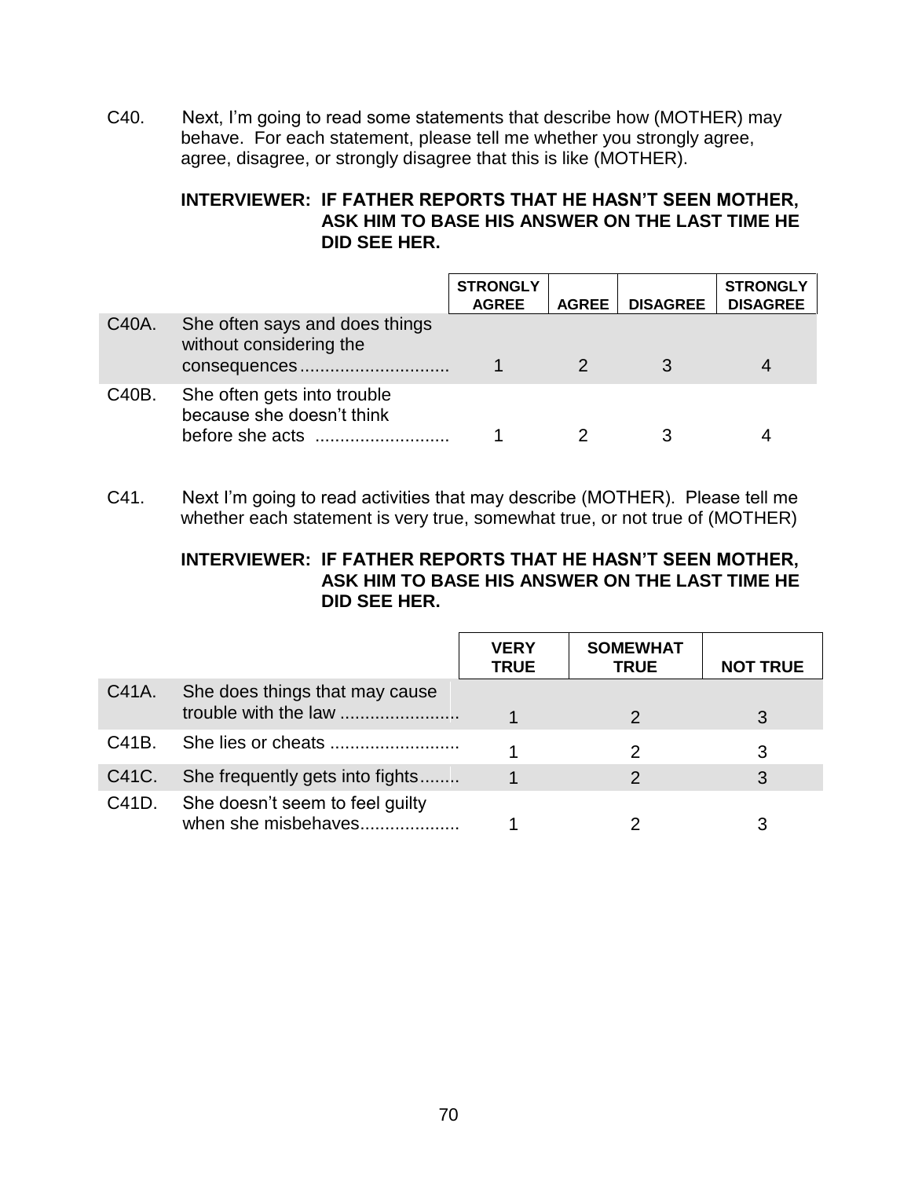C40. Next, I'm going to read some statements that describe how (MOTHER) may behave. For each statement, please tell me whether you strongly agree, agree, disagree, or strongly disagree that this is like (MOTHER).

**INTERVIEWER: IF FATHER REPORTS THAT HE HASN'T SEEN MOTHER, ASK HIM TO BASE HIS ANSWER ON THE LAST TIME HE DID SEE HER.**

| | | STRONGLY AGREE | AGREE | DISAGREE | STRONGLY DISAGREE |
|---|---|---|---|---|---|
| C40A. | She often says and does things without considering the consequences.............................. | 1 | 2 | 3 | 4 |
| C40B. | She often gets into trouble because she doesn't think before she acts ........................... | 1 | 2 | 3 | 4 |

C41. Next I'm going to read activities that may describe (MOTHER). Please tell me whether each statement is very true, somewhat true, or not true of (MOTHER)

**INTERVIEWER: IF FATHER REPORTS THAT HE HASN'T SEEN MOTHER, ASK HIM TO BASE HIS ANSWER ON THE LAST TIME HE DID SEE HER.**

| | | VERY TRUE | SOMEWHAT TRUE | NOT TRUE |
|---|---|---|---|---|
| C41A. | She does things that may cause trouble with the law ........................ | 1 | 2 | 3 |
| C41B. | She lies or cheats .......................... | 1 | 2 | 3 |
| C41C. | She frequently gets into fights........ | 1 | 2 | 3 |
| C41D. | She doesn't seem to feel guilty when she misbehaves.................... | 1 | 2 | 3 |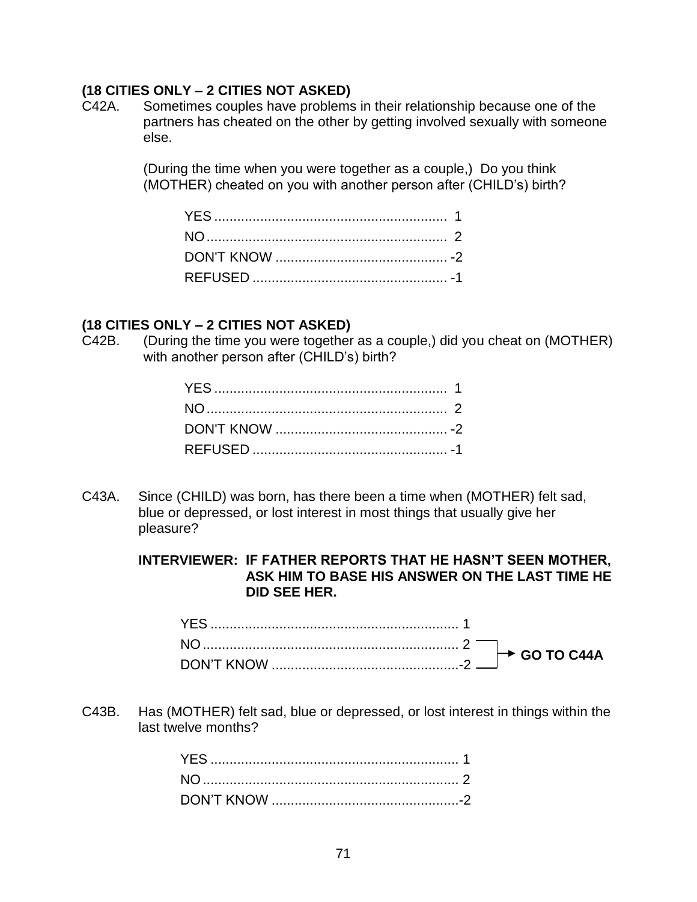**(18 CITIES ONLY – 2 CITIES NOT ASKED)**

C42A. Sometimes couples have problems in their relationship because one of the partners has cheated on the other by getting involved sexually with someone else.

(During the time when you were together as a couple,) Do you think (MOTHER) cheated on you with another person after (CHILD's) birth?

YES .............................................................. 1
NO ................................................................ 2
DON'T KNOW ............................................. -2
REFUSED .................................................... -1

**(18 CITIES ONLY – 2 CITIES NOT ASKED)**

C42B. (During the time you were together as a couple,) did you cheat on (MOTHER) with another person after (CHILD's) birth?

YES .............................................................. 1
NO ................................................................ 2
DON'T KNOW ............................................. -2
REFUSED .................................................... -1

C43A. Since (CHILD) was born, has there been a time when (MOTHER) felt sad, blue or depressed, or lost interest in most things that usually give her pleasure?

**INTERVIEWER: IF FATHER REPORTS THAT HE HASN'T SEEN MOTHER, ASK HIM TO BASE HIS ANSWER ON THE LAST TIME HE DID SEE HER.**

YES ................................................................. 1
NO ................................................................... 2 → **GO TO C44A**
DON'T KNOW .................................................-2 → **GO TO C44A**

C43B. Has (MOTHER) felt sad, blue or depressed, or lost interest in things within the last twelve months?

YES ................................................................. 1
NO ................................................................... 2
DON'T KNOW .................................................-2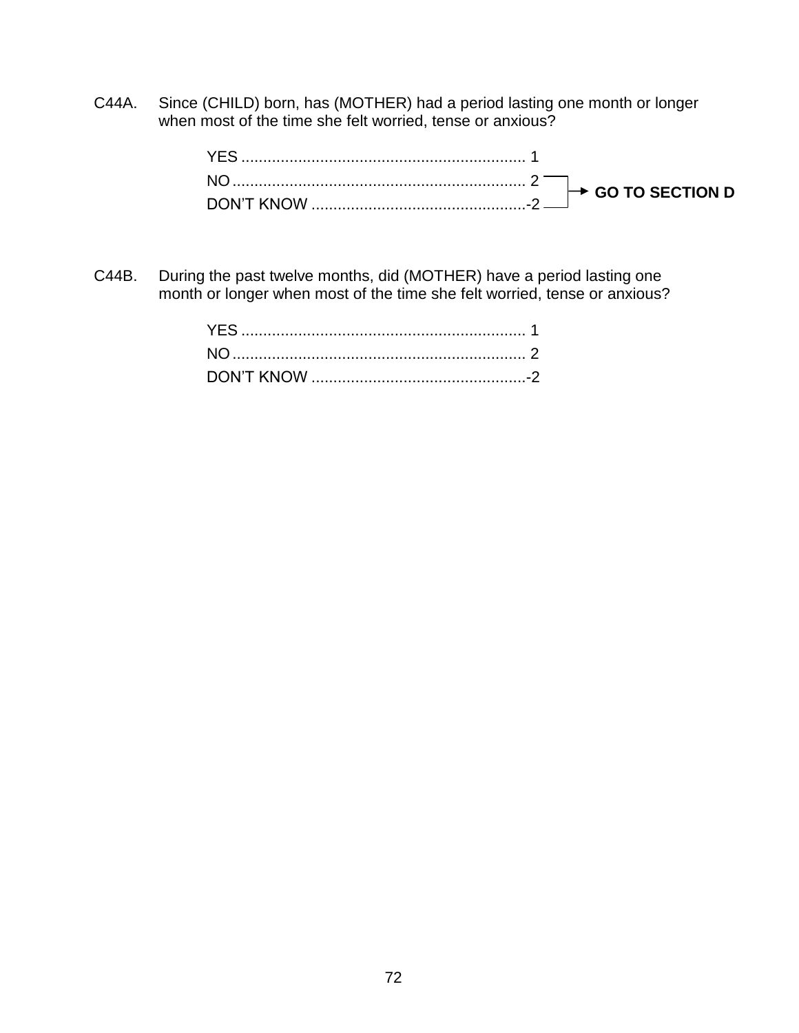C44A. Since (CHILD) born, has (MOTHER) had a period lasting one month or longer when most of the time she felt worried, tense or anxious?

YES ................................................................ 1
NO .................................................................. 2
DON'T KNOW .................................................-2

NO / DON'T KNOW → **GO TO SECTION D**

C44B. During the past twelve months, did (MOTHER) have a period lasting one month or longer when most of the time she felt worried, tense or anxious?

YES ................................................................ 1
NO .................................................................. 2
DON'T KNOW .................................................-2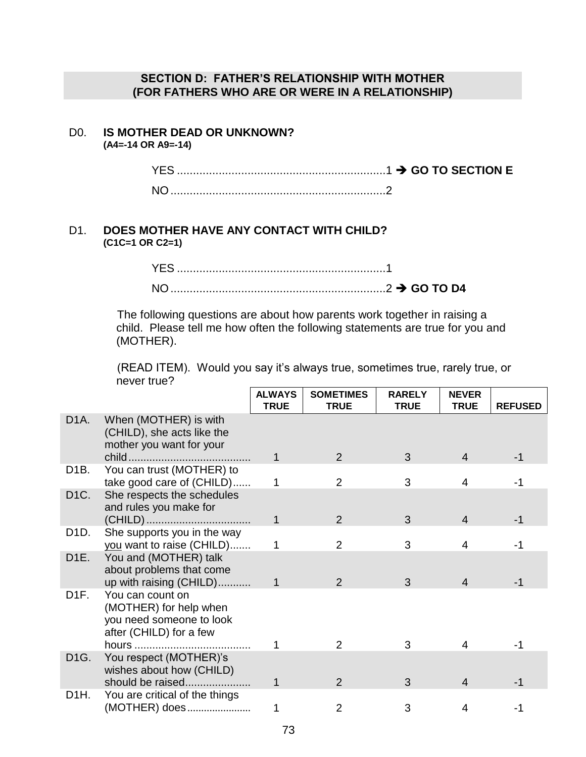## SECTION D: FATHER'S RELATIONSHIP WITH MOTHER (FOR FATHERS WHO ARE OR WERE IN A RELATIONSHIP)

D0. **IS MOTHER DEAD OR UNKNOWN?**
**(A4=-14 OR A9=-14)**

YES ....................................................................1 ➔ **GO TO SECTION E**

NO .....................................................................2

D1. **DOES MOTHER HAVE ANY CONTACT WITH CHILD?**
**(C1C=1 OR C2=1)**

YES ....................................................................1

NO .....................................................................2 ➔ **GO TO D4**

The following questions are about how parents work together in raising a child. Please tell me how often the following statements are true for you and (MOTHER).

(READ ITEM). Would you say it's always true, sometimes true, rarely true, or never true?

| | | ALWAYS TRUE | SOMETIMES TRUE | RARELY TRUE | NEVER TRUE | REFUSED |
|---|---|---|---|---|---|---|
| D1A. | When (MOTHER) is with (CHILD), she acts like the mother you want for your child......................................... | 1 | 2 | 3 | 4 | -1 |
| D1B. | You can trust (MOTHER) to take good care of (CHILD)...... | 1 | 2 | 3 | 4 | -1 |
| D1C. | She respects the schedules and rules you make for (CHILD)................................... | 1 | 2 | 3 | 4 | -1 |
| D1D. | She supports you in the way you want to raise (CHILD)....... | 1 | 2 | 3 | 4 | -1 |
| D1E. | You and (MOTHER) talk about problems that come up with raising (CHILD)........... | 1 | 2 | 3 | 4 | -1 |
| D1F. | You can count on (MOTHER) for help when you need someone to look after (CHILD) for a few hours ...................................... | 1 | 2 | 3 | 4 | -1 |
| D1G. | You respect (MOTHER)'s wishes about how (CHILD) should be raised...................... | 1 | 2 | 3 | 4 | -1 |
| D1H. | You are critical of the things (MOTHER) does...................... | 1 | 2 | 3 | 4 | -1 |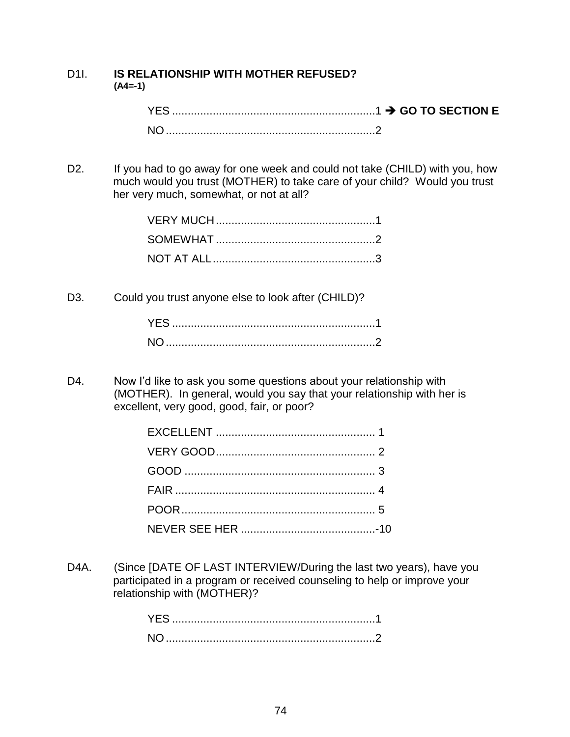D1I. **IS RELATIONSHIP WITH MOTHER REFUSED?**
**(A4=-1)**

YES ................................................................1 ➔ **GO TO SECTION E**
NO ..................................................................2

D2. If you had to go away for one week and could not take (CHILD) with you, how much would you trust (MOTHER) to take care of your child? Would you trust her very much, somewhat, or not at all?

VERY MUCH..................................................1
SOMEWHAT ..................................................2
NOT AT ALL...................................................3

D3. Could you trust anyone else to look after (CHILD)?

YES ................................................................1
NO ..................................................................2

D4. Now I'd like to ask you some questions about your relationship with (MOTHER). In general, would you say that your relationship with her is excellent, very good, good, fair, or poor?

EXCELLENT .................................................. 1
VERY GOOD.................................................. 2
GOOD ............................................................ 3
FAIR ............................................................... 4
POOR............................................................. 5
NEVER SEE HER ..........................................-10

D4A. (Since [DATE OF LAST INTERVIEW/During the last two years), have you participated in a program or received counseling to help or improve your relationship with (MOTHER)?

YES ................................................................1
NO ..................................................................2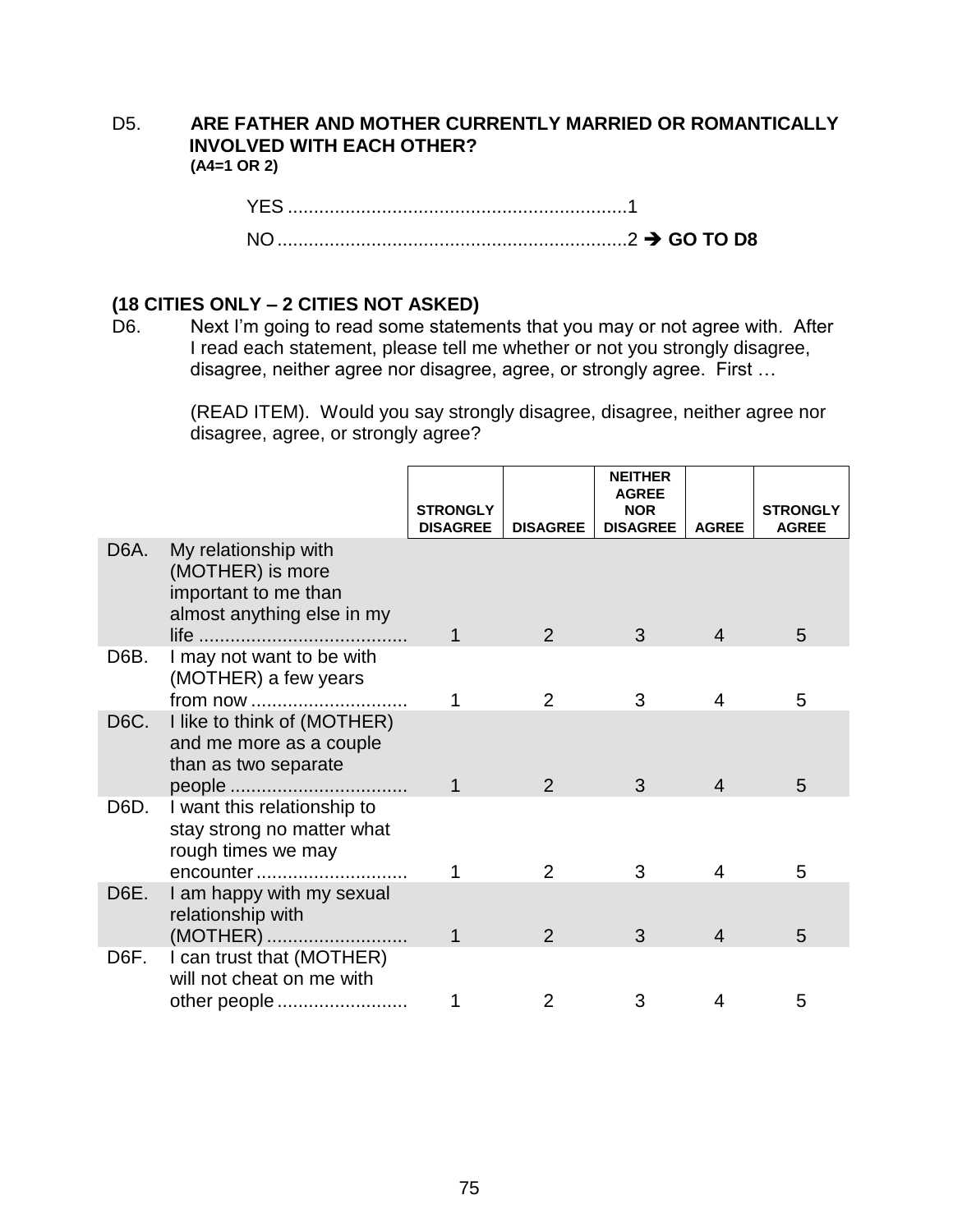D5. **ARE FATHER AND MOTHER CURRENTLY MARRIED OR ROMANTICALLY INVOLVED WITH EACH OTHER?**
**(A4=1 OR 2)**

YES ..................................................................1
NO ...................................................................2 ➔ **GO TO D8**

**(18 CITIES ONLY – 2 CITIES NOT ASKED)**
D6. Next I'm going to read some statements that you may or not agree with. After I read each statement, please tell me whether or not you strongly disagree, disagree, neither agree nor disagree, agree, or strongly agree. First …

(READ ITEM). Would you say strongly disagree, disagree, neither agree nor disagree, agree, or strongly agree?

| | | STRONGLY DISAGREE | DISAGREE | NEITHER AGREE NOR DISAGREE | AGREE | STRONGLY AGREE |
|---|---|---|---|---|---|---|
| D6A. | My relationship with (MOTHER) is more important to me than almost anything else in my life ........................................ | 1 | 2 | 3 | 4 | 5 |
| D6B. | I may not want to be with (MOTHER) a few years from now ............................. | 1 | 2 | 3 | 4 | 5 |
| D6C. | I like to think of (MOTHER) and me more as a couple than as two separate people ................................. | 1 | 2 | 3 | 4 | 5 |
| D6D. | I want this relationship to stay strong no matter what rough times we may encounter ............................ | 1 | 2 | 3 | 4 | 5 |
| D6E. | I am happy with my sexual relationship with (MOTHER) .......................... | 1 | 2 | 3 | 4 | 5 |
| D6F. | I can trust that (MOTHER) will not cheat on me with other people ......................... | 1 | 2 | 3 | 4 | 5 |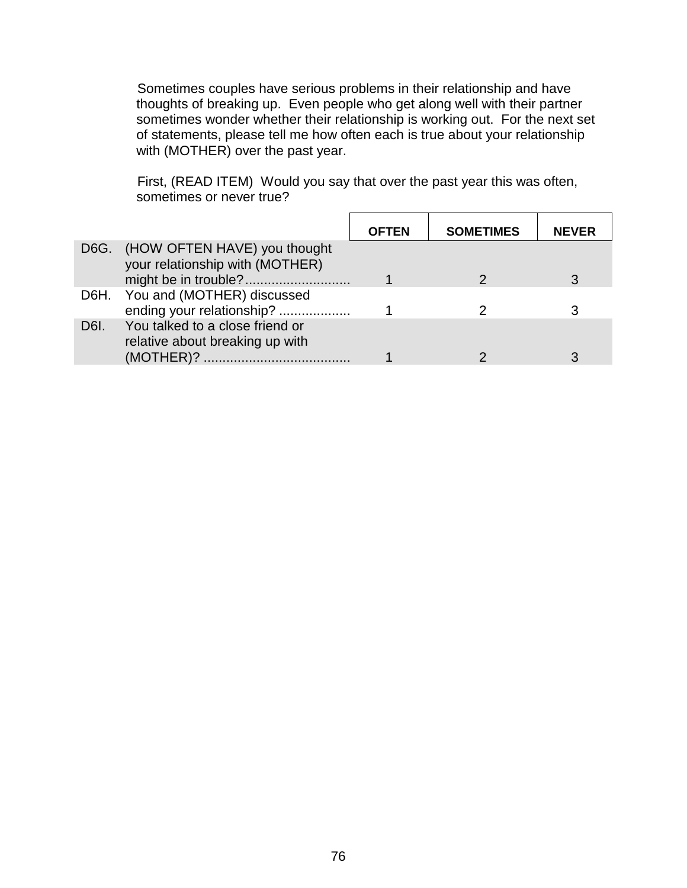Sometimes couples have serious problems in their relationship and have thoughts of breaking up. Even people who get along well with their partner sometimes wonder whether their relationship is working out. For the next set of statements, please tell me how often each is true about your relationship with (MOTHER) over the past year.

First, (READ ITEM) Would you say that over the past year this was often, sometimes or never true?

| | | OFTEN | SOMETIMES | NEVER |
|---|---|---|---|---|
| D6G. | (HOW OFTEN HAVE) you thought your relationship with (MOTHER) might be in trouble?............................ | 1 | 2 | 3 |
| D6H. | You and (MOTHER) discussed ending your relationship? ................... | 1 | 2 | 3 |
| D6I. | You talked to a close friend or relative about breaking up with (MOTHER)? ....................................... | 1 | 2 | 3 |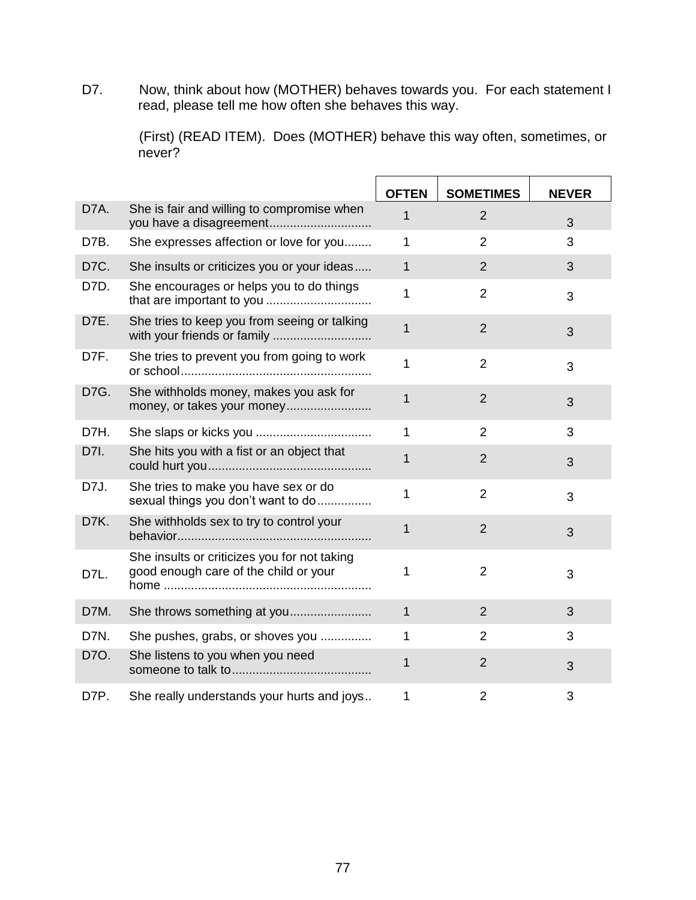D7. Now, think about how (MOTHER) behaves towards you. For each statement I read, please tell me how often she behaves this way.

(First) (READ ITEM). Does (MOTHER) behave this way often, sometimes, or never?

| | | OFTEN | SOMETIMES | NEVER |
|---|---|---|---|---|
| D7A. | She is fair and willing to compromise when you have a disagreement............................. | 1 | 2 | 3 |
| D7B. | She expresses affection or love for you........ | 1 | 2 | 3 |
| D7C. | She insults or criticizes you or your ideas..... | 1 | 2 | 3 |
| D7D. | She encourages or helps you to do things that are important to you .............................. | 1 | 2 | 3 |
| D7E. | She tries to keep you from seeing or talking with your friends or family ............................ | 1 | 2 | 3 |
| D7F. | She tries to prevent you from going to work or school....................................................... | 1 | 2 | 3 |
| D7G. | She withholds money, makes you ask for money, or takes your money......................... | 1 | 2 | 3 |
| D7H. | She slaps or kicks you .................................. | 1 | 2 | 3 |
| D7I. | She hits you with a fist or an object that could hurt you............................................... | 1 | 2 | 3 |
| D7J. | She tries to make you have sex or do sexual things you don't want to do................ | 1 | 2 | 3 |
| D7K. | She withholds sex to try to control your behavior....................................................... | 1 | 2 | 3 |
| D7L. | She insults or criticizes you for not taking good enough care of the child or your home ............................................................ | 1 | 2 | 3 |
| D7M. | She throws something at you........................ | 1 | 2 | 3 |
| D7N. | She pushes, grabs, or shoves you .............. | 1 | 2 | 3 |
| D7O. | She listens to you when you need someone to talk to........................................ | 1 | 2 | 3 |
| D7P. | She really understands your hurts and joys.. | 1 | 2 | 3 |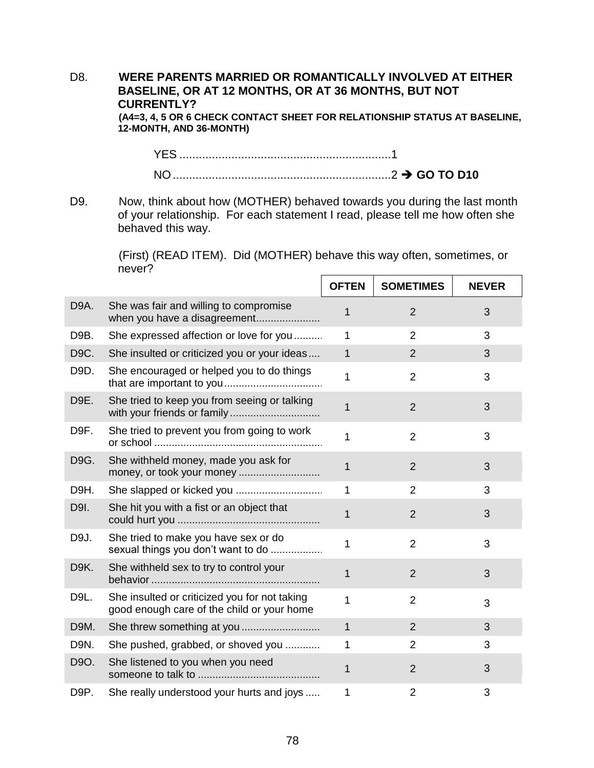D8. **WERE PARENTS MARRIED OR ROMANTICALLY INVOLVED AT EITHER BASELINE, OR AT 12 MONTHS, OR AT 36 MONTHS, BUT NOT CURRENTLY?**
**(A4=3, 4, 5 OR 6 CHECK CONTACT SHEET FOR RELATIONSHIP STATUS AT BASELINE, 12-MONTH, AND 36-MONTH)**

YES ..................................................................1
NO ....................................................................2 ➔ **GO TO D10**

D9. Now, think about how (MOTHER) behaved towards you during the last month of your relationship. For each statement I read, please tell me how often she behaved this way.

(First) (READ ITEM). Did (MOTHER) behave this way often, sometimes, or never?

| | | **OFTEN** | **SOMETIMES** | **NEVER** |
|---|---|---|---|---|
| D9A. | She was fair and willing to compromise when you have a disagreement...................... | 1 | 2 | 3 |
| D9B. | She expressed affection or love for you.......... | 1 | 2 | 3 |
| D9C. | She insulted or criticized you or your ideas.... | 1 | 2 | 3 |
| D9D. | She encouraged or helped you to do things that are important to you.................................. | 1 | 2 | 3 |
| D9E. | She tried to keep you from seeing or talking with your friends or family .............................. | 1 | 2 | 3 |
| D9F. | She tried to prevent you from going to work or school ......................................................... | 1 | 2 | 3 |
| D9G. | She withheld money, made you ask for money, or took your money ........................... | 1 | 2 | 3 |
| D9H. | She slapped or kicked you ............................. | 1 | 2 | 3 |
| D9I. | She hit you with a fist or an object that could hurt you ................................................ | 1 | 2 | 3 |
| D9J. | She tried to make you have sex or do sexual things you don't want to do .................. | 1 | 2 | 3 |
| D9K. | She withheld sex to try to control your behavior ......................................................... | 1 | 2 | 3 |
| D9L. | She insulted or criticized you for not taking good enough care of the child or your home | 1 | 2 | 3 |
| D9M. | She threw something at you .......................... | 1 | 2 | 3 |
| D9N. | She pushed, grabbed, or shoved you ............ | 1 | 2 | 3 |
| D9O. | She listened to you when you need someone to talk to ......................................... | 1 | 2 | 3 |
| D9P. | She really understood your hurts and joys ..... | 1 | 2 | 3 |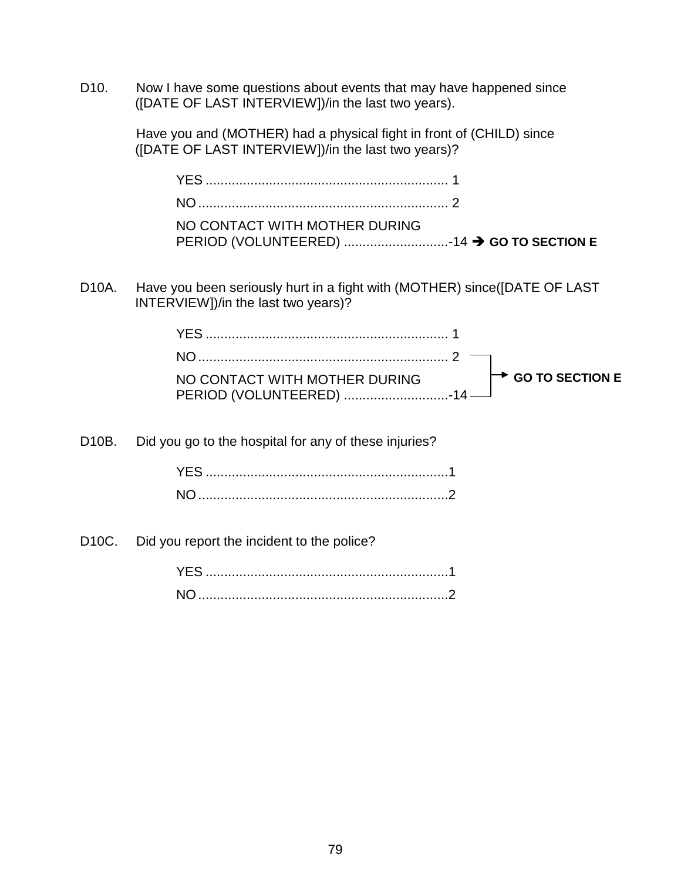D10. Now I have some questions about events that may have happened since ([DATE OF LAST INTERVIEW])/in the last two years).

Have you and (MOTHER) had a physical fight in front of (CHILD) since ([DATE OF LAST INTERVIEW])/in the last two years)?

YES ................................................................. 1

NO ................................................................... 2

NO CONTACT WITH MOTHER DURING PERIOD (VOLUNTEERED) ............................-14 ➔ **GO TO SECTION E**

D10A. Have you been seriously hurt in a fight with (MOTHER) since([DATE OF LAST INTERVIEW])/in the last two years)?

YES ................................................................. 1

NO ................................................................... 2 → **GO TO SECTION E**

NO CONTACT WITH MOTHER DURING PERIOD (VOLUNTEERED) ............................-14 → **GO TO SECTION E**

D10B. Did you go to the hospital for any of these injuries?

YES .................................................................1

NO ...................................................................2

D10C. Did you report the incident to the police?

YES .................................................................1

NO ...................................................................2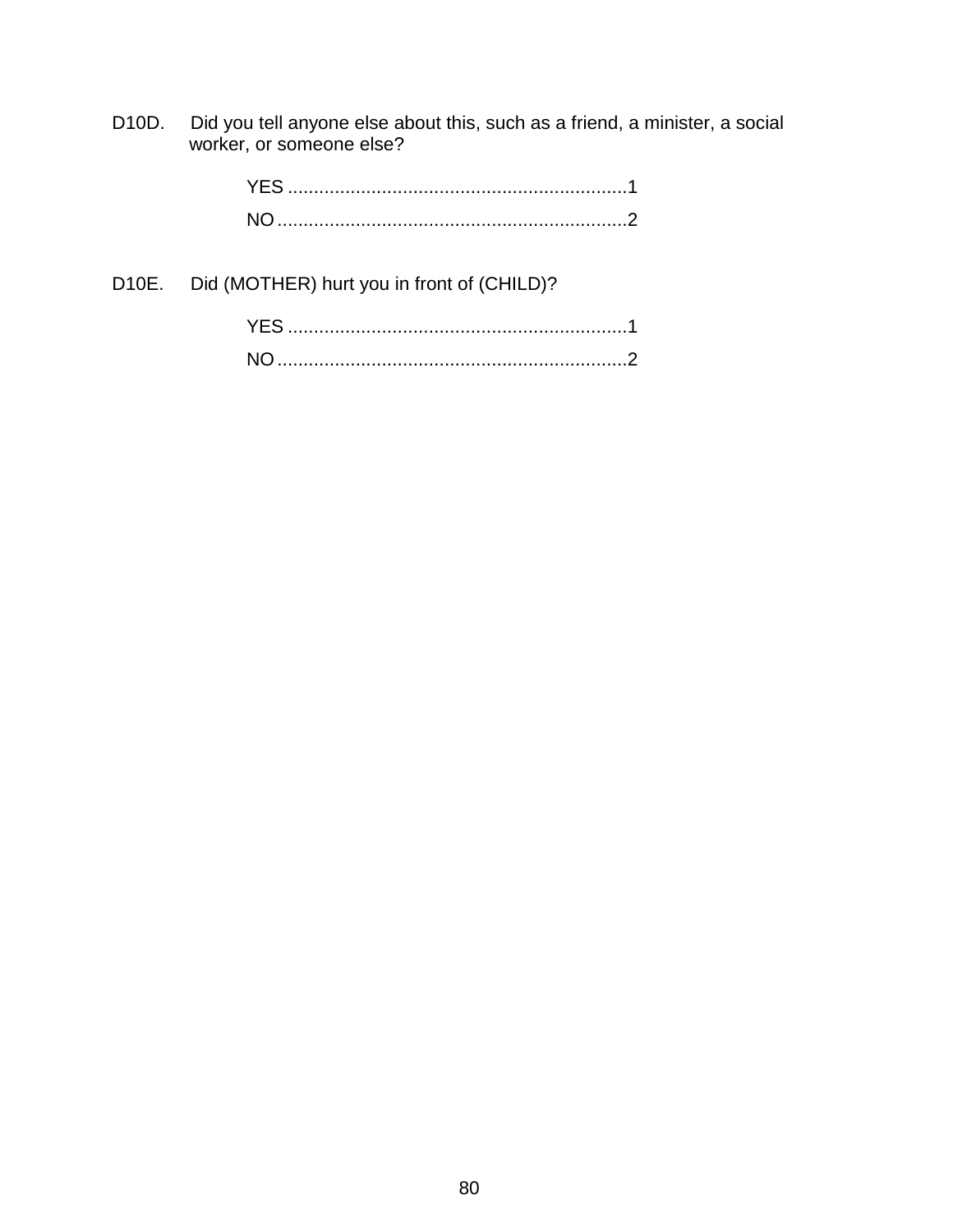D10D. Did you tell anyone else about this, such as a friend, a minister, a social worker, or someone else?

YES ................................................................1
NO ..................................................................2

D10E. Did (MOTHER) hurt you in front of (CHILD)?

YES ................................................................1
NO ..................................................................2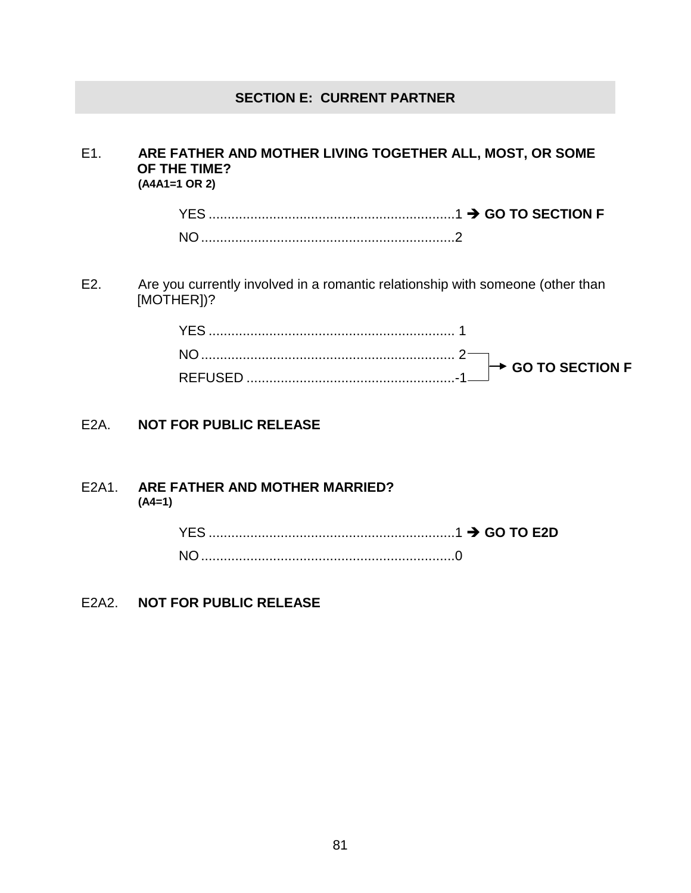## SECTION E: CURRENT PARTNER

E1. **ARE FATHER AND MOTHER LIVING TOGETHER ALL, MOST, OR SOME OF THE TIME?**
**(A4A1=1 OR 2)**

YES ..................................................................1 ➔ **GO TO SECTION F**
NO ....................................................................2

E2. Are you currently involved in a romantic relationship with someone (other than [MOTHER])?

YES .................................................................. 1
NO .................................................................... 2 → **GO TO SECTION F**
REFUSED ........................................................-1 → **GO TO SECTION F**

E2A. **NOT FOR PUBLIC RELEASE**

E2A1. **ARE FATHER AND MOTHER MARRIED?**
**(A4=1)**

YES ..................................................................1 ➔ **GO TO E2D**
NO ....................................................................0

E2A2. **NOT FOR PUBLIC RELEASE**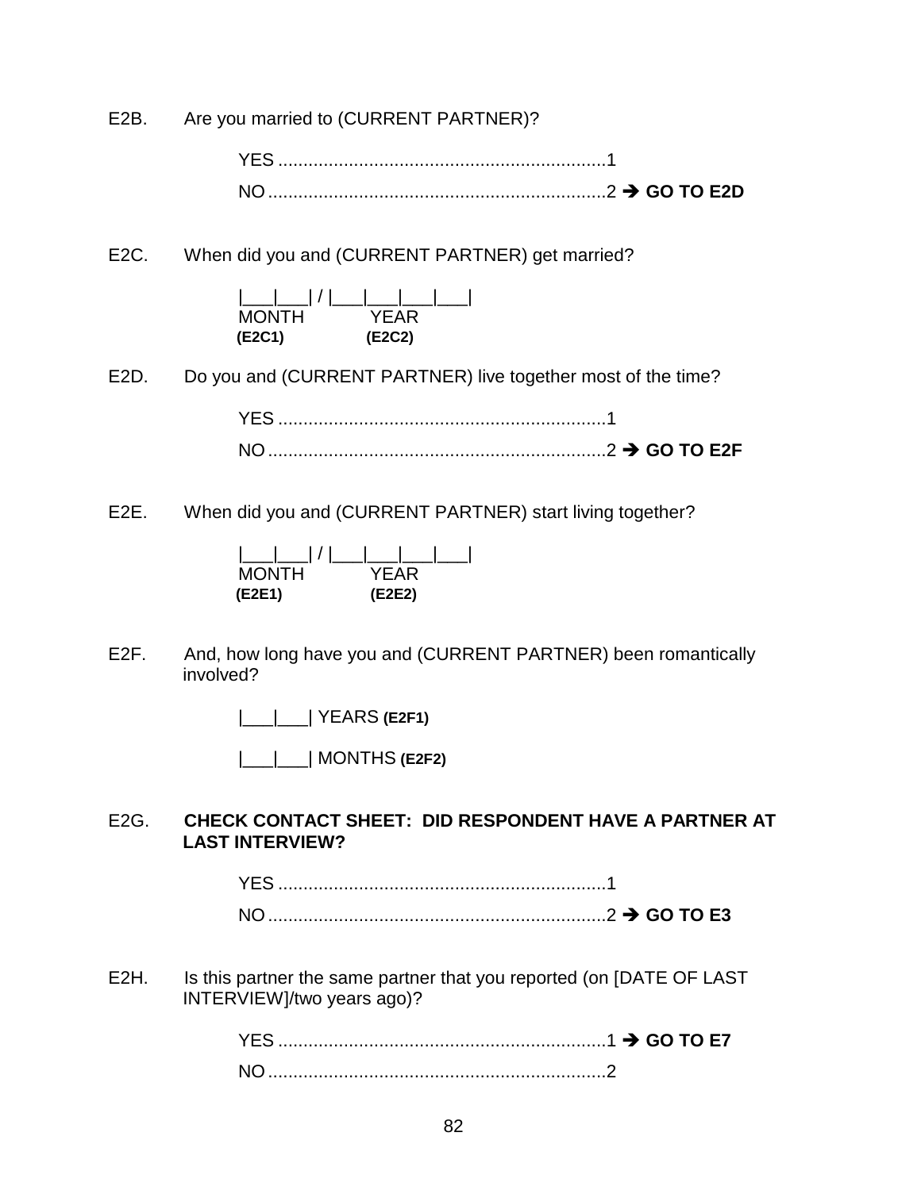E2B. Are you married to (CURRENT PARTNER)?

YES ................................................................1
NO ..................................................................2 ➔ **GO TO E2D**

E2C. When did you and (CURRENT PARTNER) get married?

|___|___| / |___|___|___|___|
MONTH YEAR
**(E2C1)** **(E2C2)**

E2D. Do you and (CURRENT PARTNER) live together most of the time?

YES ................................................................1
NO ..................................................................2 ➔ **GO TO E2F**

E2E. When did you and (CURRENT PARTNER) start living together?

|___|___| / |___|___|___|___|
MONTH YEAR
**(E2E1)** **(E2E2)**

E2F. And, how long have you and (CURRENT PARTNER) been romantically involved?

|___|___| YEARS **(E2F1)**

|___|___| MONTHS **(E2F2)**

E2G. **CHECK CONTACT SHEET: DID RESPONDENT HAVE A PARTNER AT LAST INTERVIEW?**

YES ................................................................1
NO ..................................................................2 ➔ **GO TO E3**

E2H. Is this partner the same partner that you reported (on [DATE OF LAST INTERVIEW]/two years ago)?

YES ................................................................1 ➔ **GO TO E7**
NO ..................................................................2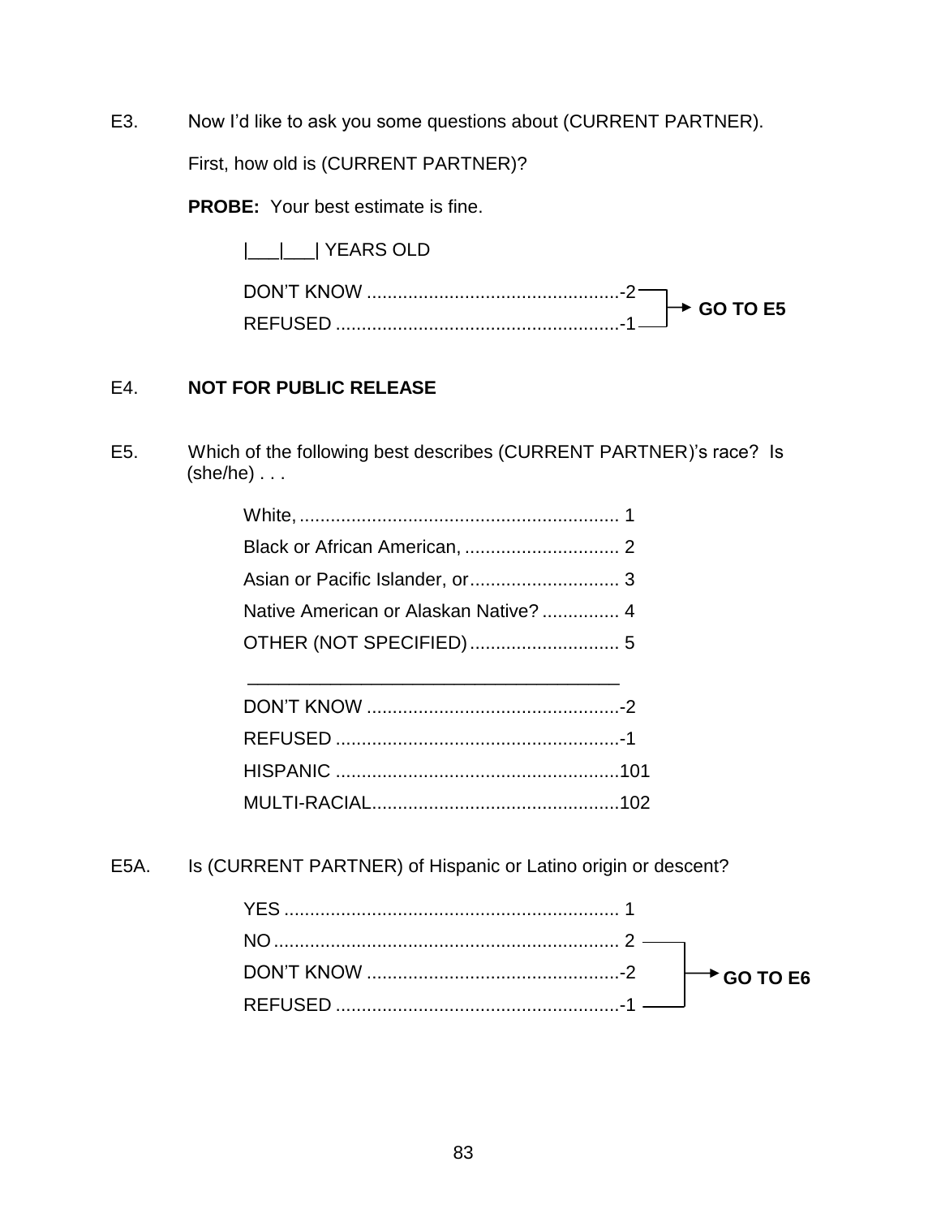E3. Now I'd like to ask you some questions about (CURRENT PARTNER).

First, how old is (CURRENT PARTNER)?

**PROBE:** Your best estimate is fine.

|___|___| YEARS OLD

DON'T KNOW ................................................-2 → **GO TO E5**
REFUSED ......................................................-1 → **GO TO E5**

E4. **NOT FOR PUBLIC RELEASE**

E5. Which of the following best describes (CURRENT PARTNER)'s race? Is (she/he) . . .

White, ............................................................ 1
Black or African American, .............................. 2
Asian or Pacific Islander, or............................. 3
Native American or Alaskan Native? ............... 4
OTHER (NOT SPECIFIED) ............................. 5

_____________________________________

DON'T KNOW ................................................-2
REFUSED ......................................................-1
HISPANIC ......................................................101
MULTI-RACIAL................................................102

E5A. Is (CURRENT PARTNER) of Hispanic or Latino origin or descent?

YES ................................................................ 1
NO .................................................................. 2 → **GO TO E6**
DON'T KNOW ................................................-2 → **GO TO E6**
REFUSED ......................................................-1 → **GO TO E6**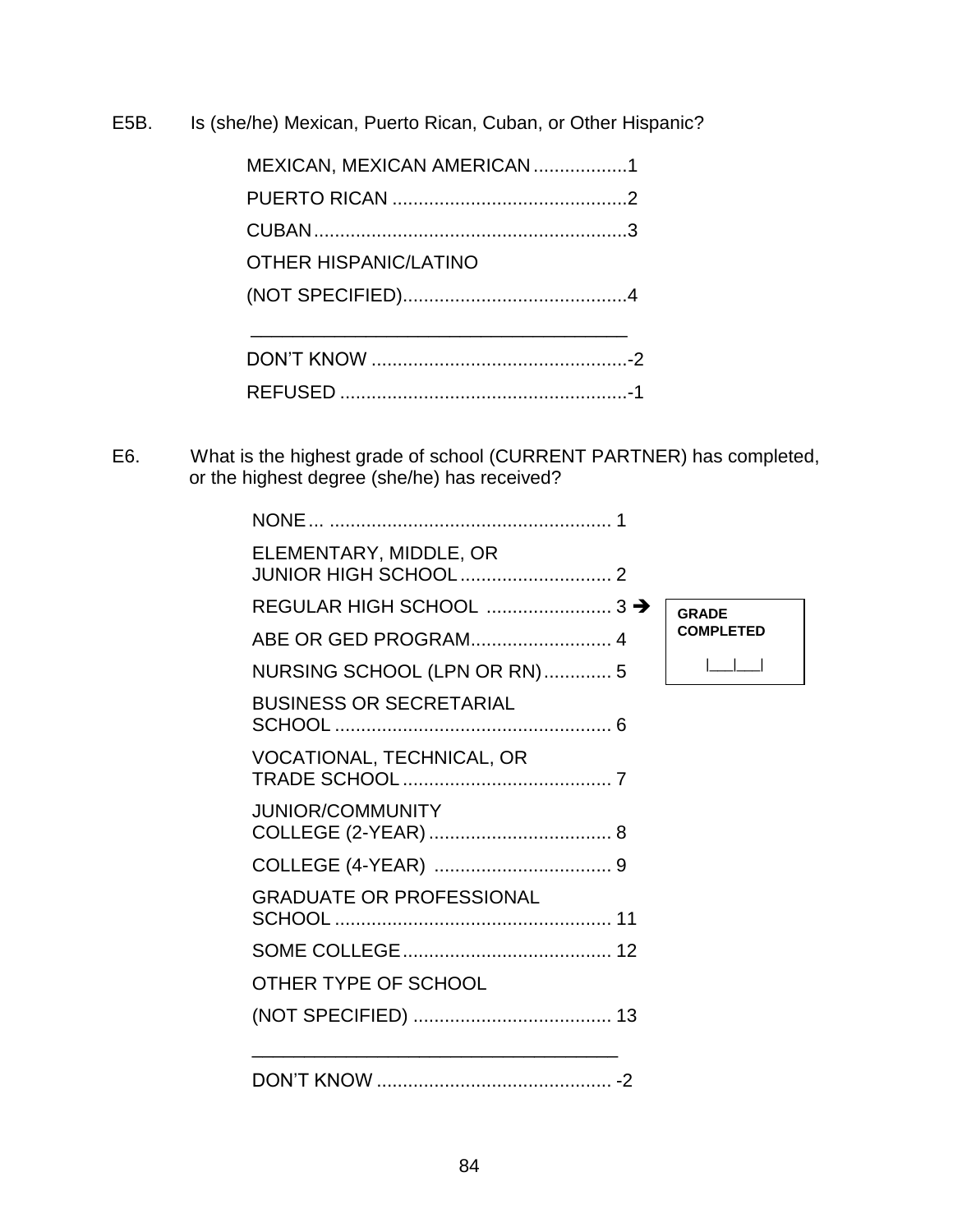E5B. Is (she/he) Mexican, Puerto Rican, Cuban, or Other Hispanic?

MEXICAN, MEXICAN AMERICAN..................1
PUERTO RICAN .............................................2
CUBAN............................................................3
OTHER HISPANIC/LATINO
(NOT SPECIFIED)...........................................4
_____________________________________
DON'T KNOW ..................................................-2
REFUSED ........................................................-1

E6. What is the highest grade of school (CURRENT PARTNER) has completed, or the highest degree (she/he) has received?

NONE... ...................................................... 1
ELEMENTARY, MIDDLE, OR JUNIOR HIGH SCHOOL............................. 2
REGULAR HIGH SCHOOL ........................ 3 ➔ **GRADE COMPLETED** |___|___|
ABE OR GED PROGRAM........................... 4
NURSING SCHOOL (LPN OR RN)............. 5
BUSINESS OR SECRETARIAL SCHOOL ..................................................... 6
VOCATIONAL, TECHNICAL, OR TRADE SCHOOL ........................................ 7
JUNIOR/COMMUNITY COLLEGE (2-YEAR)................................... 8
COLLEGE (4-YEAR) .................................. 9
GRADUATE OR PROFESSIONAL SCHOOL ..................................................... 11
SOME COLLEGE........................................ 12
OTHER TYPE OF SCHOOL
(NOT SPECIFIED) ...................................... 13
_____________________________________
DON'T KNOW ............................................. -2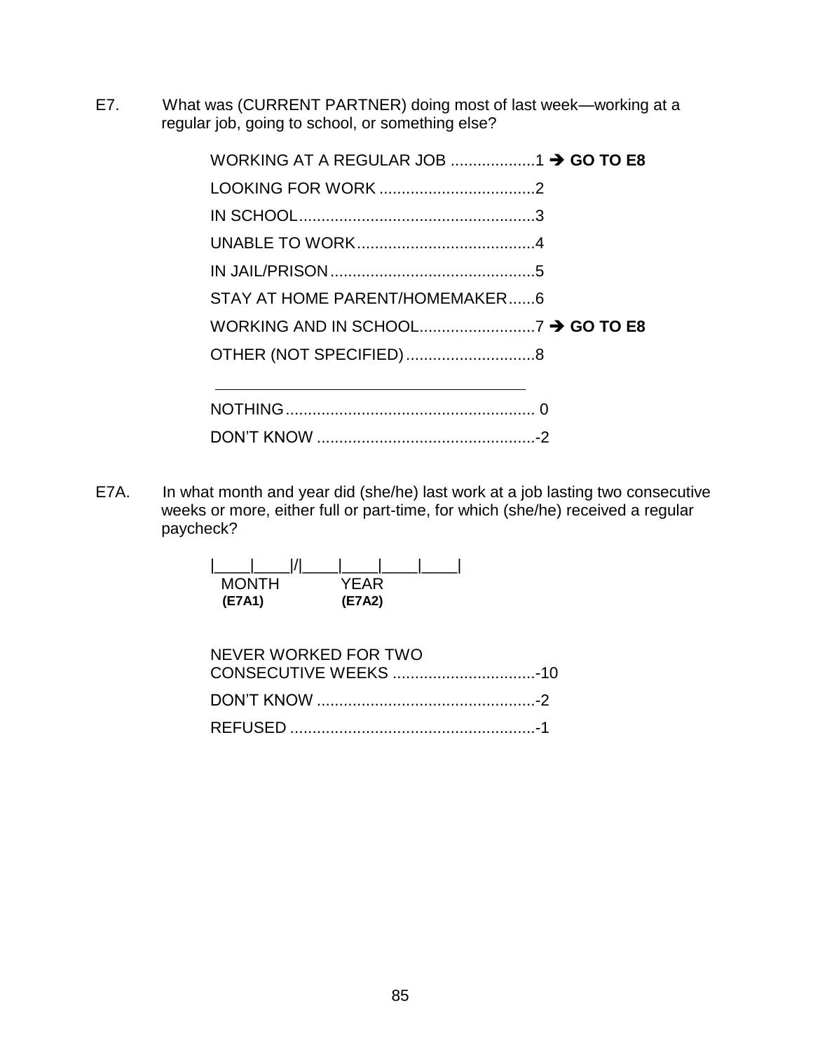E7. What was (CURRENT PARTNER) doing most of last week—working at a regular job, going to school, or something else?

WORKING AT A REGULAR JOB ...................1 ➔ **GO TO E8**
LOOKING FOR WORK ...................................2
IN SCHOOL.....................................................3
UNABLE TO WORK........................................4
IN JAIL/PRISON..............................................5
STAY AT HOME PARENT/HOMEMAKER......6
WORKING AND IN SCHOOL..........................7 ➔ **GO TO E8**
OTHER (NOT SPECIFIED).............................8

\_\_\_\_\_\_\_\_\_\_\_\_\_\_\_\_\_\_\_\_\_\_\_\_\_\_\_\_\_\_\_\_\_\_\_\_

NOTHING........................................................ 0
DON'T KNOW .................................................-2

E7A. In what month and year did (she/he) last work at a job lasting two consecutive weeks or more, either full or part-time, for which (she/he) received a regular paycheck?

|\_\_\_\_|\_\_\_\_|/|\_\_\_\_|\_\_\_\_|\_\_\_\_|\_\_\_\_|
MONTH YEAR
**(E7A1)** **(E7A2)**

NEVER WORKED FOR TWO CONSECUTIVE WEEKS ................................-10
DON'T KNOW .................................................-2
REFUSED .......................................................-1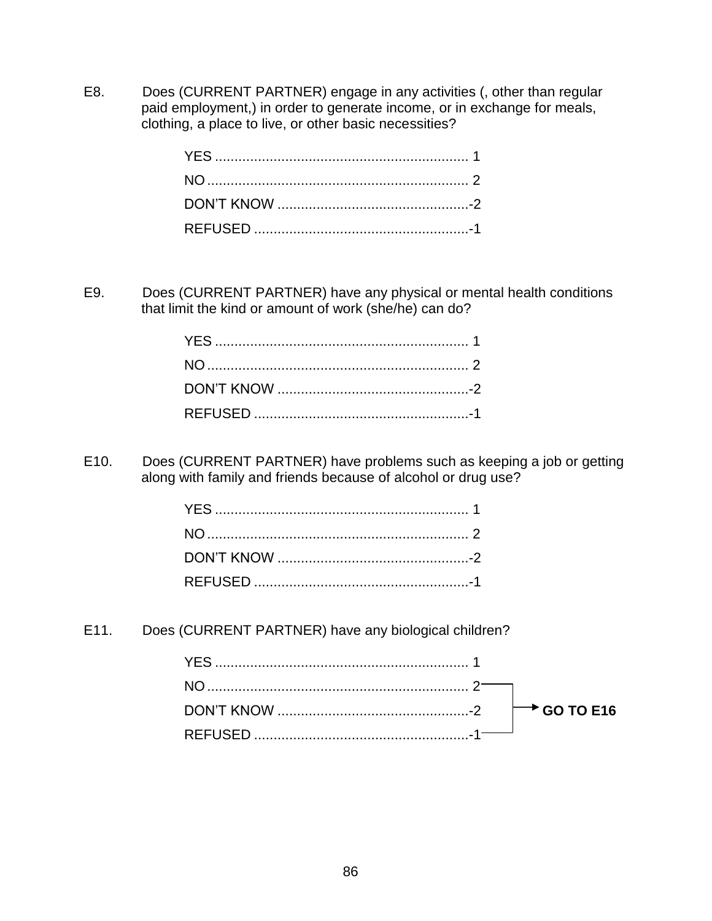E8. Does (CURRENT PARTNER) engage in any activities (, other than regular paid employment,) in order to generate income, or in exchange for meals, clothing, a place to live, or other basic necessities?

YES ................................................................ 1
NO.................................................................. 2
DON'T KNOW .................................................-2
REFUSED .......................................................-1

E9. Does (CURRENT PARTNER) have any physical or mental health conditions that limit the kind or amount of work (she/he) can do?

YES ................................................................ 1
NO.................................................................. 2
DON'T KNOW .................................................-2
REFUSED .......................................................-1

E10. Does (CURRENT PARTNER) have problems such as keeping a job or getting along with family and friends because of alcohol or drug use?

YES ................................................................ 1
NO.................................................................. 2
DON'T KNOW .................................................-2
REFUSED .......................................................-1

E11. Does (CURRENT PARTNER) have any biological children?

YES ................................................................ 1
NO.................................................................. 2 → **GO TO E16**
DON'T KNOW .................................................-2 → **GO TO E16**
REFUSED .......................................................-1 → **GO TO E16**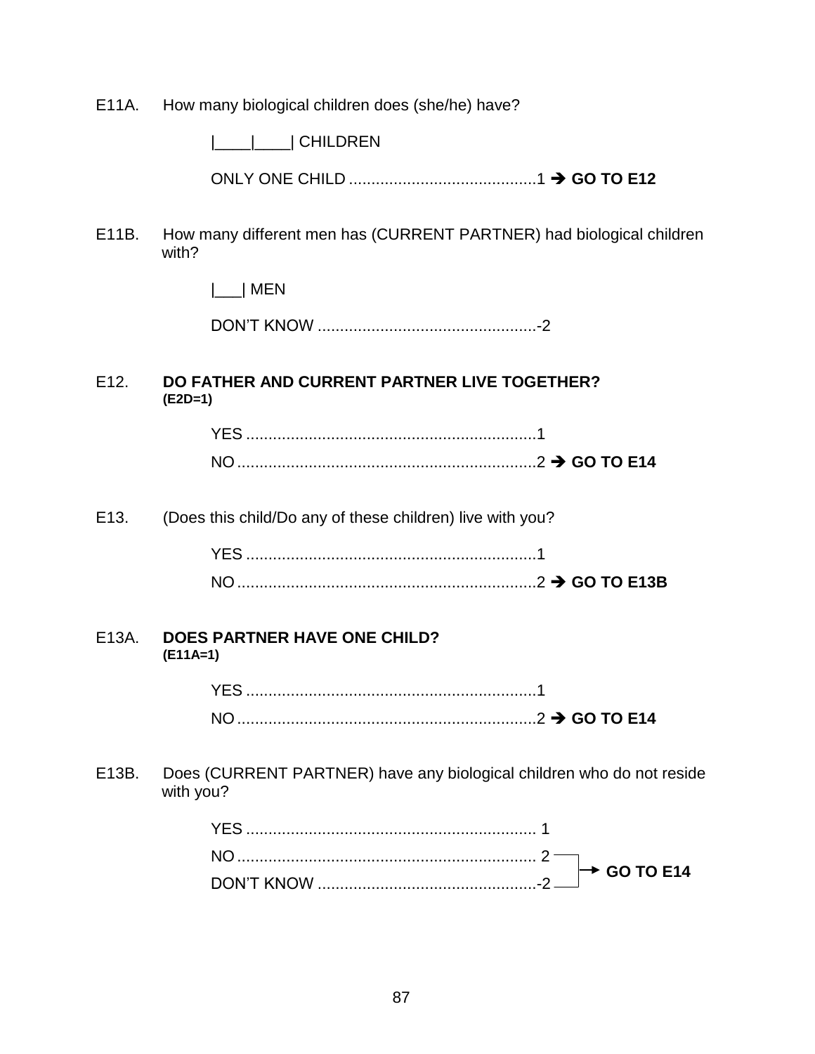E11A. How many biological children does (she/he) have?

|____|____| CHILDREN

ONLY ONE CHILD ..........................................1 ➔ **GO TO E12**

E11B. How many different men has (CURRENT PARTNER) had biological children with?

|___| MEN

DON'T KNOW .................................................-2

E12. **DO FATHER AND CURRENT PARTNER LIVE TOGETHER?**
**(E2D=1)**

YES .................................................................1

NO ...................................................................2 ➔ **GO TO E14**

E13. (Does this child/Do any of these children) live with you?

YES .................................................................1

NO ...................................................................2 ➔ **GO TO E13B**

E13A. **DOES PARTNER HAVE ONE CHILD?**
**(E11A=1)**

YES .................................................................1

NO ...................................................................2 ➔ **GO TO E14**

E13B. Does (CURRENT PARTNER) have any biological children who do not reside with you?

YES ................................................................. 1

NO ................................................................... 2 ➔ **GO TO E14**

DON'T KNOW .................................................-2 ➔ **GO TO E14**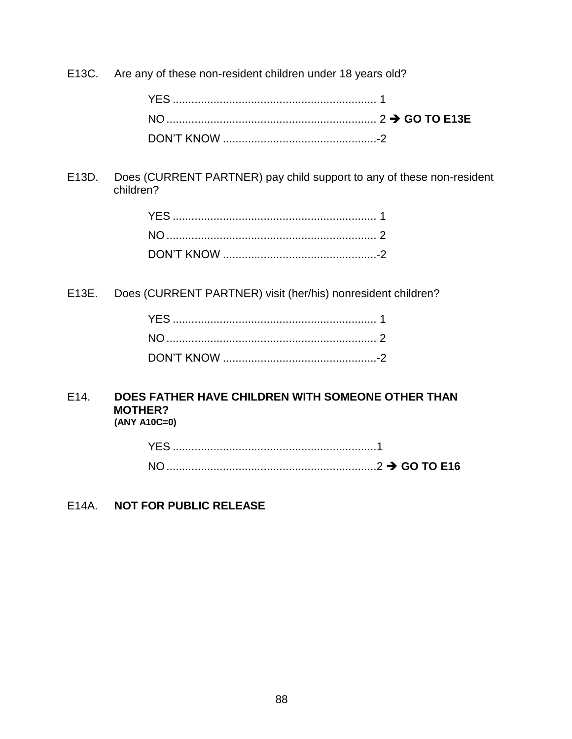E13C. Are any of these non-resident children under 18 years old?

YES ................................................................. 1
NO ................................................................... 2 ➔ **GO TO E13E**
DON'T KNOW .................................................-2

E13D. Does (CURRENT PARTNER) pay child support to any of these non-resident children?

YES ................................................................. 1
NO ................................................................... 2
DON'T KNOW .................................................-2

E13E. Does (CURRENT PARTNER) visit (her/his) nonresident children?

YES ................................................................. 1
NO ................................................................... 2
DON'T KNOW .................................................-2

E14. **DOES FATHER HAVE CHILDREN WITH SOMEONE OTHER THAN MOTHER?**
**(ANY A10C=0)**

YES .................................................................1
NO ...................................................................2 ➔ **GO TO E16**

E14A. **NOT FOR PUBLIC RELEASE**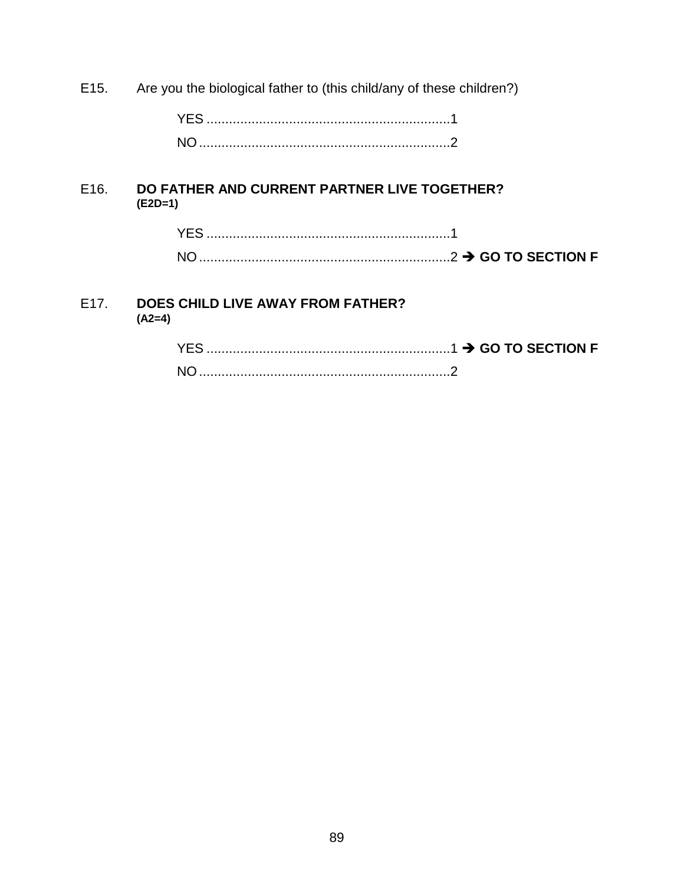E15. Are you the biological father to (this child/any of these children?)

YES ................................................................1
NO..................................................................2

E16. **DO FATHER AND CURRENT PARTNER LIVE TOGETHER?**
**(E2D=1)**

YES ................................................................1
NO..................................................................2 ➔ **GO TO SECTION F**

E17. **DOES CHILD LIVE AWAY FROM FATHER?**
**(A2=4)**

YES ................................................................1 ➔ **GO TO SECTION F**
NO..................................................................2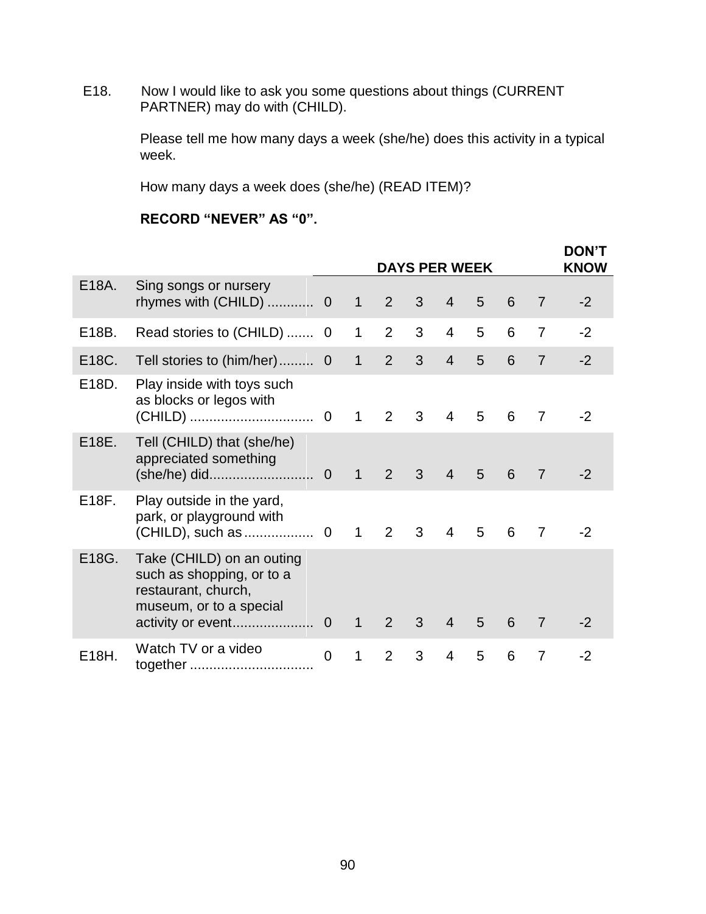E18. Now I would like to ask you some questions about things (CURRENT PARTNER) may do with (CHILD).

Please tell me how many days a week (she/he) does this activity in a typical week.

How many days a week does (she/he) (READ ITEM)?

**RECORD "NEVER" AS "0".**

| | | DAYS PER WEEK | | | | | | | | DON'T KNOW |
|---|---|---|---|---|---|---|---|---|---|---|
| E18A. | Sing songs or nursery rhymes with (CHILD) ............ | 0 | 1 | 2 | 3 | 4 | 5 | 6 | 7 | -2 |
| E18B. | Read stories to (CHILD) ....... | 0 | 1 | 2 | 3 | 4 | 5 | 6 | 7 | -2 |
| E18C. | Tell stories to (him/her)......... | 0 | 1 | 2 | 3 | 4 | 5 | 6 | 7 | -2 |
| E18D. | Play inside with toys such as blocks or legos with (CHILD) ................................ | 0 | 1 | 2 | 3 | 4 | 5 | 6 | 7 | -2 |
| E18E. | Tell (CHILD) that (she/he) appreciated something (she/he) did.......................... | 0 | 1 | 2 | 3 | 4 | 5 | 6 | 7 | -2 |
| E18F. | Play outside in the yard, park, or playground with (CHILD), such as .................. | 0 | 1 | 2 | 3 | 4 | 5 | 6 | 7 | -2 |
| E18G. | Take (CHILD) on an outing such as shopping, or to a restaurant, church, museum, or to a special activity or event..................... | 0 | 1 | 2 | 3 | 4 | 5 | 6 | 7 | -2 |
| E18H. | Watch TV or a video together ................................ | 0 | 1 | 2 | 3 | 4 | 5 | 6 | 7 | -2 |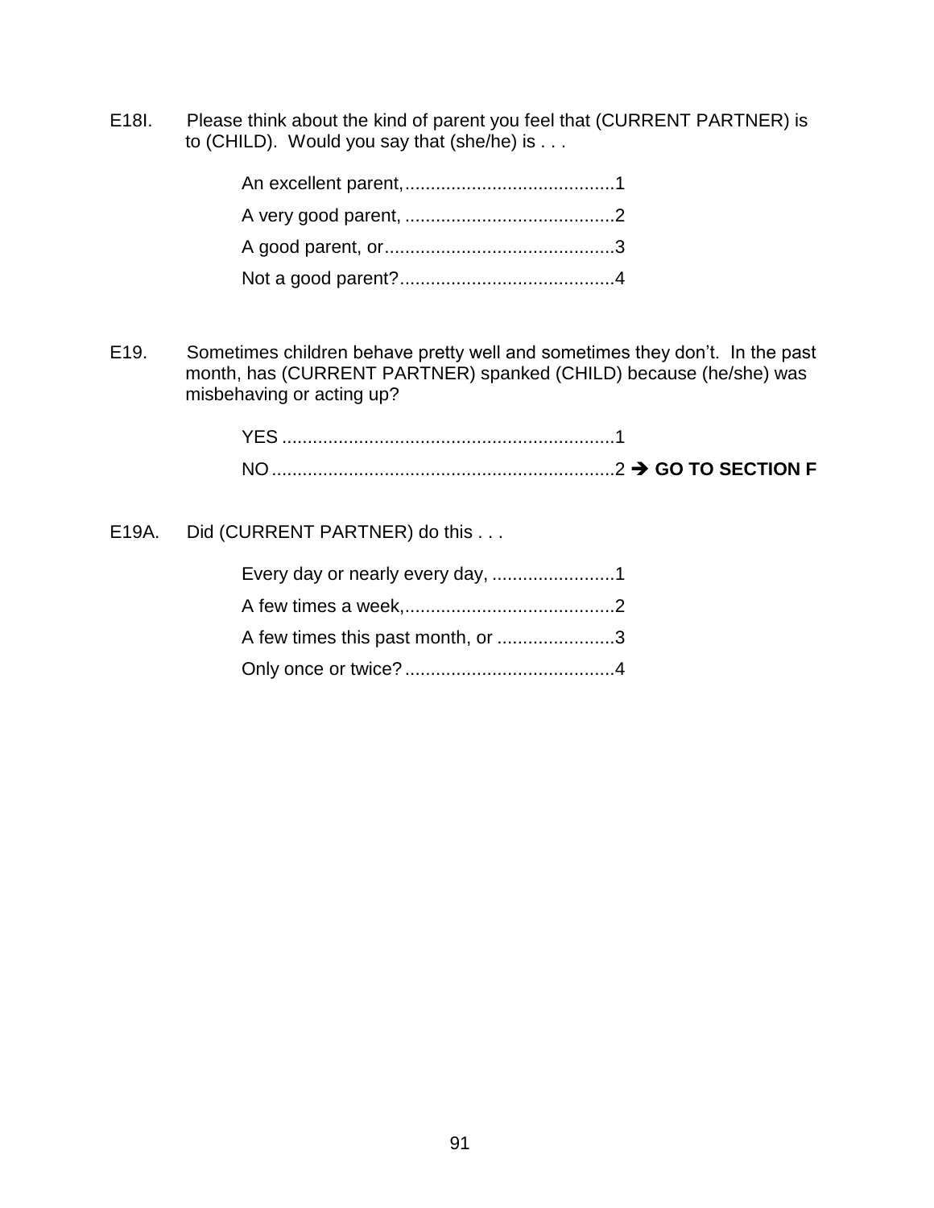E18I. Please think about the kind of parent you feel that (CURRENT PARTNER) is to (CHILD). Would you say that (she/he) is . . .

An excellent parent,.........................................1
A very good parent, .........................................2
A good parent, or.............................................3
Not a good parent?..........................................4

E19. Sometimes children behave pretty well and sometimes they don't. In the past month, has (CURRENT PARTNER) spanked (CHILD) because (he/she) was misbehaving or acting up?

YES .................................................................1
NO...................................................................2 → **GO TO SECTION F**

E19A. Did (CURRENT PARTNER) do this . . .

Every day or nearly every day, ........................1
A few times a week,.........................................2
A few times this past month, or .......................3
Only once or twice? .........................................4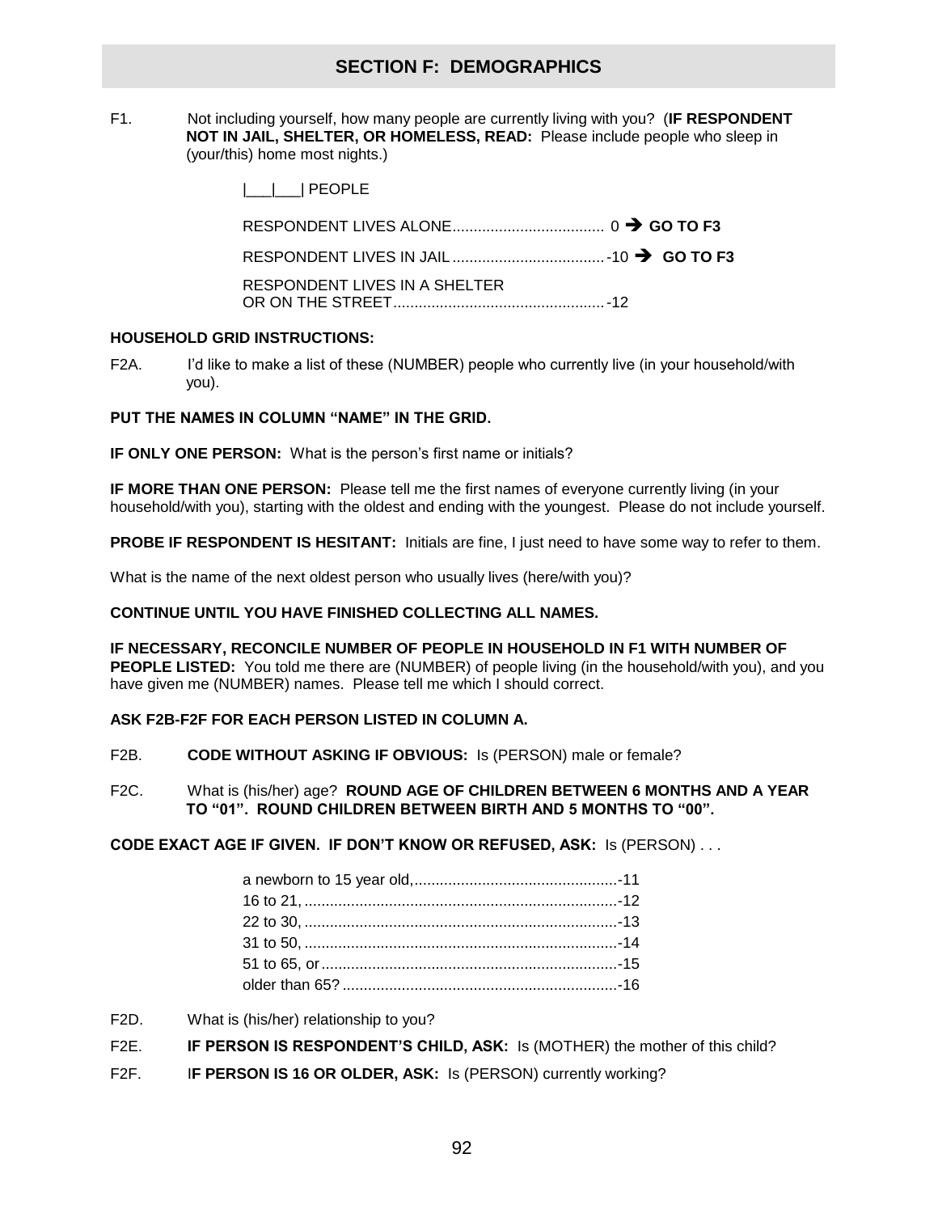## SECTION F: DEMOGRAPHICS

F1. Not including yourself, how many people are currently living with you? (**IF RESPONDENT NOT IN JAIL, SHELTER, OR HOMELESS, READ:** Please include people who sleep in (your/this) home most nights.)

|___|___| PEOPLE

RESPONDENT LIVES ALONE.................................... 0 ➔ **GO TO F3**

RESPONDENT LIVES IN JAIL ....................................-10 ➔ **GO TO F3**

RESPONDENT LIVES IN A SHELTER OR ON THE STREET..................................................-12

**HOUSEHOLD GRID INSTRUCTIONS:**

F2A. I'd like to make a list of these (NUMBER) people who currently live (in your household/with you).

**PUT THE NAMES IN COLUMN "NAME" IN THE GRID.**

**IF ONLY ONE PERSON:** What is the person's first name or initials?

**IF MORE THAN ONE PERSON:** Please tell me the first names of everyone currently living (in your household/with you), starting with the oldest and ending with the youngest. Please do not include yourself.

**PROBE IF RESPONDENT IS HESITANT:** Initials are fine, I just need to have some way to refer to them.

What is the name of the next oldest person who usually lives (here/with you)?

**CONTINUE UNTIL YOU HAVE FINISHED COLLECTING ALL NAMES.**

**IF NECESSARY, RECONCILE NUMBER OF PEOPLE IN HOUSEHOLD IN F1 WITH NUMBER OF PEOPLE LISTED:** You told me there are (NUMBER) of people living (in the household/with you), and you have given me (NUMBER) names. Please tell me which I should correct.

**ASK F2B-F2F FOR EACH PERSON LISTED IN COLUMN A.**

F2B. **CODE WITHOUT ASKING IF OBVIOUS:** Is (PERSON) male or female?

F2C. What is (his/her) age? **ROUND AGE OF CHILDREN BETWEEN 6 MONTHS AND A YEAR TO "01". ROUND CHILDREN BETWEEN BIRTH AND 5 MONTHS TO "00".**

**CODE EXACT AGE IF GIVEN. IF DON'T KNOW OR REFUSED, ASK:** Is (PERSON) . . .

a newborn to 15 year old,................................................-11
16 to 21, ..........................................................................-12
22 to 30, ..........................................................................-13
31 to 50, ..........................................................................-14
51 to 65, or......................................................................-15
older than 65? .................................................................-16

F2D. What is (his/her) relationship to you?

F2E. **IF PERSON IS RESPONDENT'S CHILD, ASK:** Is (MOTHER) the mother of this child?

F2F. **IF PERSON IS 16 OR OLDER, ASK:** Is (PERSON) currently working?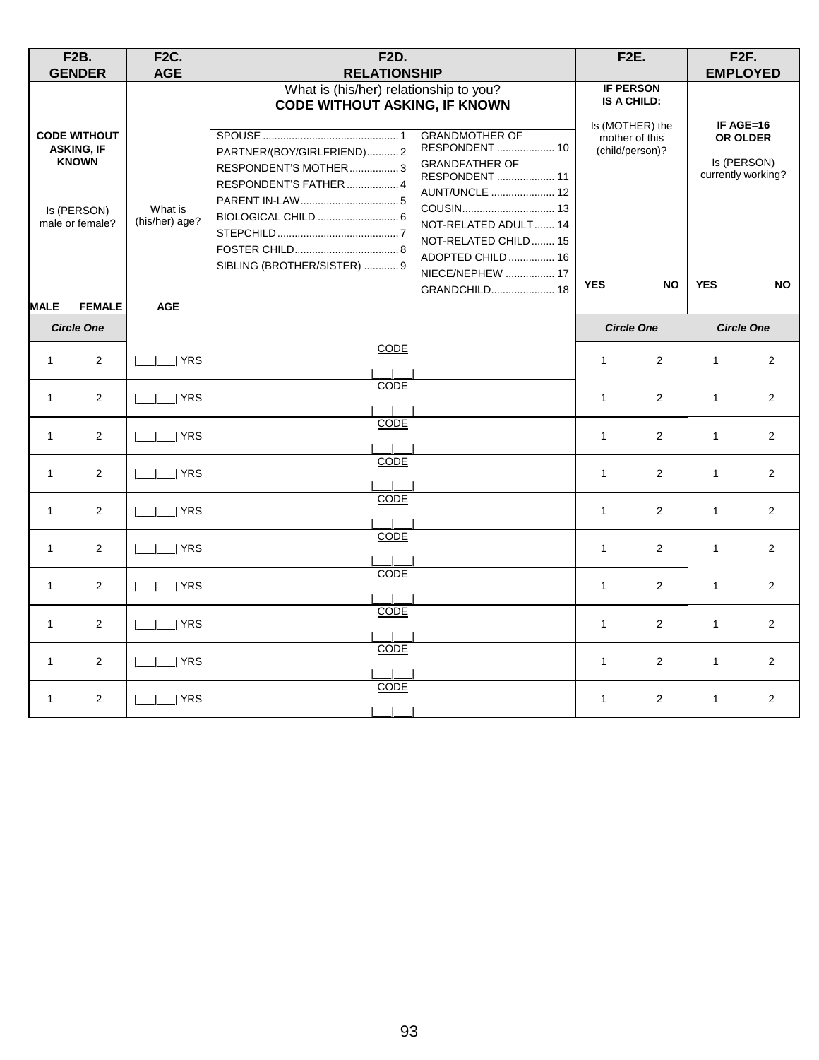| F2B. GENDER | | F2C. AGE | F2D. RELATIONSHIP | F2E. | | F2F. EMPLOYED | |
|---|---|---|---|---|---|---|---|
| **CODE WITHOUT ASKING, IF KNOWN**<br><br>Is (PERSON) male or female? | | What is (his/her) age? | What is (his/her) relationship to you?<br>**CODE WITHOUT ASKING, IF KNOWN**<br><br>SPOUSE ............................................. 1<br>PARTNER/(BOY/GIRLFRIEND)........... 2<br>RESPONDENT'S MOTHER................. 3<br>RESPONDENT'S FATHER .................. 4<br>PARENT IN-LAW.................................. 5<br>BIOLOGICAL CHILD ............................ 6<br>STEPCHILD.......................................... 7<br>FOSTER CHILD.................................... 8<br>SIBLING (BROTHER/SISTER) ............ 9<br>GRANDMOTHER OF RESPONDENT .................... 10<br>GRANDFATHER OF RESPONDENT .................... 11<br>AUNT/UNCLE ...................... 12<br>COUSIN................................ 13<br>NOT-RELATED ADULT....... 14<br>NOT-RELATED CHILD........ 15<br>ADOPTED CHILD ................ 16<br>NIECE/NEPHEW ................. 17<br>GRANDCHILD...................... 18 | **IF PERSON IS A CHILD:**<br><br>Is (MOTHER) the mother of this (child/person)? | | **IF AGE=16 OR OLDER**<br><br>Is (PERSON) currently working? | |
| **MALE** | **FEMALE** | **AGE** | | **YES** | **NO** | **YES** | **NO** |
| *Circle One* | | | | *Circle One* | | *Circle One* | |
| 1 | 2 | \|___\|___\| YRS | CODE \|___\|___\| | 1 | 2 | 1 | 2 |
| 1 | 2 | \|___\|___\| YRS | CODE \|___\|___\| | 1 | 2 | 1 | 2 |
| 1 | 2 | \|___\|___\| YRS | CODE \|___\|___\| | 1 | 2 | 1 | 2 |
| 1 | 2 | \|___\|___\| YRS | CODE \|___\|___\| | 1 | 2 | 1 | 2 |
| 1 | 2 | \|___\|___\| YRS | CODE \|___\|___\| | 1 | 2 | 1 | 2 |
| 1 | 2 | \|___\|___\| YRS | CODE \|___\|___\| | 1 | 2 | 1 | 2 |
| 1 | 2 | \|___\|___\| YRS | CODE \|___\|___\| | 1 | 2 | 1 | 2 |
| 1 | 2 | \|___\|___\| YRS | CODE \|___\|___\| | 1 | 2 | 1 | 2 |
| 1 | 2 | \|___\|___\| YRS | CODE \|___\|___\| | 1 | 2 | 1 | 2 |
| 1 | 2 | \|___\|___\| YRS | CODE \|___\|___\| | 1 | 2 | 1 | 2 |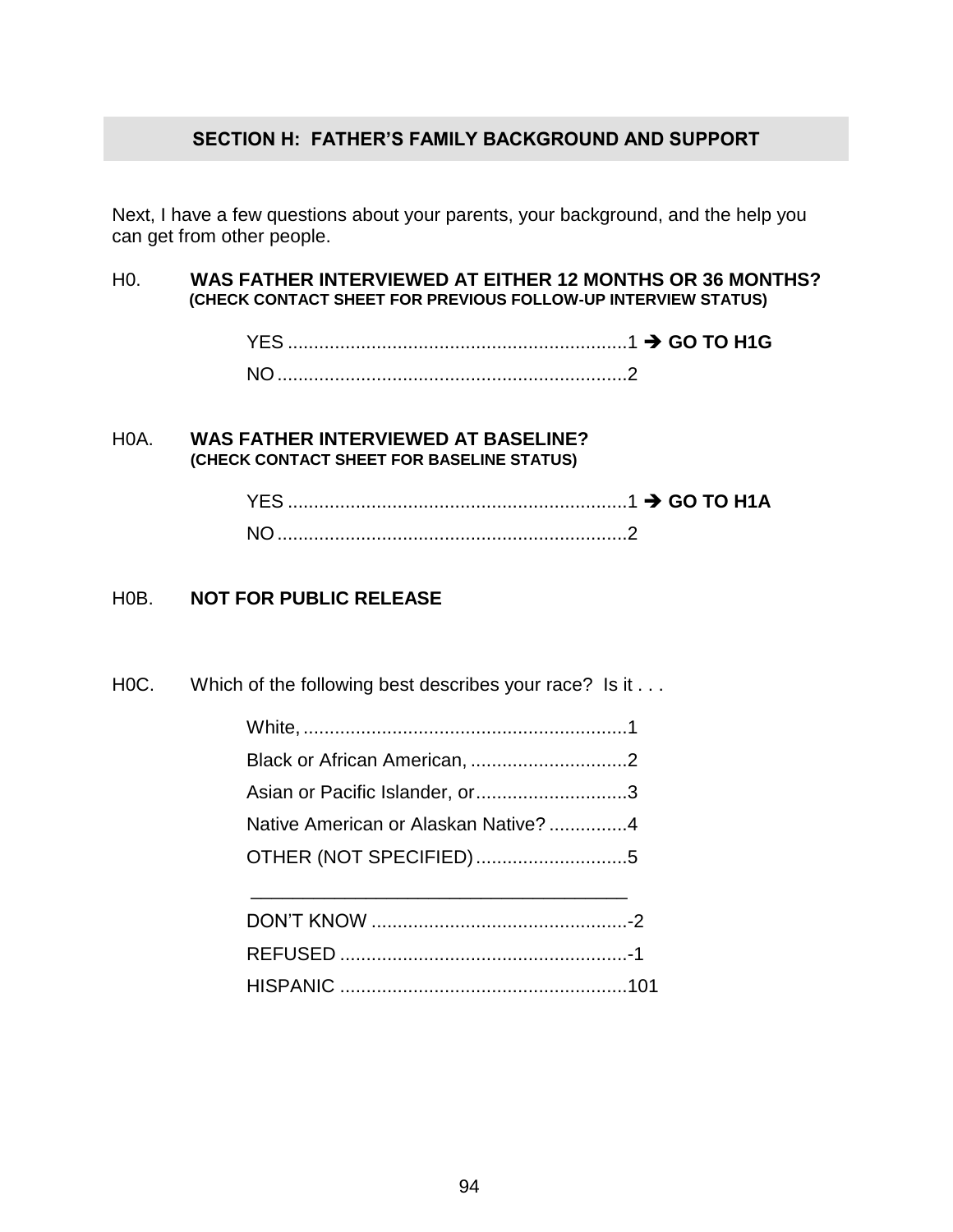## SECTION H: FATHER'S FAMILY BACKGROUND AND SUPPORT

Next, I have a few questions about your parents, your background, and the help you can get from other people.

H0. **WAS FATHER INTERVIEWED AT EITHER 12 MONTHS OR 36 MONTHS?**
**(CHECK CONTACT SHEET FOR PREVIOUS FOLLOW-UP INTERVIEW STATUS)**

YES ................................................................1 ➔ **GO TO H1G**
NO ..................................................................2

H0A. **WAS FATHER INTERVIEWED AT BASELINE?**
**(CHECK CONTACT SHEET FOR BASELINE STATUS)**

YES ................................................................1 ➔ **GO TO H1A**
NO ..................................................................2

H0B. **NOT FOR PUBLIC RELEASE**

H0C. Which of the following best describes your race? Is it . . .

White, .............................................................1
Black or African American, .............................2
Asian or Pacific Islander, or............................3
Native American or Alaskan Native? ...............4
OTHER (NOT SPECIFIED) ............................5
_____________________________________
DON'T KNOW .................................................-2
REFUSED .......................................................-1
HISPANIC .......................................................101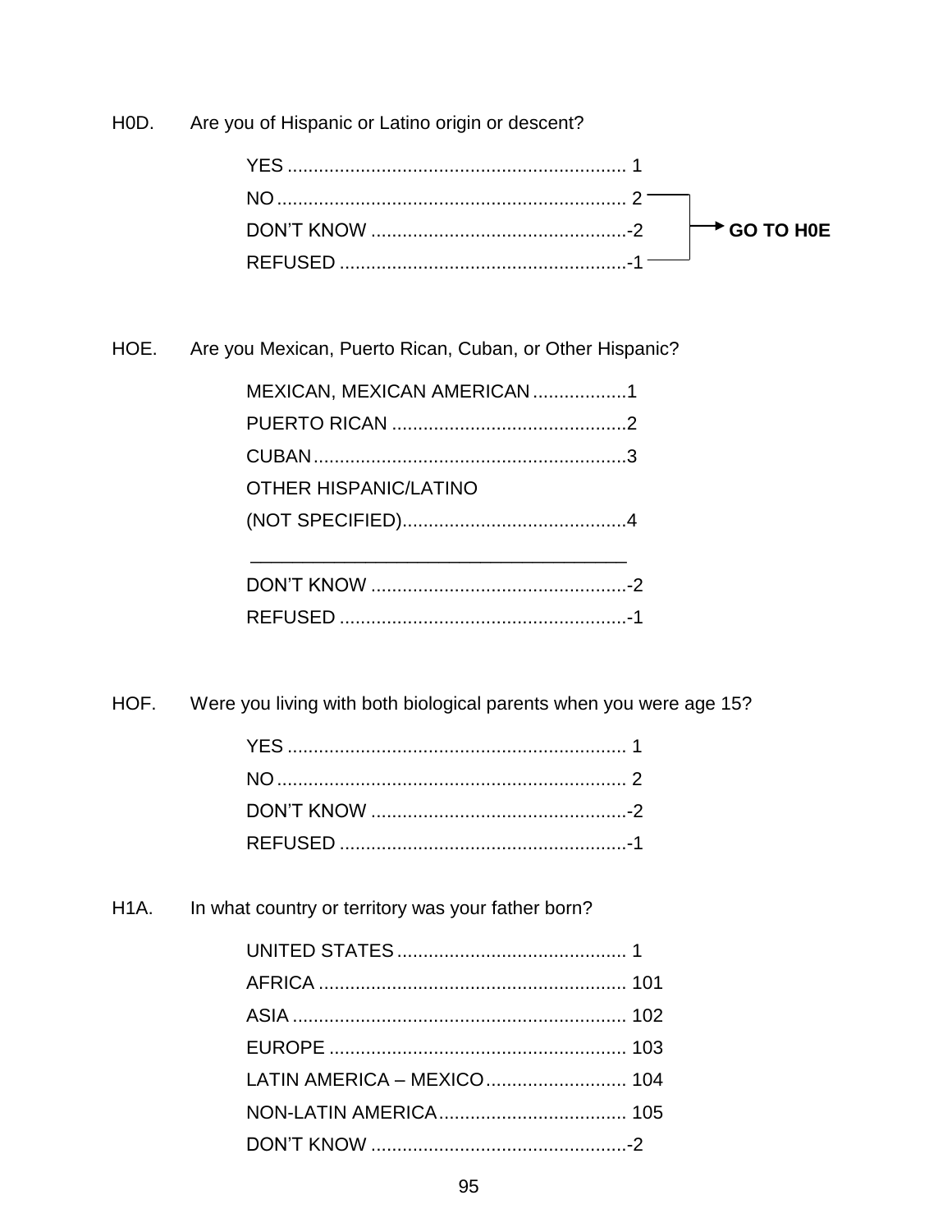H0D. Are you of Hispanic or Latino origin or descent?

| | | |
|---|---|---|
| YES | 1 | |
| NO | 2 | GO TO H0E |
| DON'T KNOW | -2 | GO TO H0E |
| REFUSED | -1 | GO TO H0E |

HOE. Are you Mexican, Puerto Rican, Cuban, or Other Hispanic?

| | |
|---|---|
| MEXICAN, MEXICAN AMERICAN | 1 |
| PUERTO RICAN | 2 |
| CUBAN | 3 |
| OTHER HISPANIC/LATINO (NOT SPECIFIED) | 4 |
| \_\_\_\_\_\_\_\_\_\_\_\_\_\_\_\_\_\_\_\_\_\_\_\_\_\_\_\_\_\_\_\_\_\_\_\_ | |
| DON'T KNOW | -2 |
| REFUSED | -1 |

HOF. Were you living with both biological parents when you were age 15?

| | |
|---|---|
| YES | 1 |
| NO | 2 |
| DON'T KNOW | -2 |
| REFUSED | -1 |

H1A. In what country or territory was your father born?

| | |
|---|---|
| UNITED STATES | 1 |
| AFRICA | 101 |
| ASIA | 102 |
| EUROPE | 103 |
| LATIN AMERICA – MEXICO | 104 |
| NON-LATIN AMERICA | 105 |
| DON'T KNOW | -2 |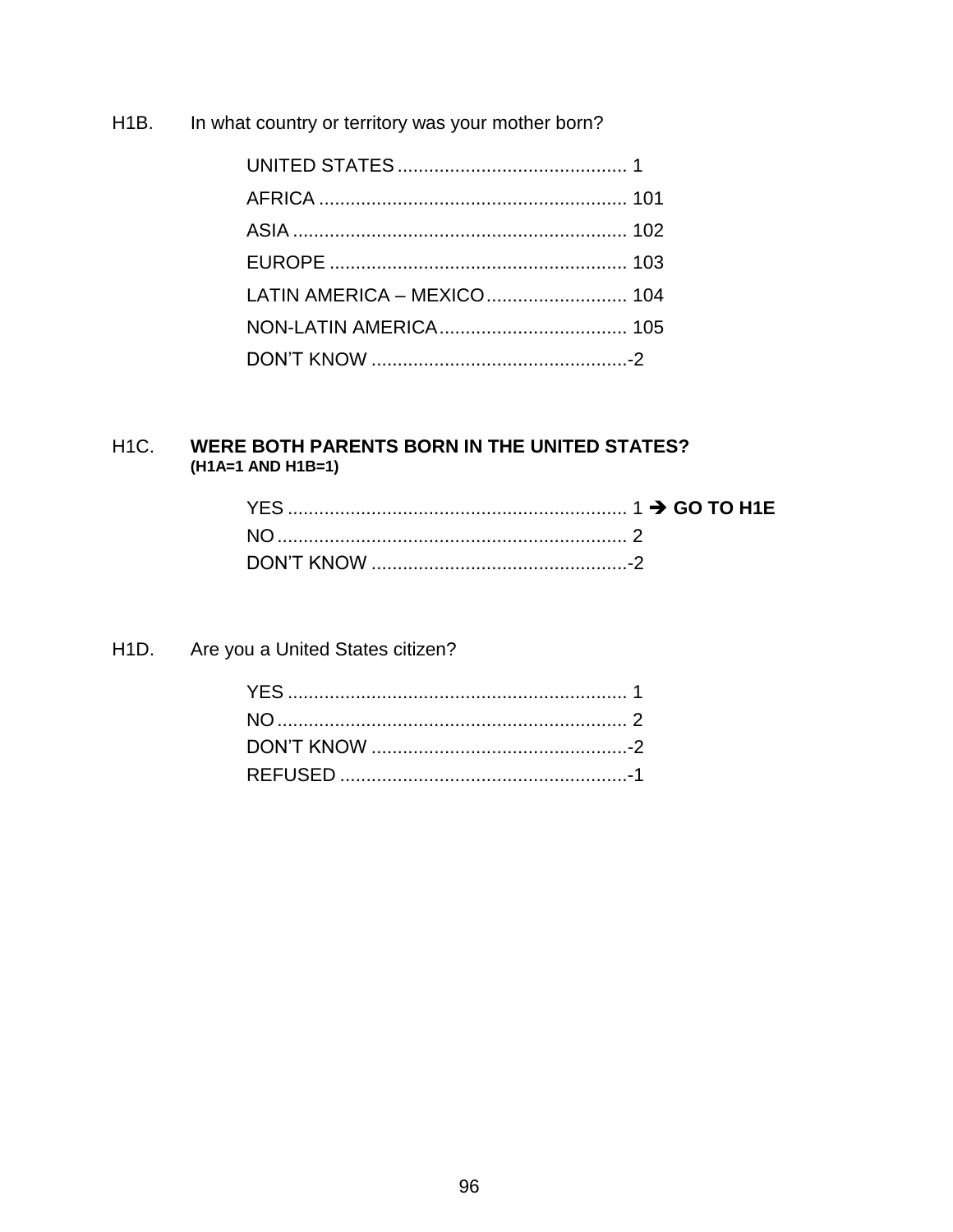H1B. In what country or territory was your mother born?

| | |
|---|---|
| UNITED STATES | 1 |
| AFRICA | 101 |
| ASIA | 102 |
| EUROPE | 103 |
| LATIN AMERICA – MEXICO | 104 |
| NON-LATIN AMERICA | 105 |
| DON’T KNOW | -2 |

H1C. **WERE BOTH PARENTS BORN IN THE UNITED STATES?**
**(H1A=1 AND H1B=1)**

| | |
|---|---|
| YES | 1 ➔ **GO TO H1E** |
| NO | 2 |
| DON’T KNOW | -2 |

H1D. Are you a United States citizen?

| | |
|---|---|
| YES | 1 |
| NO | 2 |
| DON’T KNOW | -2 |
| REFUSED | -1 |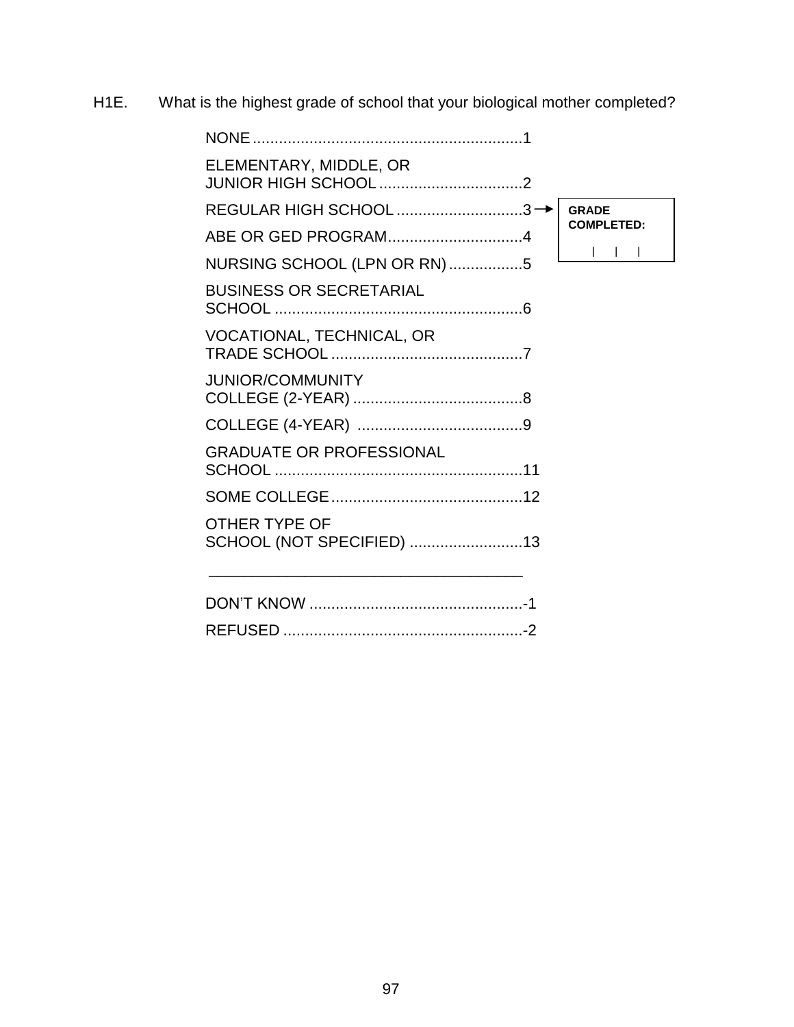H1E. What is the highest grade of school that your biological mother completed?

NONE .............................................................1

ELEMENTARY, MIDDLE, OR
JUNIOR HIGH SCHOOL .................................2

REGULAR HIGH SCHOOL .............................3 → **GRADE COMPLETED:** | | |

ABE OR GED PROGRAM...............................4

NURSING SCHOOL (LPN OR RN) .................5

BUSINESS OR SECRETARIAL
SCHOOL .........................................................6

VOCATIONAL, TECHNICAL, OR
TRADE SCHOOL ............................................7

JUNIOR/COMMUNITY
COLLEGE (2-YEAR) .......................................8

COLLEGE (4-YEAR) ......................................9

GRADUATE OR PROFESSIONAL
SCHOOL .........................................................11

SOME COLLEGE............................................12

OTHER TYPE OF
SCHOOL (NOT SPECIFIED) ..........................13

______________________________________

DON'T KNOW .................................................-1

REFUSED .......................................................-2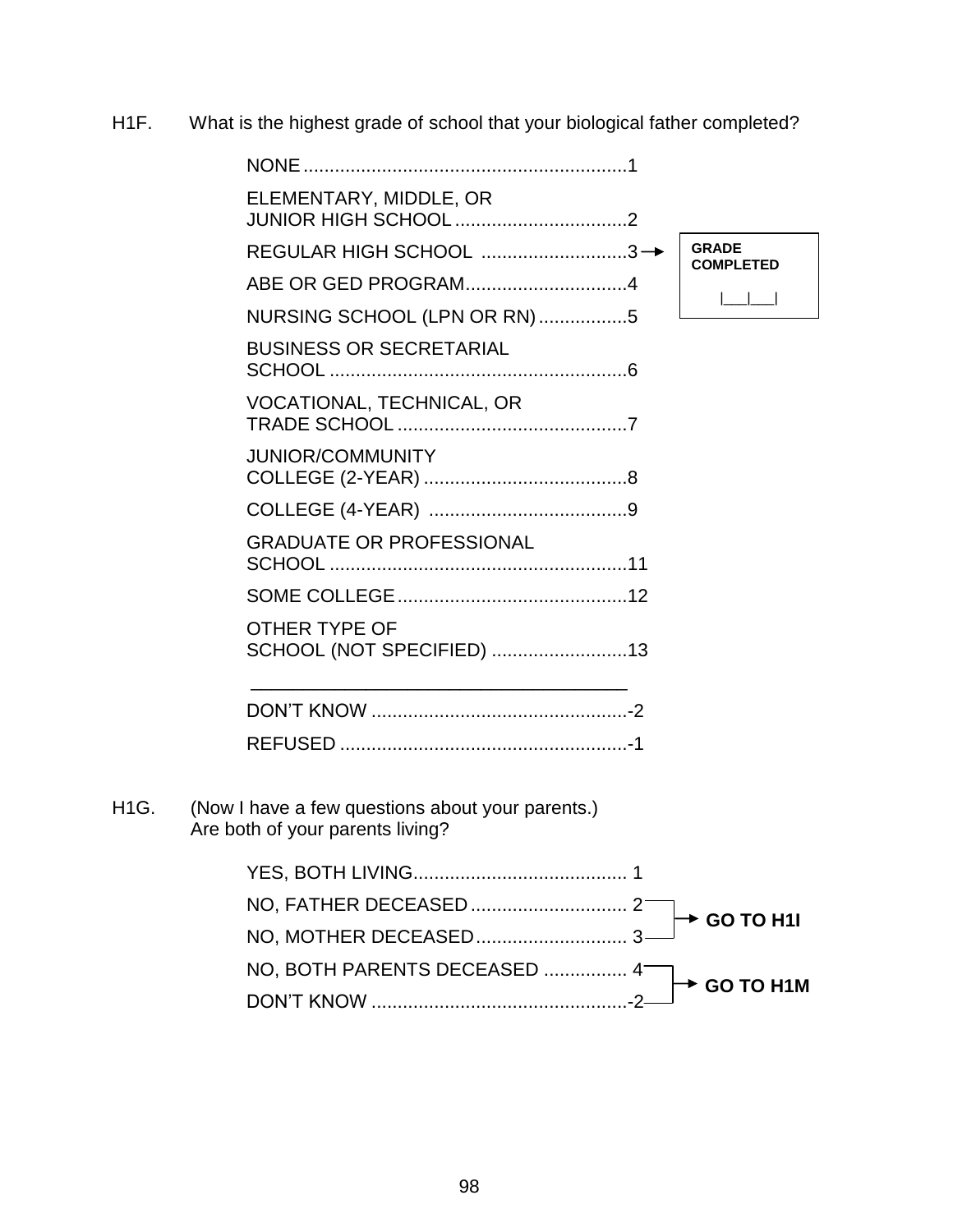H1F. What is the highest grade of school that your biological father completed?

- NONE .............................................................1
- ELEMENTARY, MIDDLE, OR JUNIOR HIGH SCHOOL .................................2
- REGULAR HIGH SCHOOL ............................3 → GRADE COMPLETED |___|___|
- ABE OR GED PROGRAM...............................4
- NURSING SCHOOL (LPN OR RN) .................5
- BUSINESS OR SECRETARIAL SCHOOL .........................................................6
- VOCATIONAL, TECHNICAL, OR TRADE SCHOOL ............................................7
- JUNIOR/COMMUNITY COLLEGE (2-YEAR) .......................................8
- COLLEGE (4-YEAR) ......................................9
- GRADUATE OR PROFESSIONAL SCHOOL .........................................................11
- SOME COLLEGE............................................12
- OTHER TYPE OF SCHOOL (NOT SPECIFIED) ..........................13

  _____________________________________

- DON'T KNOW .................................................-2
- REFUSED .......................................................-1

H1G. (Now I have a few questions about your parents.)
Are both of your parents living?

- YES, BOTH LIVING......................................... 1
- NO, FATHER DECEASED.............................. 2 → **GO TO H1I**
- NO, MOTHER DECEASED............................. 3 → **GO TO H1I**
- NO, BOTH PARENTS DECEASED ................ 4 → **GO TO H1M**
- DON'T KNOW .................................................-2 → **GO TO H1M**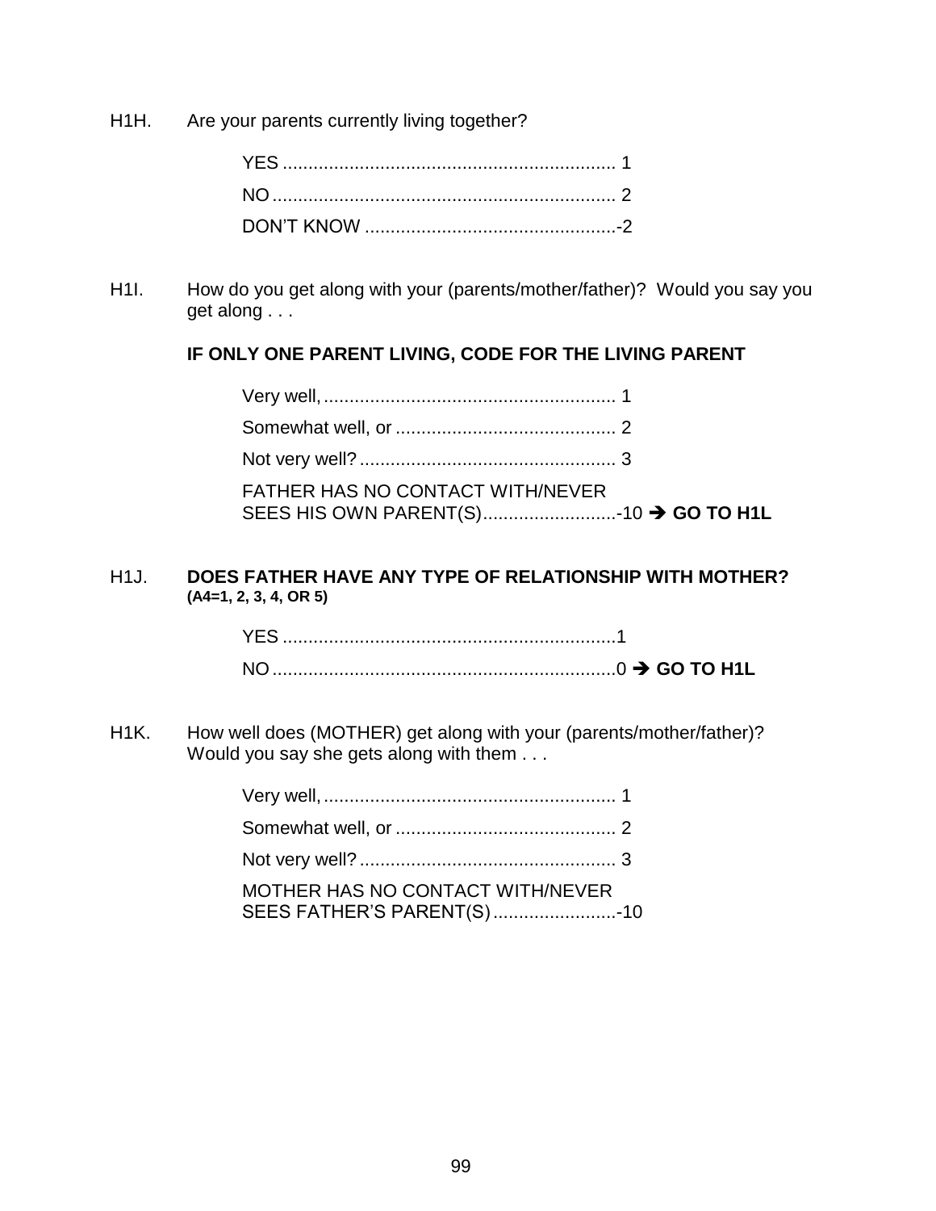H1H. Are your parents currently living together?

YES ................................................................ 1
NO .................................................................. 2
DON'T KNOW ................................................-2

H1I. How do you get along with your (parents/mother/father)? Would you say you get along . . .

**IF ONLY ONE PARENT LIVING, CODE FOR THE LIVING PARENT**

Very well, ......................................................... 1
Somewhat well, or ........................................... 2
Not very well? .................................................. 3
FATHER HAS NO CONTACT WITH/NEVER SEES HIS OWN PARENT(S)..........................-10 → **GO TO H1L**

H1J. **DOES FATHER HAVE ANY TYPE OF RELATIONSHIP WITH MOTHER? (A4=1, 2, 3, 4, OR 5)**

YES ................................................................1
NO ..................................................................0 → **GO TO H1L**

H1K. How well does (MOTHER) get along with your (parents/mother/father)? Would you say she gets along with them . . .

Very well, ......................................................... 1
Somewhat well, or ........................................... 2
Not very well? .................................................. 3
MOTHER HAS NO CONTACT WITH/NEVER SEES FATHER'S PARENT(S) ........................-10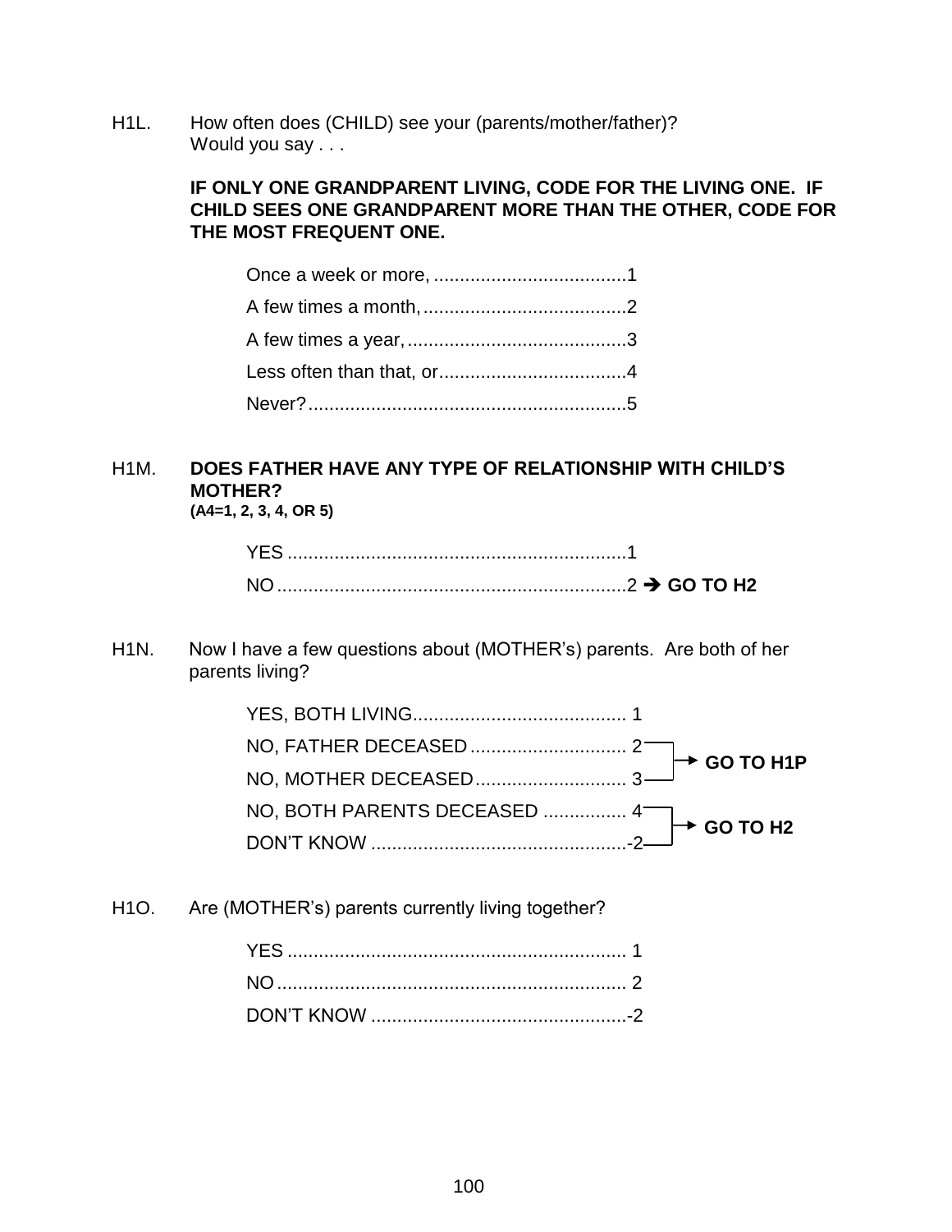H1L. How often does (CHILD) see your (parents/mother/father)? Would you say . . .

**IF ONLY ONE GRANDPARENT LIVING, CODE FOR THE LIVING ONE. IF CHILD SEES ONE GRANDPARENT MORE THAN THE OTHER, CODE FOR THE MOST FREQUENT ONE.**

Once a week or more, ....................................1
A few times a month, ......................................2
A few times a year, .........................................3
Less often than that, or...................................4
Never? ............................................................5

H1M. **DOES FATHER HAVE ANY TYPE OF RELATIONSHIP WITH CHILD'S MOTHER?**
**(A4=1, 2, 3, 4, OR 5)**

YES ................................................................1
NO ..................................................................2 ➔ **GO TO H2**

H1N. Now I have a few questions about (MOTHER's) parents. Are both of her parents living?

YES, BOTH LIVING......................................... 1
NO, FATHER DECEASED .............................. 2 → **GO TO H1P**
NO, MOTHER DECEASED ............................. 3 → **GO TO H1P**
NO, BOTH PARENTS DECEASED ................ 4 → **GO TO H2**
DON'T KNOW .................................................-2 → **GO TO H2**

H1O. Are (MOTHER's) parents currently living together?

YES ................................................................ 1
NO .................................................................. 2
DON'T KNOW .................................................-2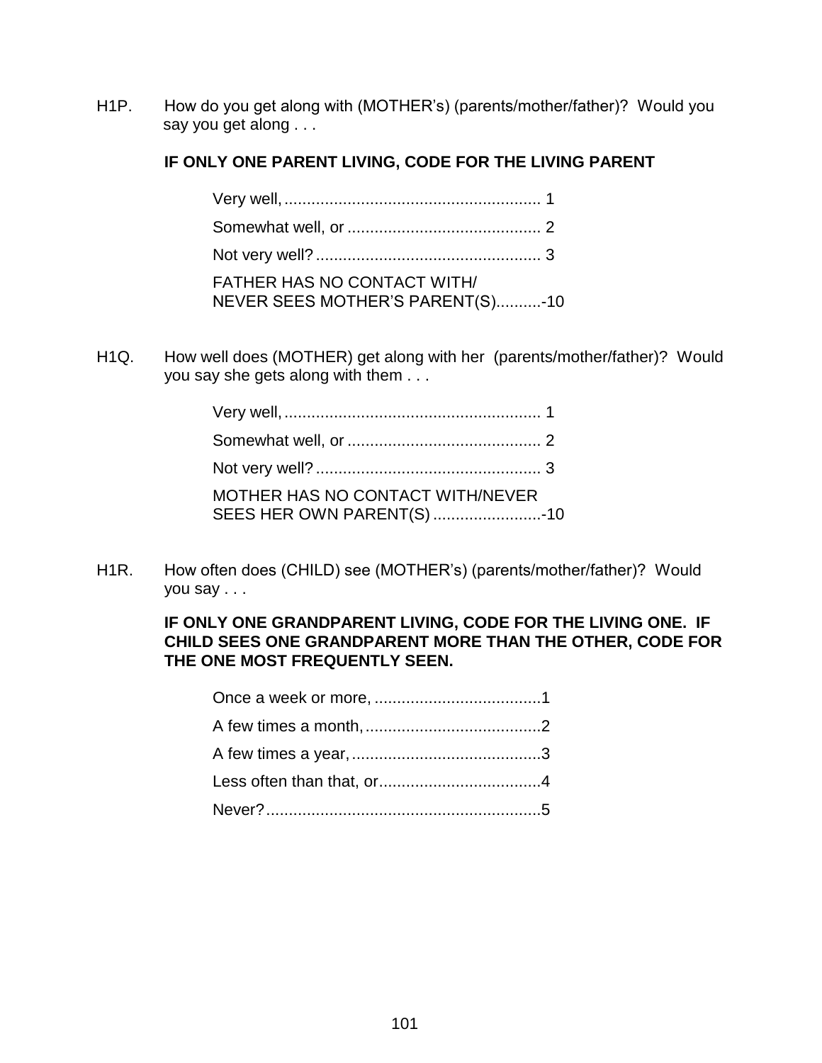H1P. How do you get along with (MOTHER's) (parents/mother/father)? Would you say you get along . . .

**IF ONLY ONE PARENT LIVING, CODE FOR THE LIVING PARENT**

Very well, ........................................................ 1
Somewhat well, or ........................................... 2
Not very well? .................................................. 3
FATHER HAS NO CONTACT WITH/ NEVER SEES MOTHER'S PARENT(S)..........-10

H1Q. How well does (MOTHER) get along with her (parents/mother/father)? Would you say she gets along with them . . .

Very well, ........................................................ 1
Somewhat well, or ........................................... 2
Not very well? .................................................. 3
MOTHER HAS NO CONTACT WITH/NEVER SEES HER OWN PARENT(S) ........................-10

H1R. How often does (CHILD) see (MOTHER's) (parents/mother/father)? Would you say . . .

**IF ONLY ONE GRANDPARENT LIVING, CODE FOR THE LIVING ONE. IF CHILD SEES ONE GRANDPARENT MORE THAN THE OTHER, CODE FOR THE ONE MOST FREQUENTLY SEEN.**

Once a week or more, .....................................1
A few times a month, .......................................2
A few times a year, ..........................................3
Less often than that, or....................................4
Never?.............................................................5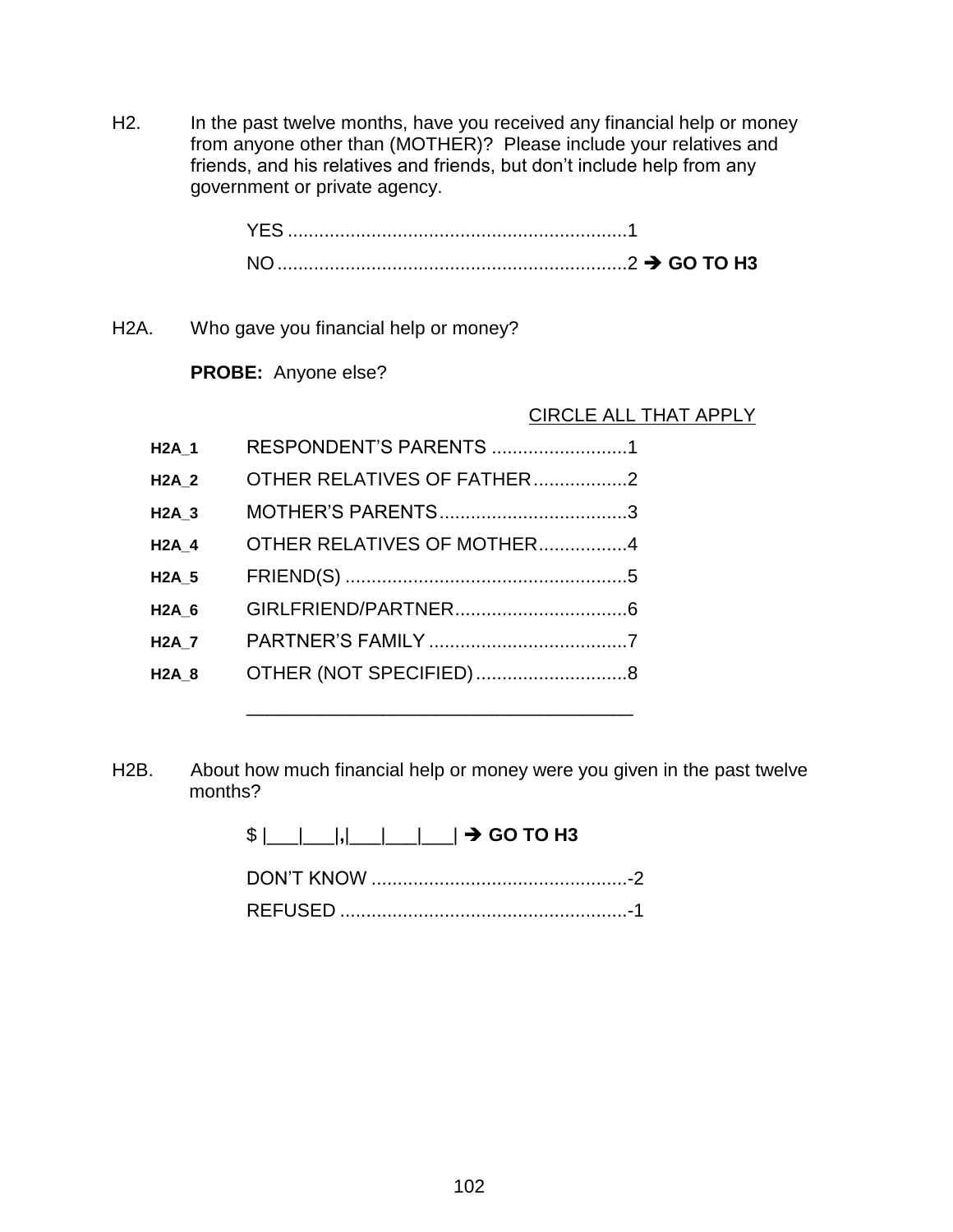H2. In the past twelve months, have you received any financial help or money from anyone other than (MOTHER)? Please include your relatives and friends, and his relatives and friends, but don't include help from any government or private agency.

YES ................................................................1
NO..................................................................2 ➔ **GO TO H3**

H2A. Who gave you financial help or money?

**PROBE:** Anyone else?

CIRCLE ALL THAT APPLY

| | | |
|---|---|---|
| **H2A_1** | RESPONDENT'S PARENTS .......................... | 1 |
| **H2A_2** | OTHER RELATIVES OF FATHER.................. | 2 |
| **H2A_3** | MOTHER'S PARENTS.................................... | 3 |
| **H2A_4** | OTHER RELATIVES OF MOTHER................. | 4 |
| **H2A_5** | FRIEND(S) ...................................................... | 5 |
| **H2A_6** | GIRLFRIEND/PARTNER................................. | 6 |
| **H2A_7** | PARTNER'S FAMILY ...................................... | 7 |
| **H2A_8** | OTHER (NOT SPECIFIED) ............................. | 8 |

_____________________________________

H2B. About how much financial help or money were you given in the past twelve months?

$ |___|___|,|___|___|___| ➔ **GO TO H3**

DON'T KNOW .................................................-2
REFUSED .......................................................-1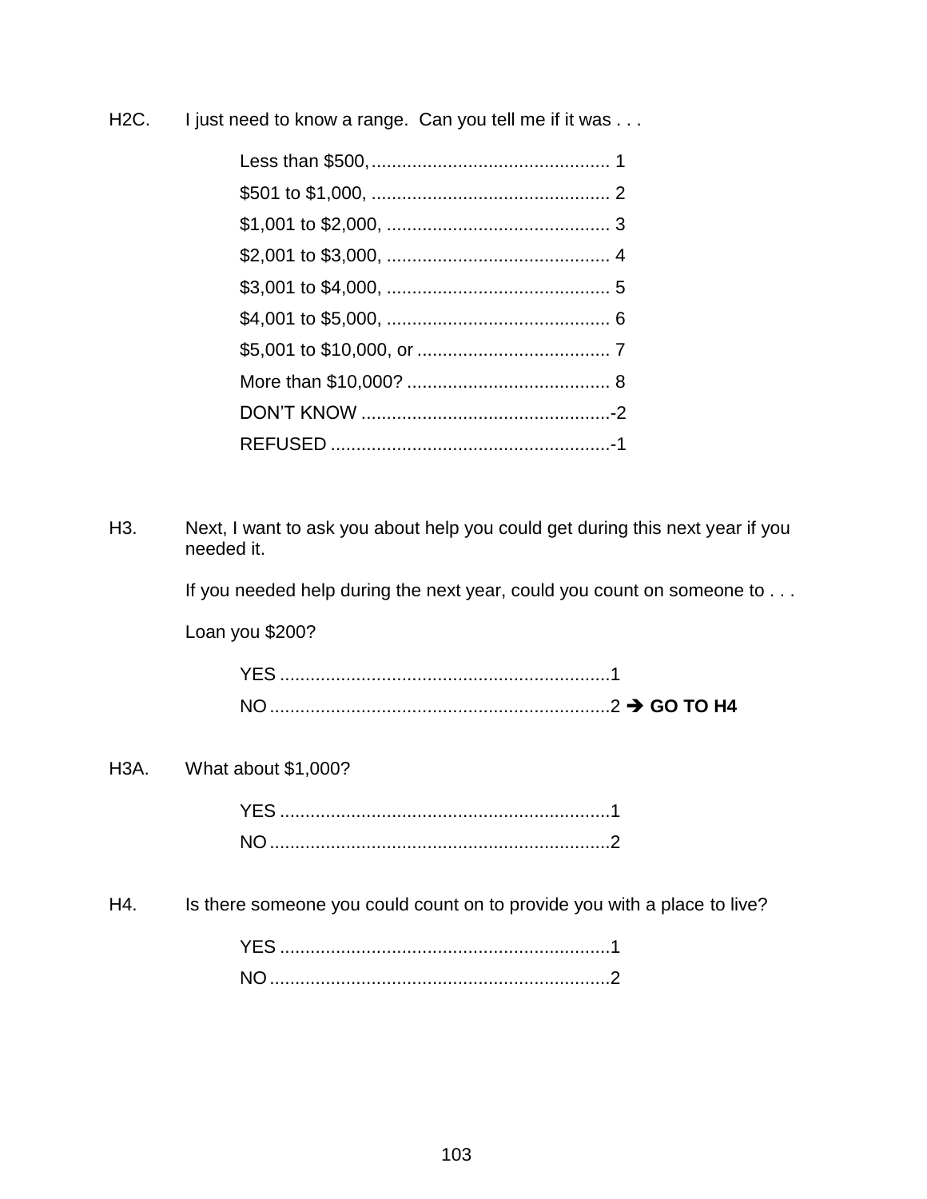H2C. I just need to know a range. Can you tell me if it was . . .

- Less than $500, ............................................... 1
- $501 to $1,000, ............................................... 2
- $1,001 to $2,000, ............................................ 3
- $2,001 to $3,000, ............................................ 4
- $3,001 to $4,000, ............................................ 5
- $4,001 to $5,000, ............................................ 6
- $5,001 to $10,000, or ...................................... 7
- More than $10,000? ........................................ 8
- DON'T KNOW .................................................-2
- REFUSED .......................................................-1

H3. Next, I want to ask you about help you could get during this next year if you needed it.

If you needed help during the next year, could you count on someone to . . .

Loan you $200?

- YES .................................................................1
- NO ...................................................................2 ➔ **GO TO H4**

H3A. What about $1,000?

- YES .................................................................1
- NO ...................................................................2

H4. Is there someone you could count on to provide you with a place to live?

- YES .................................................................1
- NO ...................................................................2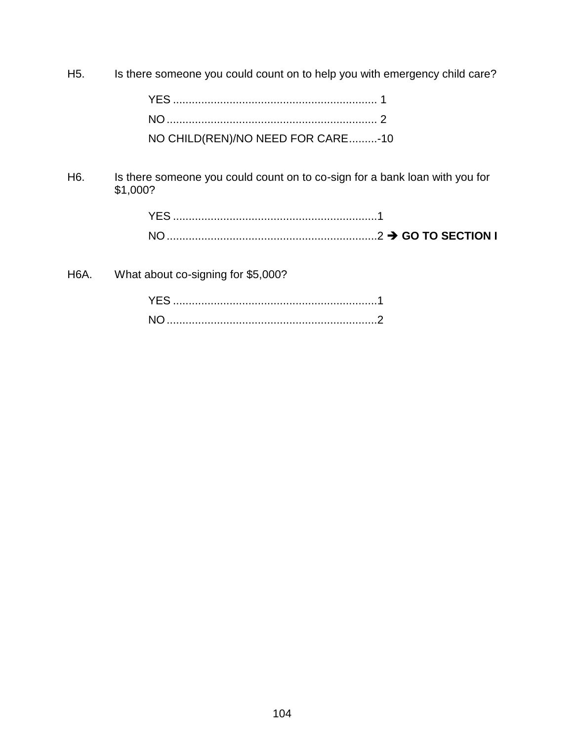H5. Is there someone you could count on to help you with emergency child care?

YES ................................................................ 1

NO .................................................................. 2

NO CHILD(REN)/NO NEED FOR CARE.........-10

H6. Is there someone you could count on to co-sign for a bank loan with you for $1,000?

YES ................................................................1

NO ..................................................................2 ➔ **GO TO SECTION I**

H6A. What about co-signing for $5,000?

YES ................................................................1

NO ..................................................................2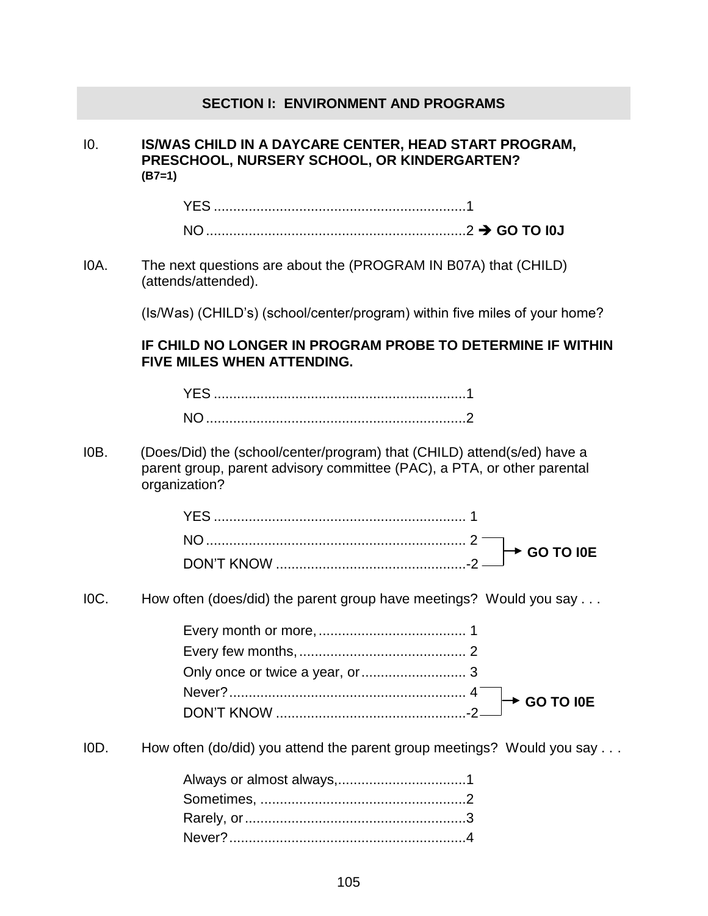## SECTION I: ENVIRONMENT AND PROGRAMS

I0. **IS/WAS CHILD IN A DAYCARE CENTER, HEAD START PROGRAM, PRESCHOOL, NURSERY SCHOOL, OR KINDERGARTEN?**
**(B7=1)**

- YES ................................................................1
- NO ..................................................................2 → **GO TO I0J**

I0A. The next questions are about the (PROGRAM IN B07A) that (CHILD) (attends/attended).

(Is/Was) (CHILD's) (school/center/program) within five miles of your home?

**IF CHILD NO LONGER IN PROGRAM PROBE TO DETERMINE IF WITHIN FIVE MILES WHEN ATTENDING.**

- YES ................................................................1
- NO ..................................................................2

I0B. (Does/Did) the (school/center/program) that (CHILD) attend(s/ed) have a parent group, parent advisory committee (PAC), a PTA, or other parental organization?

- YES ................................................................ 1
- NO .................................................................. 2 → **GO TO I0E**
- DON'T KNOW ................................................-2 → **GO TO I0E**

I0C. How often (does/did) the parent group have meetings? Would you say . . .

- Every month or more, ..................................... 1
- Every few months, .......................................... 2
- Only once or twice a year, or .......................... 3
- Never? ............................................................ 4 → **GO TO I0E**
- DON'T KNOW ................................................-2 → **GO TO I0E**

I0D. How often (do/did) you attend the parent group meetings? Would you say . . .

- Always or almost always,.................................1
- Sometimes, .....................................................2
- Rarely, or .........................................................3
- Never? .............................................................4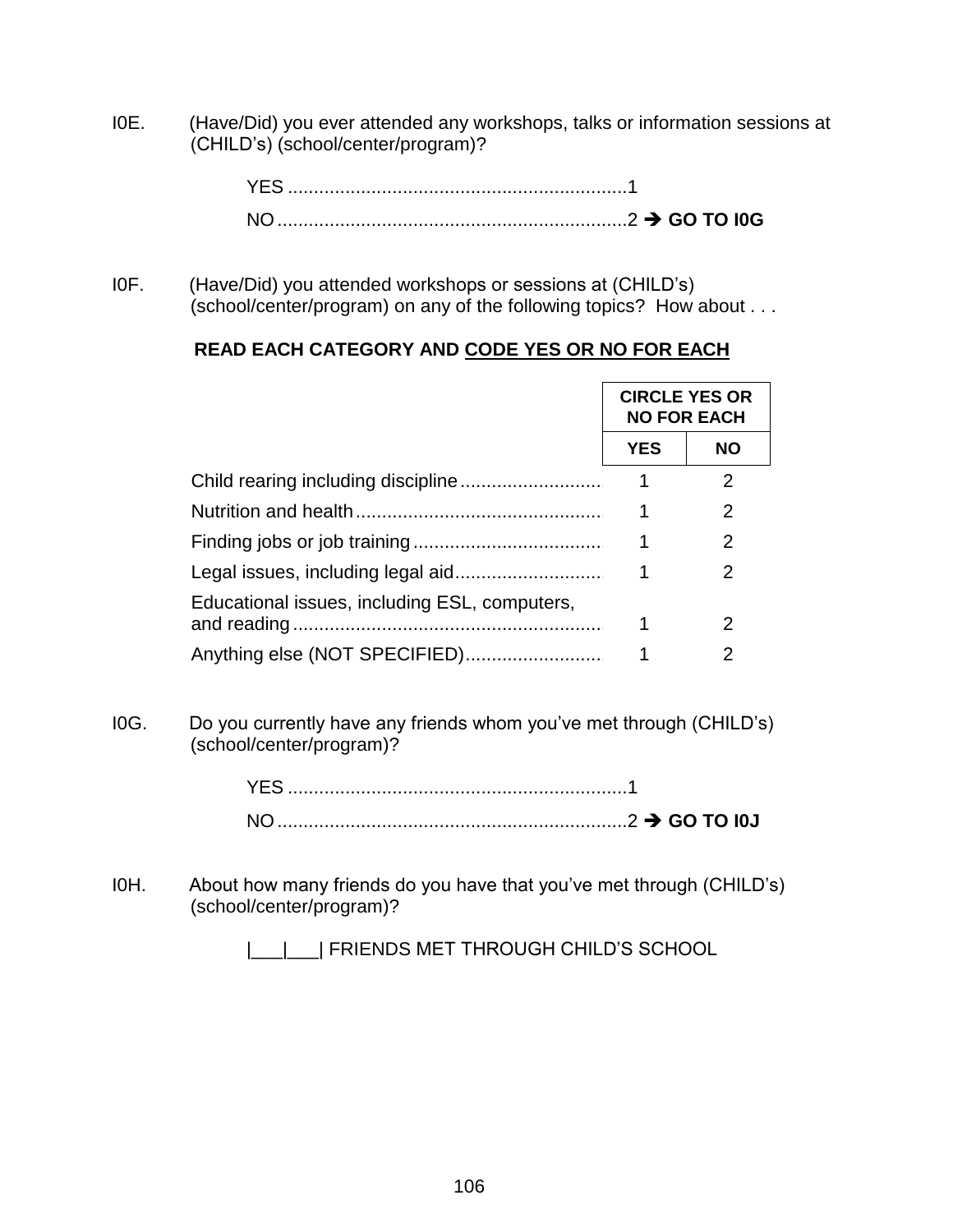I0E. (Have/Did) you ever attended any workshops, talks or information sessions at (CHILD's) (school/center/program)?

YES ................................................................1

NO ..................................................................2 ➔ **GO TO I0G**

I0F. (Have/Did) you attended workshops or sessions at (CHILD's) (school/center/program) on any of the following topics? How about . . .

**READ EACH CATEGORY AND <u>CODE YES OR NO FOR EACH</u>**

| | **CIRCLE YES OR NO FOR EACH** | |
|---|---|---|
| | **YES** | **NO** |
| Child rearing including discipline.......................... | 1 | 2 |
| Nutrition and health............................................... | 1 | 2 |
| Finding jobs or job training.................................... | 1 | 2 |
| Legal issues, including legal aid............................ | 1 | 2 |
| Educational issues, including ESL, computers, and reading........................................................... | 1 | 2 |
| Anything else (NOT SPECIFIED).......................... | 1 | 2 |

I0G. Do you currently have any friends whom you've met through (CHILD's) (school/center/program)?

YES ................................................................1

NO ..................................................................2 ➔ **GO TO I0J**

I0H. About how many friends do you have that you've met through (CHILD's) (school/center/program)?

|\_\_\_|\_\_\_| FRIENDS MET THROUGH CHILD'S SCHOOL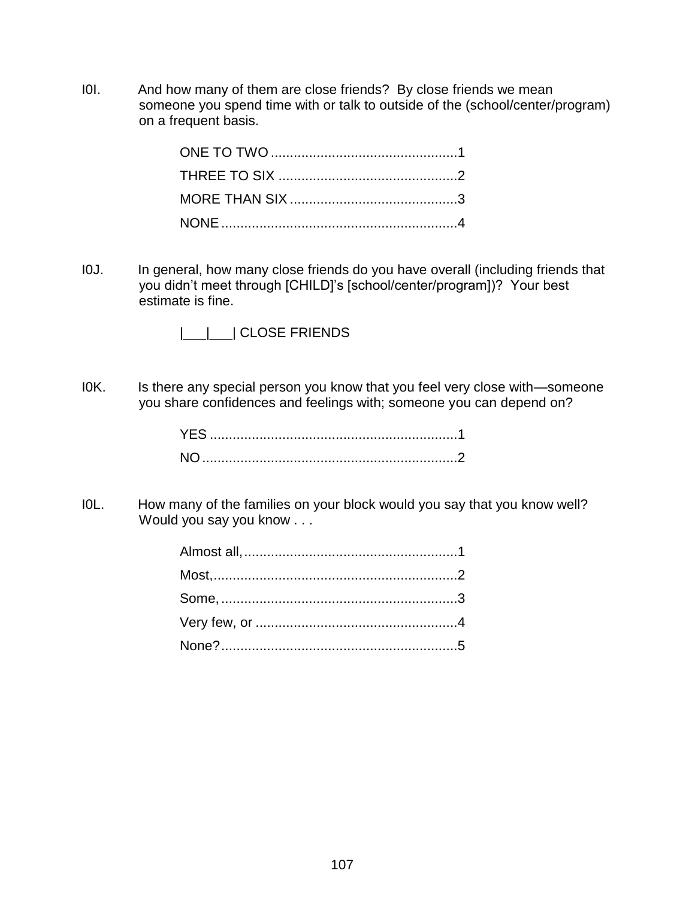I0I. And how many of them are close friends? By close friends we mean someone you spend time with or talk to outside of the (school/center/program) on a frequent basis.

ONE TO TWO ................................................1
THREE TO SIX ..............................................2
MORE THAN SIX ...........................................3
NONE .............................................................4

I0J. In general, how many close friends do you have overall (including friends that you didn't meet through [CHILD]'s [school/center/program])? Your best estimate is fine.

|___|___| CLOSE FRIENDS

I0K. Is there any special person you know that you feel very close with—someone you share confidences and feelings with; someone you can depend on?

YES ................................................................1
NO ..................................................................2

I0L. How many of the families on your block would you say that you know well? Would you say you know . . .

Almost all, .......................................................1
Most, ...............................................................2
Some, .............................................................3
Very few, or ....................................................4
None? .............................................................5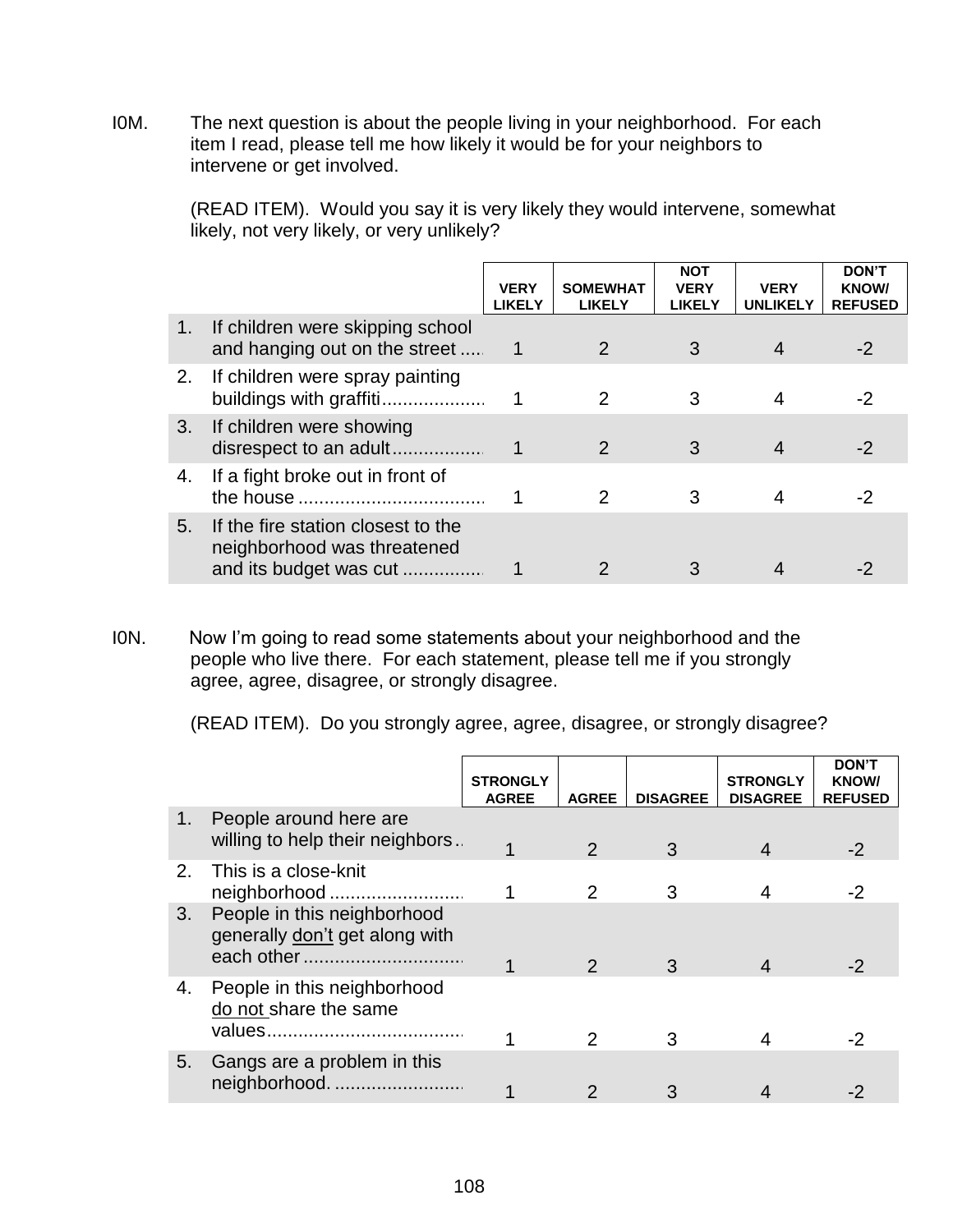I0M. The next question is about the people living in your neighborhood. For each item I read, please tell me how likely it would be for your neighbors to intervene or get involved.

(READ ITEM). Would you say it is very likely they would intervene, somewhat likely, not very likely, or very unlikely?

| | VERY LIKELY | SOMEWHAT LIKELY | NOT VERY LIKELY | VERY UNLIKELY | DON'T KNOW/ REFUSED |
|---|---|---|---|---|---|
| 1. If children were skipping school and hanging out on the street ..... | 1 | 2 | 3 | 4 | -2 |
| 2. If children were spray painting buildings with graffiti.................... | 1 | 2 | 3 | 4 | -2 |
| 3. If children were showing disrespect to an adult.................. | 1 | 2 | 3 | 4 | -2 |
| 4. If a fight broke out in front of the house .................................... | 1 | 2 | 3 | 4 | -2 |
| 5. If the fire station closest to the neighborhood was threatened and its budget was cut ................ | 1 | 2 | 3 | 4 | -2 |

I0N. Now I'm going to read some statements about your neighborhood and the people who live there. For each statement, please tell me if you strongly agree, agree, disagree, or strongly disagree.

(READ ITEM). Do you strongly agree, agree, disagree, or strongly disagree?

| | STRONGLY AGREE | AGREE | DISAGREE | STRONGLY DISAGREE | DON'T KNOW/ REFUSED |
|---|---|---|---|---|---|
| 1. People around here are willing to help their neighbors .. | 1 | 2 | 3 | 4 | -2 |
| 2. This is a close-knit neighborhood .......................... | 1 | 2 | 3 | 4 | -2 |
| 3. People in this neighborhood generally <u>don't</u> get along with each other ............................... | 1 | 2 | 3 | 4 | -2 |
| 4. People in this neighborhood <u>do not</u> share the same values...................................... | 1 | 2 | 3 | 4 | -2 |
| 5. Gangs are a problem in this neighborhood. ......................... | 1 | 2 | 3 | 4 | -2 |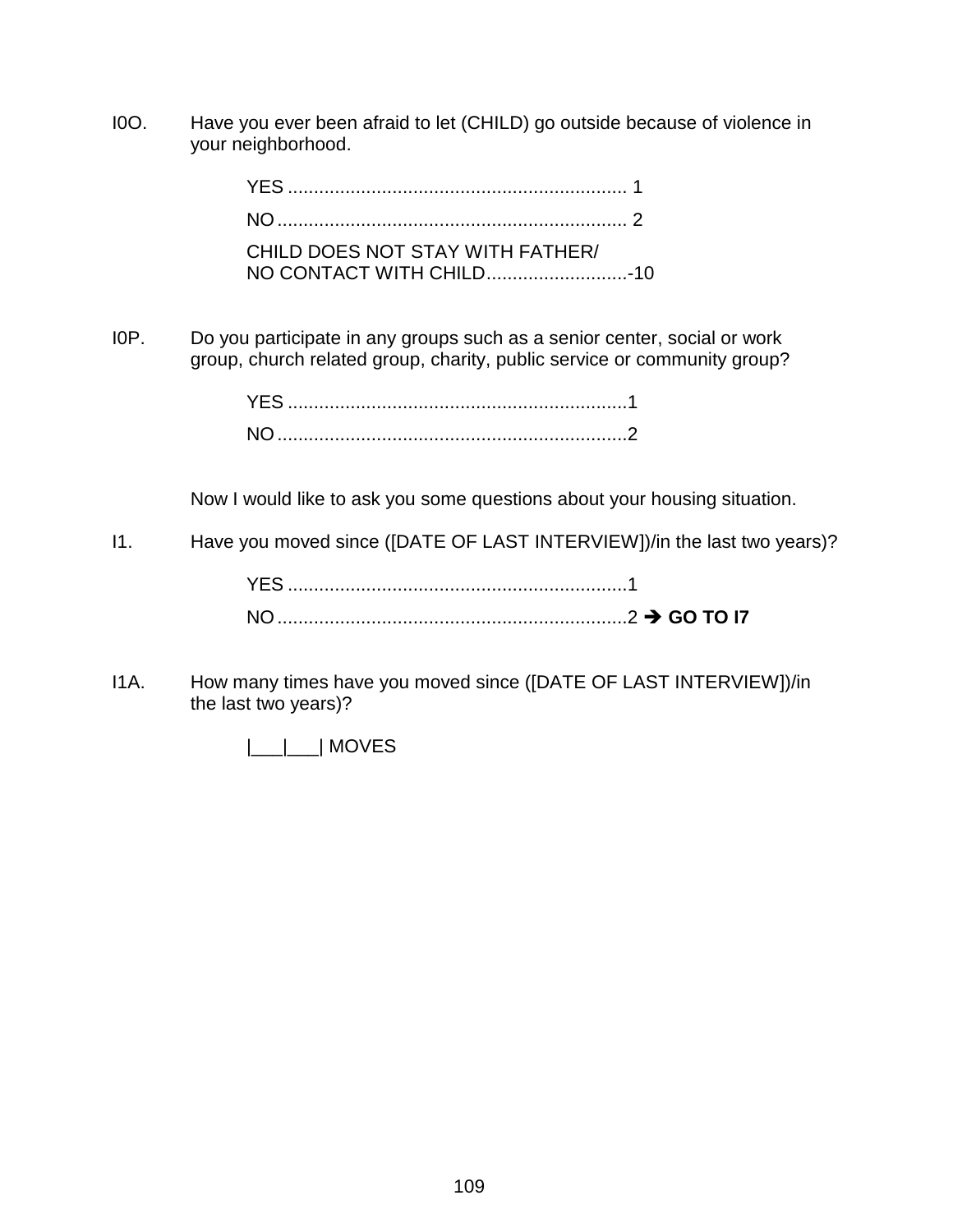I0O. Have you ever been afraid to let (CHILD) go outside because of violence in your neighborhood.

YES ................................................................ 1
NO .................................................................. 2
CHILD DOES NOT STAY WITH FATHER/
NO CONTACT WITH CHILD...........................-10

I0P. Do you participate in any groups such as a senior center, social or work group, church related group, charity, public service or community group?

YES ................................................................1
NO ..................................................................2

Now I would like to ask you some questions about your housing situation.

I1. Have you moved since ([DATE OF LAST INTERVIEW])/in the last two years)?

YES ................................................................1
NO ..................................................................2 ➔ **GO TO I7**

I1A. How many times have you moved since ([DATE OF LAST INTERVIEW])/in the last two years)?

|___|___| MOVES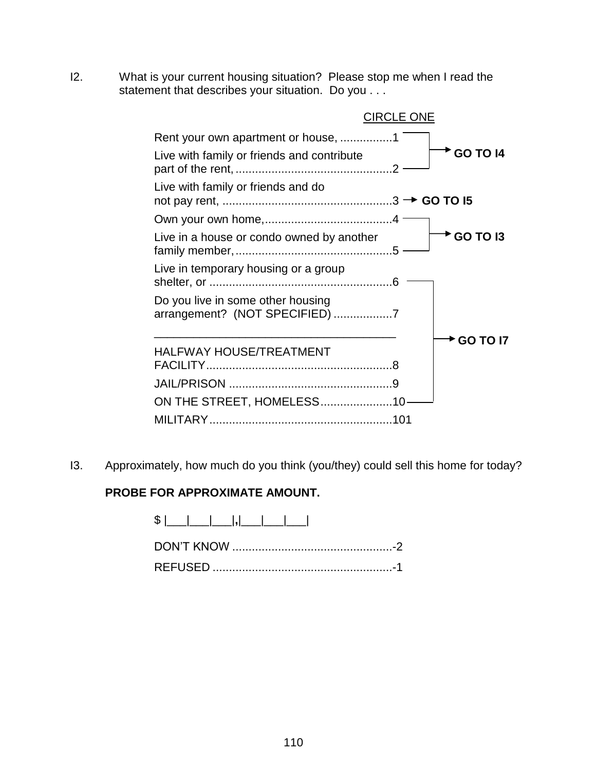I2. What is your current housing situation? Please stop me when I read the statement that describes your situation. Do you . . .

CIRCLE ONE

| Response | Code | Skip |
|---|---|---|
| Rent your own apartment or house, | 1 | GO TO I4 |
| Live with family or friends and contribute part of the rent, | 2 | GO TO I4 |
| Live with family or friends and do not pay rent, | 3 | GO TO I5 |
| Own your own home, | 4 | GO TO I3 |
| Live in a house or condo owned by another family member, | 5 | GO TO I3 |
| Live in temporary housing or a group shelter, or | 6 | GO TO I7 |
| Do you live in some other housing arrangement? (NOT SPECIFIED) ______________________________ | 7 | GO TO I7 |
| HALFWAY HOUSE/TREATMENT FACILITY | 8 | GO TO I7 |
| JAIL/PRISON | 9 | GO TO I7 |
| ON THE STREET, HOMELESS | 10 | GO TO I7 |
| MILITARY | 101 | |

I3. Approximately, how much do you think (you/they) could sell this home for today?

**PROBE FOR APPROXIMATE AMOUNT.**

$ |___|___|___|,|___|___|___|

DON'T KNOW ................................................-2

REFUSED .......................................................-1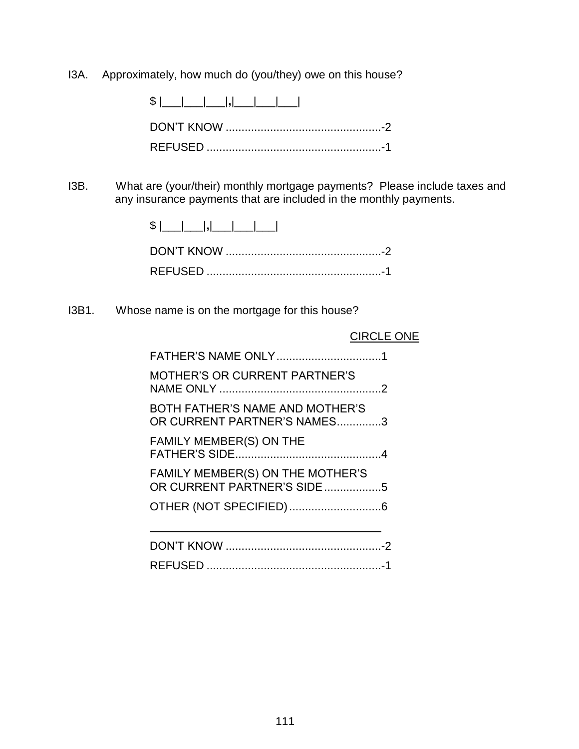I3A. Approximately, how much do (you/they) owe on this house?

$ |___|___|___|,|___|___|___|

DON'T KNOW .................................................-2

REFUSED .......................................................-1

I3B. What are (your/their) monthly mortgage payments? Please include taxes and any insurance payments that are included in the monthly payments.

$ |___|___|,|___|___|___|

DON'T KNOW .................................................-2

REFUSED .......................................................-1

I3B1. Whose name is on the mortgage for this house?

CIRCLE ONE

FATHER'S NAME ONLY.................................1

MOTHER'S OR CURRENT PARTNER'S NAME ONLY ...................................................2

BOTH FATHER'S NAME AND MOTHER'S OR CURRENT PARTNER'S NAMES..............3

FAMILY MEMBER(S) ON THE FATHER'S SIDE.............................................4

FAMILY MEMBER(S) ON THE MOTHER'S OR CURRENT PARTNER'S SIDE..................5

OTHER (NOT SPECIFIED).............................6

______________________________________

DON'T KNOW .................................................-2

REFUSED .......................................................-1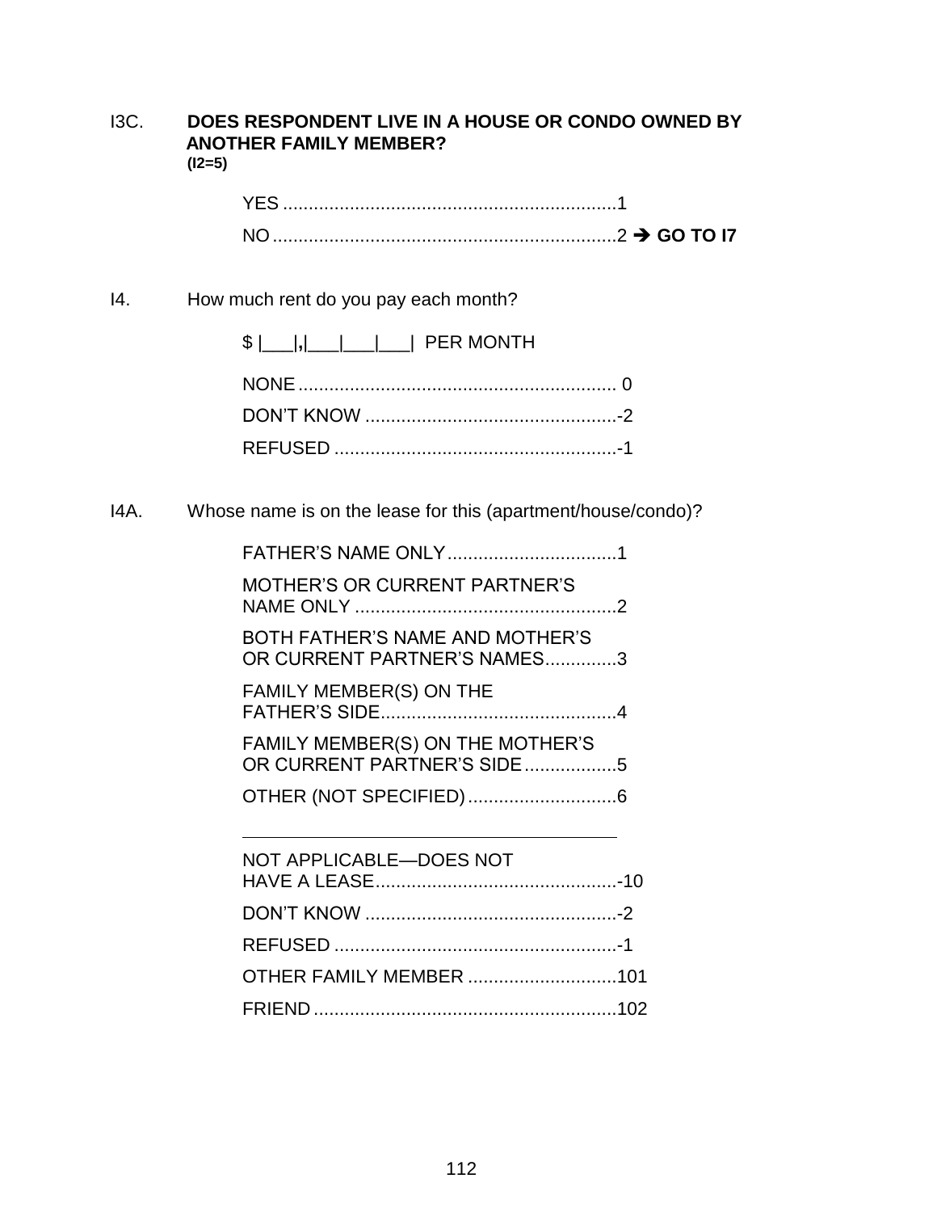I3C. **DOES RESPONDENT LIVE IN A HOUSE OR CONDO OWNED BY ANOTHER FAMILY MEMBER?**
**(I2=5)**

YES ................................................................1
NO ..................................................................2 ➔ **GO TO I7**

I4. How much rent do you pay each month?

$ |___|,|___|___|___| PER MONTH

NONE ............................................................. 0
DON'T KNOW ................................................-2
REFUSED ......................................................-1

I4A. Whose name is on the lease for this (apartment/house/condo)?

FATHER'S NAME ONLY ................................1
MOTHER'S OR CURRENT PARTNER'S NAME ONLY ..................................................2
BOTH FATHER'S NAME AND MOTHER'S OR CURRENT PARTNER'S NAMES.............3
FAMILY MEMBER(S) ON THE FATHER'S SIDE.............................................4
FAMILY MEMBER(S) ON THE MOTHER'S OR CURRENT PARTNER'S SIDE ..................5
OTHER (NOT SPECIFIED) .............................6

______________________________________

NOT APPLICABLE—DOES NOT HAVE A LEASE...............................................-10
DON'T KNOW ................................................-2
REFUSED ......................................................-1
OTHER FAMILY MEMBER ............................101
FRIEND ...........................................................102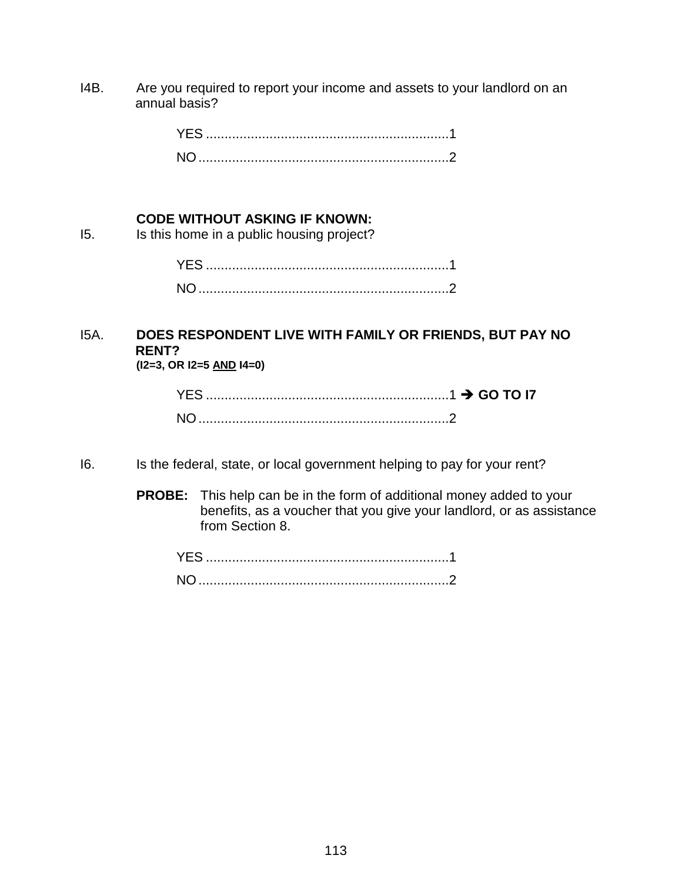I4B. Are you required to report your income and assets to your landlord on an annual basis?

YES ................................................................1
NO ..................................................................2

**CODE WITHOUT ASKING IF KNOWN:**

I5. Is this home in a public housing project?

YES ................................................................1
NO ..................................................................2

I5A. **DOES RESPONDENT LIVE WITH FAMILY OR FRIENDS, BUT PAY NO RENT?**
**(I2=3, OR I2=5 AND I4=0)**

YES ................................................................1 ➔ **GO TO I7**
NO ..................................................................2

I6. Is the federal, state, or local government helping to pay for your rent?

**PROBE:** This help can be in the form of additional money added to your benefits, as a voucher that you give your landlord, or as assistance from Section 8.

YES ................................................................1
NO ..................................................................2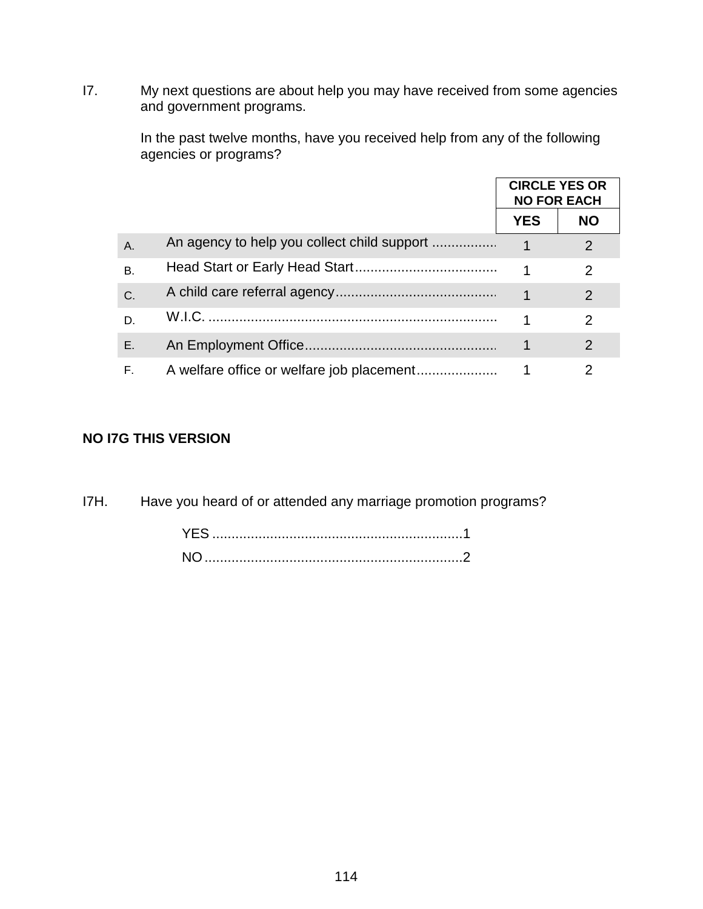I7. My next questions are about help you may have received from some agencies and government programs.

In the past twelve months, have you received help from any of the following agencies or programs?

| | | CIRCLE YES OR NO FOR EACH | |
|---|---|---|---|
| | | YES | NO |
| A. | An agency to help you collect child support ................. | 1 | 2 |
| B. | Head Start or Early Head Start..................................... | 1 | 2 |
| C. | A child care referral agency.......................................... | 1 | 2 |
| D. | W.I.C. ........................................................................... | 1 | 2 |
| E. | An Employment Office.................................................. | 1 | 2 |
| F. | A welfare office or welfare job placement..................... | 1 | 2 |

**NO I7G THIS VERSION**

I7H. Have you heard of or attended any marriage promotion programs?

YES ................................................................1
NO ..................................................................2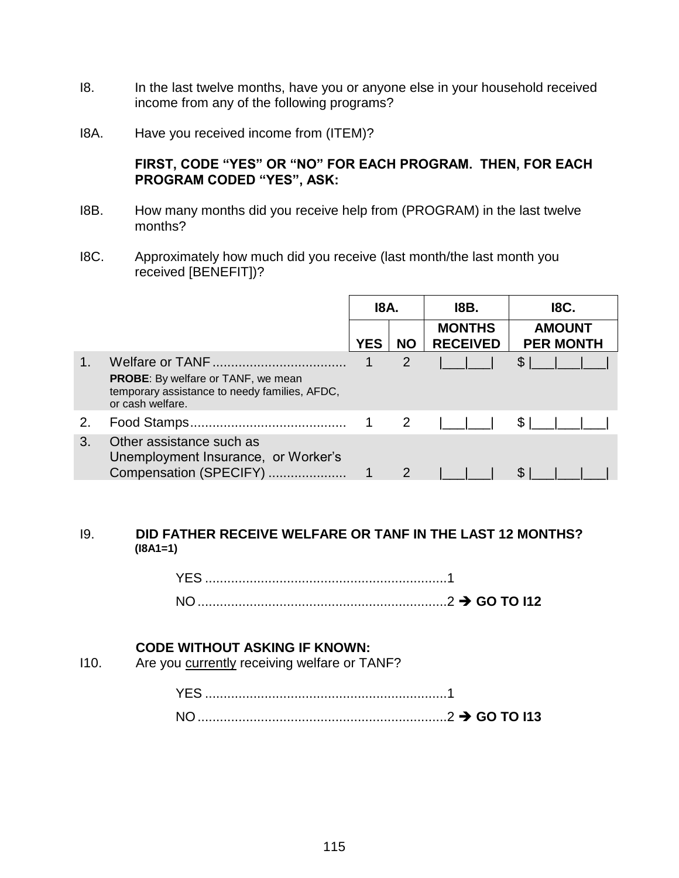I8. In the last twelve months, have you or anyone else in your household received income from any of the following programs?

I8A. Have you received income from (ITEM)?

**FIRST, CODE "YES" OR "NO" FOR EACH PROGRAM. THEN, FOR EACH PROGRAM CODED "YES", ASK:**

I8B. How many months did you receive help from (PROGRAM) in the last twelve months?

I8C. Approximately how much did you receive (last month/the last month you received [BENEFIT])?

| | | **I8A.** | | **I8B.** | **I8C.** |
|---|---|---|---|---|---|
| | | **YES** | **NO** | **MONTHS RECEIVED** | **AMOUNT PER MONTH** |
| 1. | Welfare or TANF .................................... **PROBE**: By welfare or TANF, we mean temporary assistance to needy families, AFDC, or cash welfare. | 1 | 2 | \|___\|___\| | $ \|___\|___\|___\| |
| 2. | Food Stamps.......................................... | 1 | 2 | \|___\|___\| | $ \|___\|___\|___\| |
| 3. | Other assistance such as Unemployment Insurance, or Worker's Compensation (SPECIFY) ..................... | 1 | 2 | \|___\|___\| | $ \|___\|___\|___\| |

I9. **DID FATHER RECEIVE WELFARE OR TANF IN THE LAST 12 MONTHS? (I8A1=1)**

YES .................................................................1
NO ...................................................................2 ➔ **GO TO I12**

**CODE WITHOUT ASKING IF KNOWN:**

I10. Are you currently receiving welfare or TANF?

YES .................................................................1
NO ...................................................................2 ➔ **GO TO I13**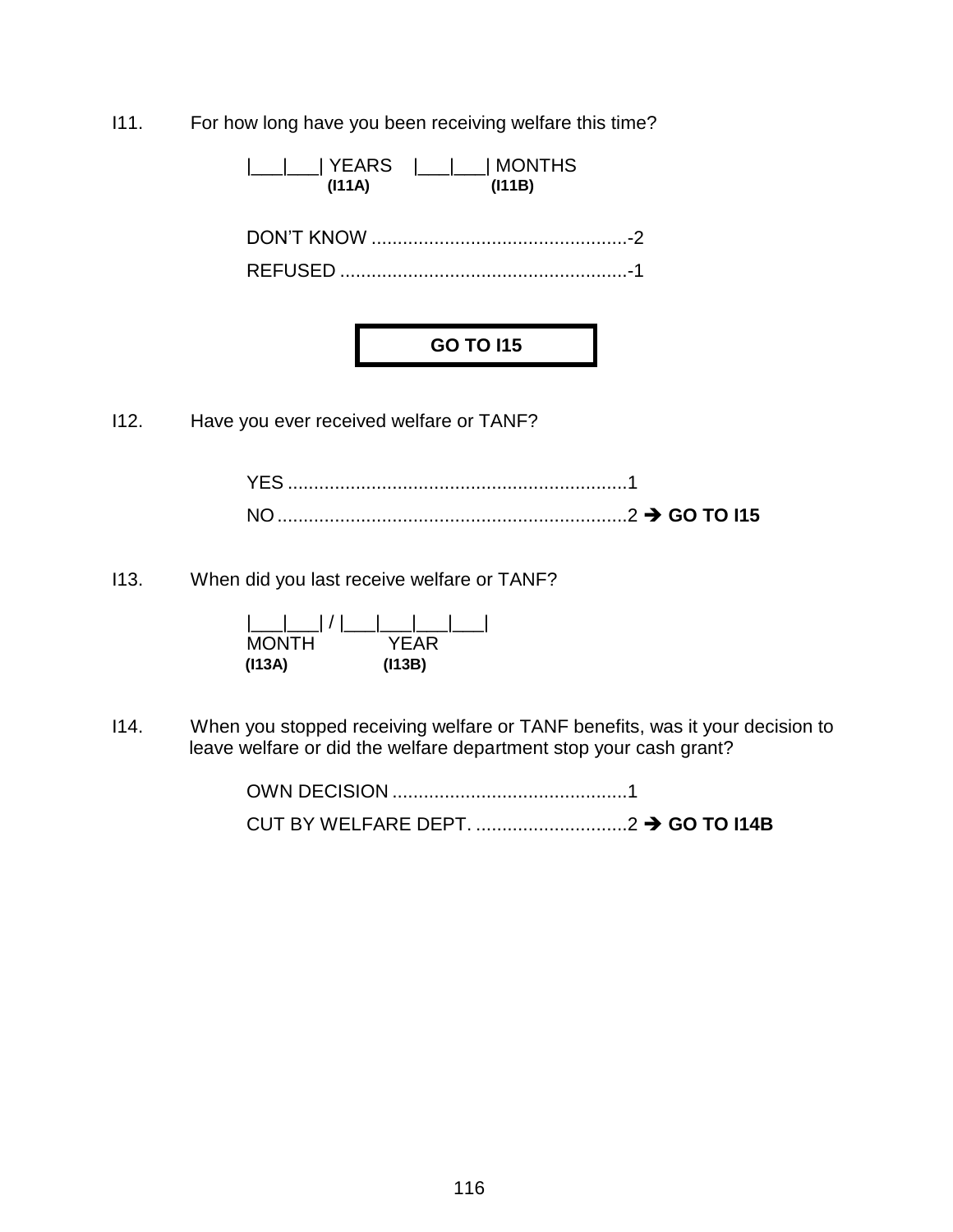I11. For how long have you been receiving welfare this time?

|___|___| YEARS (I11A)    |___|___| MONTHS (I11B)

DON'T KNOW ................................................-2

REFUSED ......................................................-1

**GO TO I15**

I12. Have you ever received welfare or TANF?

YES ................................................................1

NO ..................................................................2 ➔ **GO TO I15**

I13. When did you last receive welfare or TANF?

|___|___| / |___|___|___|___|

MONTH (I13A)    YEAR (I13B)

I14. When you stopped receiving welfare or TANF benefits, was it your decision to leave welfare or did the welfare department stop your cash grant?

OWN DECISION ............................................1

CUT BY WELFARE DEPT. .............................2 ➔ **GO TO I14B**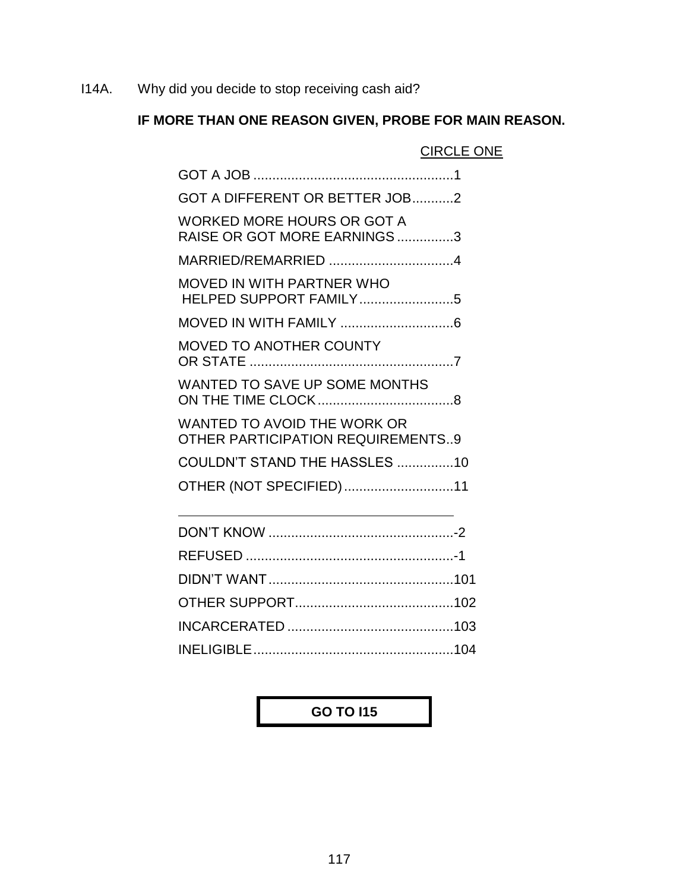I14A. Why did you decide to stop receiving cash aid?

**IF MORE THAN ONE REASON GIVEN, PROBE FOR MAIN REASON.**

CIRCLE ONE

| | |
|---|---|
| GOT A JOB | 1 |
| GOT A DIFFERENT OR BETTER JOB | 2 |
| WORKED MORE HOURS OR GOT A RAISE OR GOT MORE EARNINGS | 3 |
| MARRIED/REMARRIED | 4 |
| MOVED IN WITH PARTNER WHO HELPED SUPPORT FAMILY | 5 |
| MOVED IN WITH FAMILY | 6 |
| MOVED TO ANOTHER COUNTY OR STATE | 7 |
| WANTED TO SAVE UP SOME MONTHS ON THE TIME CLOCK | 8 |
| WANTED TO AVOID THE WORK OR OTHER PARTICIPATION REQUIREMENTS | 9 |
| COULDN'T STAND THE HASSLES | 10 |
| OTHER (NOT SPECIFIED) | 11 |
| DON'T KNOW | -2 |
| REFUSED | -1 |
| DIDN'T WANT | 101 |
| OTHER SUPPORT | 102 |
| INCARCERATED | 103 |
| INELIGIBLE | 104 |

**GO TO I15**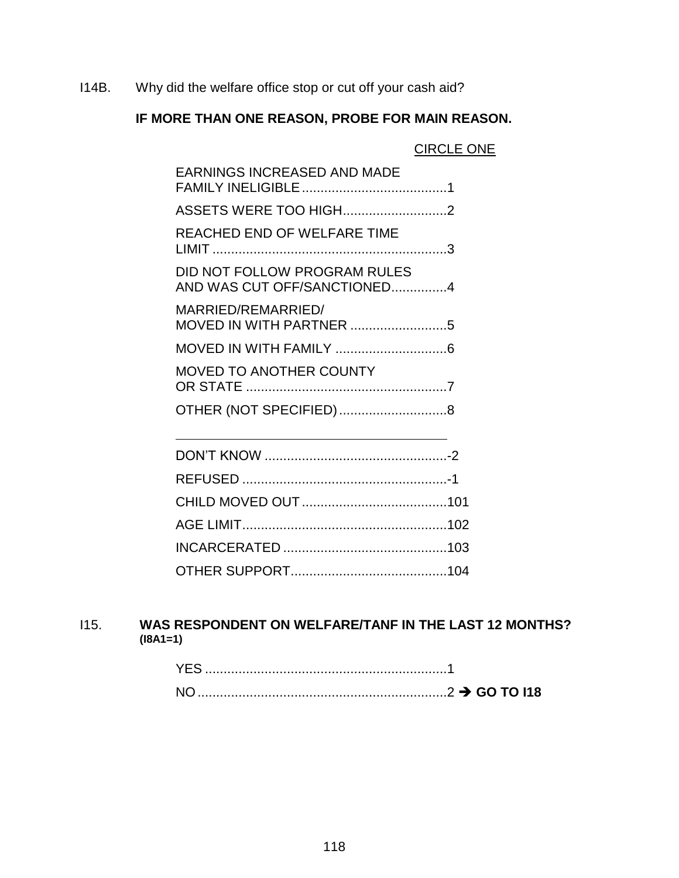I14B. Why did the welfare office stop or cut off your cash aid?

**IF MORE THAN ONE REASON, PROBE FOR MAIN REASON.**

CIRCLE ONE

EARNINGS INCREASED AND MADE FAMILY INELIGIBLE .......................................1

ASSETS WERE TOO HIGH............................2

REACHED END OF WELFARE TIME LIMIT ...............................................................3

DID NOT FOLLOW PROGRAM RULES AND WAS CUT OFF/SANCTIONED...............4

MARRIED/REMARRIED/ MOVED IN WITH PARTNER ..........................5

MOVED IN WITH FAMILY ..............................6

MOVED TO ANOTHER COUNTY OR STATE ......................................................7

OTHER (NOT SPECIFIED).............................8

\_\_\_\_\_\_\_\_\_\_\_\_\_\_\_\_\_\_\_\_\_\_\_\_\_\_\_\_\_\_\_\_\_\_\_\_\_\_

DON'T KNOW .................................................-2

REFUSED .......................................................-1

CHILD MOVED OUT .......................................101

AGE LIMIT.......................................................102

INCARCERATED ............................................103

OTHER SUPPORT..........................................104

I15. **WAS RESPONDENT ON WELFARE/TANF IN THE LAST 12 MONTHS? (I8A1=1)**

YES .................................................................1

NO...................................................................2 ➔ **GO TO I18**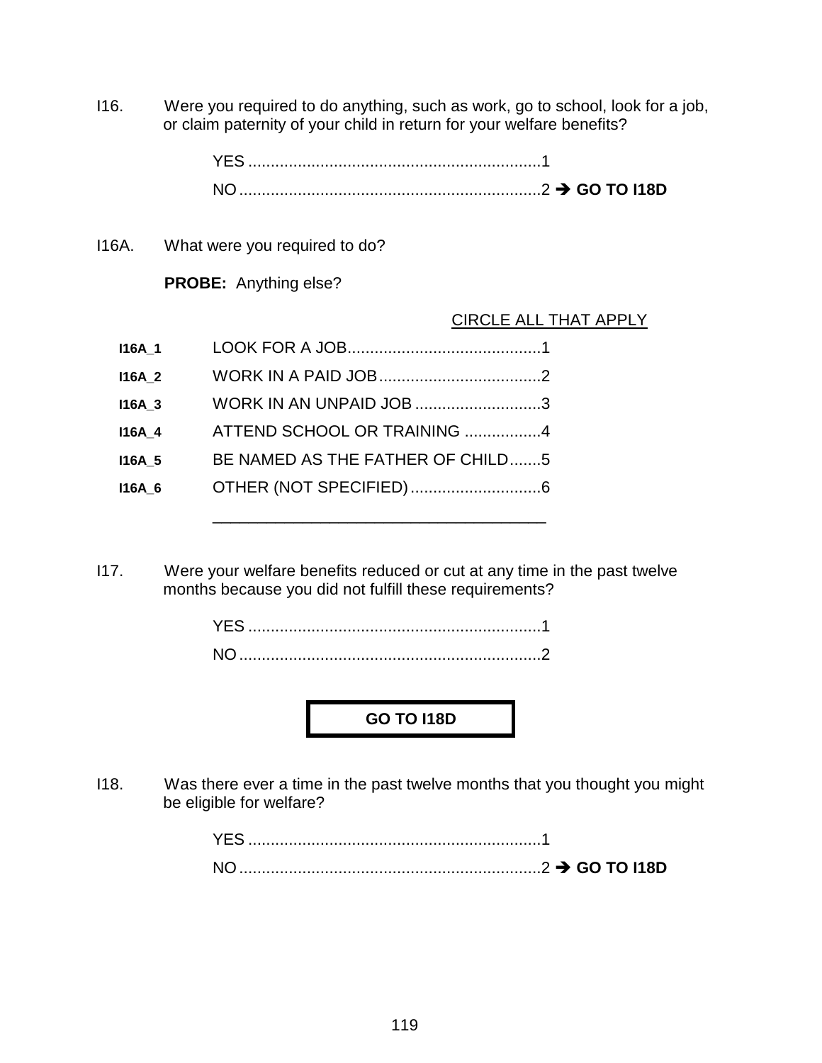I16. Were you required to do anything, such as work, go to school, look for a job, or claim paternity of your child in return for your welfare benefits?

YES ................................................................1
NO ..................................................................2 ➔ **GO TO I18D**

I16A. What were you required to do?

**PROBE:** Anything else?

CIRCLE ALL THAT APPLY

| | | |
|---|---|---|
| **I16A_1** | LOOK FOR A JOB.......................................... | 1 |
| **I16A_2** | WORK IN A PAID JOB................................... | 2 |
| **I16A_3** | WORK IN AN UNPAID JOB ........................... | 3 |
| **I16A_4** | ATTEND SCHOOL OR TRAINING ................. | 4 |
| **I16A_5** | BE NAMED AS THE FATHER OF CHILD....... | 5 |
| **I16A_6** | OTHER (NOT SPECIFIED)............................ | 6 |

_____________________________________

I17. Were your welfare benefits reduced or cut at any time in the past twelve months because you did not fulfill these requirements?

YES ................................................................1
NO ..................................................................2

**GO TO I18D**

I18. Was there ever a time in the past twelve months that you thought you might be eligible for welfare?

YES ................................................................1
NO ..................................................................2 ➔ **GO TO I18D**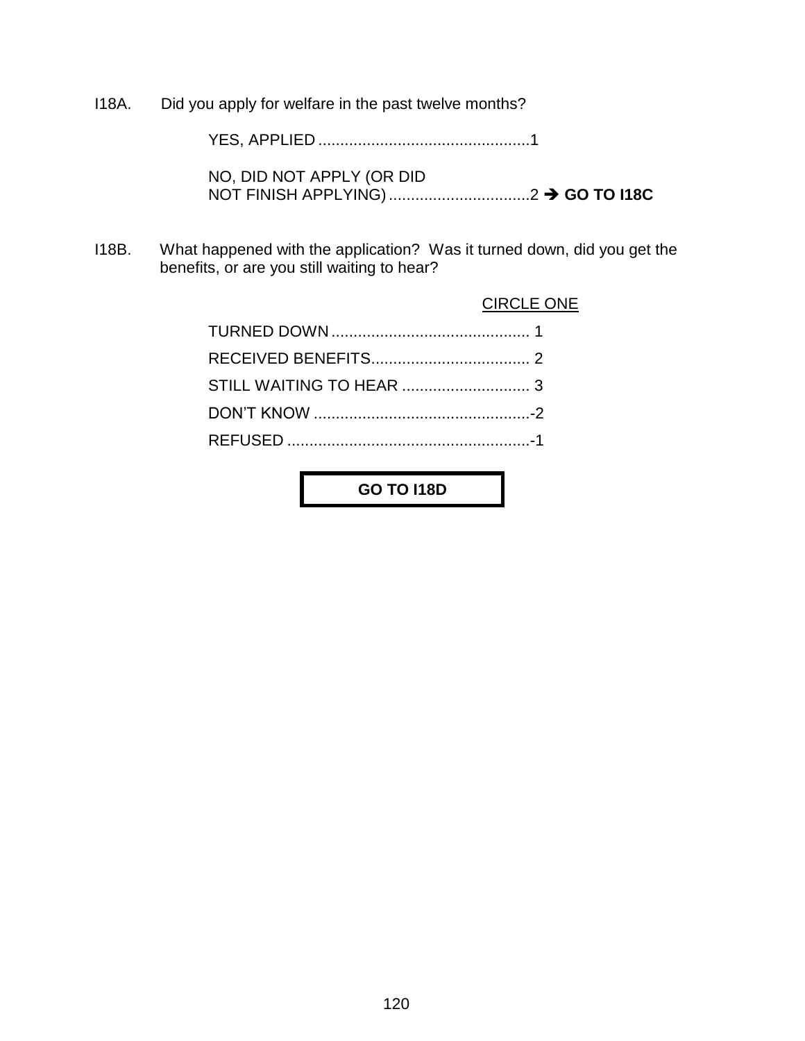I18A. Did you apply for welfare in the past twelve months?

YES, APPLIED ................................................1

NO, DID NOT APPLY (OR DID NOT FINISH APPLYING) ................................2 ➔ **GO TO I18C**

I18B. What happened with the application? Was it turned down, did you get the benefits, or are you still waiting to hear?

CIRCLE ONE

TURNED DOWN ............................................ 1

RECEIVED BENEFITS.................................... 2

STILL WAITING TO HEAR ............................. 3

DON'T KNOW .................................................-2

REFUSED .......................................................-1

**GO TO I18D**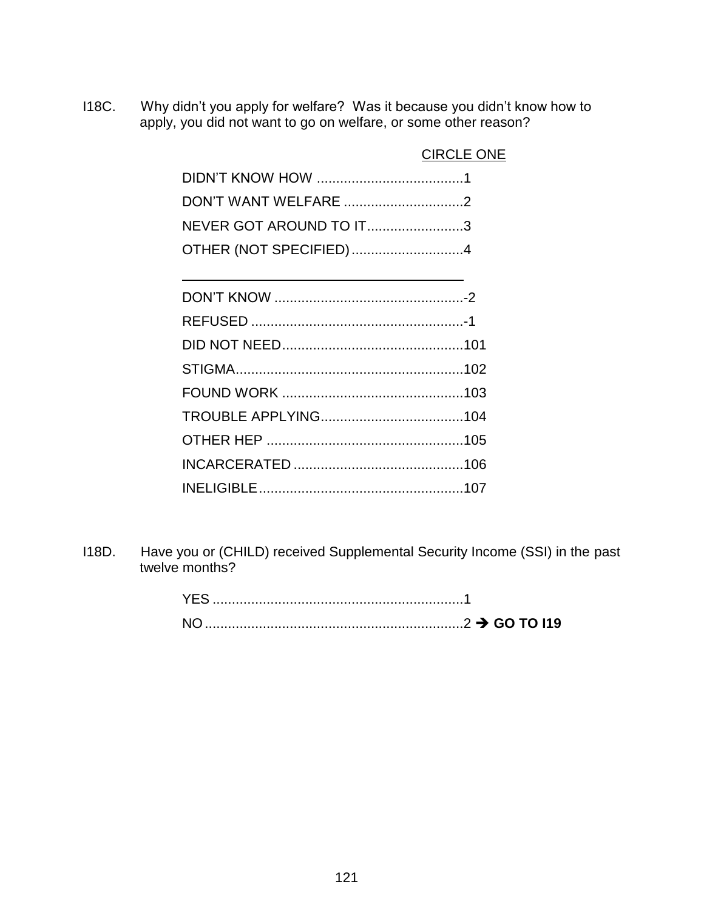I18C. Why didn't you apply for welfare? Was it because you didn't know how to apply, you did not want to go on welfare, or some other reason?

CIRCLE ONE

DIDN'T KNOW HOW .......................................1
DON'T WANT WELFARE ...............................2
NEVER GOT AROUND TO IT.........................3
OTHER (NOT SPECIFIED).............................4

\_\_\_\_\_\_\_\_\_\_\_\_\_\_\_\_\_\_\_\_\_\_\_\_\_\_\_\_\_\_\_\_\_\_\_\_\_\_\_\_

DON'T KNOW .................................................-2
REFUSED .......................................................-1
DID NOT NEED...............................................101
STIGMA...........................................................102
FOUND WORK ...............................................103
TROUBLE APPLYING.....................................104
OTHER HEP ...................................................105
INCARCERATED ............................................106
INELIGIBLE.....................................................107

I18D. Have you or (CHILD) received Supplemental Security Income (SSI) in the past twelve months?

YES .................................................................1
NO...................................................................2 → **GO TO I19**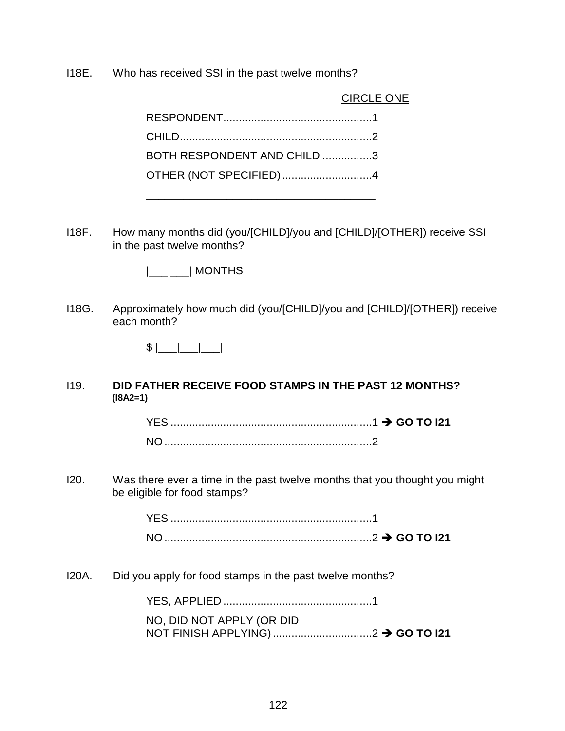I18E. Who has received SSI in the past twelve months?

CIRCLE ONE

RESPONDENT................................................1
CHILD.............................................................2
BOTH RESPONDENT AND CHILD ................3
OTHER (NOT SPECIFIED).............................4

_______________________________________

I18F. How many months did (you/[CHILD]/you and [CHILD]/[OTHER]) receive SSI in the past twelve months?

|___|___| MONTHS

I18G. Approximately how much did (you/[CHILD]/you and [CHILD]/[OTHER]) receive each month?

$ |___|___|___|

I19. **DID FATHER RECEIVE FOOD STAMPS IN THE PAST 12 MONTHS?** **(I8A2=1)**

YES .................................................................1 ➔ **GO TO I21**
NO...................................................................2

I20. Was there ever a time in the past twelve months that you thought you might be eligible for food stamps?

YES .................................................................1
NO...................................................................2 ➔ **GO TO I21**

I20A. Did you apply for food stamps in the past twelve months?

YES, APPLIED ................................................1
NO, DID NOT APPLY (OR DID NOT FINISH APPLYING)................................2 ➔ **GO TO I21**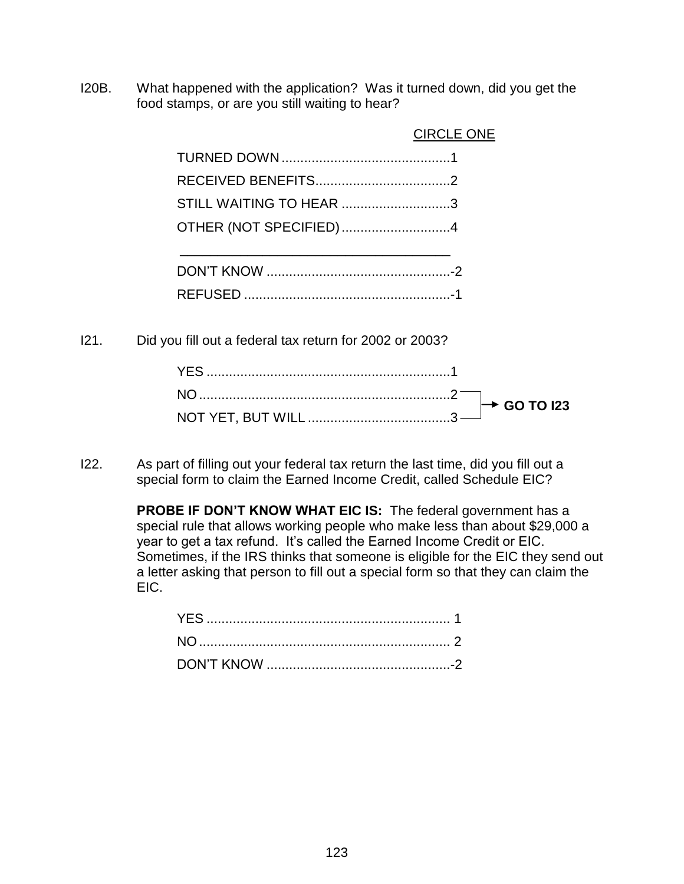I20B. What happened with the application? Was it turned down, did you get the food stamps, or are you still waiting to hear?

CIRCLE ONE

TURNED DOWN ............................................1
RECEIVED BENEFITS...................................2
STILL WAITING TO HEAR ............................3
OTHER (NOT SPECIFIED)............................4

\_\_\_\_\_\_\_\_\_\_\_\_\_\_\_\_\_\_\_\_\_\_\_\_\_\_\_\_\_\_\_\_\_\_\_\_

DON'T KNOW .................................................-2
REFUSED .......................................................-1

I21. Did you fill out a federal tax return for 2002 or 2003?

YES ................................................................1
NO ..................................................................2 → **GO TO I23**
NOT YET, BUT WILL ......................................3 → **GO TO I23**

I22. As part of filling out your federal tax return the last time, did you fill out a special form to claim the Earned Income Credit, called Schedule EIC?

**PROBE IF DON'T KNOW WHAT EIC IS:** The federal government has a special rule that allows working people who make less than about $29,000 a year to get a tax refund. It's called the Earned Income Credit or EIC. Sometimes, if the IRS thinks that someone is eligible for the EIC they send out a letter asking that person to fill out a special form so that they can claim the EIC.

YES ................................................................ 1
NO .................................................................. 2
DON'T KNOW .................................................-2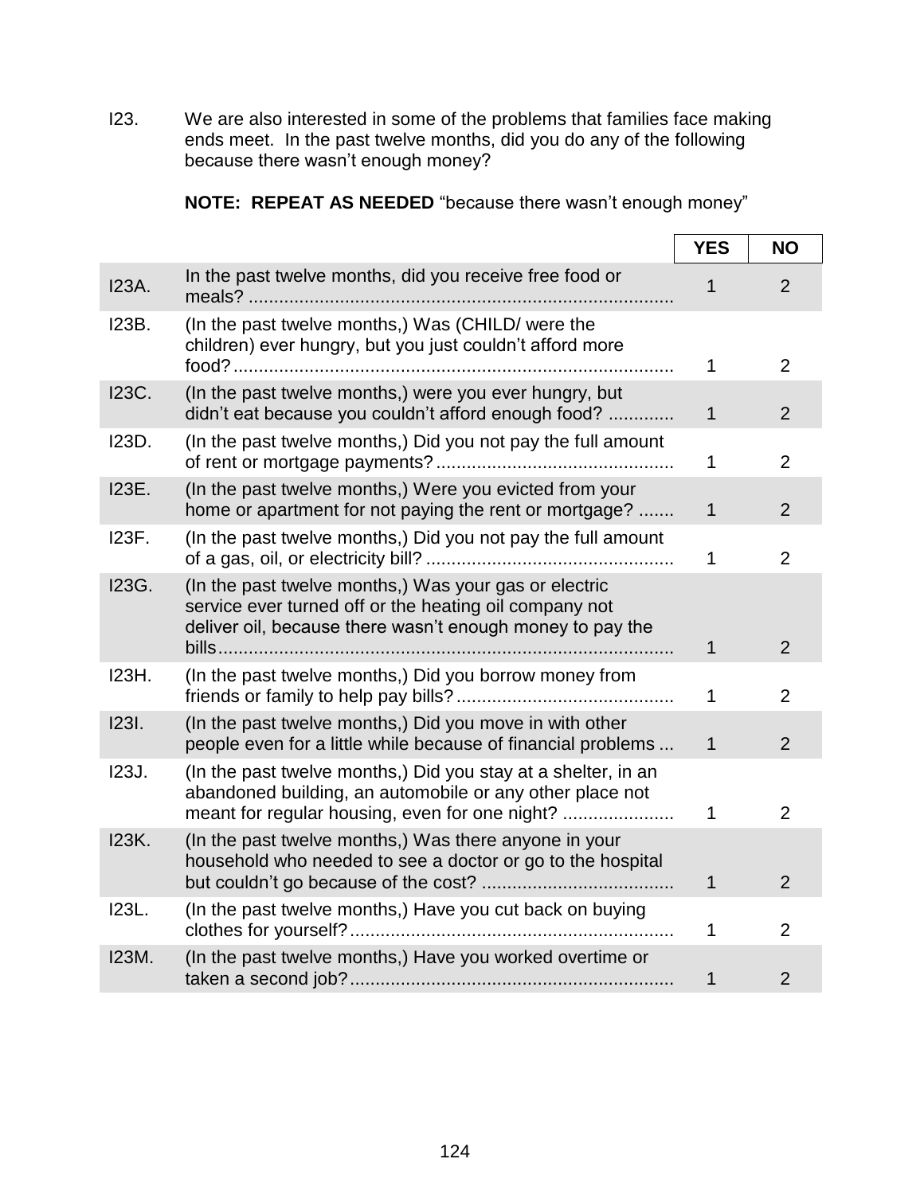I23. We are also interested in some of the problems that families face making ends meet. In the past twelve months, did you do any of the following because there wasn't enough money?

**NOTE: REPEAT AS NEEDED** "because there wasn't enough money"

| | | YES | NO |
|---|---|---|---|
| I23A. | In the past twelve months, did you receive free food or meals? | 1 | 2 |
| I23B. | (In the past twelve months,) Was (CHILD/ were the children) ever hungry, but you just couldn't afford more food? | 1 | 2 |
| I23C. | (In the past twelve months,) were you ever hungry, but didn't eat because you couldn't afford enough food? | 1 | 2 |
| I23D. | (In the past twelve months,) Did you not pay the full amount of rent or mortgage payments? | 1 | 2 |
| I23E. | (In the past twelve months,) Were you evicted from your home or apartment for not paying the rent or mortgage? | 1 | 2 |
| I23F. | (In the past twelve months,) Did you not pay the full amount of a gas, oil, or electricity bill? | 1 | 2 |
| I23G. | (In the past twelve months,) Was your gas or electric service ever turned off or the heating oil company not deliver oil, because there wasn't enough money to pay the bills | 1 | 2 |
| I23H. | (In the past twelve months,) Did you borrow money from friends or family to help pay bills? | 1 | 2 |
| I23I. | (In the past twelve months,) Did you move in with other people even for a little while because of financial problems | 1 | 2 |
| I23J. | (In the past twelve months,) Did you stay at a shelter, in an abandoned building, an automobile or any other place not meant for regular housing, even for one night? | 1 | 2 |
| I23K. | (In the past twelve months,) Was there anyone in your household who needed to see a doctor or go to the hospital but couldn't go because of the cost? | 1 | 2 |
| I23L. | (In the past twelve months,) Have you cut back on buying clothes for yourself? | 1 | 2 |
| I23M. | (In the past twelve months,) Have you worked overtime or taken a second job? | 1 | 2 |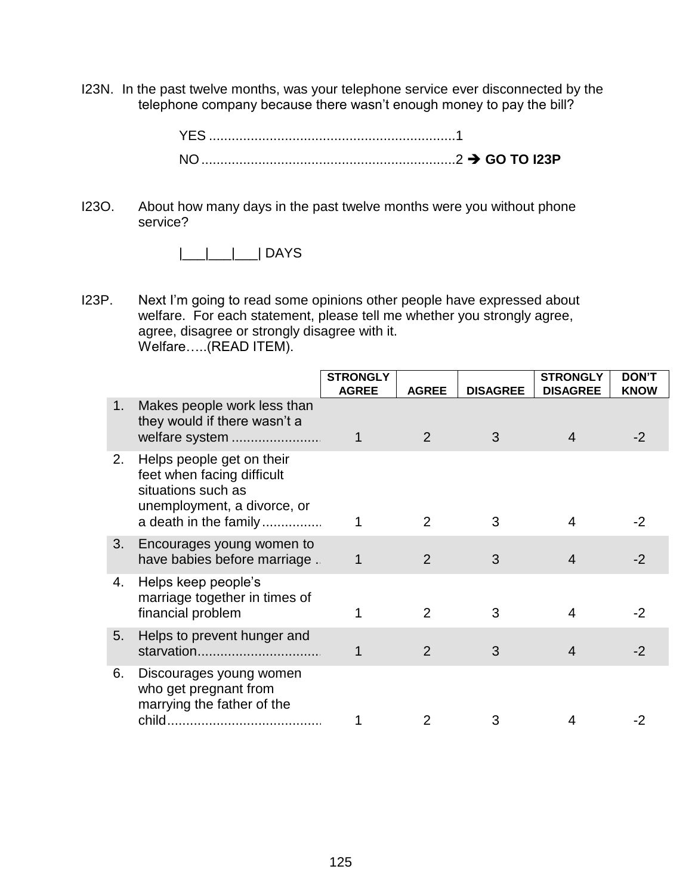I23N. In the past twelve months, was your telephone service ever disconnected by the telephone company because there wasn't enough money to pay the bill?

YES ................................................................1
NO ..................................................................2 ➔ **GO TO I23P**

I23O. About how many days in the past twelve months were you without phone service?

|___|___|___| DAYS

I23P. Next I'm going to read some opinions other people have expressed about welfare. For each statement, please tell me whether you strongly agree, agree, disagree or strongly disagree with it.
Welfare…..(READ ITEM).

| | | STRONGLY AGREE | AGREE | DISAGREE | STRONGLY DISAGREE | DON'T KNOW |
|---|---|---|---|---|---|---|
| 1. | Makes people work less than they would if there wasn't a welfare system ........................ | 1 | 2 | 3 | 4 | -2 |
| 2. | Helps people get on their feet when facing difficult situations such as unemployment, a divorce, or a death in the family................ | 1 | 2 | 3 | 4 | -2 |
| 3. | Encourages young women to have babies before marriage .. | 1 | 2 | 3 | 4 | -2 |
| 4. | Helps keep people's marriage together in times of financial problem | 1 | 2 | 3 | 4 | -2 |
| 5. | Helps to prevent hunger and starvation................................ | 1 | 2 | 3 | 4 | -2 |
| 6. | Discourages young women who get pregnant from marrying the father of the child........................................ | 1 | 2 | 3 | 4 | -2 |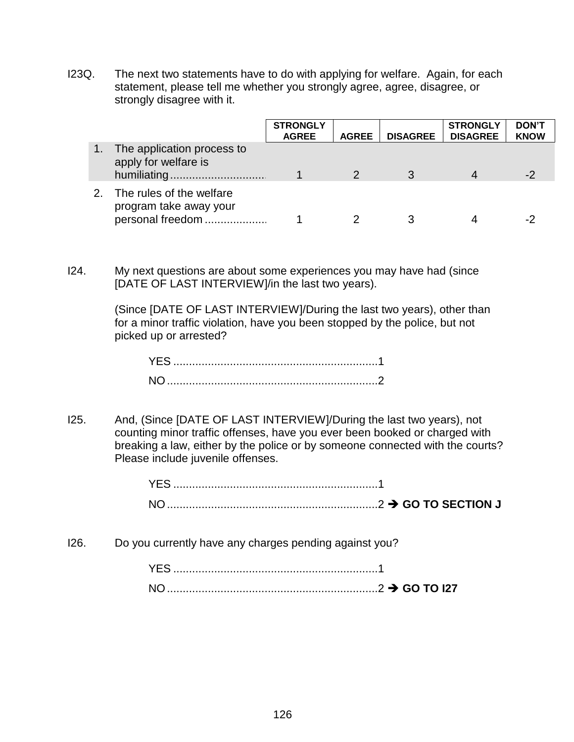I23Q. The next two statements have to do with applying for welfare. Again, for each statement, please tell me whether you strongly agree, agree, disagree, or strongly disagree with it.

| | | STRONGLY AGREE | AGREE | DISAGREE | STRONGLY DISAGREE | DON'T KNOW |
|---|---|---|---|---|---|---|
| 1. | The application process to apply for welfare is humiliating.............................. | 1 | 2 | 3 | 4 | -2 |
| 2. | The rules of the welfare program take away your personal freedom .................... | 1 | 2 | 3 | 4 | -2 |

I24. My next questions are about some experiences you may have had (since [DATE OF LAST INTERVIEW]/in the last two years).

(Since [DATE OF LAST INTERVIEW]/During the last two years), other than for a minor traffic violation, have you been stopped by the police, but not picked up or arrested?

YES ................................................................1
NO ..................................................................2

I25. And, (Since [DATE OF LAST INTERVIEW]/During the last two years), not counting minor traffic offenses, have you ever been booked or charged with breaking a law, either by the police or by someone connected with the courts? Please include juvenile offenses.

YES ................................................................1
NO ..................................................................2 ➔ **GO TO SECTION J**

I26. Do you currently have any charges pending against you?

YES ................................................................1
NO ..................................................................2 ➔ **GO TO I27**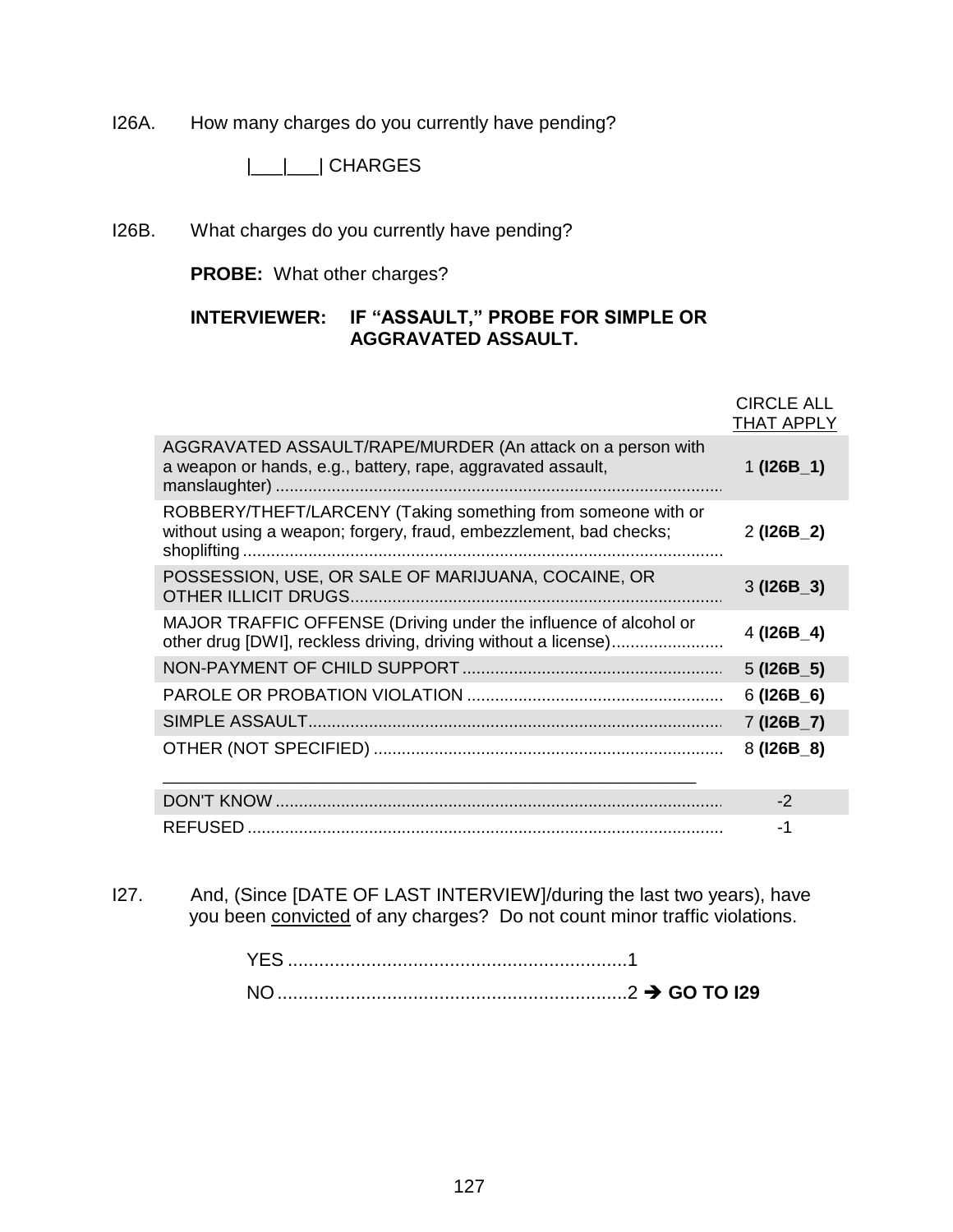I26A. How many charges do you currently have pending?

|___|___| CHARGES

I26B. What charges do you currently have pending?

**PROBE:** What other charges?

**INTERVIEWER: IF "ASSAULT," PROBE FOR SIMPLE OR AGGRAVATED ASSAULT.**

| | CIRCLE ALL THAT APPLY |
|---|---|
| AGGRAVATED ASSAULT/RAPE/MURDER (An attack on a person with a weapon or hands, e.g., battery, rape, aggravated assault, manslaughter) | 1 **(I26B_1)** |
| ROBBERY/THEFT/LARCENY (Taking something from someone with or without using a weapon; forgery, fraud, embezzlement, bad checks; shoplifting | 2 **(I26B_2)** |
| POSSESSION, USE, OR SALE OF MARIJUANA, COCAINE, OR OTHER ILLICIT DRUGS | 3 **(I26B_3)** |
| MAJOR TRAFFIC OFFENSE (Driving under the influence of alcohol or other drug [DWI], reckless driving, driving without a license) | 4 **(I26B_4)** |
| NON-PAYMENT OF CHILD SUPPORT | 5 **(I26B_5)** |
| PAROLE OR PROBATION VIOLATION | 6 **(I26B_6)** |
| SIMPLE ASSAULT | 7 **(I26B_7)** |
| OTHER (NOT SPECIFIED) ______________________________ | 8 **(I26B_8)** |
| DON'T KNOW | -2 |
| REFUSED | -1 |

I27. And, (Since [DATE OF LAST INTERVIEW]/during the last two years), have you been <u>convicted</u> of any charges? Do not count minor traffic violations.

YES ........ 1
NO ........ 2 → **GO TO I29**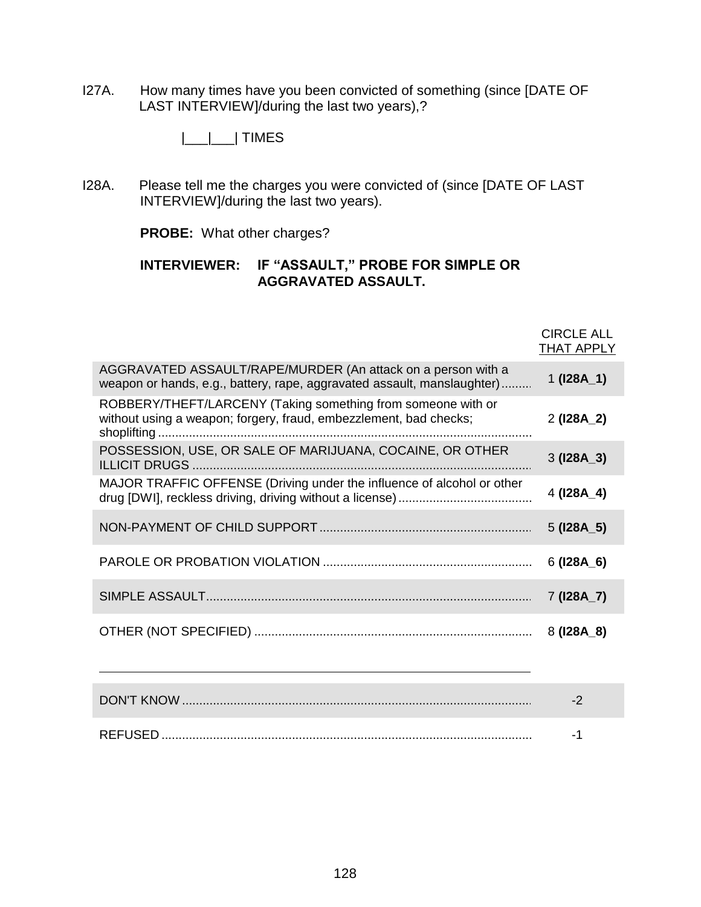I27A. How many times have you been convicted of something (since [DATE OF LAST INTERVIEW]/during the last two years),?

|___|___| TIMES

I28A. Please tell me the charges you were convicted of (since [DATE OF LAST INTERVIEW]/during the last two years).

**PROBE:** What other charges?

**INTERVIEWER: IF "ASSAULT," PROBE FOR SIMPLE OR AGGRAVATED ASSAULT.**

| | CIRCLE ALL THAT APPLY |
|---|---|
| AGGRAVATED ASSAULT/RAPE/MURDER (An attack on a person with a weapon or hands, e.g., battery, rape, aggravated assault, manslaughter) | 1 **(I28A_1)** |
| ROBBERY/THEFT/LARCENY (Taking something from someone with or without using a weapon; forgery, fraud, embezzlement, bad checks; shoplifting | 2 **(I28A_2)** |
| POSSESSION, USE, OR SALE OF MARIJUANA, COCAINE, OR OTHER ILLICIT DRUGS | 3 **(I28A_3)** |
| MAJOR TRAFFIC OFFENSE (Driving under the influence of alcohol or other drug [DWI], reckless driving, driving without a license) | 4 **(I28A_4)** |
| NON-PAYMENT OF CHILD SUPPORT | 5 **(I28A_5)** |
| PAROLE OR PROBATION VIOLATION | 6 **(I28A_6)** |
| SIMPLE ASSAULT | 7 **(I28A_7)** |
| OTHER (NOT SPECIFIED) | 8 **(I28A_8)** |
| ______________________________ | |
| DON'T KNOW | -2 |
| REFUSED | -1 |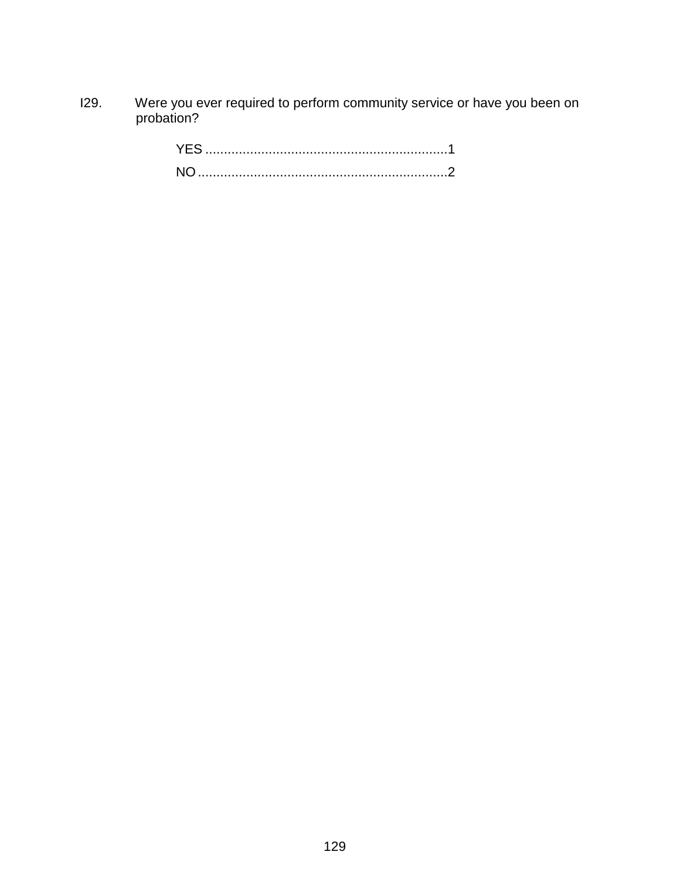I29. Were you ever required to perform community service or have you been on probation?

YES ................................................................1

NO ..................................................................2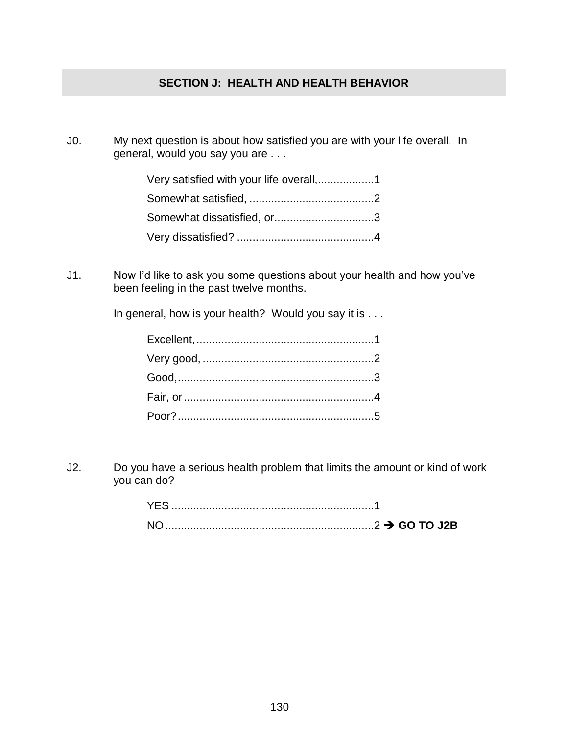## SECTION J: HEALTH AND HEALTH BEHAVIOR

J0. My next question is about how satisfied you are with your life overall. In general, would you say you are . . .

- Very satisfied with your life overall,..................1
- Somewhat satisfied, ........................................2
- Somewhat dissatisfied, or................................3
- Very dissatisfied? ............................................4

J1. Now I'd like to ask you some questions about your health and how you've been feeling in the past twelve months.

In general, how is your health? Would you say it is . . .

- Excellent, .........................................................1
- Very good, .......................................................2
- Good,...............................................................3
- Fair, or .............................................................4
- Poor?...............................................................5

J2. Do you have a serious health problem that limits the amount or kind of work you can do?

- YES .................................................................1
- NO ...................................................................2 ➔ **GO TO J2B**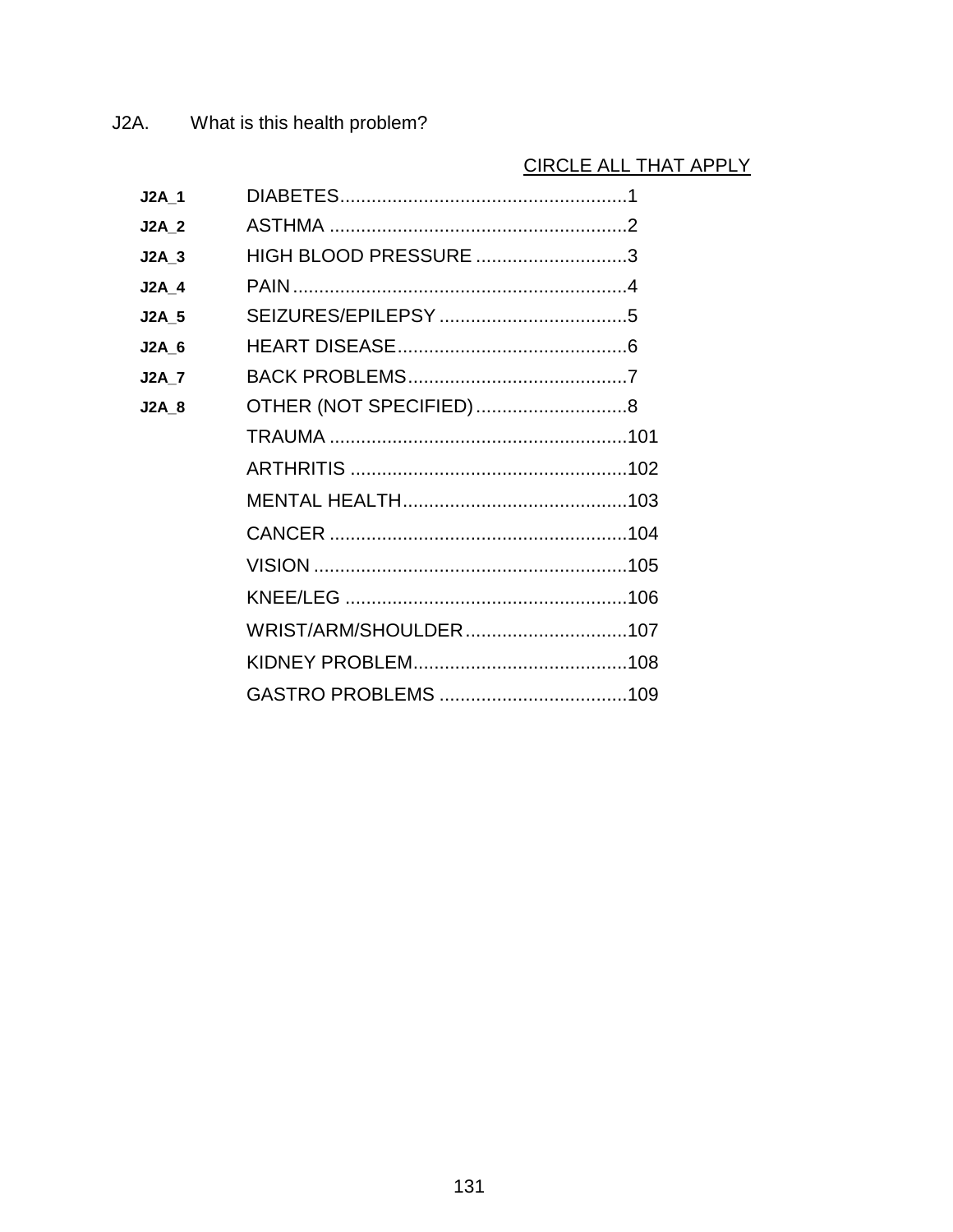J2A. What is this health problem?

CIRCLE ALL THAT APPLY

| | | |
|---|---|---|
| J2A_1 | DIABETES | 1 |
| J2A_2 | ASTHMA | 2 |
| J2A_3 | HIGH BLOOD PRESSURE | 3 |
| J2A_4 | PAIN | 4 |
| J2A_5 | SEIZURES/EPILEPSY | 5 |
| J2A_6 | HEART DISEASE | 6 |
| J2A_7 | BACK PROBLEMS | 7 |
| J2A_8 | OTHER (NOT SPECIFIED) | 8 |
| | TRAUMA | 101 |
| | ARTHRITIS | 102 |
| | MENTAL HEALTH | 103 |
| | CANCER | 104 |
| | VISION | 105 |
| | KNEE/LEG | 106 |
| | WRIST/ARM/SHOULDER | 107 |
| | KIDNEY PROBLEM | 108 |
| | GASTRO PROBLEMS | 109 |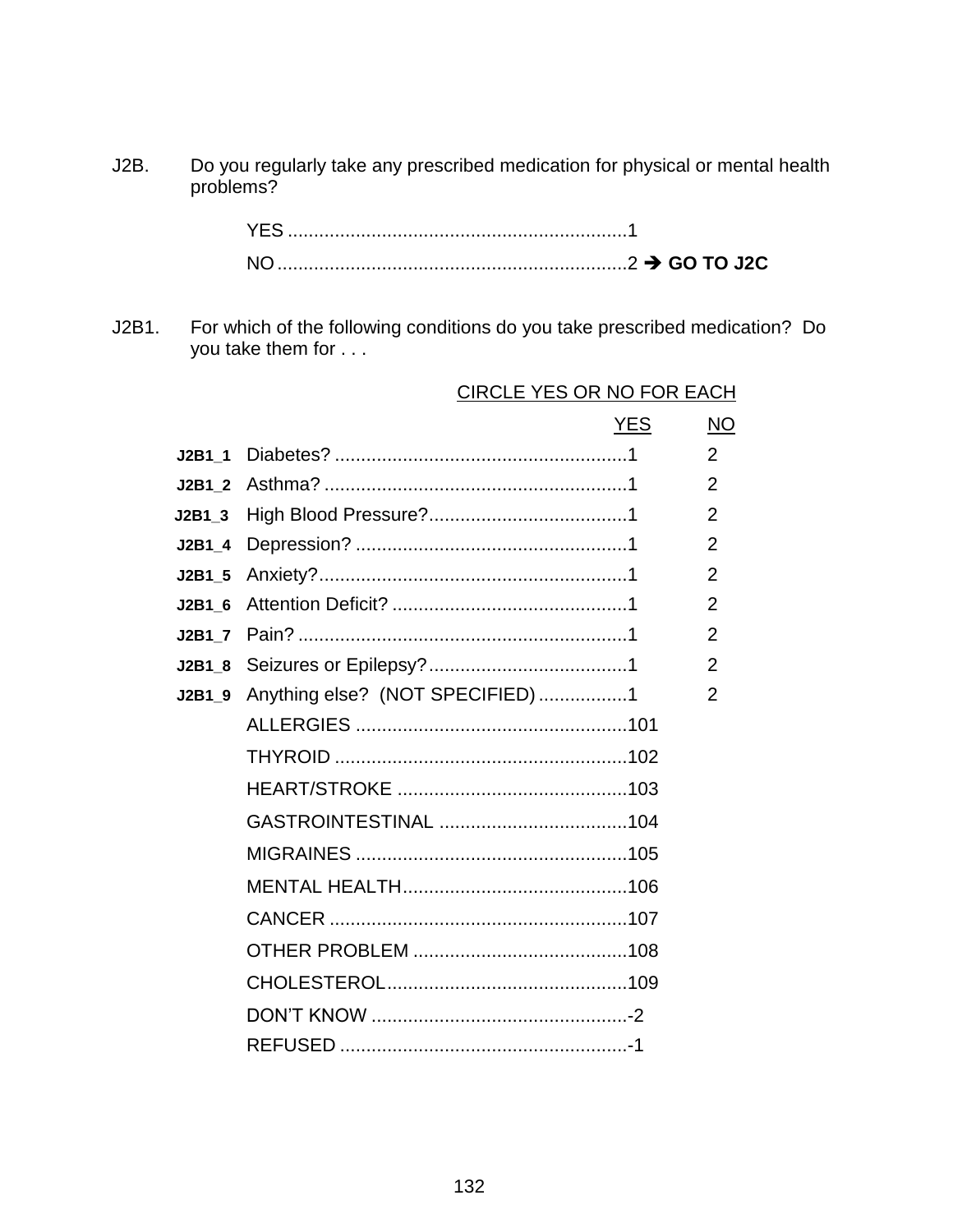J2B. Do you regularly take any prescribed medication for physical or mental health problems?

YES ................................................................1
NO..................................................................2 → **GO TO J2C**

J2B1. For which of the following conditions do you take prescribed medication? Do you take them for . . .

CIRCLE YES OR NO FOR EACH

| | | YES | NO |
|---|---|---|---|
| J2B1_1 | Diabetes? | 1 | 2 |
| J2B1_2 | Asthma? | 1 | 2 |
| J2B1_3 | High Blood Pressure? | 1 | 2 |
| J2B1_4 | Depression? | 1 | 2 |
| J2B1_5 | Anxiety? | 1 | 2 |
| J2B1_6 | Attention Deficit? | 1 | 2 |
| J2B1_7 | Pain? | 1 | 2 |
| J2B1_8 | Seizures or Epilepsy? | 1 | 2 |
| J2B1_9 | Anything else? (NOT SPECIFIED) | 1 | 2 |

ALLERGIES ...................................................101
THYROID .......................................................102
HEART/STROKE ............................................103
GASTROINTESTINAL ....................................104
MIGRAINES ...................................................105
MENTAL HEALTH...........................................106
CANCER ........................................................107
OTHER PROBLEM .........................................108
CHOLESTEROL.............................................109
DON'T KNOW .................................................-2
REFUSED .......................................................-1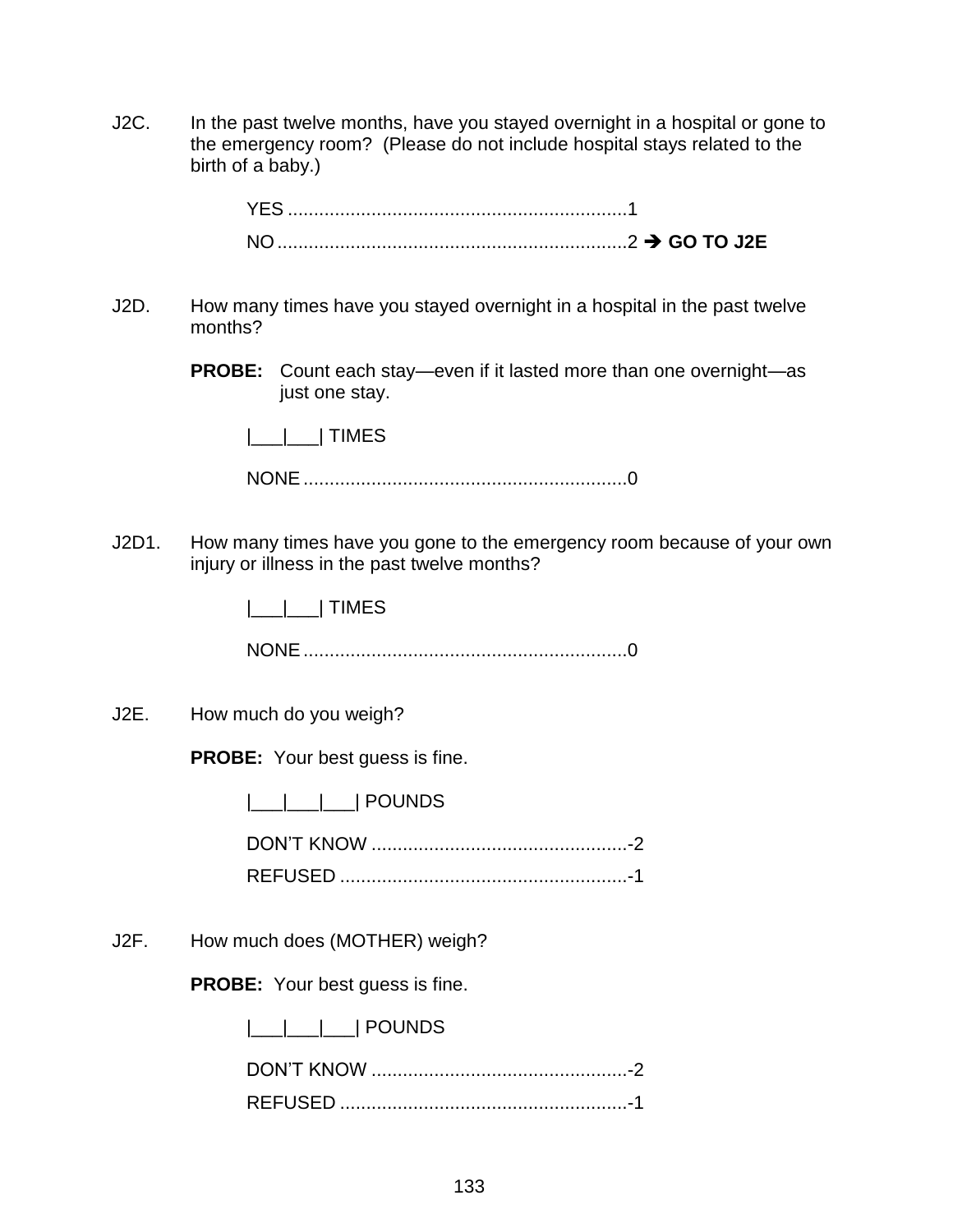J2C. In the past twelve months, have you stayed overnight in a hospital or gone to the emergency room? (Please do not include hospital stays related to the birth of a baby.)

YES ................................................................1

NO ..................................................................2 ➔ **GO TO J2E**

J2D. How many times have you stayed overnight in a hospital in the past twelve months?

**PROBE:** Count each stay—even if it lasted more than one overnight—as just one stay.

|___|___| TIMES

NONE .............................................................0

J2D1. How many times have you gone to the emergency room because of your own injury or illness in the past twelve months?

|___|___| TIMES

NONE .............................................................0

J2E. How much do you weigh?

**PROBE:** Your best guess is fine.

|___|___|___| POUNDS

DON'T KNOW .................................................-2

REFUSED .......................................................-1

J2F. How much does (MOTHER) weigh?

**PROBE:** Your best guess is fine.

|___|___|___| POUNDS

DON'T KNOW .................................................-2

REFUSED .......................................................-1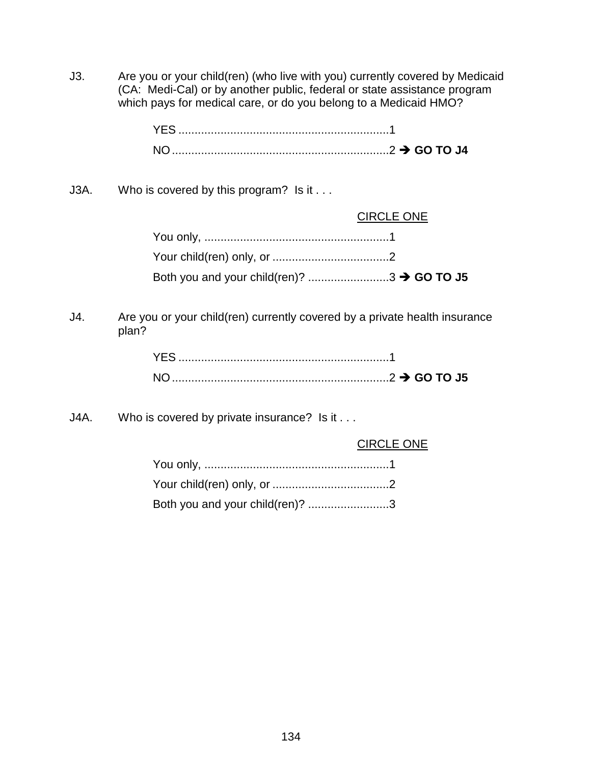J3. Are you or your child(ren) (who live with you) currently covered by Medicaid (CA: Medi-Cal) or by another public, federal or state assistance program which pays for medical care, or do you belong to a Medicaid HMO?

YES ................................................................1

NO ..................................................................2 ➔ **GO TO J4**

J3A. Who is covered by this program? Is it . . .

CIRCLE ONE

You only, ........................................................1

Your child(ren) only, or ...................................2

Both you and your child(ren)? .........................3 ➔ **GO TO J5**

J4. Are you or your child(ren) currently covered by a private health insurance plan?

YES ................................................................1

NO ..................................................................2 ➔ **GO TO J5**

J4A. Who is covered by private insurance? Is it . . .

CIRCLE ONE

You only, ........................................................1

Your child(ren) only, or ...................................2

Both you and your child(ren)? .........................3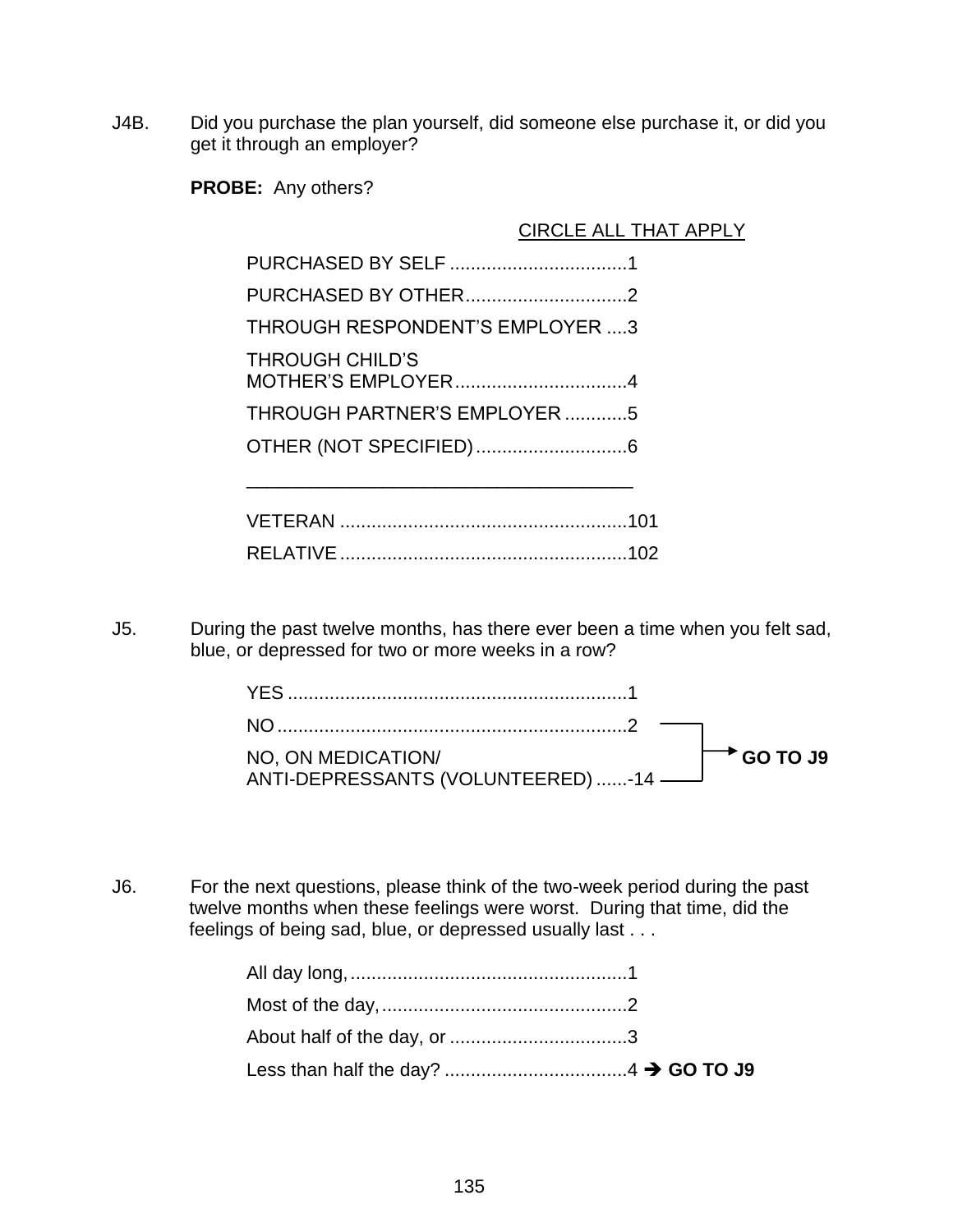J4B. Did you purchase the plan yourself, did someone else purchase it, or did you get it through an employer?

**PROBE:** Any others?

CIRCLE ALL THAT APPLY

PURCHASED BY SELF ..................................1
PURCHASED BY OTHER...............................2
THROUGH RESPONDENT'S EMPLOYER ....3
THROUGH CHILD'S MOTHER'S EMPLOYER.................................4
THROUGH PARTNER'S EMPLOYER ............5
OTHER (NOT SPECIFIED).............................6

______________________________________

VETERAN .......................................................101
RELATIVE.......................................................102

J5. During the past twelve months, has there ever been a time when you felt sad, blue, or depressed for two or more weeks in a row?

YES .................................................................1
NO ...................................................................2 → **GO TO J9**
NO, ON MEDICATION/ ANTI-DEPRESSANTS (VOLUNTEERED) ......-14 → **GO TO J9**

J6. For the next questions, please think of the two-week period during the past twelve months when these feelings were worst. During that time, did the feelings of being sad, blue, or depressed usually last . . .

All day long,......................................................1
Most of the day,................................................2
About half of the day, or ..................................3
Less than half the day? ...................................4 → **GO TO J9**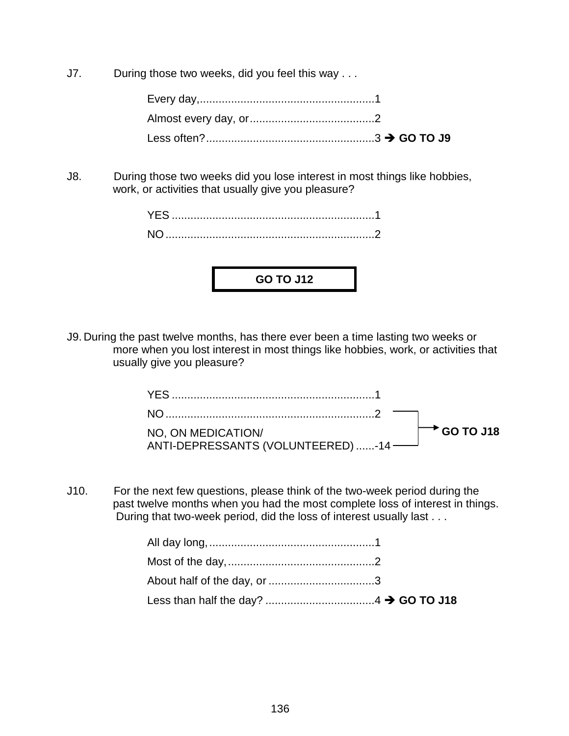J7. During those two weeks, did you feel this way . . .

- Every day,........................................................1
- Almost every day, or........................................2
- Less often?......................................................3 ➔ **GO TO J9**

J8. During those two weeks did you lose interest in most things like hobbies, work, or activities that usually give you pleasure?

- YES .................................................................1
- NO ...................................................................2

**GO TO J12**

J9. During the past twelve months, has there ever been a time lasting two weeks or more when you lost interest in most things like hobbies, work, or activities that usually give you pleasure?

- YES .................................................................1
- NO ...................................................................2 ➔ **GO TO J18**
- NO, ON MEDICATION/ ANTI-DEPRESSANTS (VOLUNTEERED) ......-14 ➔ **GO TO J18**

J10. For the next few questions, please think of the two-week period during the past twelve months when you had the most complete loss of interest in things. During that two-week period, did the loss of interest usually last . . .

- All day long, .....................................................1
- Most of the day, ...............................................2
- About half of the day, or ..................................3
- Less than half the day? ...................................4 ➔ **GO TO J18**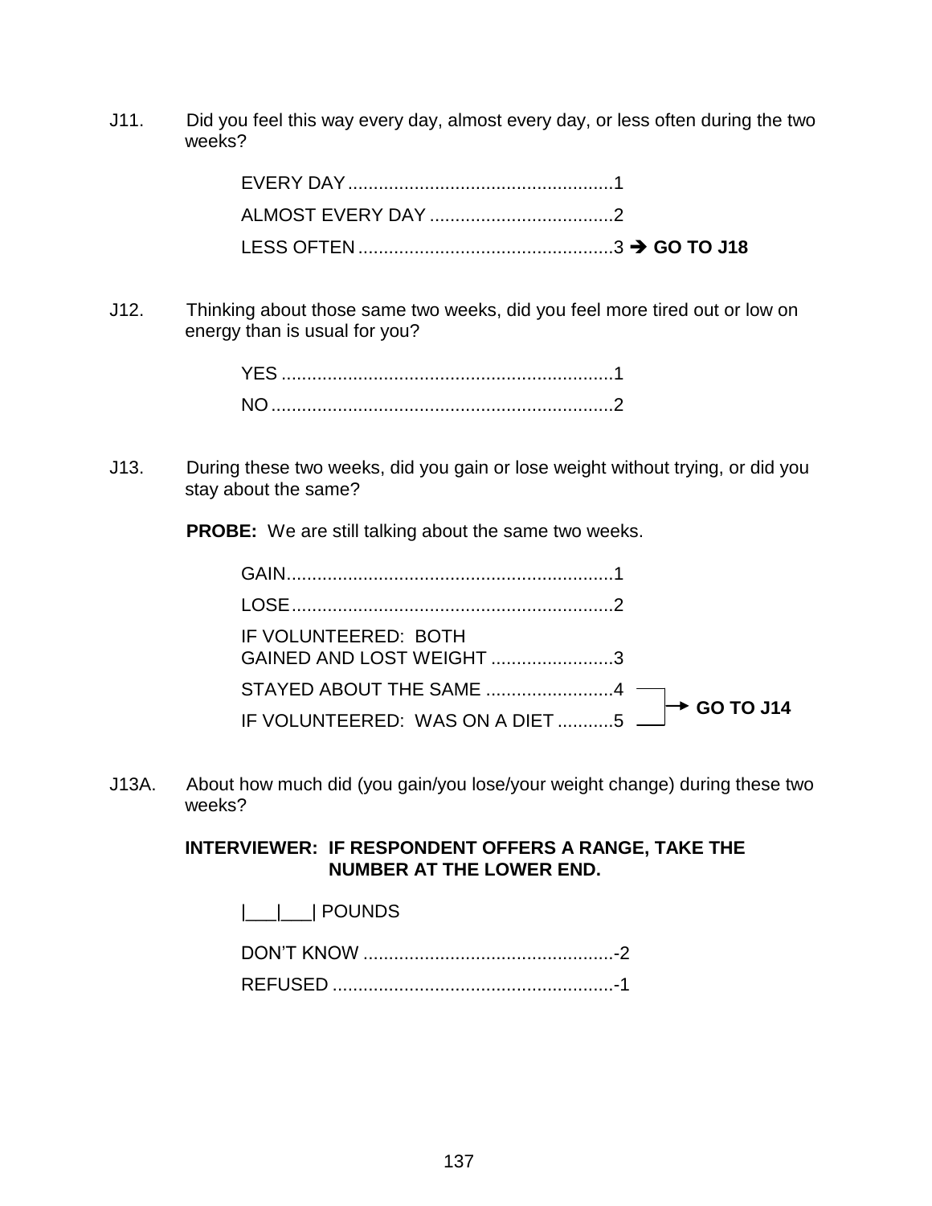J11. Did you feel this way every day, almost every day, or less often during the two weeks?

EVERY DAY....................................................1
ALMOST EVERY DAY ....................................2
LESS OFTEN..................................................3 → **GO TO J18**

J12. Thinking about those same two weeks, did you feel more tired out or low on energy than is usual for you?

YES .................................................................1
NO ...................................................................2

J13. During these two weeks, did you gain or lose weight without trying, or did you stay about the same?

**PROBE:** We are still talking about the same two weeks.

GAIN................................................................1
LOSE...............................................................2
IF VOLUNTEERED: BOTH GAINED AND LOST WEIGHT ........................3
STAYED ABOUT THE SAME .........................4 → **GO TO J14**
IF VOLUNTEERED: WAS ON A DIET ...........5 → **GO TO J14**

J13A. About how much did (you gain/you lose/your weight change) during these two weeks?

**INTERVIEWER: IF RESPONDENT OFFERS A RANGE, TAKE THE NUMBER AT THE LOWER END.**

|___|___| POUNDS

DON'T KNOW .................................................-2
REFUSED .......................................................-1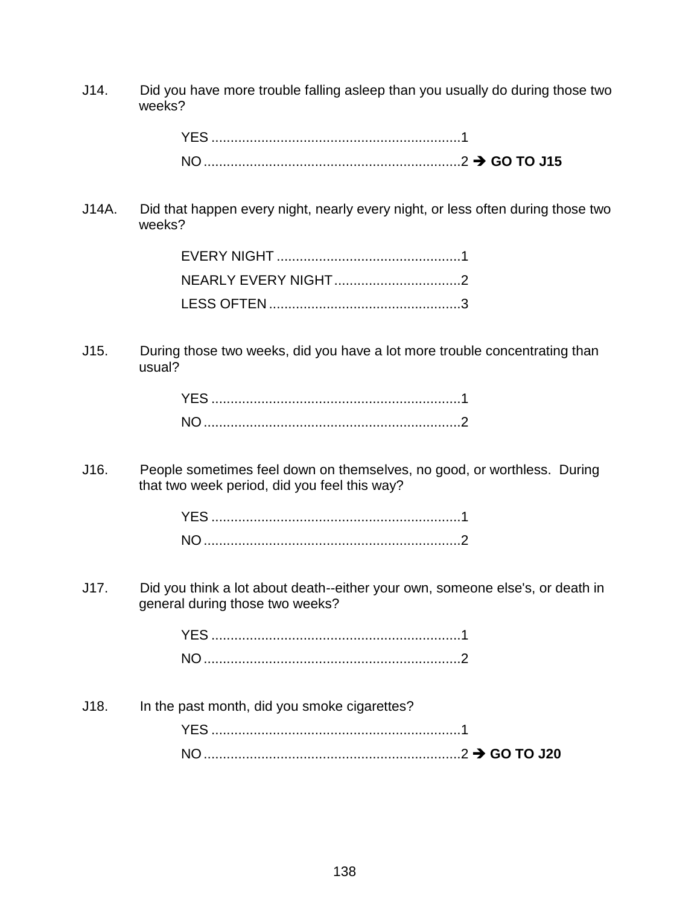J14. Did you have more trouble falling asleep than you usually do during those two weeks?

YES ................................................................1
NO..................................................................2 ➔ **GO TO J15**

J14A. Did that happen every night, nearly every night, or less often during those two weeks?

EVERY NIGHT ...............................................1
NEARLY EVERY NIGHT.................................2
LESS OFTEN..................................................3

J15. During those two weeks, did you have a lot more trouble concentrating than usual?

YES ................................................................1
NO..................................................................2

J16. People sometimes feel down on themselves, no good, or worthless. During that two week period, did you feel this way?

YES ................................................................1
NO..................................................................2

J17. Did you think a lot about death--either your own, someone else's, or death in general during those two weeks?

YES ................................................................1
NO..................................................................2

J18. In the past month, did you smoke cigarettes?

YES ................................................................1
NO..................................................................2 ➔ **GO TO J20**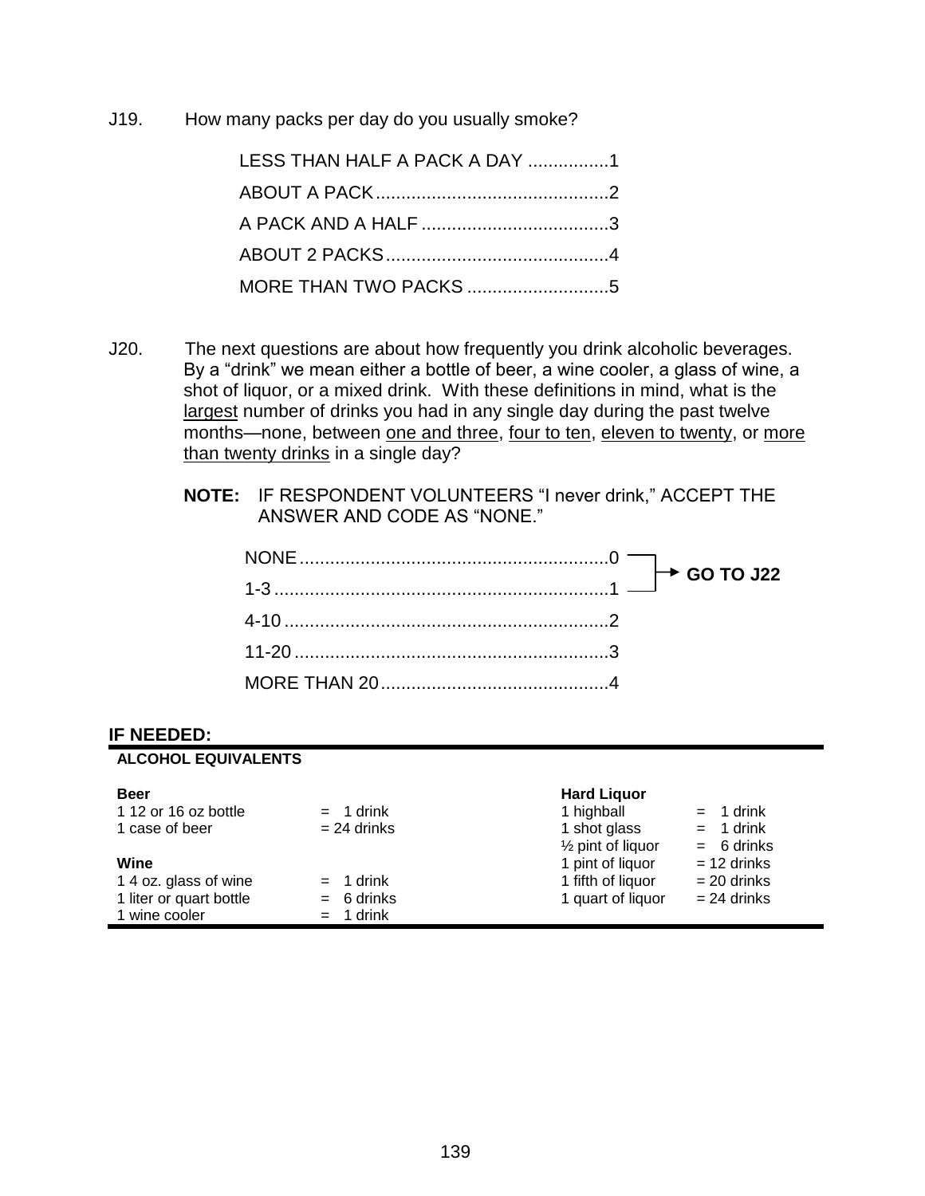J19. How many packs per day do you usually smoke?

| | |
|---|---|
| LESS THAN HALF A PACK A DAY | 1 |
| ABOUT A PACK | 2 |
| A PACK AND A HALF | 3 |
| ABOUT 2 PACKS | 4 |
| MORE THAN TWO PACKS | 5 |

J20. The next questions are about how frequently you drink alcoholic beverages. By a "drink" we mean either a bottle of beer, a wine cooler, a glass of wine, a shot of liquor, or a mixed drink. With these definitions in mind, what is the <u>largest</u> number of drinks you had in any single day during the past twelve months—none, between <u>one and three</u>, <u>four to ten</u>, <u>eleven to twenty</u>, or <u>more than twenty drinks</u> in a single day?

**NOTE:** IF RESPONDENT VOLUNTEERS "I never drink," ACCEPT THE ANSWER AND CODE AS "NONE."

| | | |
|---|---|---|
| NONE | 0 | → **GO TO J22** |
| 1-3 | 1 | → **GO TO J22** |
| 4-10 | 2 | |
| 11-20 | 3 | |
| MORE THAN 20 | 4 | |

**IF NEEDED:**

**ALCOHOL EQUIVALENTS**

| **Beer** | | **Hard Liquor** | |
|---|---|---|---|
| 1 12 or 16 oz bottle | = 1 drink | 1 highball | = 1 drink |
| 1 case of beer | = 24 drinks | 1 shot glass | = 1 drink |
| | | ½ pint of liquor | = 6 drinks |
| **Wine** | | 1 pint of liquor | = 12 drinks |
| 1 4 oz. glass of wine | = 1 drink | 1 fifth of liquor | = 20 drinks |
| 1 liter or quart bottle | = 6 drinks | 1 quart of liquor | = 24 drinks |
| 1 wine cooler | = 1 drink | | |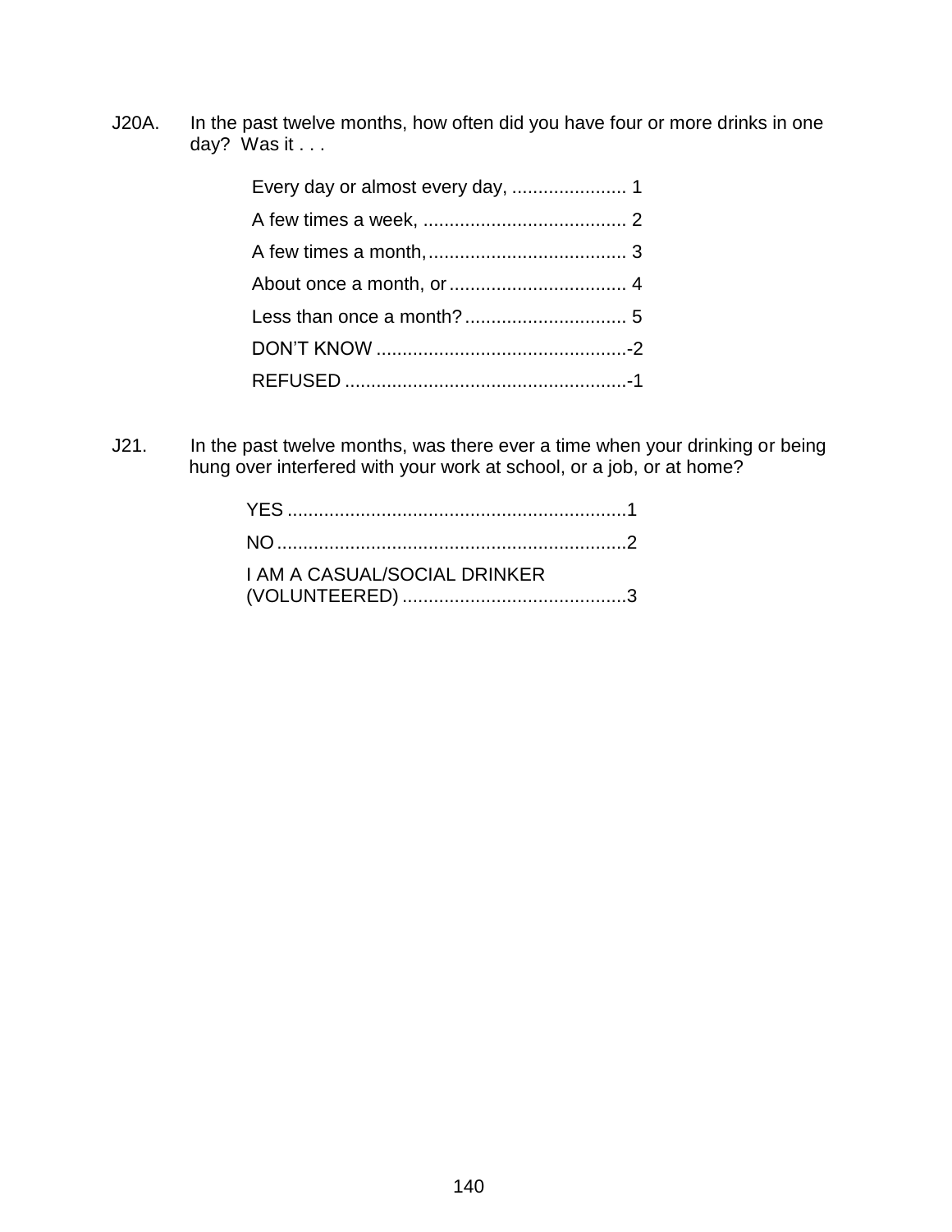J20A. In the past twelve months, how often did you have four or more drinks in one day? Was it . . .

- Every day or almost every day, ...................... 1
- A few times a week, ....................................... 2
- A few times a month, ...................................... 3
- About once a month, or .................................. 4
- Less than once a month? ............................... 5
- DON'T KNOW ................................................-2
- REFUSED ......................................................-1

J21. In the past twelve months, was there ever a time when your drinking or being hung over interfered with your work at school, or a job, or at home?

- YES ................................................................1
- NO ..................................................................2
- I AM A CASUAL/SOCIAL DRINKER (VOLUNTEERED) ..........................................3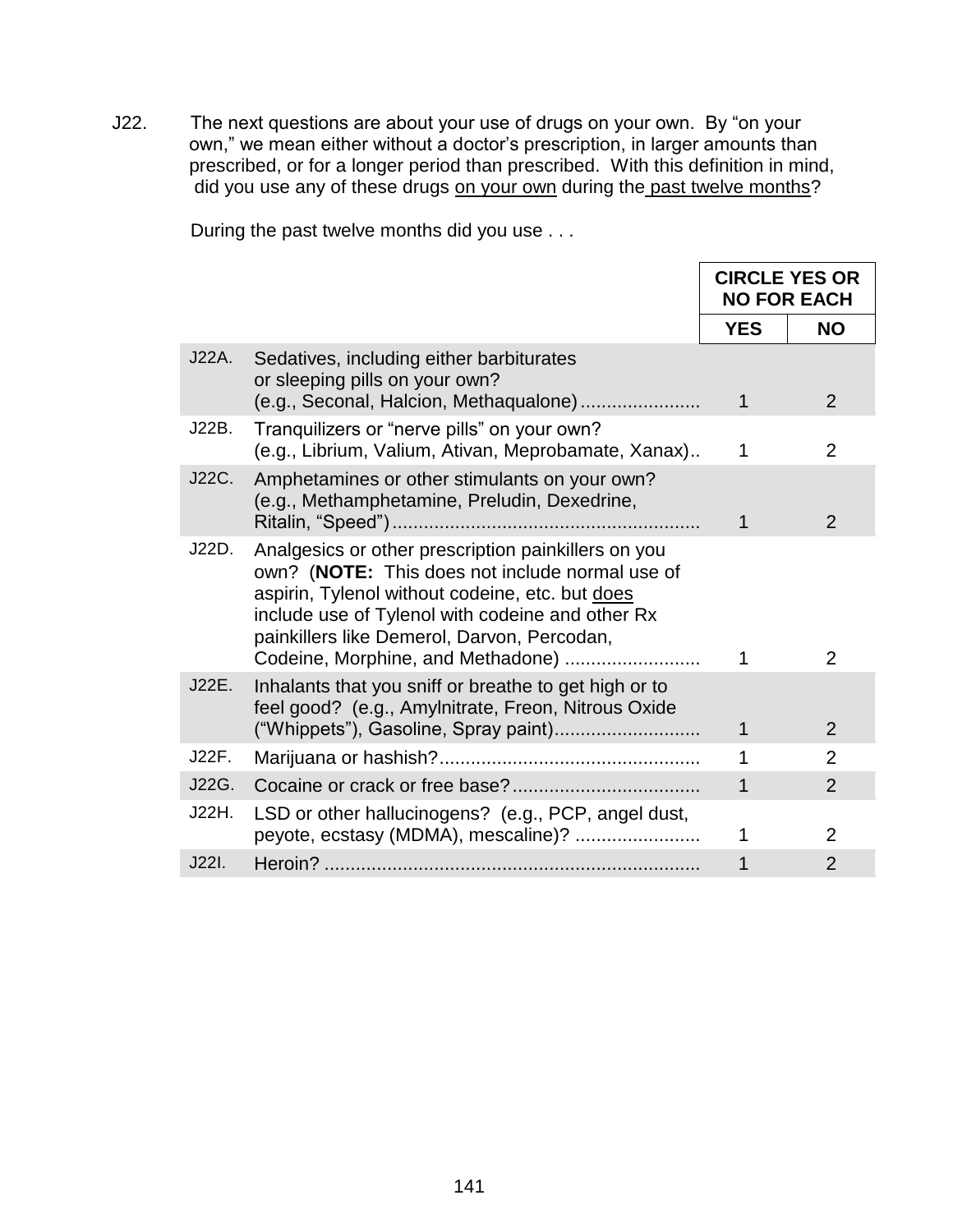J22. The next questions are about your use of drugs on your own. By "on your own," we mean either without a doctor's prescription, in larger amounts than prescribed, or for a longer period than prescribed. With this definition in mind, did you use any of these drugs <u>on your own</u> during the <u>past twelve months</u>?

During the past twelve months did you use . . .

| | | **CIRCLE YES OR NO FOR EACH** | |
|---|---|---|---|
| | | **YES** | **NO** |
| J22A. | Sedatives, including either barbiturates or sleeping pills on your own? (e.g., Seconal, Halcion, Methaqualone)...................... | 1 | 2 |
| J22B. | Tranquilizers or "nerve pills" on your own? (e.g., Librium, Valium, Ativan, Meprobamate, Xanax).. | 1 | 2 |
| J22C. | Amphetamines or other stimulants on your own? (e.g., Methamphetamine, Preludin, Dexedrine, Ritalin, "Speed")........................................................ | 1 | 2 |
| J22D. | Analgesics or other prescription painkillers on you own? (**NOTE:** This does not include normal use of aspirin, Tylenol without codeine, etc. but <u>does</u> include use of Tylenol with codeine and other Rx painkillers like Demerol, Darvon, Percodan, Codeine, Morphine, and Methadone) ......................... | 1 | 2 |
| J22E. | Inhalants that you sniff or breathe to get high or to feel good? (e.g., Amylnitrate, Freon, Nitrous Oxide ("Whippets"), Gasoline, Spray paint)........................... | 1 | 2 |
| J22F. | Marijuana or hashish?................................................ | 1 | 2 |
| J22G. | Cocaine or crack or free base?................................... | 1 | 2 |
| J22H. | LSD or other hallucinogens? (e.g., PCP, angel dust, peyote, ecstasy (MDMA), mescaline)? ....................... | 1 | 2 |
| J22I. | Heroin? ...................................................................... | 1 | 2 |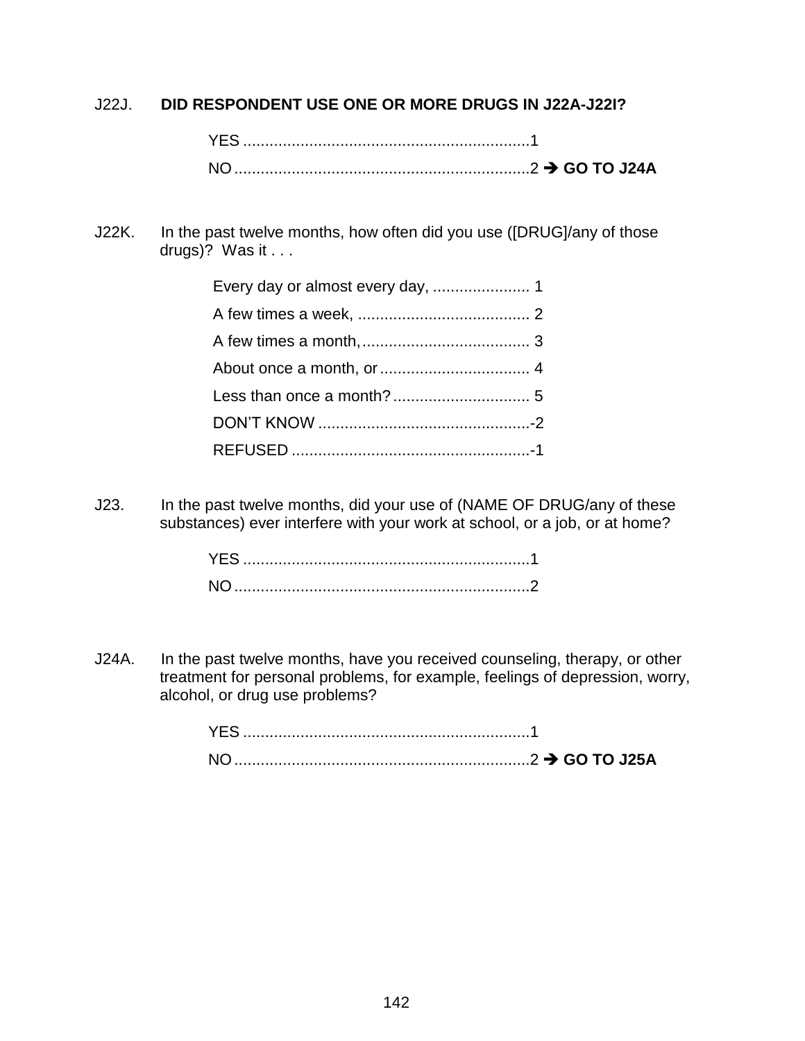J22J. **DID RESPONDENT USE ONE OR MORE DRUGS IN J22A-J22I?**

YES ................................................................1
NO ..................................................................2 → **GO TO J24A**

J22K. In the past twelve months, how often did you use ([DRUG]/any of those drugs)? Was it . . .

Every day or almost every day, ...................... 1
A few times a week, ....................................... 2
A few times a month, ...................................... 3
About once a month, or .................................. 4
Less than once a month? ............................... 5
DON'T KNOW ................................................-2
REFUSED ......................................................-1

J23. In the past twelve months, did your use of (NAME OF DRUG/any of these substances) ever interfere with your work at school, or a job, or at home?

YES ................................................................1
NO ..................................................................2

J24A. In the past twelve months, have you received counseling, therapy, or other treatment for personal problems, for example, feelings of depression, worry, alcohol, or drug use problems?

YES ................................................................1
NO ..................................................................2 → **GO TO J25A**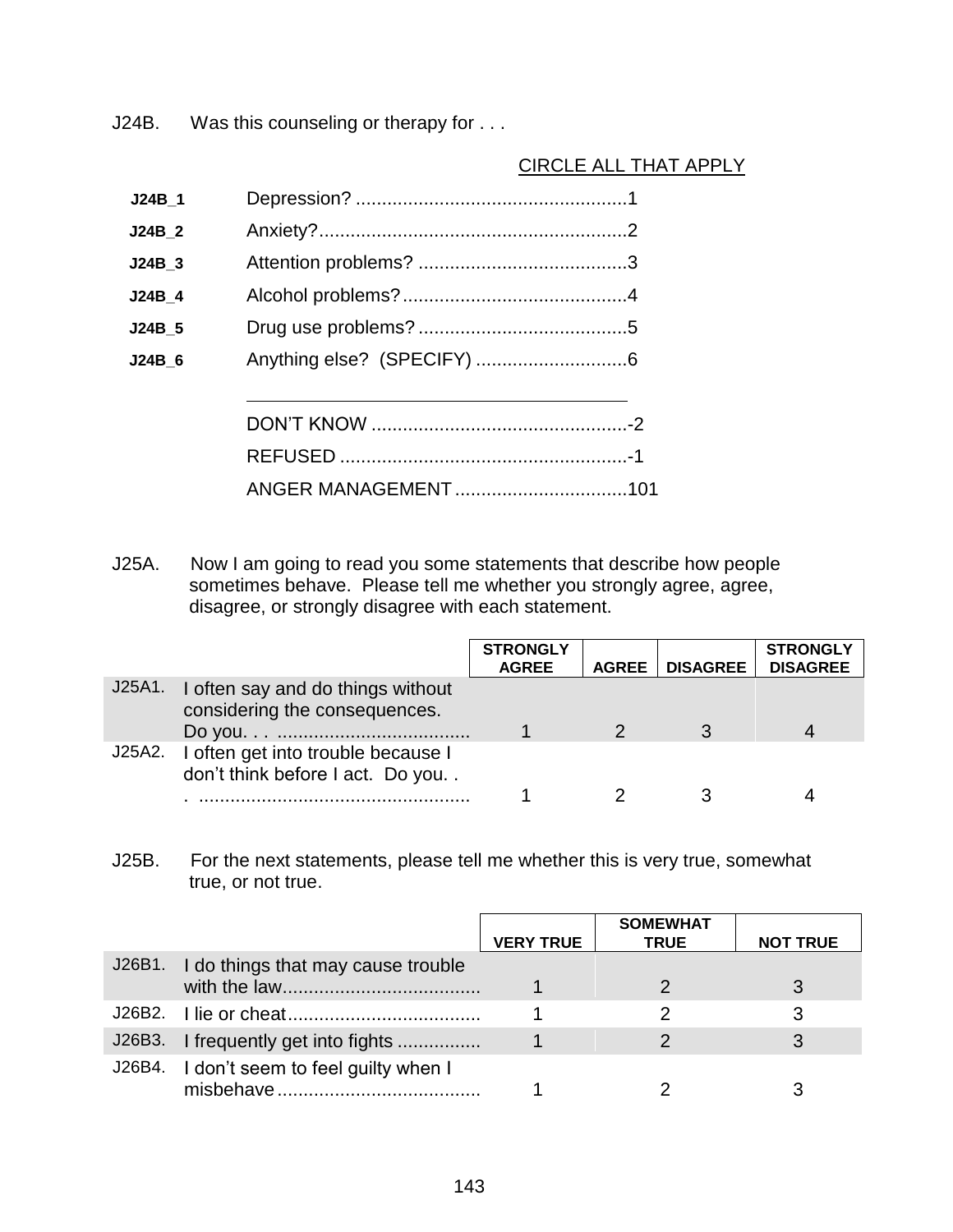J24B. Was this counseling or therapy for . . .

CIRCLE ALL THAT APPLY

| | | |
|---|---|---|
| J24B_1 | Depression? | 1 |
| J24B_2 | Anxiety? | 2 |
| J24B_3 | Attention problems? | 3 |
| J24B_4 | Alcohol problems? | 4 |
| J24B_5 | Drug use problems? | 5 |
| J24B_6 | Anything else? (SPECIFY) | 6 |
| | ______________________________ | |
| | DON'T KNOW | -2 |
| | REFUSED | -1 |
| | ANGER MANAGEMENT | 101 |

J25A. Now I am going to read you some statements that describe how people sometimes behave. Please tell me whether you strongly agree, agree, disagree, or strongly disagree with each statement.

| | | STRONGLY AGREE | AGREE | DISAGREE | STRONGLY DISAGREE |
|---|---|---|---|---|---|
| J25A1. | I often say and do things without considering the consequences. Do you. . . | 1 | 2 | 3 | 4 |
| J25A2. | I often get into trouble because I don't think before I act. Do you. . . | 1 | 2 | 3 | 4 |

J25B. For the next statements, please tell me whether this is very true, somewhat true, or not true.

| | | VERY TRUE | SOMEWHAT TRUE | NOT TRUE |
|---|---|---|---|---|
| J26B1. | I do things that may cause trouble with the law | 1 | 2 | 3 |
| J26B2. | I lie or cheat | 1 | 2 | 3 |
| J26B3. | I frequently get into fights | 1 | 2 | 3 |
| J26B4. | I don't seem to feel guilty when I misbehave | 1 | 2 | 3 |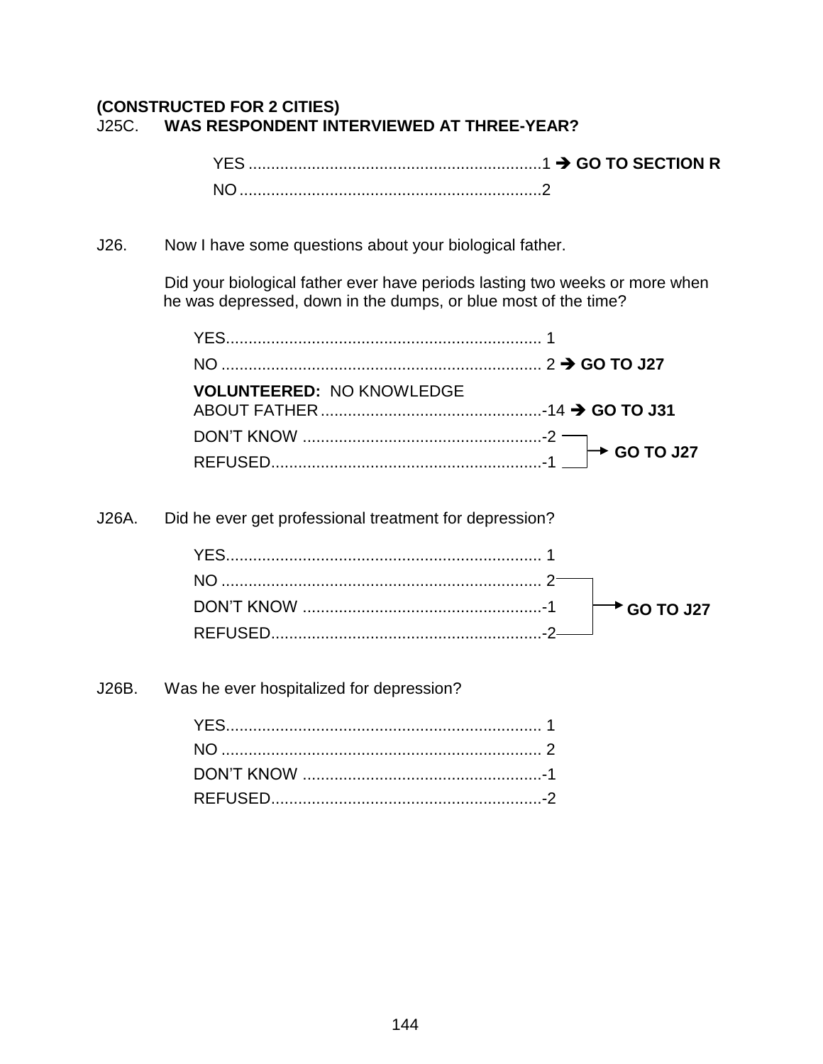**(CONSTRUCTED FOR 2 CITIES)**

J25C. **WAS RESPONDENT INTERVIEWED AT THREE-YEAR?**

YES ................................................................1 ➔ **GO TO SECTION R**

NO ..................................................................2

J26. Now I have some questions about your biological father.

Did your biological father ever have periods lasting two weeks or more when he was depressed, down in the dumps, or blue most of the time?

YES..................................................................... 1

NO ...................................................................... 2 ➔ **GO TO J27**

**VOLUNTEERED:** NO KNOWLEDGE ABOUT FATHER................................................-14 ➔ **GO TO J31**

DON'T KNOW ....................................................-2 ➔ **GO TO J27**

REFUSED...........................................................-1 ➔ **GO TO J27**

J26A. Did he ever get professional treatment for depression?

YES..................................................................... 1

NO ...................................................................... 2 ➔ **GO TO J27**

DON'T KNOW ....................................................-1 ➔ **GO TO J27**

REFUSED...........................................................-2 ➔ **GO TO J27**

J26B. Was he ever hospitalized for depression?

YES..................................................................... 1

NO ...................................................................... 2

DON'T KNOW ....................................................-1

REFUSED...........................................................-2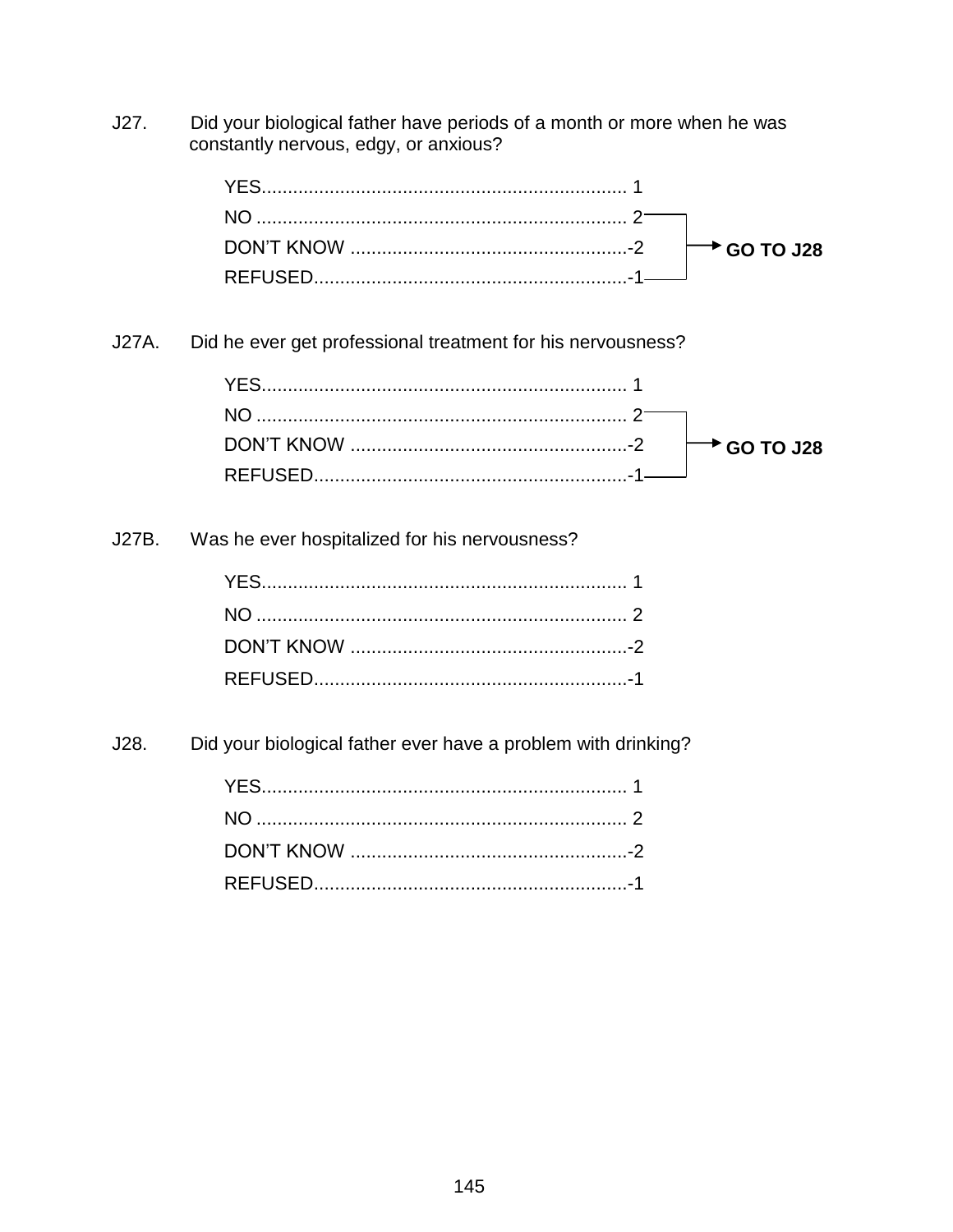J27. Did your biological father have periods of a month or more when he was constantly nervous, edgy, or anxious?

YES...................................................................... 1
NO ....................................................................... 2 → GO TO J28
DON'T KNOW .....................................................-2 → GO TO J28
REFUSED............................................................-1 → GO TO J28

J27A. Did he ever get professional treatment for his nervousness?

YES...................................................................... 1
NO ....................................................................... 2 → GO TO J28
DON'T KNOW .....................................................-2 → GO TO J28
REFUSED............................................................-1 → GO TO J28

J27B. Was he ever hospitalized for his nervousness?

YES...................................................................... 1
NO ....................................................................... 2
DON'T KNOW .....................................................-2
REFUSED............................................................-1

J28. Did your biological father ever have a problem with drinking?

YES...................................................................... 1
NO ....................................................................... 2
DON'T KNOW .....................................................-2
REFUSED............................................................-1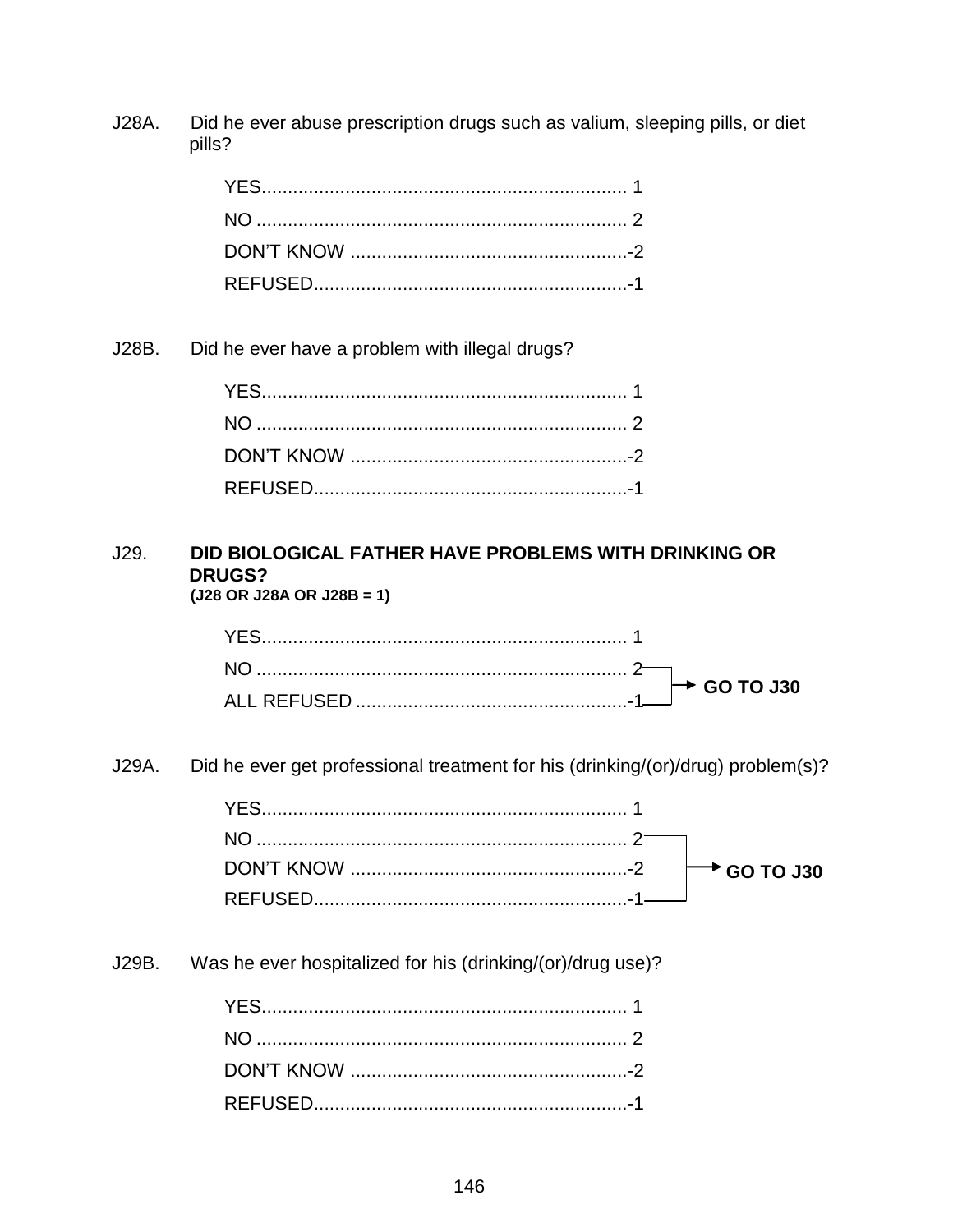J28A. Did he ever abuse prescription drugs such as valium, sleeping pills, or diet pills?

YES....................................................................... 1
NO ........................................................................ 2
DON'T KNOW ......................................................-2
REFUSED.............................................................-1

J28B. Did he ever have a problem with illegal drugs?

YES....................................................................... 1
NO ........................................................................ 2
DON'T KNOW ......................................................-2
REFUSED.............................................................-1

J29. **DID BIOLOGICAL FATHER HAVE PROBLEMS WITH DRINKING OR DRUGS?**
**(J28 OR J28A OR J28B = 1)**

YES....................................................................... 1
NO ........................................................................ 2 → **GO TO J30**
ALL REFUSED .....................................................-1 → **GO TO J30**

J29A. Did he ever get professional treatment for his (drinking/(or)/drug) problem(s)?

YES....................................................................... 1
NO ........................................................................ 2 → **GO TO J30**
DON'T KNOW ......................................................-2 → **GO TO J30**
REFUSED.............................................................-1 → **GO TO J30**

J29B. Was he ever hospitalized for his (drinking/(or)/drug use)?

YES....................................................................... 1
NO ........................................................................ 2
DON'T KNOW ......................................................-2
REFUSED.............................................................-1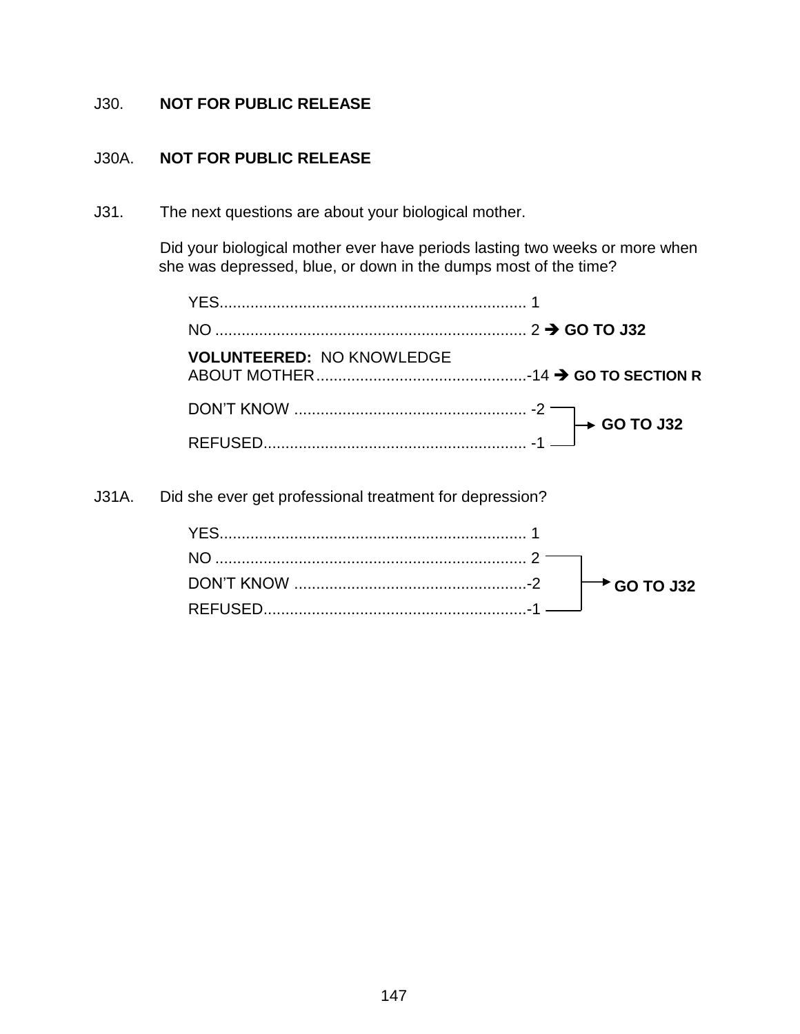J30. **NOT FOR PUBLIC RELEASE**

J30A. **NOT FOR PUBLIC RELEASE**

J31. The next questions are about your biological mother.

Did your biological mother ever have periods lasting two weeks or more when she was depressed, blue, or down in the dumps most of the time?

YES...................................................................... 1
NO ....................................................................... 2 ➔ **GO TO J32**
**VOLUNTEERED:** NO KNOWLEDGE
ABOUT MOTHER................................................-14 ➔ **GO TO SECTION R**
DON'T KNOW ..................................................... -2 → **GO TO J32**
REFUSED............................................................ -1 → **GO TO J32**

J31A. Did she ever get professional treatment for depression?

YES...................................................................... 1
NO ....................................................................... 2 → **GO TO J32**
DON'T KNOW .....................................................-2 → **GO TO J32**
REFUSED............................................................-1 → **GO TO J32**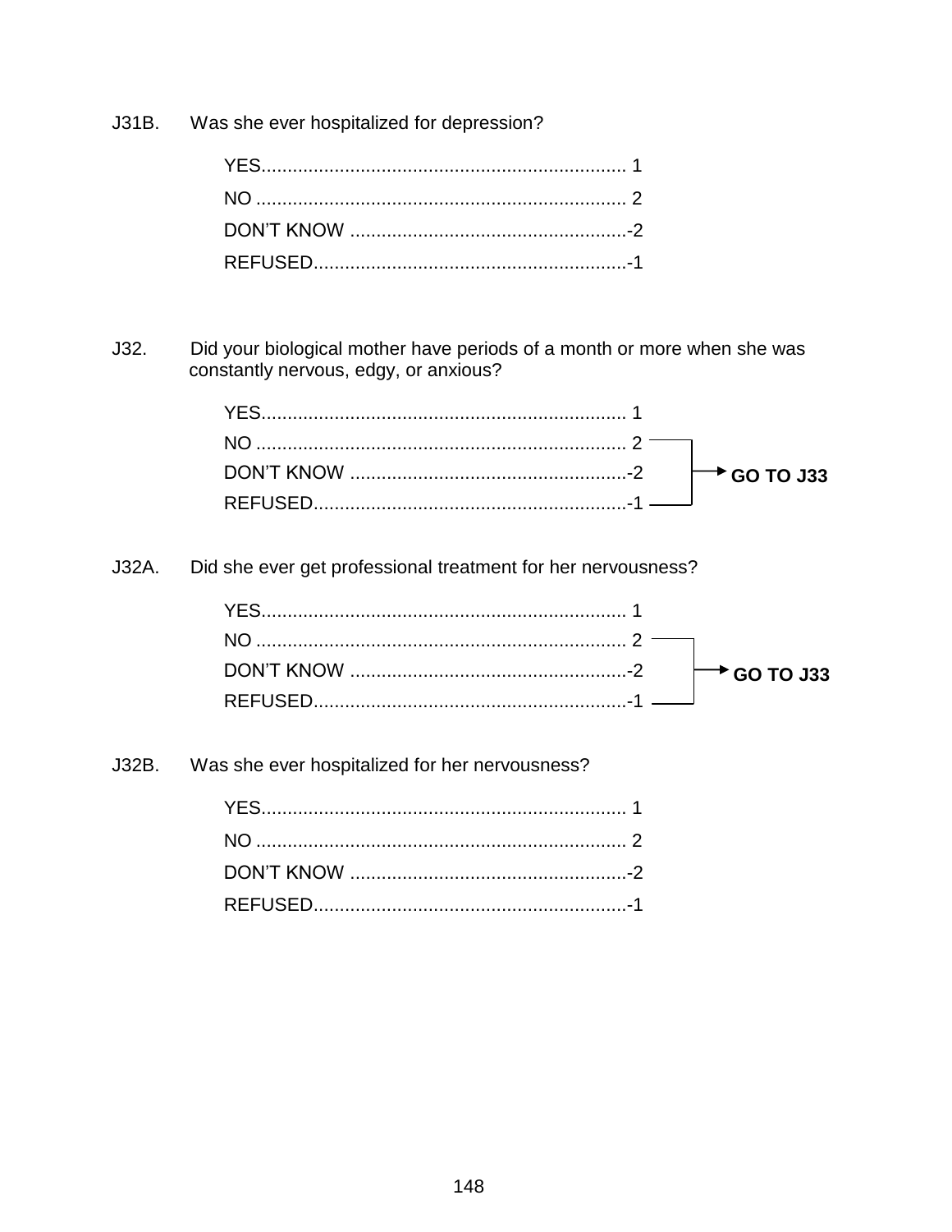J31B. Was she ever hospitalized for depression?

YES...................................................................... 1
NO ....................................................................... 2
DON'T KNOW .....................................................-2
REFUSED............................................................-1

J32. Did your biological mother have periods of a month or more when she was constantly nervous, edgy, or anxious?

YES...................................................................... 1
NO ....................................................................... 2 → **GO TO J33**
DON'T KNOW .....................................................-2 → **GO TO J33**
REFUSED............................................................-1 → **GO TO J33**

J32A. Did she ever get professional treatment for her nervousness?

YES...................................................................... 1
NO ....................................................................... 2 → **GO TO J33**
DON'T KNOW .....................................................-2 → **GO TO J33**
REFUSED............................................................-1 → **GO TO J33**

J32B. Was she ever hospitalized for her nervousness?

YES...................................................................... 1
NO ....................................................................... 2
DON'T KNOW .....................................................-2
REFUSED............................................................-1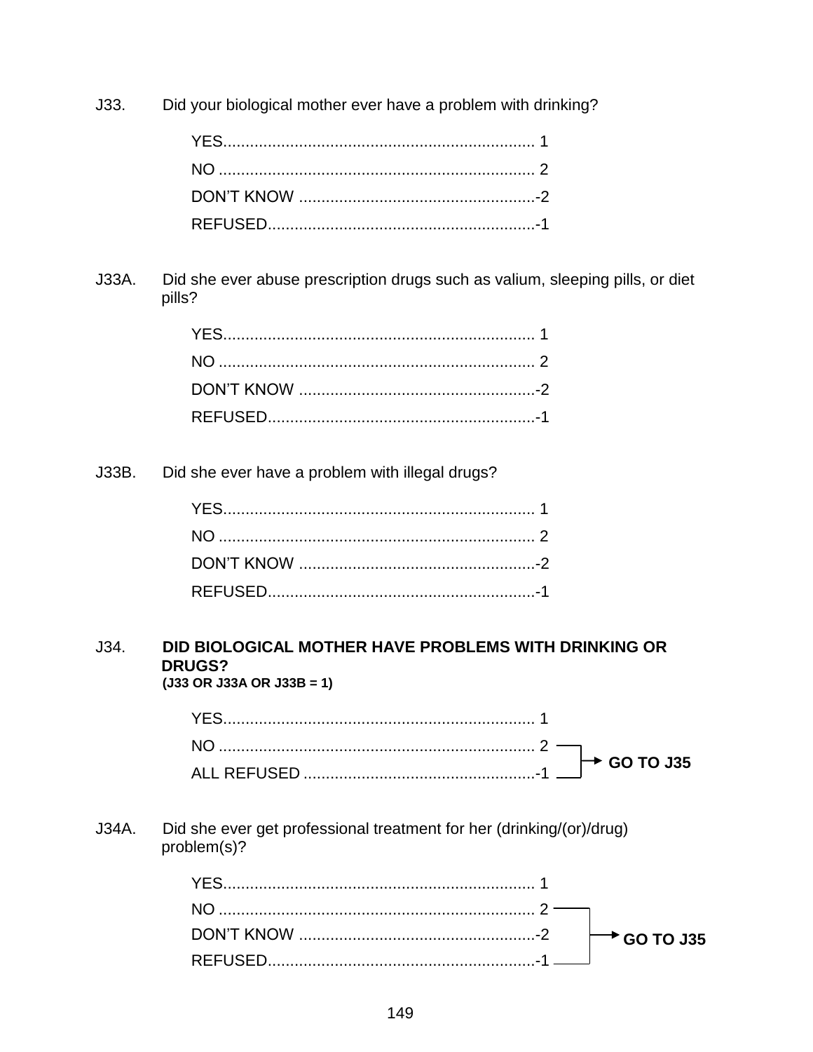J33. Did your biological mother ever have a problem with drinking?

YES...................................................................... 1
NO ....................................................................... 2
DON'T KNOW .....................................................-2
REFUSED............................................................-1

J33A. Did she ever abuse prescription drugs such as valium, sleeping pills, or diet pills?

YES...................................................................... 1
NO ....................................................................... 2
DON'T KNOW .....................................................-2
REFUSED............................................................-1

J33B. Did she ever have a problem with illegal drugs?

YES...................................................................... 1
NO ....................................................................... 2
DON'T KNOW .....................................................-2
REFUSED............................................................-1

J34. **DID BIOLOGICAL MOTHER HAVE PROBLEMS WITH DRINKING OR DRUGS?**
**(J33 OR J33A OR J33B = 1)**

YES...................................................................... 1
NO ....................................................................... 2 → **GO TO J35**
ALL REFUSED ....................................................-1 → **GO TO J35**

J34A. Did she ever get professional treatment for her (drinking/(or)/drug) problem(s)?

YES...................................................................... 1
NO ....................................................................... 2 → **GO TO J35**
DON'T KNOW .....................................................-2 → **GO TO J35**
REFUSED............................................................-1 → **GO TO J35**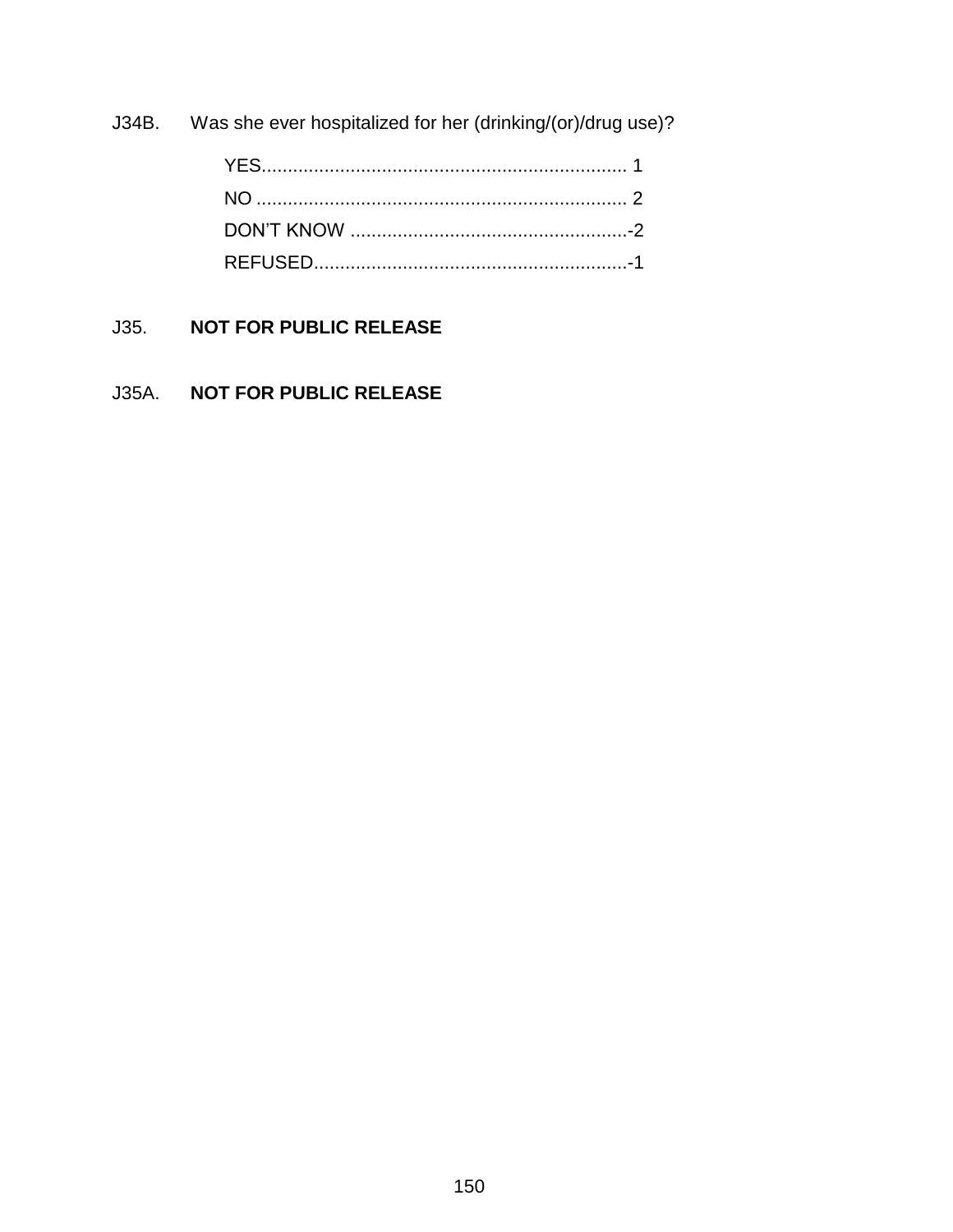J34B. Was she ever hospitalized for her (drinking/(or)/drug use)?

YES...................................................................... 1
NO ....................................................................... 2
DON'T KNOW .....................................................-2
REFUSED............................................................-1

J35. **NOT FOR PUBLIC RELEASE**

J35A. **NOT FOR PUBLIC RELEASE**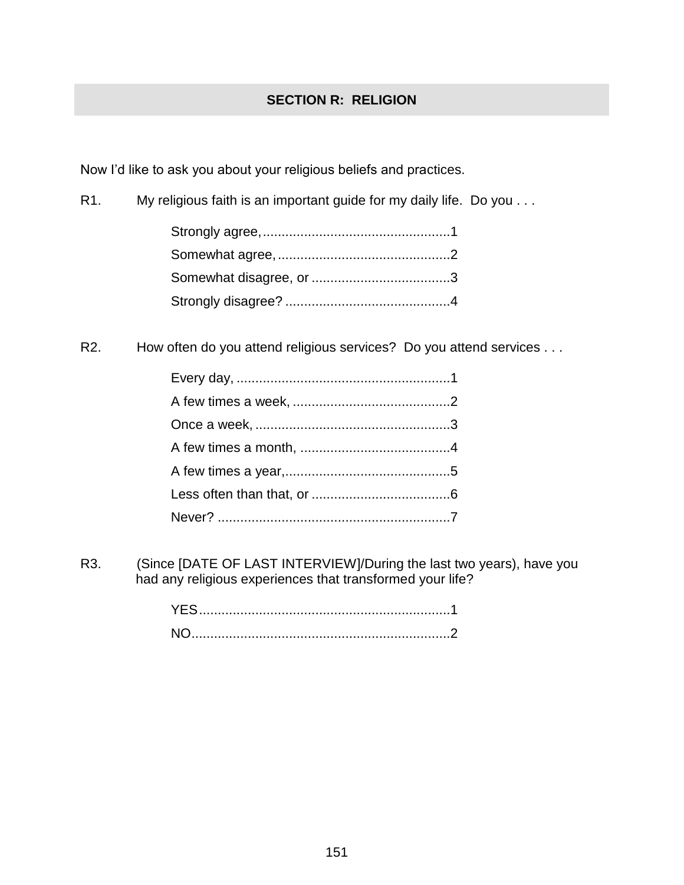## SECTION R: RELIGION

Now I'd like to ask you about your religious beliefs and practices.

R1. My religious faith is an important guide for my daily life. Do you . . .

Strongly agree,..................................................1
Somewhat agree, ..............................................2
Somewhat disagree, or .....................................3
Strongly disagree? ............................................4

R2. How often do you attend religious services? Do you attend services . . .

Every day, .........................................................1
A few times a week, ..........................................2
Once a week, ....................................................3
A few times a month, ........................................4
A few times a year,............................................5
Less often than that, or .....................................6
Never? ..............................................................7

R3. (Since [DATE OF LAST INTERVIEW]/During the last two years), have you had any religious experiences that transformed your life?

YES...................................................................1
NO.....................................................................2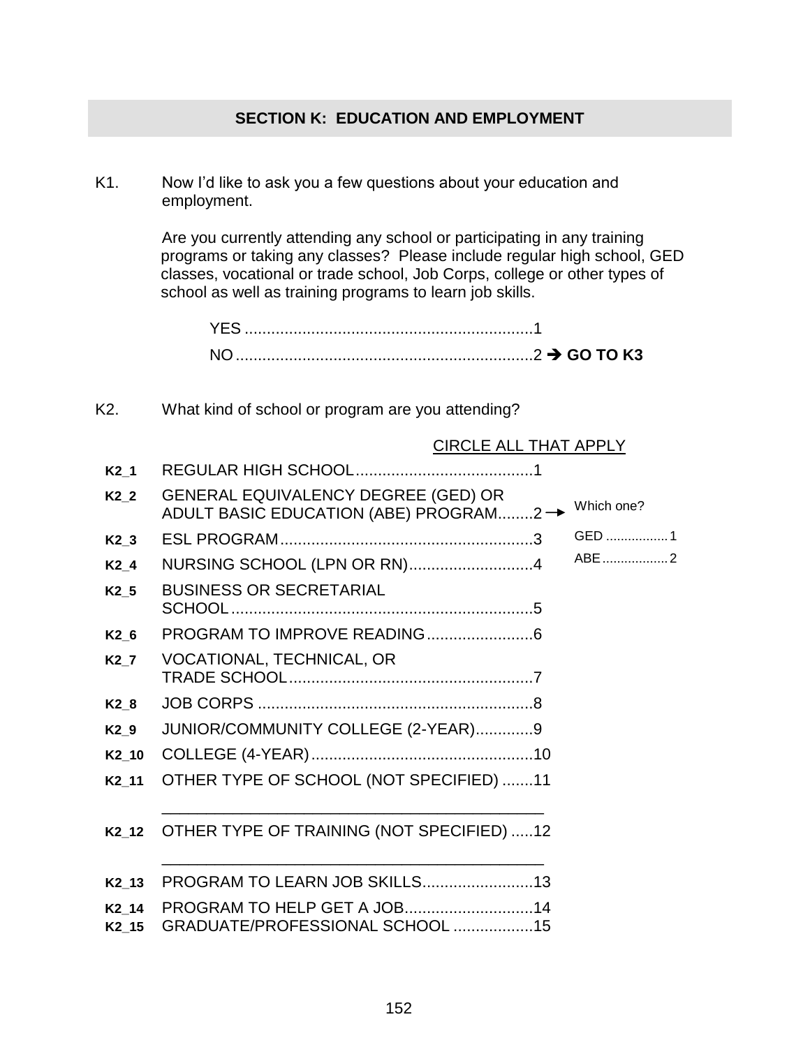## SECTION K: EDUCATION AND EMPLOYMENT

K1. Now I'd like to ask you a few questions about your education and employment.

Are you currently attending any school or participating in any training programs or taking any classes? Please include regular high school, GED classes, vocational or trade school, Job Corps, college or other types of school as well as training programs to learn job skills.

YES ..................................................................1
NO ...................................................................2 ➔ **GO TO K3**

K2. What kind of school or program are you attending?

CIRCLE ALL THAT APPLY

| | | | |
|---|---|---|---|
| **K2_1** | REGULAR HIGH SCHOOL........................................ | 1 | |
| **K2_2** | GENERAL EQUIVALENCY DEGREE (GED) OR ADULT BASIC EDUCATION (ABE) PROGRAM........ | 2 → | Which one? GED ................ 1 ABE ................. 2 |
| **K2_3** | ESL PROGRAM......................................................... | 3 | |
| **K2_4** | NURSING SCHOOL (LPN OR RN)............................ | 4 | |
| **K2_5** | BUSINESS OR SECRETARIAL SCHOOL.................................................................... | 5 | |
| **K2_6** | PROGRAM TO IMPROVE READING........................ | 6 | |
| **K2_7** | VOCATIONAL, TECHNICAL, OR TRADE SCHOOL....................................................... | 7 | |
| **K2_8** | JOB CORPS .............................................................. | 8 | |
| **K2_9** | JUNIOR/COMMUNITY COLLEGE (2-YEAR)............. | 9 | |
| **K2_10** | COLLEGE (4-YEAR).................................................. | 10 | |
| **K2_11** | OTHER TYPE OF SCHOOL (NOT SPECIFIED) ....... ____________________________________________ | 11 | |
| **K2_12** | OTHER TYPE OF TRAINING (NOT SPECIFIED) ..... ____________________________________________ | 12 | |
| **K2_13** | PROGRAM TO LEARN JOB SKILLS......................... | 13 | |
| **K2_14** | PROGRAM TO HELP GET A JOB............................. | 14 | |
| **K2_15** | GRADUATE/PROFESSIONAL SCHOOL .................. | 15 | |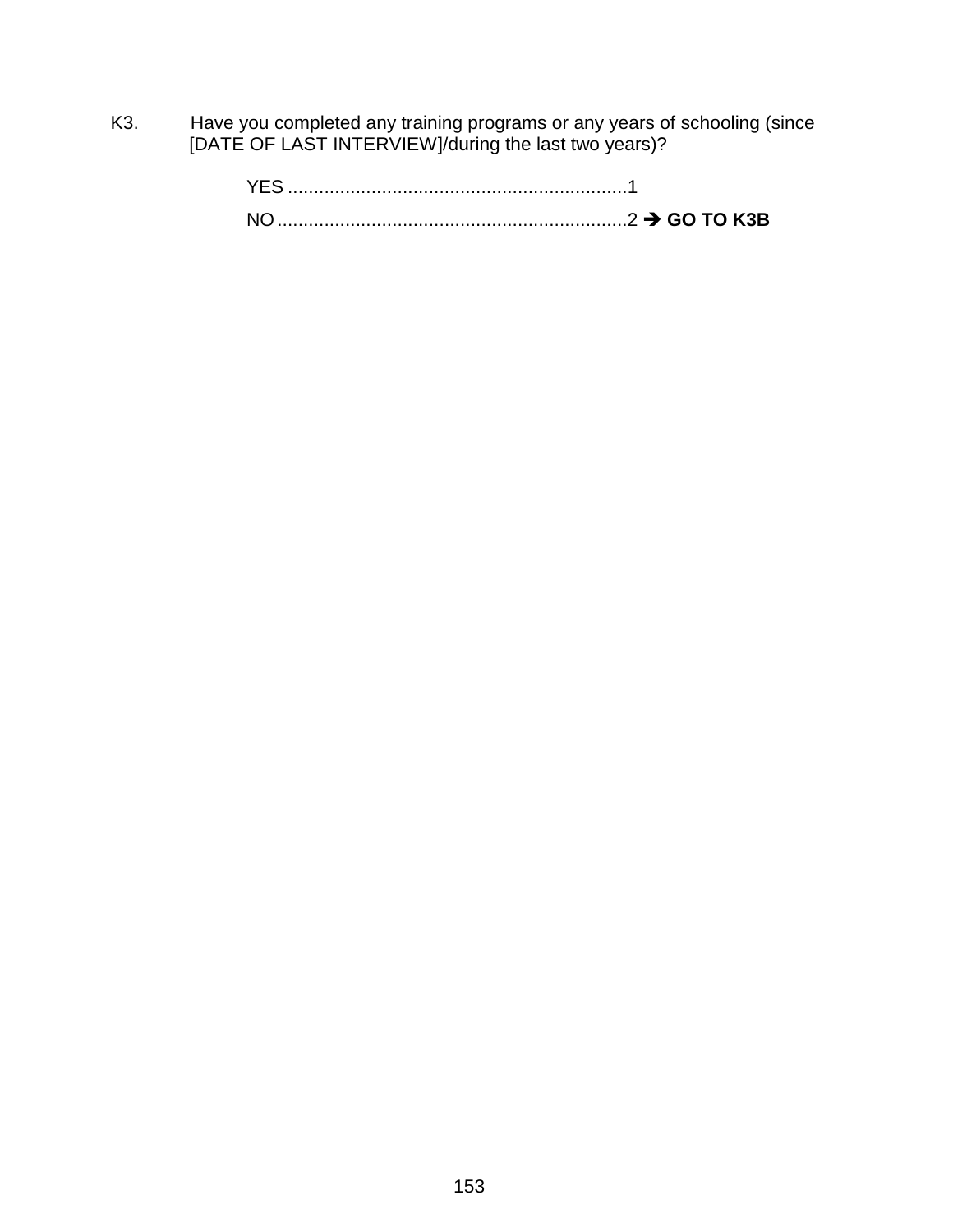K3. Have you completed any training programs or any years of schooling (since [DATE OF LAST INTERVIEW]/during the last two years)?

YES ..................................................................1

NO ....................................................................2 → **GO TO K3B**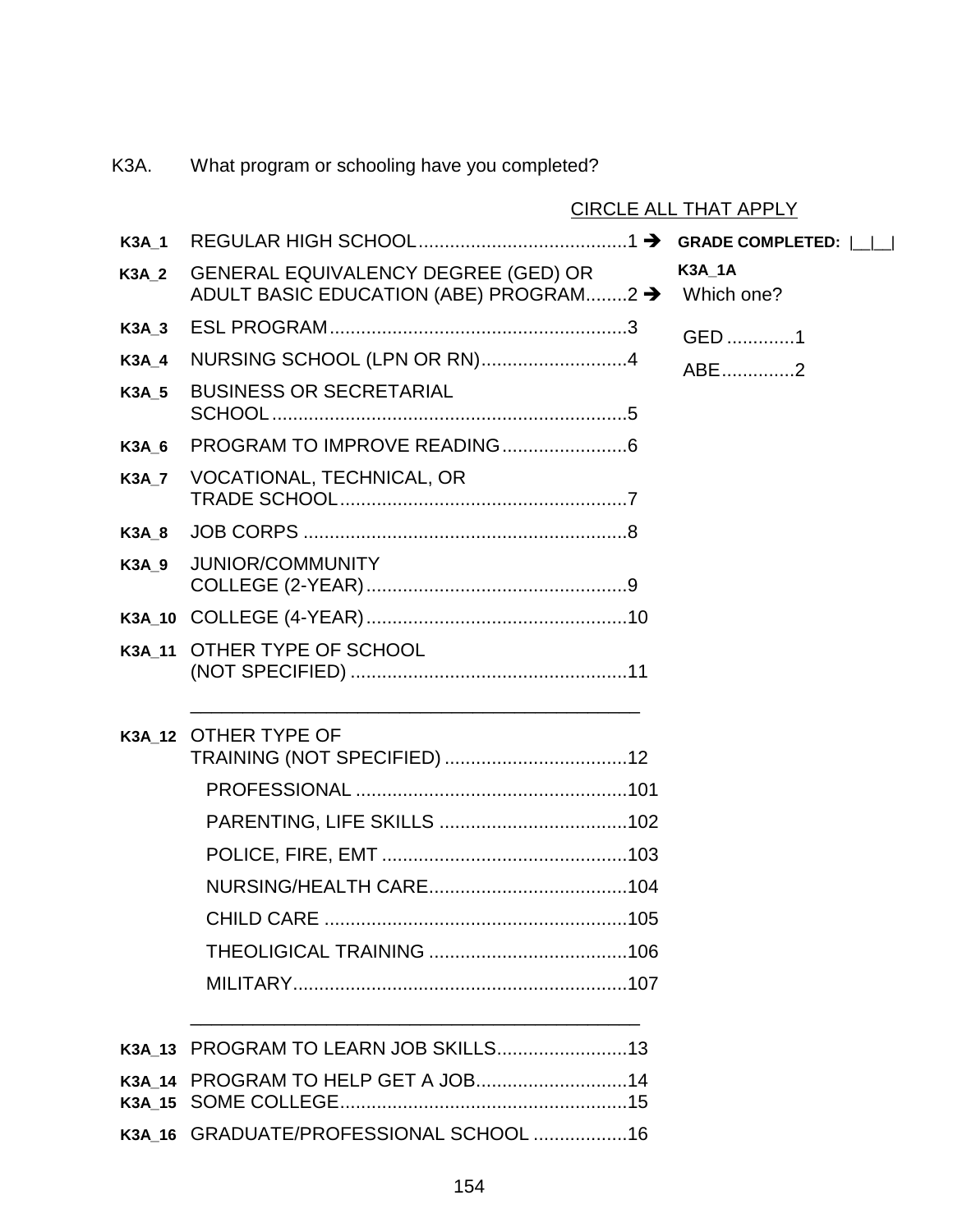K3A. What program or schooling have you completed?

CIRCLE ALL THAT APPLY

| | | | |
|---|---|---|---|
| K3A_1 | REGULAR HIGH SCHOOL........................................1 ➔ | | GRADE COMPLETED: &#124;__&#124;__&#124; |
| K3A_2 | GENERAL EQUIVALENCY DEGREE (GED) OR ADULT BASIC EDUCATION (ABE) PROGRAM........2 ➔ | | K3A_1A Which one? GED .............1 ABE..............2 |
| K3A_3 | ESL PROGRAM.........................................................3 | | |
| K3A_4 | NURSING SCHOOL (LPN OR RN)............................4 | | |
| K3A_5 | BUSINESS OR SECRETARIAL SCHOOL ....................................................................5 | | |
| K3A_6 | PROGRAM TO IMPROVE READING........................6 | | |
| K3A_7 | VOCATIONAL, TECHNICAL, OR TRADE SCHOOL.......................................................7 | | |
| K3A_8 | JOB CORPS ..............................................................8 | | |
| K3A_9 | JUNIOR/COMMUNITY COLLEGE (2-YEAR)..................................................9 | | |
| K3A_10 | COLLEGE (4-YEAR)..................................................10 | | |
| K3A_11 | OTHER TYPE OF SCHOOL (NOT SPECIFIED) .....................................................11 | | |
| | _____________________________________________ | | |
| K3A_12 | OTHER TYPE OF TRAINING (NOT SPECIFIED) ...................................12 | | |
| | PROFESSIONAL ....................................................101 | | |
| | PARENTING, LIFE SKILLS ....................................102 | | |
| | POLICE, FIRE, EMT ...............................................103 | | |
| | NURSING/HEALTH CARE......................................104 | | |
| | CHILD CARE ..........................................................105 | | |
| | THEOLIGICAL TRAINING ......................................106 | | |
| | MILITARY................................................................107 | | |
| | _____________________________________________ | | |
| K3A_13 | PROGRAM TO LEARN JOB SKILLS.........................13 | | |
| K3A_14 | PROGRAM TO HELP GET A JOB.............................14 | | |
| K3A_15 | SOME COLLEGE.......................................................15 | | |
| K3A_16 | GRADUATE/PROFESSIONAL SCHOOL ..................16 | | |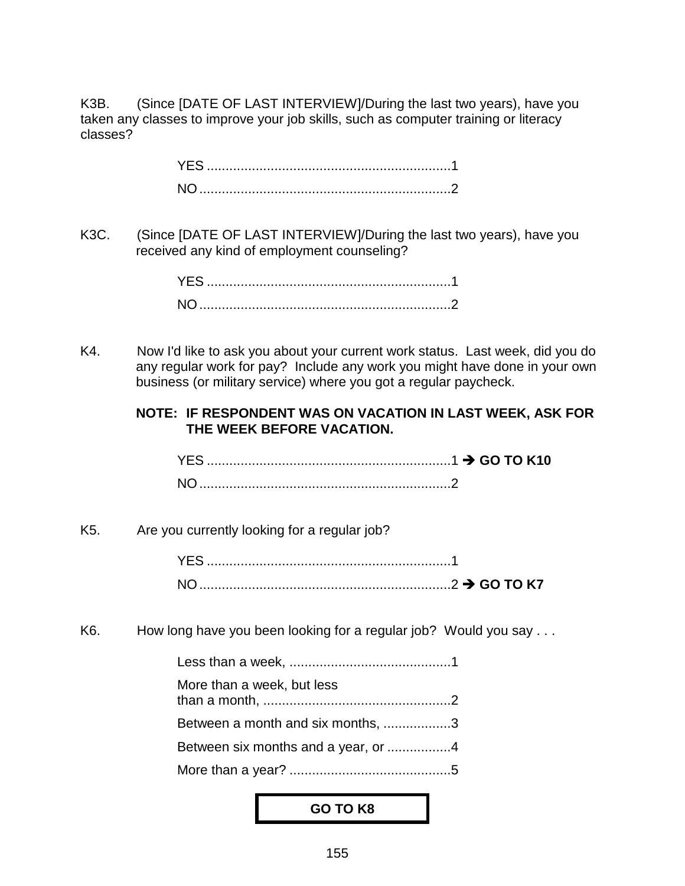K3B. (Since [DATE OF LAST INTERVIEW]/During the last two years), have you taken any classes to improve your job skills, such as computer training or literacy classes?

YES ................................................................1
NO ..................................................................2

K3C. (Since [DATE OF LAST INTERVIEW]/During the last two years), have you received any kind of employment counseling?

YES ................................................................1
NO ..................................................................2

K4. Now I'd like to ask you about your current work status. Last week, did you do any regular work for pay? Include any work you might have done in your own business (or military service) where you got a regular paycheck.

**NOTE: IF RESPONDENT WAS ON VACATION IN LAST WEEK, ASK FOR THE WEEK BEFORE VACATION.**

YES ................................................................1 ➔ **GO TO K10**
NO ..................................................................2

K5. Are you currently looking for a regular job?

YES ................................................................1
NO ..................................................................2 ➔ **GO TO K7**

K6. How long have you been looking for a regular job? Would you say . . .

Less than a week, ..........................................1
More than a week, but less than a month, .................................................2
Between a month and six months, ..................3
Between six months and a year, or .................4
More than a year? ..........................................5

**GO TO K8**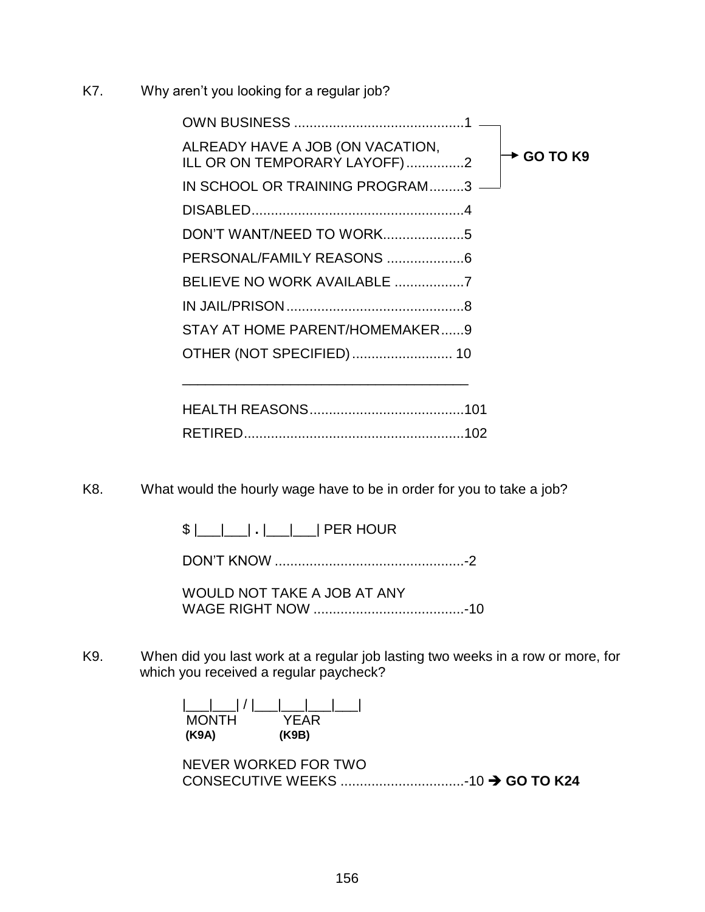K7. Why aren't you looking for a regular job?

- OWN BUSINESS ............................................1 → GO TO K9
- ALREADY HAVE A JOB (ON VACATION, ILL OR ON TEMPORARY LAYOFF)...............2 → GO TO K9
- IN SCHOOL OR TRAINING PROGRAM.........3 → GO TO K9
- DISABLED.......................................................4
- DON'T WANT/NEED TO WORK.....................5
- PERSONAL/FAMILY REASONS ....................6
- BELIEVE NO WORK AVAILABLE ..................7
- IN JAIL/PRISON..............................................8
- STAY AT HOME PARENT/HOMEMAKER......9
- OTHER (NOT SPECIFIED).......................... 10

_______________________________________

- HEALTH REASONS........................................101
- RETIRED.........................................................102

K8. What would the hourly wage have to be in order for you to take a job?

$ |___|___| **.** |___|___| PER HOUR

DON'T KNOW .................................................-2

WOULD NOT TAKE A JOB AT ANY WAGE RIGHT NOW .......................................-10

K9. When did you last work at a regular job lasting two weeks in a row or more, for which you received a regular paycheck?

|___|___| / |___|___|___|___|
MONTH (K9A) YEAR (K9B)

NEVER WORKED FOR TWO CONSECUTIVE WEEKS ................................-10 → **GO TO K24**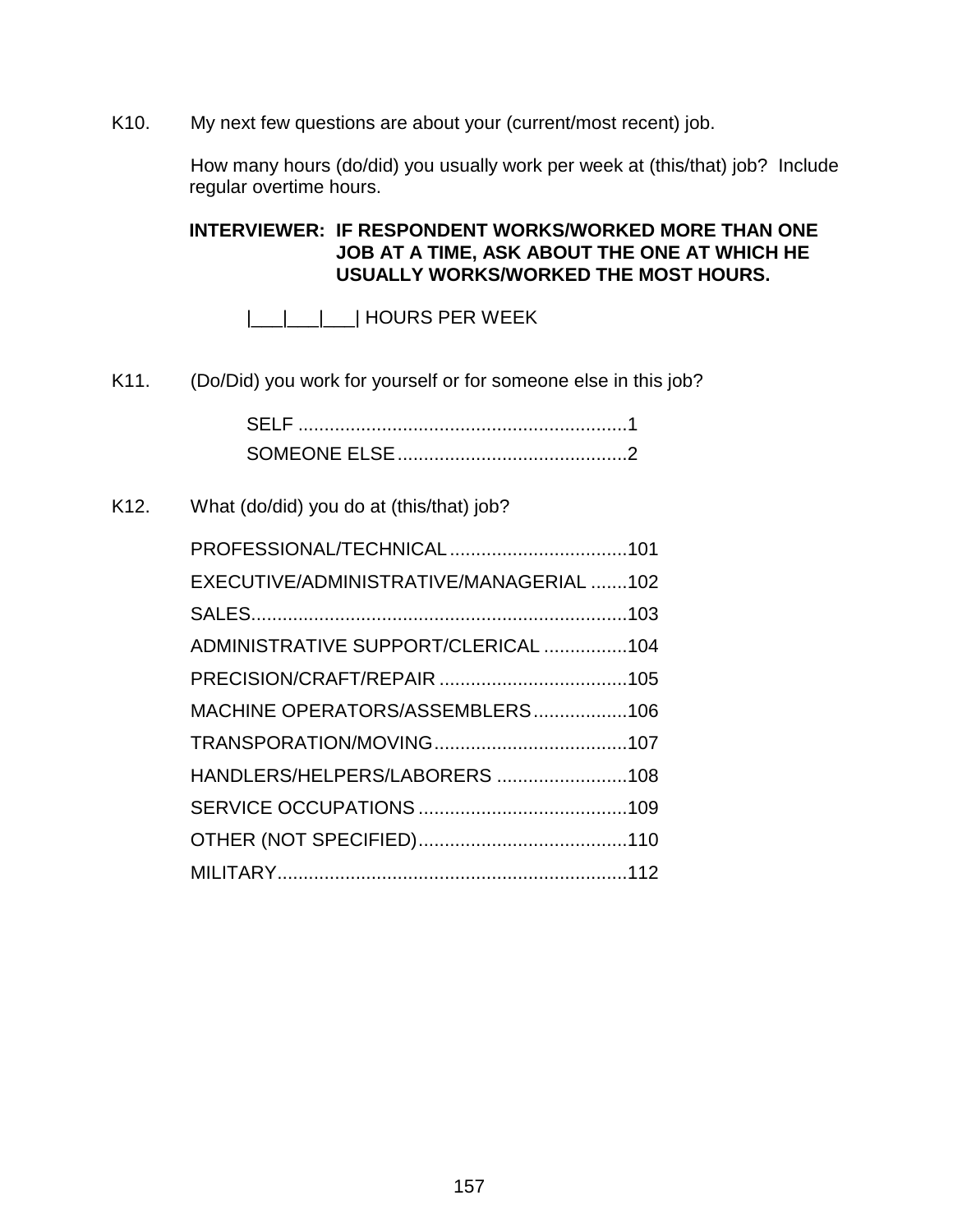K10. My next few questions are about your (current/most recent) job.

How many hours (do/did) you usually work per week at (this/that) job? Include regular overtime hours.

**INTERVIEWER: IF RESPONDENT WORKS/WORKED MORE THAN ONE JOB AT A TIME, ASK ABOUT THE ONE AT WHICH HE USUALLY WORKS/WORKED THE MOST HOURS.**

|___|___|___| HOURS PER WEEK

K11. (Do/Did) you work for yourself or for someone else in this job?

SELF ..............................................................1
SOMEONE ELSE...........................................2

K12. What (do/did) you do at (this/that) job?

PROFESSIONAL/TECHNICAL.................................101
EXECUTIVE/ADMINISTRATIVE/MANAGERIAL .......102
SALES.......................................................................103
ADMINISTRATIVE SUPPORT/CLERICAL ................104
PRECISION/CRAFT/REPAIR ....................................105
MACHINE OPERATORS/ASSEMBLERS..................106
TRANSPORATION/MOVING.....................................107
HANDLERS/HELPERS/LABORERS .........................108
SERVICE OCCUPATIONS ........................................109
OTHER (NOT SPECIFIED)........................................110
MILITARY..................................................................112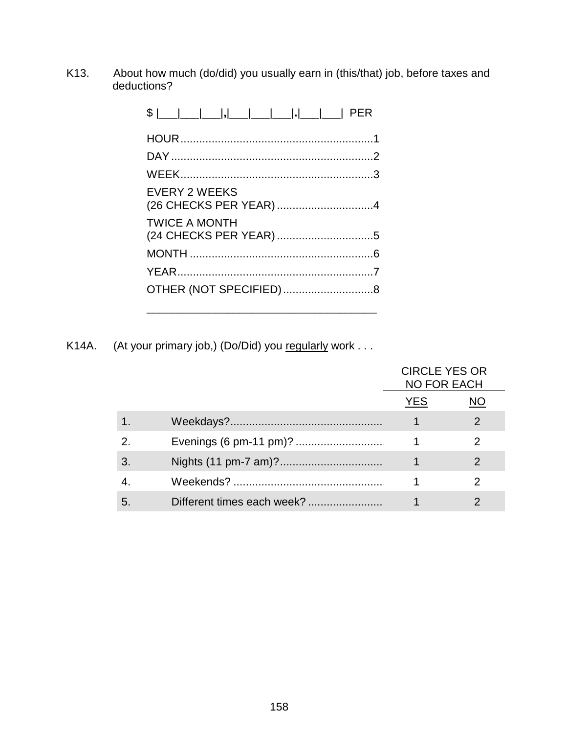K13. About how much (do/did) you usually earn in (this/that) job, before taxes and deductions?

$ |___|___|___|,|___|___|___|.|___|___| PER

HOUR.............................................................1
DAY................................................................2
WEEK.............................................................3
EVERY 2 WEEKS
(26 CHECKS PER YEAR)...............................4
TWICE A MONTH
(24 CHECKS PER YEAR)...............................5
MONTH...........................................................6
YEAR..............................................................7
OTHER (NOT SPECIFIED).............................8

______________________________________

K14A. (At your primary job,) (Do/Did) you regularly work . . .

| | | CIRCLE YES OR NO FOR EACH | |
|---|---|---|---|
| | | YES | NO |
| 1. | Weekdays?................................................ | 1 | 2 |
| 2. | Evenings (6 pm-11 pm)?............................ | 1 | 2 |
| 3. | Nights (11 pm-7 am)?................................ | 1 | 2 |
| 4. | Weekends?................................................ | 1 | 2 |
| 5. | Different times each week?........................ | 1 | 2 |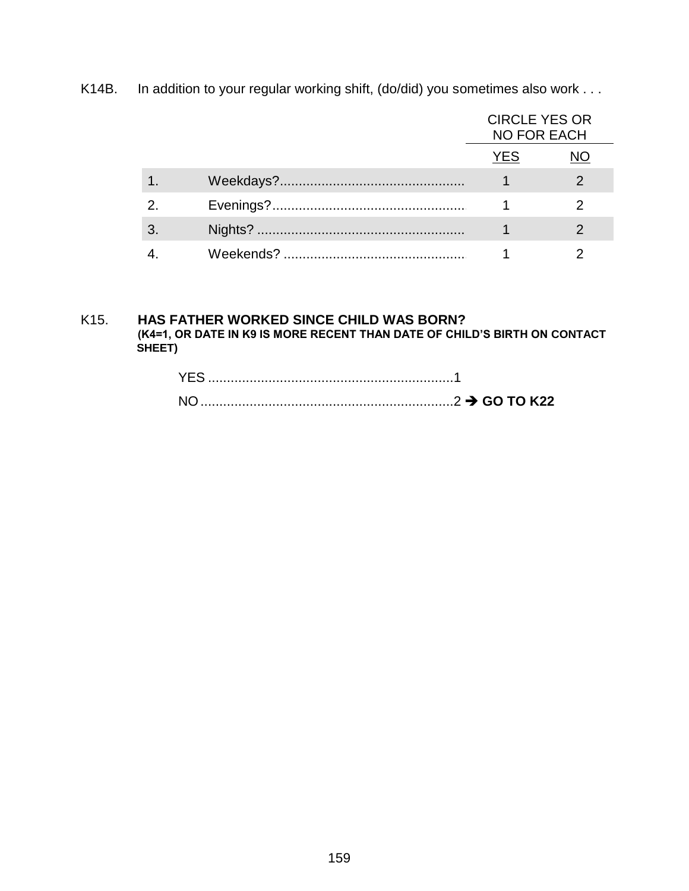K14B. In addition to your regular working shift, (do/did) you sometimes also work . . .

| | | CIRCLE YES OR NO FOR EACH | |
|---|---|---|---|
| | | YES | NO |
| 1. | Weekdays?................................................ | 1 | 2 |
| 2. | Evenings?.................................................. | 1 | 2 |
| 3. | Nights? ...................................................... | 1 | 2 |
| 4. | Weekends? ................................................ | 1 | 2 |

K15. **HAS FATHER WORKED SINCE CHILD WAS BORN?**
**(K4=1, OR DATE IN K9 IS MORE RECENT THAN DATE OF CHILD'S BIRTH ON CONTACT SHEET)**

YES .................................................................1
NO ...................................................................2 ➔ **GO TO K22**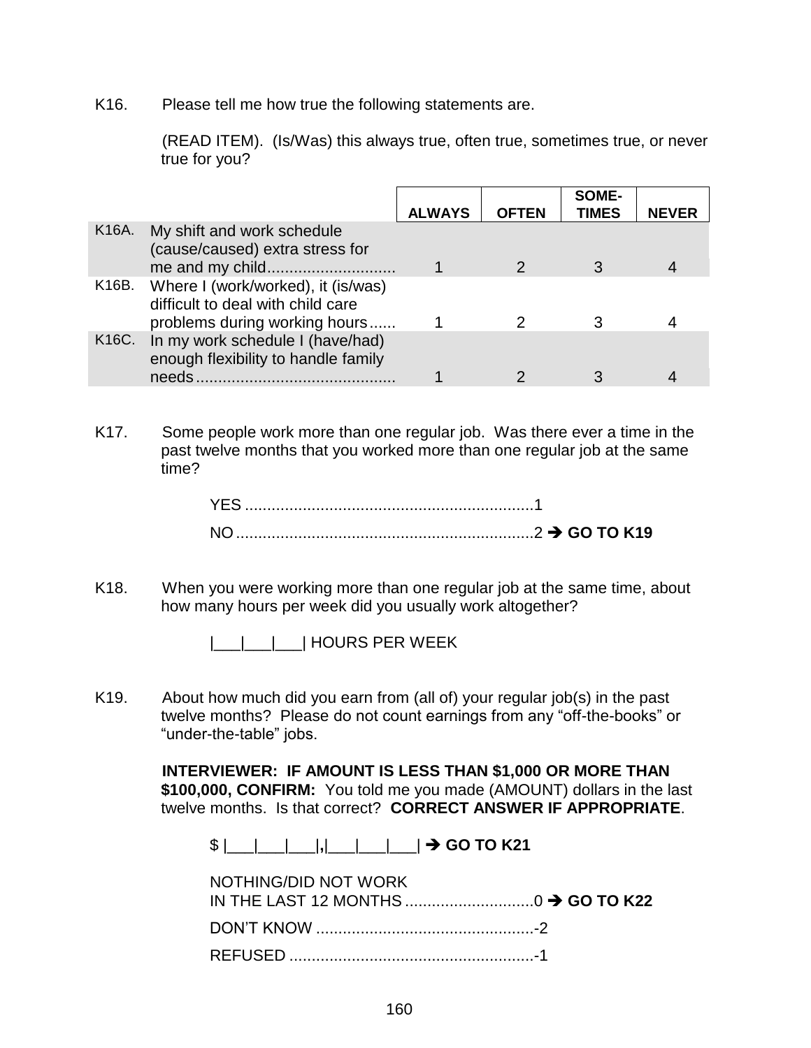K16. Please tell me how true the following statements are.

(READ ITEM). (Is/Was) this always true, often true, sometimes true, or never true for you?

| | | ALWAYS | OFTEN | SOME-TIMES | NEVER |
|---|---|---|---|---|---|
| K16A. | My shift and work schedule (cause/caused) extra stress for me and my child............................ | 1 | 2 | 3 | 4 |
| K16B. | Where I (work/worked), it (is/was) difficult to deal with child care problems during working hours...... | 1 | 2 | 3 | 4 |
| K16C. | In my work schedule I (have/had) enough flexibility to handle family needs............................................ | 1 | 2 | 3 | 4 |

K17. Some people work more than one regular job. Was there ever a time in the past twelve months that you worked more than one regular job at the same time?

YES .................................................................1

NO ...................................................................2 ➔ **GO TO K19**

K18. When you were working more than one regular job at the same time, about how many hours per week did you usually work altogether?

|___|___|___| HOURS PER WEEK

K19. About how much did you earn from (all of) your regular job(s) in the past twelve months? Please do not count earnings from any "off-the-books" or "under-the-table" jobs.

**INTERVIEWER: IF AMOUNT IS LESS THAN $1,000 OR MORE THAN $100,000, CONFIRM:** You told me you made (AMOUNT) dollars in the last twelve months. Is that correct? **CORRECT ANSWER IF APPROPRIATE**.

$ |___|___|___|**,**|___|___|___| ➔ **GO TO K21**

NOTHING/DID NOT WORK
IN THE LAST 12 MONTHS .............................0 ➔ **GO TO K22**

DON'T KNOW .................................................-2

REFUSED .......................................................-1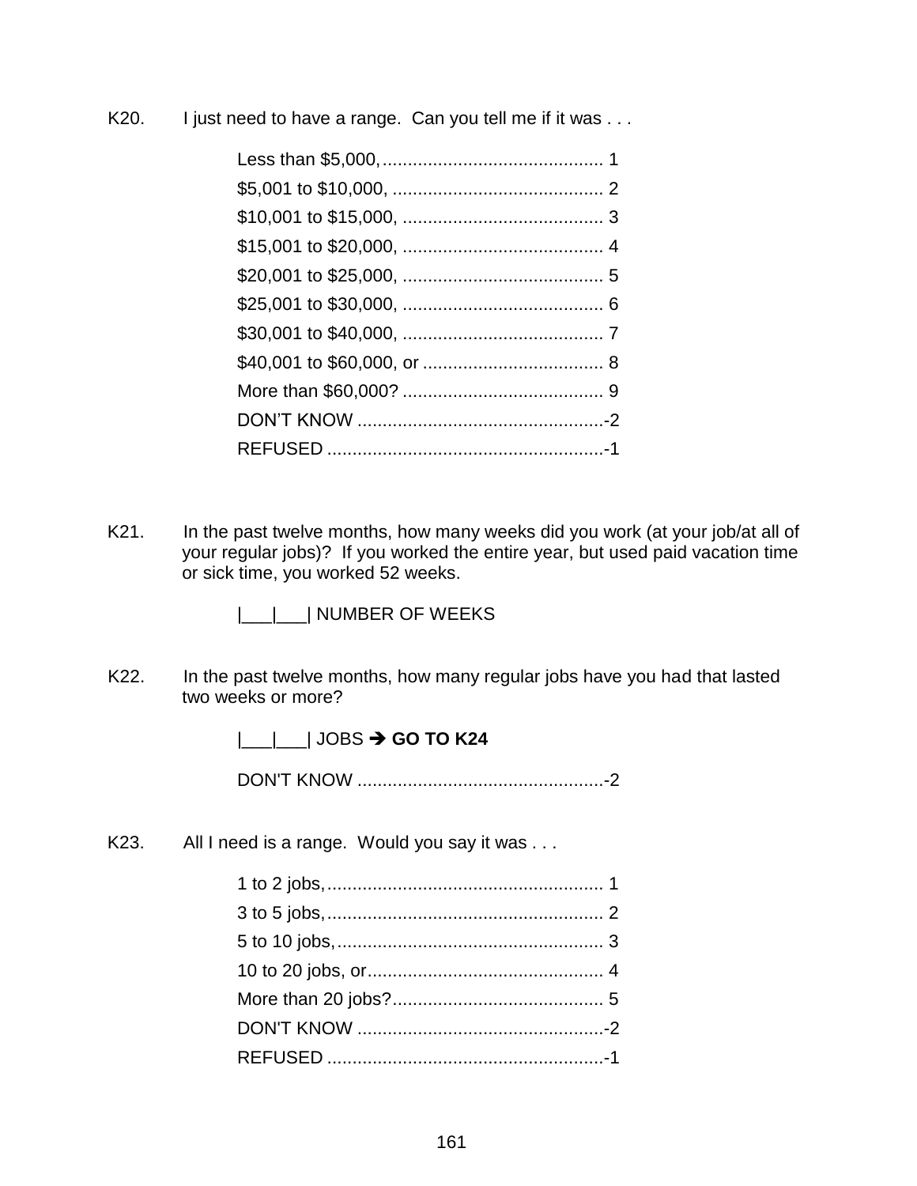K20. I just need to have a range. Can you tell me if it was . . .

| | |
|---|---|
| Less than $5,000, | 1 |
| $5,001 to $10,000, | 2 |
| $10,001 to $15,000, | 3 |
| $15,001 to $20,000, | 4 |
| $20,001 to $25,000, | 5 |
| $25,001 to $30,000, | 6 |
| $30,001 to $40,000, | 7 |
| $40,001 to $60,000, or | 8 |
| More than $60,000? | 9 |
| DON'T KNOW | -2 |
| REFUSED | -1 |

K21. In the past twelve months, how many weeks did you work (at your job/at all of your regular jobs)? If you worked the entire year, but used paid vacation time or sick time, you worked 52 weeks.

|___|___| NUMBER OF WEEKS

K22. In the past twelve months, how many regular jobs have you had that lasted two weeks or more?

|___|___| JOBS ➔ **GO TO K24**

DON'T KNOW ................................................-2

K23. All I need is a range. Would you say it was . . .

| | |
|---|---|
| 1 to 2 jobs, | 1 |
| 3 to 5 jobs, | 2 |
| 5 to 10 jobs, | 3 |
| 10 to 20 jobs, or | 4 |
| More than 20 jobs? | 5 |
| DON'T KNOW | -2 |
| REFUSED | -1 |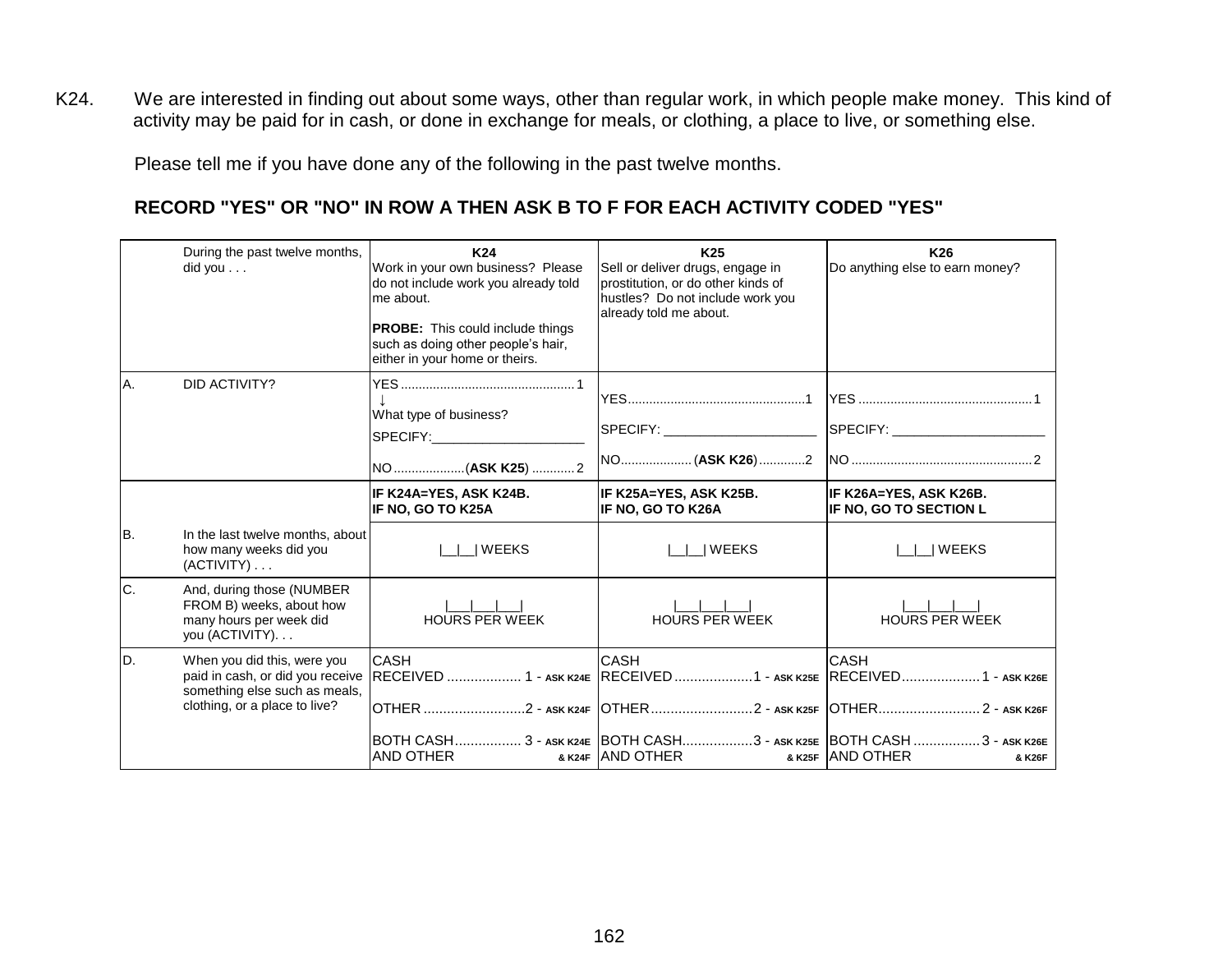K24. We are interested in finding out about some ways, other than regular work, in which people make money. This kind of activity may be paid for in cash, or done in exchange for meals, or clothing, a place to live, or something else.

Please tell me if you have done any of the following in the past twelve months.

**RECORD "YES" OR "NO" IN ROW A THEN ASK B TO F FOR EACH ACTIVITY CODED "YES"**

| | During the past twelve months, did you . . . | **K24**<br>Work in your own business? Please do not include work you already told me about.<br><br>**PROBE:** This could include things such as doing other people's hair, either in your home or theirs. | **K25**<br>Sell or deliver drugs, engage in prostitution, or do other kinds of hustles? Do not include work you already told me about. | **K26**<br>Do anything else to earn money? |
|---|---|---|---|---|
| A. | DID ACTIVITY? | YES .......... 1<br>↓<br>What type of business?<br>SPECIFY:____________________<br><br>NO ..........(**ASK K25**) .......... 2 | YES .......... 1<br><br>SPECIFY: ____________________<br><br>NO.......... (**ASK K26**) .......... 2 | YES .......... 1<br><br>SPECIFY: ____________________<br><br>NO .......... 2 |
| | | **IF K24A=YES, ASK K24B.**<br>**IF NO, GO TO K25A** | **IF K25A=YES, ASK K25B.**<br>**IF NO, GO TO K26A** | **IF K26A=YES, ASK K26B.**<br>**IF NO, GO TO SECTION L** |
| B. | In the last twelve months, about how many weeks did you (ACTIVITY) . . . | \|__\|__\| WEEKS | \|__\|__\| WEEKS | \|__\|__\| WEEKS |
| C. | And, during those (NUMBER FROM B) weeks, about how many hours per week did you (ACTIVITY). . . | \|___\|___\|___\|<br>HOURS PER WEEK | \|___\|___\|___\|<br>HOURS PER WEEK | \|___\|___\|___\|<br>HOURS PER WEEK |
| D. | When you did this, were you paid in cash, or did you receive something else such as meals, clothing, or a place to live? | CASH RECEIVED .......... 1 - ASK K24E<br><br>OTHER .......... 2 - ASK K24F<br><br>BOTH CASH AND OTHER .......... 3 - ASK K24E & K24F | CASH RECEIVED .......... 1 - ASK K25E<br><br>OTHER .......... 2 - ASK K25F<br><br>BOTH CASH AND OTHER .......... 3 - ASK K25E & K25F | CASH RECEIVED .......... 1 - ASK K26E<br><br>OTHER .......... 2 - ASK K26F<br><br>BOTH CASH AND OTHER .......... 3 - ASK K26E & K26F |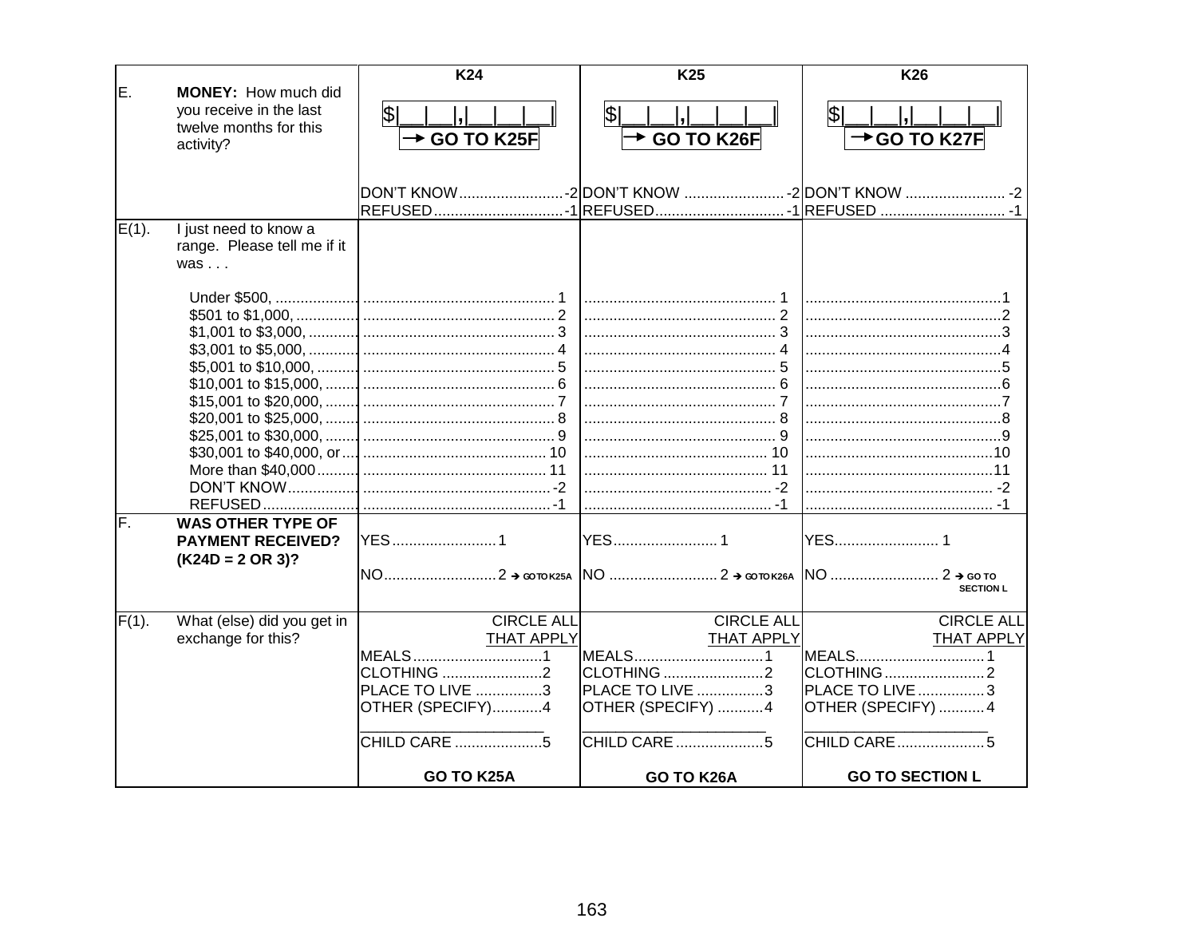| | | K24 | K25 | K26 |
|---|---|---|---|---|
| E. | **MONEY:** How much did you receive in the last twelve months for this activity? | $\|__\|__\|,\|__\|__\|__\| **→ GO TO K25F**<br><br>DON'T KNOW....................-2<br>REFUSED..........................-1 | $\|__\|__\|,\|__\|__\|__\| **→ GO TO K26F**<br><br>DON'T KNOW ....................-2<br>REFUSED..........................-1 | $\|__\|__\|,\|__\|__\|__\| **→ GO TO K27F**<br><br>DON'T KNOW ....................-2<br>REFUSED ..........................-1 |
| E(1). | I just need to know a range. Please tell me if it was . . . | | | |
| | Under $500, | 1 | 1 | 1 |
| | $501 to $1,000, | 2 | 2 | 2 |
| | $1,001 to $3,000, | 3 | 3 | 3 |
| | $3,001 to $5,000, | 4 | 4 | 4 |
| | $5,001 to $10,000, | 5 | 5 | 5 |
| | $10,001 to $15,000, | 6 | 6 | 6 |
| | $15,001 to $20,000, | 7 | 7 | 7 |
| | $20,001 to $25,000, | 8 | 8 | 8 |
| | $25,001 to $30,000, | 9 | 9 | 9 |
| | $30,001 to $40,000, or | 10 | 10 | 10 |
| | More than $40,000 | 11 | 11 | 11 |
| | DON'T KNOW | -2 | -2 | -2 |
| | REFUSED | -1 | -1 | -1 |
| F. | **WAS OTHER TYPE OF PAYMENT RECEIVED? (K24D = 2 OR 3)?** | YES..........................1<br>NO...........................2 → GO TO K25A | YES..........................1<br>NO ...........................2 → GO TO K26A | YES.......................... 1<br>NO ........................... 2 → GO TO SECTION L |
| F(1). | What (else) did you get in exchange for this? | CIRCLE ALL THAT APPLY<br>MEALS...............................1<br>CLOTHING ........................2<br>PLACE TO LIVE ................3<br>OTHER (SPECIFY)............4<br>______________________<br>CHILD CARE .....................5<br><br>**GO TO K25A** | CIRCLE ALL THAT APPLY<br>MEALS...............................1<br>CLOTHING ........................2<br>PLACE TO LIVE ................3<br>OTHER (SPECIFY) ...........4<br>______________________<br>CHILD CARE .....................5<br><br>**GO TO K26A** | CIRCLE ALL THAT APPLY<br>MEALS...............................1<br>CLOTHING ........................2<br>PLACE TO LIVE ................3<br>OTHER (SPECIFY) ...........4<br>______________________<br>CHILD CARE .....................5<br><br>**GO TO SECTION L** |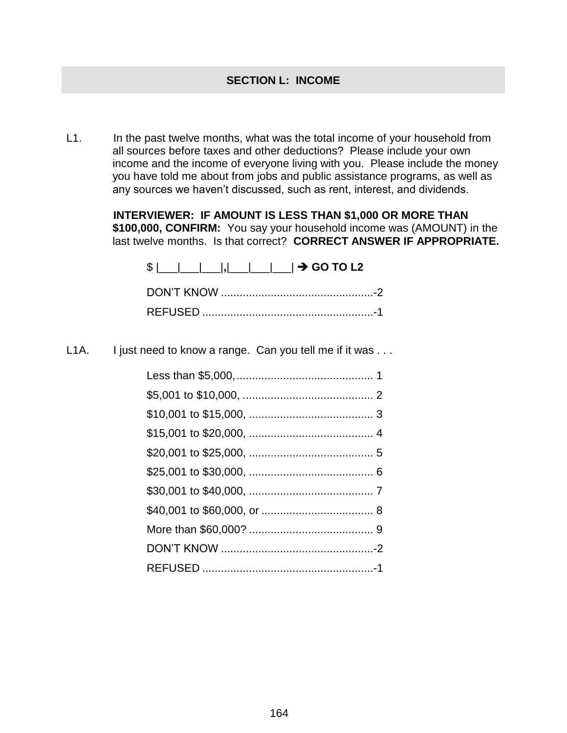## SECTION L: INCOME

L1. In the past twelve months, what was the total income of your household from all sources before taxes and other deductions? Please include your own income and the income of everyone living with you. Please include the money you have told me about from jobs and public assistance programs, as well as any sources we haven't discussed, such as rent, interest, and dividends.

**INTERVIEWER: IF AMOUNT IS LESS THAN $1,000 OR MORE THAN $100,000, CONFIRM:** You say your household income was (AMOUNT) in the last twelve months. Is that correct? **CORRECT ANSWER IF APPROPRIATE.**

$ |___|___|___|,|___|___|___| ➔ **GO TO L2**

DON'T KNOW ................................................-2

REFUSED ......................................................-1

L1A. I just need to know a range. Can you tell me if it was . . .

Less than $5,000, ........................................... 1

$5,001 to $10,000, ......................................... 2

$10,001 to $15,000, ....................................... 3

$15,001 to $20,000, ....................................... 4

$20,001 to $25,000, ....................................... 5

$25,001 to $30,000, ....................................... 6

$30,001 to $40,000, ....................................... 7

$40,001 to $60,000, or ................................... 8

More than $60,000? ....................................... 9

DON'T KNOW ................................................-2

REFUSED ......................................................-1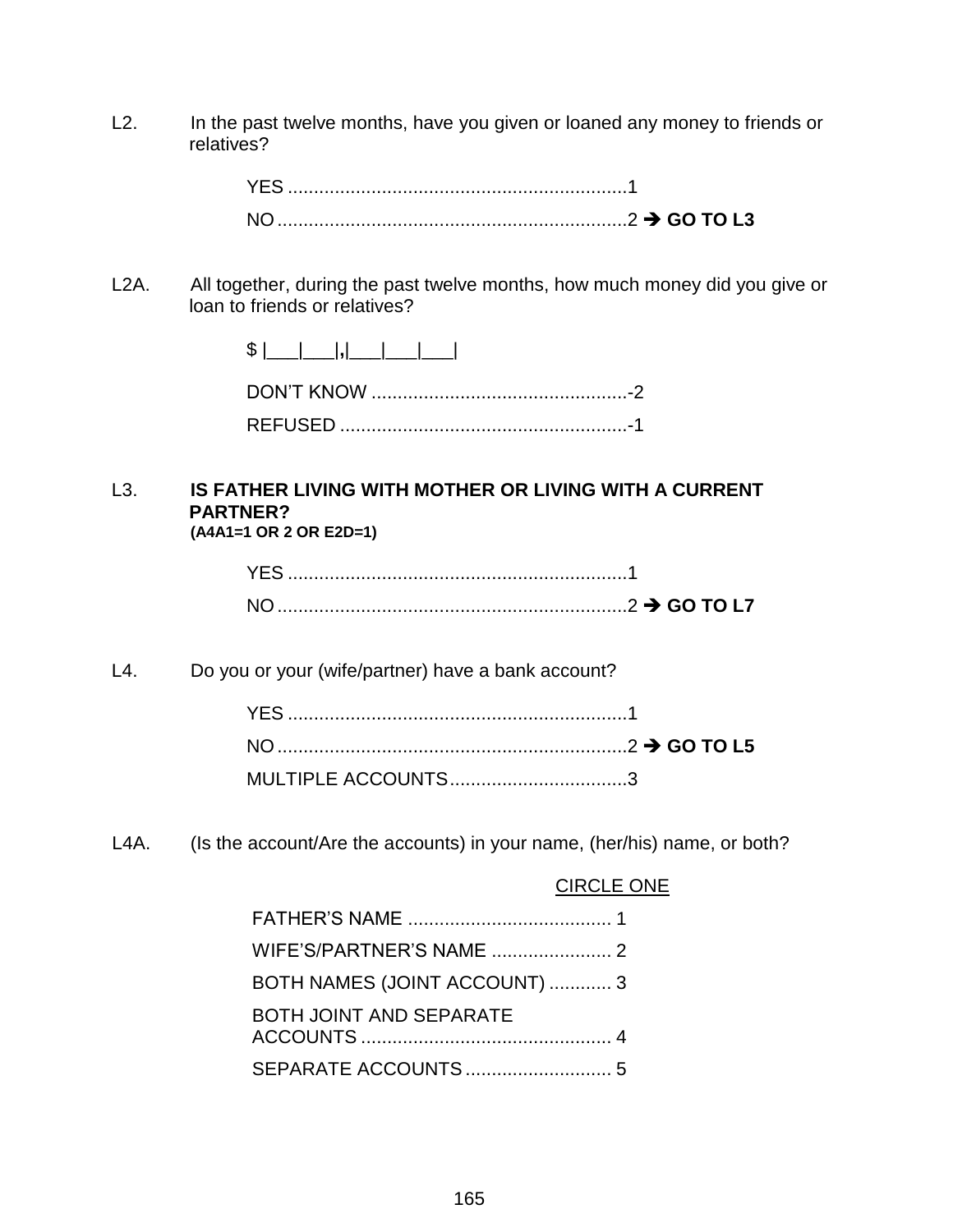L2. In the past twelve months, have you given or loaned any money to friends or relatives?

YES ................................................................1
NO ..................................................................2 ➔ **GO TO L3**

L2A. All together, during the past twelve months, how much money did you give or loan to friends or relatives?

$ |___|___|,|___|___|___|

DON'T KNOW ................................................-2
REFUSED .......................................................-1

L3. **IS FATHER LIVING WITH MOTHER OR LIVING WITH A CURRENT PARTNER?**
**(A4A1=1 OR 2 OR E2D=1)**

YES ................................................................1
NO ..................................................................2 ➔ **GO TO L7**

L4. Do you or your (wife/partner) have a bank account?

YES ................................................................1
NO ..................................................................2 ➔ **GO TO L5**
MULTIPLE ACCOUNTS..................................3

L4A. (Is the account/Are the accounts) in your name, (her/his) name, or both?

CIRCLE ONE

FATHER'S NAME ....................................... 1
WIFE'S/PARTNER'S NAME ....................... 2
BOTH NAMES (JOINT ACCOUNT) ............ 3
BOTH JOINT AND SEPARATE ACCOUNTS ................................................ 4
SEPARATE ACCOUNTS ............................ 5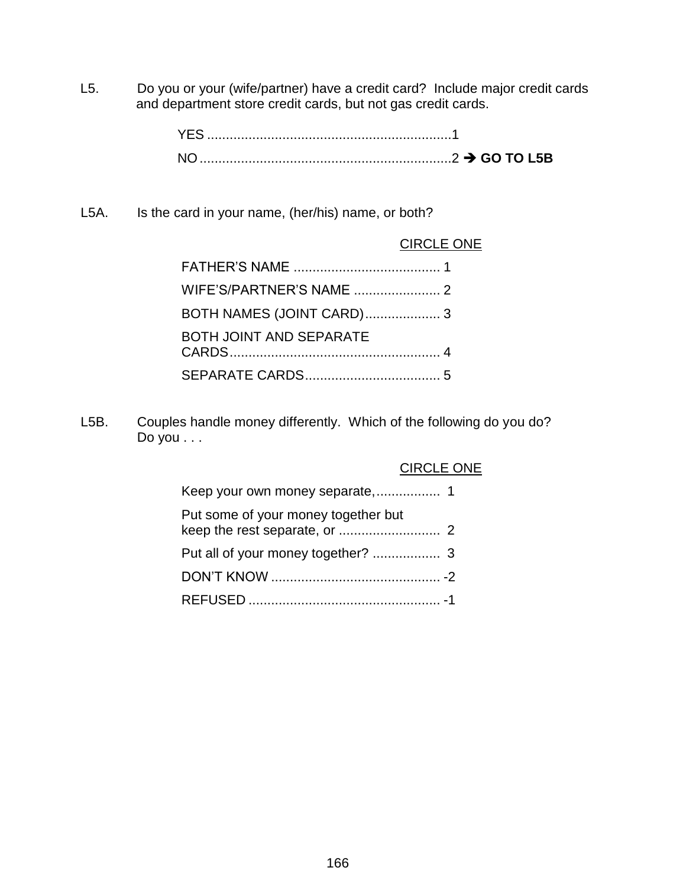L5. Do you or your (wife/partner) have a credit card? Include major credit cards and department store credit cards, but not gas credit cards.

YES ................................................................1
NO ..................................................................2 → **GO TO L5B**

L5A. Is the card in your name, (her/his) name, or both?

CIRCLE ONE

FATHER'S NAME ....................................... 1
WIFE'S/PARTNER'S NAME ....................... 2
BOTH NAMES (JOINT CARD).................... 3
BOTH JOINT AND SEPARATE CARDS........................................................ 4
SEPARATE CARDS.................................... 5

L5B. Couples handle money differently. Which of the following do you do? Do you . . .

CIRCLE ONE

Keep your own money separate,................. 1
Put some of your money together but keep the rest separate, or ........................... 2
Put all of your money together? .................. 3
DON'T KNOW ............................................. -2
REFUSED ................................................... -1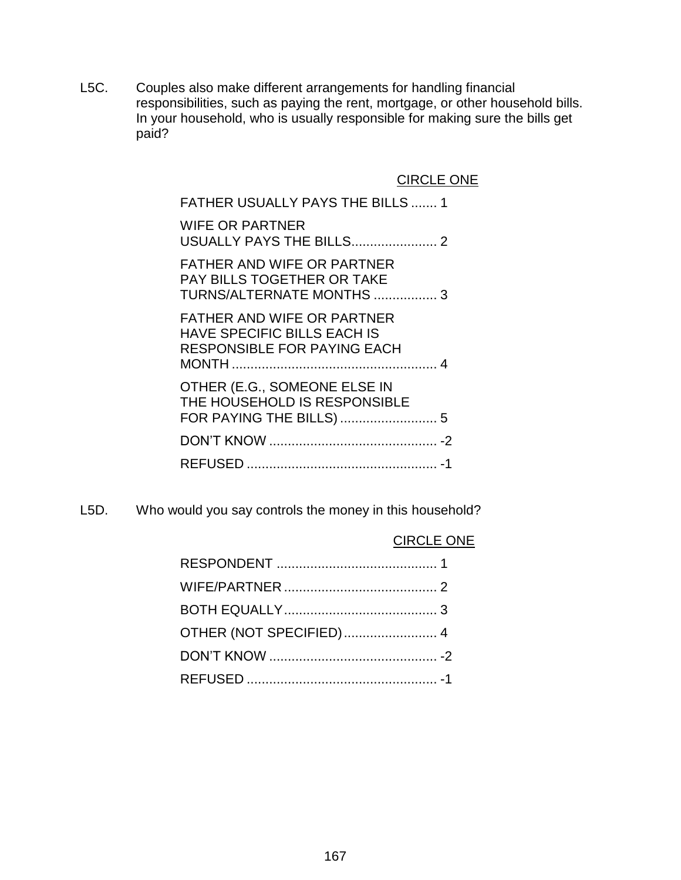L5C. Couples also make different arrangements for handling financial responsibilities, such as paying the rent, mortgage, or other household bills. In your household, who is usually responsible for making sure the bills get paid?

CIRCLE ONE

| | |
|---|---|
| FATHER USUALLY PAYS THE BILLS | 1 |
| WIFE OR PARTNER USUALLY PAYS THE BILLS | 2 |
| FATHER AND WIFE OR PARTNER PAY BILLS TOGETHER OR TAKE TURNS/ALTERNATE MONTHS | 3 |
| FATHER AND WIFE OR PARTNER HAVE SPECIFIC BILLS EACH IS RESPONSIBLE FOR PAYING EACH MONTH | 4 |
| OTHER (E.G., SOMEONE ELSE IN THE HOUSEHOLD IS RESPONSIBLE FOR PAYING THE BILLS) | 5 |
| DON'T KNOW | -2 |
| REFUSED | -1 |

L5D. Who would you say controls the money in this household?

CIRCLE ONE

| | |
|---|---|
| RESPONDENT | 1 |
| WIFE/PARTNER | 2 |
| BOTH EQUALLY | 3 |
| OTHER (NOT SPECIFIED) | 4 |
| DON'T KNOW | -2 |
| REFUSED | -1 |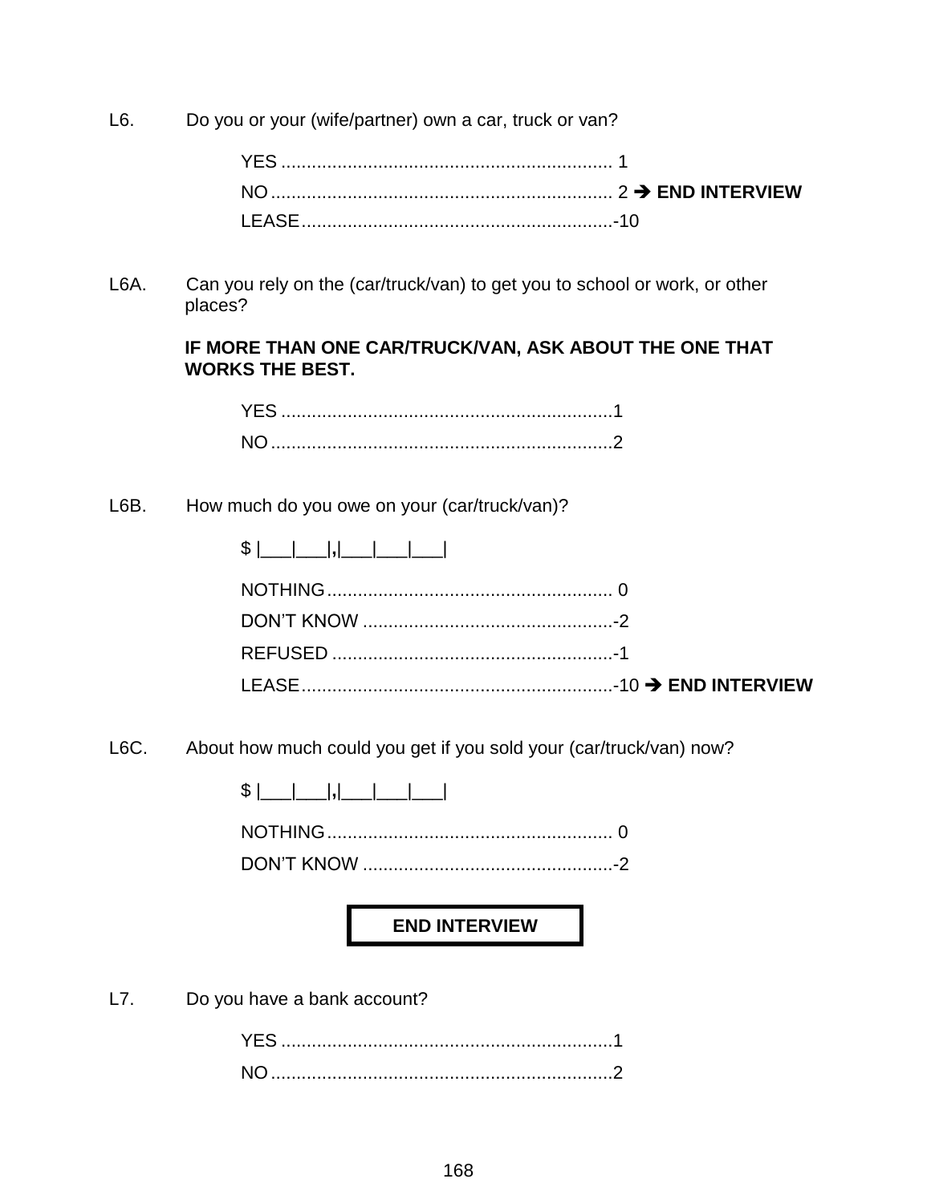L6. Do you or your (wife/partner) own a car, truck or van?

YES ................................................................ 1
NO .................................................................. 2 → **END INTERVIEW**
LEASE............................................................-10

L6A. Can you rely on the (car/truck/van) to get you to school or work, or other places?

**IF MORE THAN ONE CAR/TRUCK/VAN, ASK ABOUT THE ONE THAT WORKS THE BEST.**

YES ................................................................1
NO ..................................................................2

L6B. How much do you owe on your (car/truck/van)?

$ |___|___|,|___|___|___|

NOTHING....................................................... 0
DON'T KNOW ................................................-2
REFUSED ......................................................-1
LEASE............................................................-10 → **END INTERVIEW**

L6C. About how much could you get if you sold your (car/truck/van) now?

$ |___|___|,|___|___|___|

NOTHING....................................................... 0
DON'T KNOW ................................................-2

**END INTERVIEW**

L7. Do you have a bank account?

YES ................................................................1
NO ..................................................................2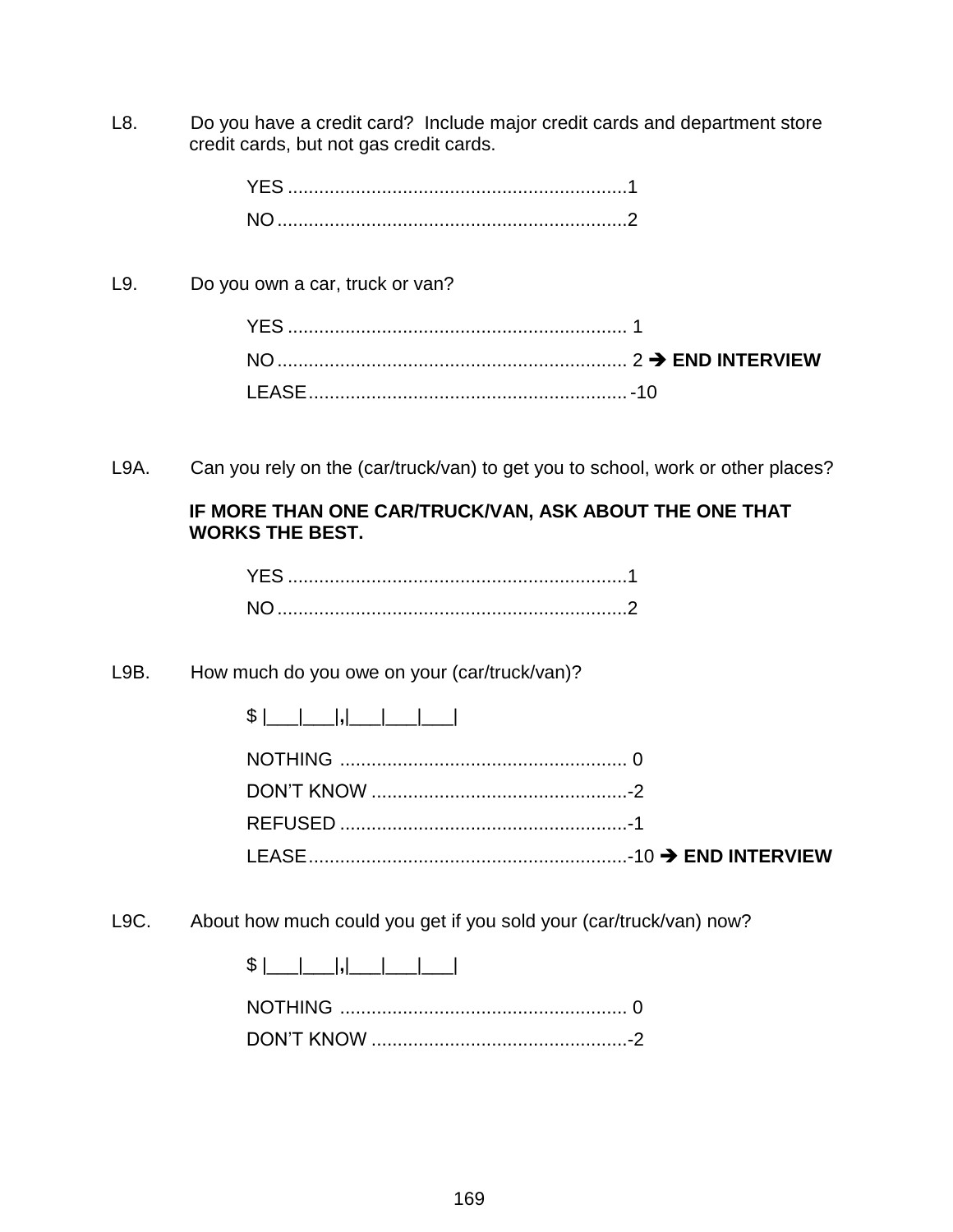L8. Do you have a credit card? Include major credit cards and department store credit cards, but not gas credit cards.

YES ................................................................1
NO ..................................................................2

L9. Do you own a car, truck or van?

YES ................................................................ 1
NO .................................................................. 2 ➔ **END INTERVIEW**
LEASE............................................................ -10

L9A. Can you rely on the (car/truck/van) to get you to school, work or other places?

**IF MORE THAN ONE CAR/TRUCK/VAN, ASK ABOUT THE ONE THAT WORKS THE BEST.**

YES ................................................................1
NO ..................................................................2

L9B. How much do you owe on your (car/truck/van)?

$ |___|___|,|___|___|___|

NOTHING ...................................................... 0
DON'T KNOW .................................................-2
REFUSED .......................................................-1
LEASE.............................................................-10 ➔ **END INTERVIEW**

L9C. About how much could you get if you sold your (car/truck/van) now?

$ |___|___|,|___|___|___|

NOTHING ...................................................... 0
DON'T KNOW .................................................-2